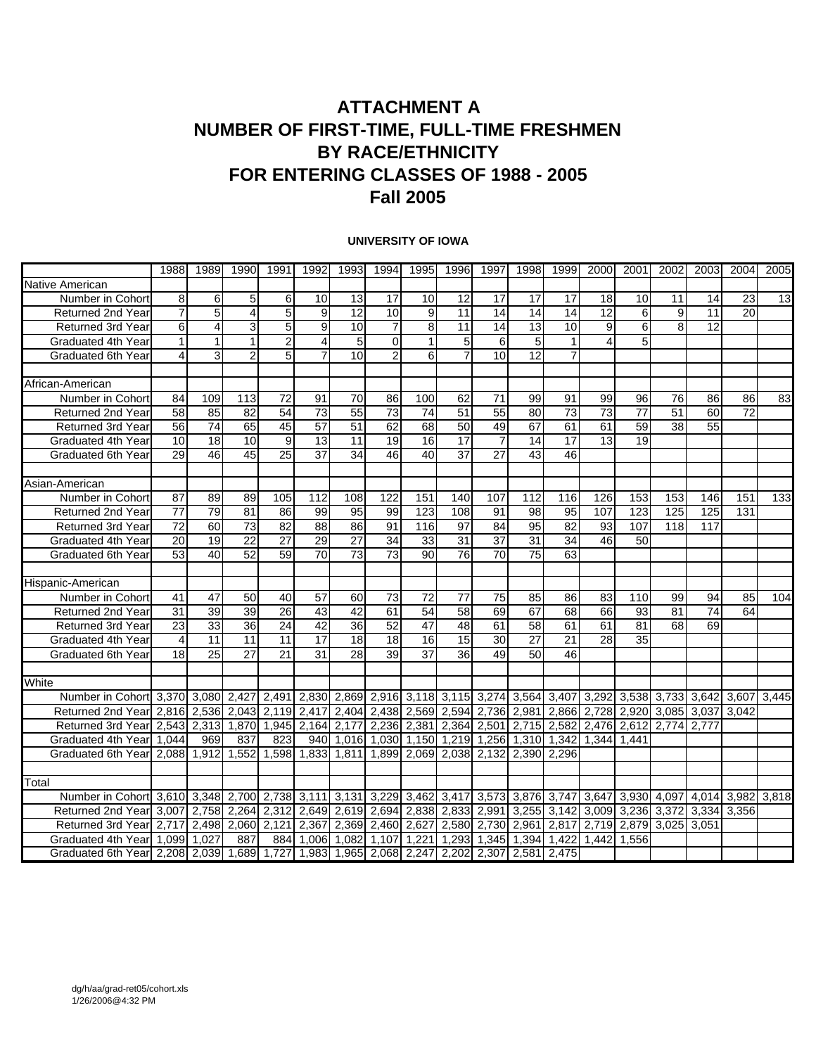# ATTACHMENT A
# NUMBER OF FIRST-TIME, FULL-TIME FRESHMEN BY RACE/ETHNICITY FOR ENTERING CLASSES OF 1988 - 2005
# Fall 2005

**UNIVERSITY OF IOWA**

| | 1988 | 1989 | 1990 | 1991 | 1992 | 1993 | 1994 | 1995 | 1996 | 1997 | 1998 | 1999 | 2000 | 2001 | 2002 | 2003 | 2004 | 2005 |
|---|---|---|---|---|---|---|---|---|---|---|---|---|---|---|---|---|---|---|
| Native American | | | | | | | | | | | | | | | | | | |
| Number in Cohort | 8 | 6 | 5 | 6 | 10 | 13 | 17 | 10 | 12 | 17 | 17 | 17 | 18 | 10 | 11 | 14 | 23 | 13 |
| Returned 2nd Year | 7 | 5 | 4 | 5 | 9 | 12 | 10 | 9 | 11 | 14 | 14 | 14 | 12 | 6 | 9 | 11 | 20 | |
| Returned 3rd Year | 6 | 4 | 3 | 5 | 9 | 10 | 7 | 8 | 11 | 14 | 13 | 10 | 9 | 6 | 8 | 12 | | |
| Graduated 4th Year | 1 | 1 | 1 | 2 | 4 | 5 | 0 | 1 | 5 | 6 | 5 | 1 | 4 | 5 | | | | |
| Graduated 6th Year | 4 | 3 | 2 | 5 | 7 | 10 | 2 | 6 | 7 | 10 | 12 | 7 | | | | | | |
| | | | | | | | | | | | | | | | | | | |
| African-American | | | | | | | | | | | | | | | | | | |
| Number in Cohort | 84 | 109 | 113 | 72 | 91 | 70 | 86 | 100 | 62 | 71 | 99 | 91 | 99 | 96 | 76 | 86 | 86 | 83 |
| Returned 2nd Year | 58 | 85 | 82 | 54 | 73 | 55 | 73 | 74 | 51 | 55 | 80 | 73 | 73 | 77 | 51 | 60 | 72 | |
| Returned 3rd Year | 56 | 74 | 65 | 45 | 57 | 51 | 62 | 68 | 50 | 49 | 67 | 61 | 61 | 59 | 38 | 55 | | |
| Graduated 4th Year | 10 | 18 | 10 | 9 | 13 | 11 | 19 | 16 | 17 | 7 | 14 | 17 | 13 | 19 | | | | |
| Graduated 6th Year | 29 | 46 | 45 | 25 | 37 | 34 | 46 | 40 | 37 | 27 | 43 | 46 | | | | | | |
| | | | | | | | | | | | | | | | | | | |
| Asian-American | | | | | | | | | | | | | | | | | | |
| Number in Cohort | 87 | 89 | 89 | 105 | 112 | 108 | 122 | 151 | 140 | 107 | 112 | 116 | 126 | 153 | 153 | 146 | 151 | 133 |
| Returned 2nd Year | 77 | 79 | 81 | 86 | 99 | 95 | 99 | 123 | 108 | 91 | 98 | 95 | 107 | 123 | 125 | 125 | 131 | |
| Returned 3rd Year | 72 | 60 | 73 | 82 | 88 | 86 | 91 | 116 | 97 | 84 | 95 | 82 | 93 | 107 | 118 | 117 | | |
| Graduated 4th Year | 20 | 19 | 22 | 27 | 29 | 27 | 34 | 33 | 31 | 37 | 31 | 34 | 46 | 50 | | | | |
| Graduated 6th Year | 53 | 40 | 52 | 59 | 70 | 73 | 73 | 90 | 76 | 70 | 75 | 63 | | | | | | |
| | | | | | | | | | | | | | | | | | | |
| Hispanic-American | | | | | | | | | | | | | | | | | | |
| Number in Cohort | 41 | 47 | 50 | 40 | 57 | 60 | 73 | 72 | 77 | 75 | 85 | 86 | 83 | 110 | 99 | 94 | 85 | 104 |
| Returned 2nd Year | 31 | 39 | 39 | 26 | 43 | 42 | 61 | 54 | 58 | 69 | 67 | 68 | 66 | 93 | 81 | 74 | 64 | |
| Returned 3rd Year | 23 | 33 | 36 | 24 | 42 | 36 | 52 | 47 | 48 | 61 | 58 | 61 | 61 | 81 | 68 | 69 | | |
| Graduated 4th Year | 4 | 11 | 11 | 11 | 17 | 18 | 18 | 16 | 15 | 30 | 27 | 21 | 28 | 35 | | | | |
| Graduated 6th Year | 18 | 25 | 27 | 21 | 31 | 28 | 39 | 37 | 36 | 49 | 50 | 46 | | | | | | |
| | | | | | | | | | | | | | | | | | | |
| White | | | | | | | | | | | | | | | | | | |
| Number in Cohort | 3,370 | 3,080 | 2,427 | 2,491 | 2,830 | 2,869 | 2,916 | 3,118 | 3,115 | 3,274 | 3,564 | 3,407 | 3,292 | 3,538 | 3,733 | 3,642 | 3,607 | 3,445 |
| Returned 2nd Year | 2,816 | 2,536 | 2,043 | 2,119 | 2,417 | 2,404 | 2,438 | 2,569 | 2,594 | 2,736 | 2,981 | 2,866 | 2,728 | 2,920 | 3,085 | 3,037 | 3,042 | |
| Returned 3rd Year | 2,543 | 2,313 | 1,870 | 1,945 | 2,164 | 2,177 | 2,236 | 2,381 | 2,364 | 2,501 | 2,715 | 2,582 | 2,476 | 2,612 | 2,774 | 2,777 | | |
| Graduated 4th Year | 1,044 | 969 | 837 | 823 | 940 | 1,016 | 1,030 | 1,150 | 1,219 | 1,256 | 1,310 | 1,342 | 1,344 | 1,441 | | | | |
| Graduated 6th Year | 2,088 | 1,912 | 1,552 | 1,598 | 1,833 | 1,811 | 1,899 | 2,069 | 2,038 | 2,132 | 2,390 | 2,296 | | | | | | |
| | | | | | | | | | | | | | | | | | | |
| Total | | | | | | | | | | | | | | | | | | |
| Number in Cohort | 3,610 | 3,348 | 2,700 | 2,738 | 3,111 | 3,131 | 3,229 | 3,462 | 3,417 | 3,573 | 3,876 | 3,747 | 3,647 | 3,930 | 4,097 | 4,014 | 3,982 | 3,818 |
| Returned 2nd Year | 3,007 | 2,758 | 2,264 | 2,312 | 2,649 | 2,619 | 2,694 | 2,838 | 2,833 | 2,991 | 3,255 | 3,142 | 3,009 | 3,236 | 3,372 | 3,334 | 3,356 | |
| Returned 3rd Year | 2,717 | 2,498 | 2,060 | 2,121 | 2,367 | 2,369 | 2,460 | 2,627 | 2,580 | 2,730 | 2,961 | 2,817 | 2,719 | 2,879 | 3,025 | 3,051 | | |
| Graduated 4th Year | 1,099 | 1,027 | 887 | 884 | 1,006 | 1,082 | 1,107 | 1,221 | 1,293 | 1,345 | 1,394 | 1,422 | 1,442 | 1,556 | | | | |
| Graduated 6th Year | 2,208 | 2,039 | 1,689 | 1,727 | 1,983 | 1,965 | 2,068 | 2,247 | 2,202 | 2,307 | 2,581 | 2,475 | | | | | | |

dg/h/aa/grad-ret05/cohort.xls
1/26/2006@4:32 PM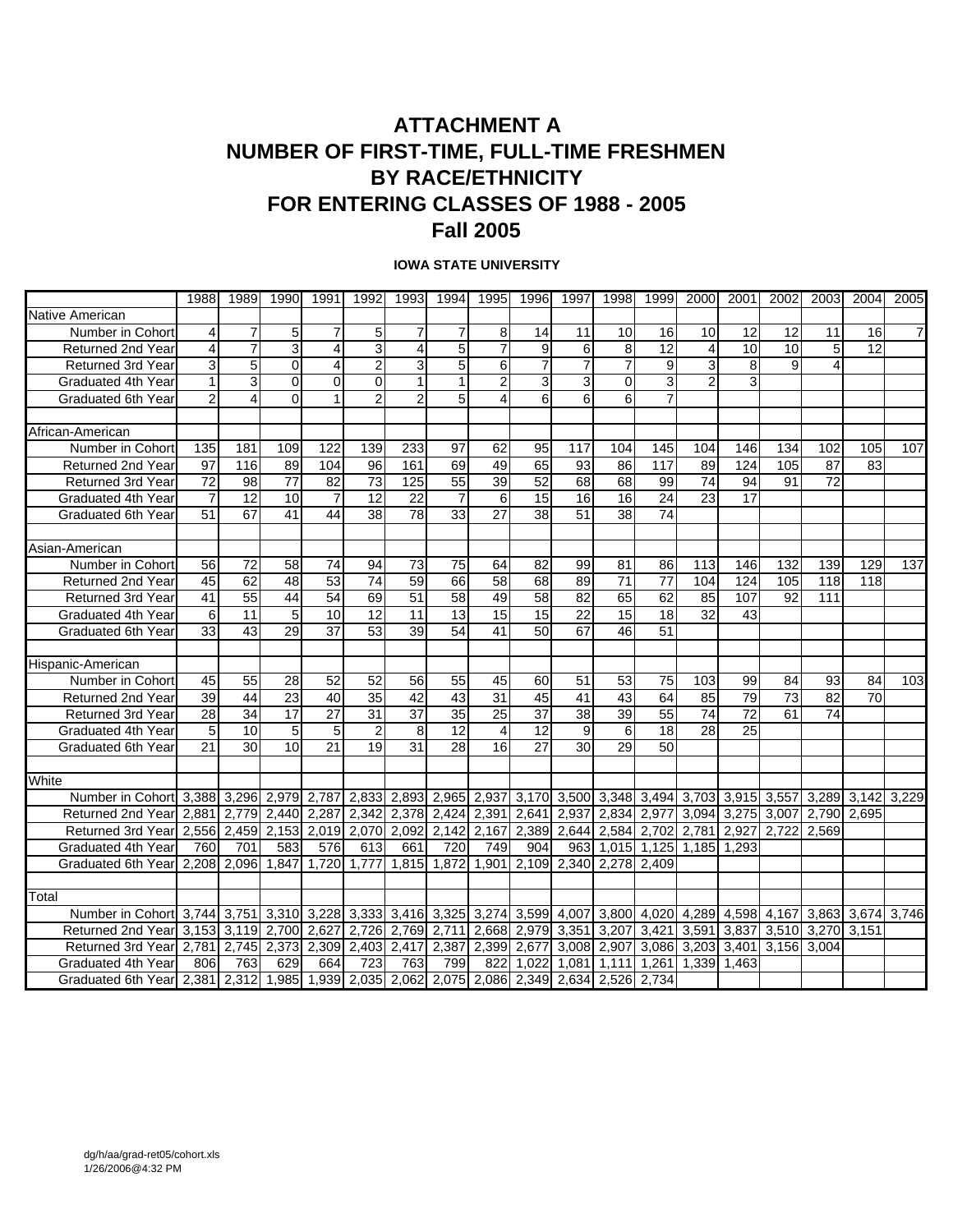# ATTACHMENT A
# NUMBER OF FIRST-TIME, FULL-TIME FRESHMEN BY RACE/ETHNICITY FOR ENTERING CLASSES OF 1988 - 2005
# Fall 2005

**IOWA STATE UNIVERSITY**

| | 1988 | 1989 | 1990 | 1991 | 1992 | 1993 | 1994 | 1995 | 1996 | 1997 | 1998 | 1999 | 2000 | 2001 | 2002 | 2003 | 2004 | 2005 |
|---|---|---|---|---|---|---|---|---|---|---|---|---|---|---|---|---|---|---|
| Native American | | | | | | | | | | | | | | | | | | |
| Number in Cohort | 4 | 7 | 5 | 7 | 5 | 7 | 7 | 8 | 14 | 11 | 10 | 16 | 10 | 12 | 12 | 11 | 16 | 7 |
| Returned 2nd Year | 4 | 7 | 3 | 4 | 3 | 4 | 5 | 7 | 9 | 6 | 8 | 12 | 4 | 10 | 10 | 5 | 12 | |
| Returned 3rd Year | 3 | 5 | 0 | 4 | 2 | 3 | 5 | 6 | 7 | 7 | 7 | 9 | 3 | 8 | 9 | 4 | | |
| Graduated 4th Year | 1 | 3 | 0 | 0 | 0 | 1 | 1 | 2 | 3 | 3 | 0 | 3 | 2 | 3 | | | | |
| Graduated 6th Year | 2 | 4 | 0 | 1 | 2 | 2 | 5 | 4 | 6 | 6 | 6 | 7 | | | | | | |
| | | | | | | | | | | | | | | | | | | |
| African-American | | | | | | | | | | | | | | | | | | |
| Number in Cohort | 135 | 181 | 109 | 122 | 139 | 233 | 97 | 62 | 95 | 117 | 104 | 145 | 104 | 146 | 134 | 102 | 105 | 107 |
| Returned 2nd Year | 97 | 116 | 89 | 104 | 96 | 161 | 69 | 49 | 65 | 93 | 86 | 117 | 89 | 124 | 105 | 87 | 83 | |
| Returned 3rd Year | 72 | 98 | 77 | 82 | 73 | 125 | 55 | 39 | 52 | 68 | 68 | 99 | 74 | 94 | 91 | 72 | | |
| Graduated 4th Year | 7 | 12 | 10 | 7 | 12 | 22 | 7 | 6 | 15 | 16 | 16 | 24 | 23 | 17 | | | | |
| Graduated 6th Year | 51 | 67 | 41 | 44 | 38 | 78 | 33 | 27 | 38 | 51 | 38 | 74 | | | | | | |
| | | | | | | | | | | | | | | | | | | |
| Asian-American | | | | | | | | | | | | | | | | | | |
| Number in Cohort | 56 | 72 | 58 | 74 | 94 | 73 | 75 | 64 | 82 | 99 | 81 | 86 | 113 | 146 | 132 | 139 | 129 | 137 |
| Returned 2nd Year | 45 | 62 | 48 | 53 | 74 | 59 | 66 | 58 | 68 | 89 | 71 | 77 | 104 | 124 | 105 | 118 | 118 | |
| Returned 3rd Year | 41 | 55 | 44 | 54 | 69 | 51 | 58 | 49 | 58 | 82 | 65 | 62 | 85 | 107 | 92 | 111 | | |
| Graduated 4th Year | 6 | 11 | 5 | 10 | 12 | 11 | 13 | 15 | 15 | 22 | 15 | 18 | 32 | 43 | | | | |
| Graduated 6th Year | 33 | 43 | 29 | 37 | 53 | 39 | 54 | 41 | 50 | 67 | 46 | 51 | | | | | | |
| | | | | | | | | | | | | | | | | | | |
| Hispanic-American | | | | | | | | | | | | | | | | | | |
| Number in Cohort | 45 | 55 | 28 | 52 | 52 | 56 | 55 | 45 | 60 | 51 | 53 | 75 | 103 | 99 | 84 | 93 | 84 | 103 |
| Returned 2nd Year | 39 | 44 | 23 | 40 | 35 | 42 | 43 | 31 | 45 | 41 | 43 | 64 | 85 | 79 | 73 | 82 | 70 | |
| Returned 3rd Year | 28 | 34 | 17 | 27 | 31 | 37 | 35 | 25 | 37 | 38 | 39 | 55 | 74 | 72 | 61 | 74 | | |
| Graduated 4th Year | 5 | 10 | 5 | 5 | 2 | 8 | 12 | 4 | 12 | 9 | 6 | 18 | 28 | 25 | | | | |
| Graduated 6th Year | 21 | 30 | 10 | 21 | 19 | 31 | 28 | 16 | 27 | 30 | 29 | 50 | | | | | | |
| | | | | | | | | | | | | | | | | | | |
| White | | | | | | | | | | | | | | | | | | |
| Number in Cohort | 3,388 | 3,296 | 2,979 | 2,787 | 2,833 | 2,893 | 2,965 | 2,937 | 3,170 | 3,500 | 3,348 | 3,494 | 3,703 | 3,915 | 3,557 | 3,289 | 3,142 | 3,229 |
| Returned 2nd Year | 2,881 | 2,779 | 2,440 | 2,287 | 2,342 | 2,378 | 2,424 | 2,391 | 2,641 | 2,937 | 2,834 | 2,977 | 3,094 | 3,275 | 3,007 | 2,790 | 2,695 | |
| Returned 3rd Year | 2,556 | 2,459 | 2,153 | 2,019 | 2,070 | 2,092 | 2,142 | 2,167 | 2,389 | 2,644 | 2,584 | 2,702 | 2,781 | 2,927 | 2,722 | 2,569 | | |
| Graduated 4th Year | 760 | 701 | 583 | 576 | 613 | 661 | 720 | 749 | 904 | 963 | 1,015 | 1,125 | 1,185 | 1,293 | | | | |
| Graduated 6th Year | 2,208 | 2,096 | 1,847 | 1,720 | 1,777 | 1,815 | 1,872 | 1,901 | 2,109 | 2,340 | 2,278 | 2,409 | | | | | | |
| | | | | | | | | | | | | | | | | | | |
| Total | | | | | | | | | | | | | | | | | | |
| Number in Cohort | 3,744 | 3,751 | 3,310 | 3,228 | 3,333 | 3,416 | 3,325 | 3,274 | 3,599 | 4,007 | 3,800 | 4,020 | 4,289 | 4,598 | 4,167 | 3,863 | 3,674 | 3,746 |
| Returned 2nd Year | 3,153 | 3,119 | 2,700 | 2,627 | 2,726 | 2,769 | 2,711 | 2,668 | 2,979 | 3,351 | 3,207 | 3,421 | 3,591 | 3,837 | 3,510 | 3,270 | 3,151 | |
| Returned 3rd Year | 2,781 | 2,745 | 2,373 | 2,309 | 2,403 | 2,417 | 2,387 | 2,399 | 2,677 | 3,008 | 2,907 | 3,086 | 3,203 | 3,401 | 3,156 | 3,004 | | |
| Graduated 4th Year | 806 | 763 | 629 | 664 | 723 | 763 | 799 | 822 | 1,022 | 1,081 | 1,111 | 1,261 | 1,339 | 1,463 | | | | |
| Graduated 6th Year | 2,381 | 2,312 | 1,985 | 1,939 | 2,035 | 2,062 | 2,075 | 2,086 | 2,349 | 2,634 | 2,526 | 2,734 | | | | | | |

dg/h/aa/grad-ret05/cohort.xls
1/26/2006@4:32 PM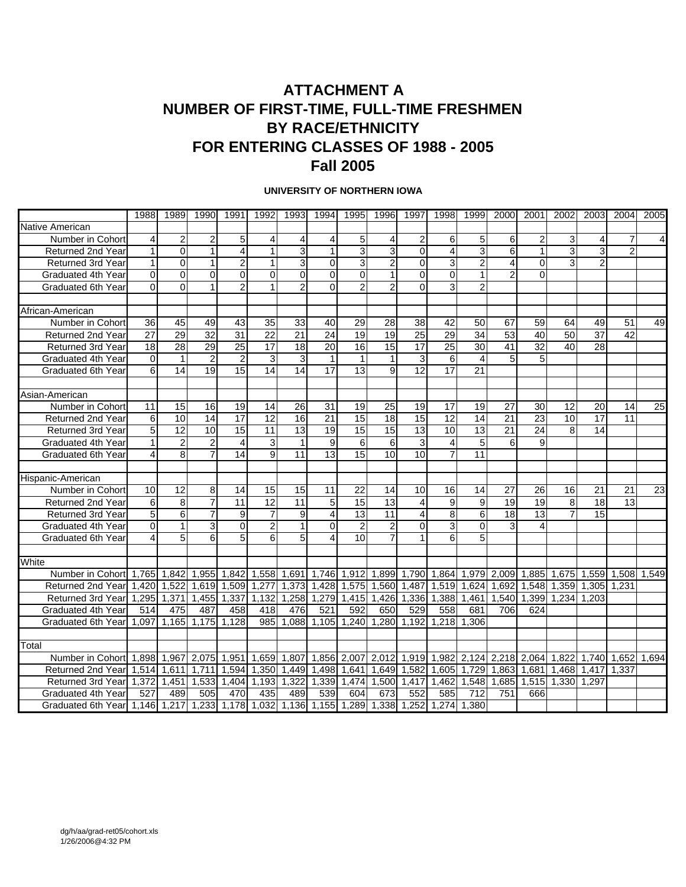# ATTACHMENT A
# NUMBER OF FIRST-TIME, FULL-TIME FRESHMEN BY RACE/ETHNICITY FOR ENTERING CLASSES OF 1988 - 2005
# Fall 2005

**UNIVERSITY OF NORTHERN IOWA**

| | 1988 | 1989 | 1990 | 1991 | 1992 | 1993 | 1994 | 1995 | 1996 | 1997 | 1998 | 1999 | 2000 | 2001 | 2002 | 2003 | 2004 | 2005 |
|---|---|---|---|---|---|---|---|---|---|---|---|---|---|---|---|---|---|---|
| Native American | | | | | | | | | | | | | | | | | | |
| Number in Cohort | 4 | 2 | 2 | 5 | 4 | 4 | 4 | 5 | 4 | 2 | 6 | 5 | 6 | 2 | 3 | 4 | 7 | 4 |
| Returned 2nd Year | 1 | 0 | 1 | 4 | 1 | 3 | 1 | 3 | 3 | 0 | 4 | 3 | 6 | 1 | 3 | 3 | 2 | |
| Returned 3rd Year | 1 | 0 | 1 | 2 | 1 | 3 | 0 | 3 | 2 | 0 | 3 | 2 | 4 | 0 | 3 | 2 | | |
| Graduated 4th Year | 0 | 0 | 0 | 0 | 0 | 0 | 0 | 0 | 1 | 0 | 0 | 1 | 2 | 0 | | | | |
| Graduated 6th Year | 0 | 0 | 1 | 2 | 1 | 2 | 0 | 2 | 2 | 0 | 3 | 2 | | | | | | |
| | | | | | | | | | | | | | | | | | | |
| African-American | | | | | | | | | | | | | | | | | | |
| Number in Cohort | 36 | 45 | 49 | 43 | 35 | 33 | 40 | 29 | 28 | 38 | 42 | 50 | 67 | 59 | 64 | 49 | 51 | 49 |
| Returned 2nd Year | 27 | 29 | 32 | 31 | 22 | 21 | 24 | 19 | 19 | 25 | 29 | 34 | 53 | 40 | 50 | 37 | 42 | |
| Returned 3rd Year | 18 | 28 | 29 | 25 | 17 | 18 | 20 | 16 | 15 | 17 | 25 | 30 | 41 | 32 | 40 | 28 | | |
| Graduated 4th Year | 0 | 1 | 2 | 2 | 3 | 3 | 1 | 1 | 1 | 3 | 6 | 4 | 5 | 5 | | | | |
| Graduated 6th Year | 6 | 14 | 19 | 15 | 14 | 14 | 17 | 13 | 9 | 12 | 17 | 21 | | | | | | |
| | | | | | | | | | | | | | | | | | | |
| Asian-American | | | | | | | | | | | | | | | | | | |
| Number in Cohort | 11 | 15 | 16 | 19 | 14 | 26 | 31 | 19 | 25 | 19 | 17 | 19 | 27 | 30 | 12 | 20 | 14 | 25 |
| Returned 2nd Year | 6 | 10 | 14 | 17 | 12 | 16 | 21 | 15 | 18 | 15 | 12 | 14 | 21 | 23 | 10 | 17 | 11 | |
| Returned 3rd Year | 5 | 12 | 10 | 15 | 11 | 13 | 19 | 15 | 15 | 13 | 10 | 13 | 21 | 24 | 8 | 14 | | |
| Graduated 4th Year | 1 | 2 | 2 | 4 | 3 | 1 | 9 | 6 | 6 | 3 | 4 | 5 | 6 | 9 | | | | |
| Graduated 6th Year | 4 | 8 | 7 | 14 | 9 | 11 | 13 | 15 | 10 | 10 | 7 | 11 | | | | | | |
| | | | | | | | | | | | | | | | | | | |
| Hispanic-American | | | | | | | | | | | | | | | | | | |
| Number in Cohort | 10 | 12 | 8 | 14 | 15 | 15 | 11 | 22 | 14 | 10 | 16 | 14 | 27 | 26 | 16 | 21 | 21 | 23 |
| Returned 2nd Year | 6 | 8 | 7 | 11 | 12 | 11 | 5 | 15 | 13 | 4 | 9 | 9 | 19 | 19 | 8 | 18 | 13 | |
| Returned 3rd Year | 5 | 6 | 7 | 9 | 7 | 9 | 4 | 13 | 11 | 4 | 8 | 6 | 18 | 13 | 7 | 15 | | |
| Graduated 4th Year | 0 | 1 | 3 | 0 | 2 | 1 | 0 | 2 | 2 | 0 | 3 | 0 | 3 | 4 | | | | |
| Graduated 6th Year | 4 | 5 | 6 | 5 | 6 | 5 | 4 | 10 | 7 | 1 | 6 | 5 | | | | | | |
| | | | | | | | | | | | | | | | | | | |
| White | | | | | | | | | | | | | | | | | | |
| Number in Cohort | 1,765 | 1,842 | 1,955 | 1,842 | 1,558 | 1,691 | 1,746 | 1,912 | 1,899 | 1,790 | 1,864 | 1,979 | 2,009 | 1,885 | 1,675 | 1,559 | 1,508 | 1,549 |
| Returned 2nd Year | 1,420 | 1,522 | 1,619 | 1,509 | 1,277 | 1,373 | 1,428 | 1,575 | 1,560 | 1,487 | 1,519 | 1,624 | 1,692 | 1,548 | 1,359 | 1,305 | 1,231 | |
| Returned 3rd Year | 1,295 | 1,371 | 1,455 | 1,337 | 1,132 | 1,258 | 1,279 | 1,415 | 1,426 | 1,336 | 1,388 | 1,461 | 1,540 | 1,399 | 1,234 | 1,203 | | |
| Graduated 4th Year | 514 | 475 | 487 | 458 | 418 | 476 | 521 | 592 | 650 | 529 | 558 | 681 | 706 | 624 | | | | |
| Graduated 6th Year | 1,097 | 1,165 | 1,175 | 1,128 | 985 | 1,088 | 1,105 | 1,240 | 1,280 | 1,192 | 1,218 | 1,306 | | | | | | |
| | | | | | | | | | | | | | | | | | | |
| Total | | | | | | | | | | | | | | | | | | |
| Number in Cohort | 1,898 | 1,967 | 2,075 | 1,951 | 1,659 | 1,807 | 1,856 | 2,007 | 2,012 | 1,919 | 1,982 | 2,124 | 2,218 | 2,064 | 1,822 | 1,740 | 1,652 | 1,694 |
| Returned 2nd Year | 1,514 | 1,611 | 1,711 | 1,594 | 1,350 | 1,449 | 1,498 | 1,641 | 1,649 | 1,582 | 1,605 | 1,729 | 1,863 | 1,681 | 1,468 | 1,417 | 1,337 | |
| Returned 3rd Year | 1,372 | 1,451 | 1,533 | 1,404 | 1,193 | 1,322 | 1,339 | 1,474 | 1,500 | 1,417 | 1,462 | 1,548 | 1,685 | 1,515 | 1,330 | 1,297 | | |
| Graduated 4th Year | 527 | 489 | 505 | 470 | 435 | 489 | 539 | 604 | 673 | 552 | 585 | 712 | 751 | 666 | | | | |
| Graduated 6th Year | 1,146 | 1,217 | 1,233 | 1,178 | 1,032 | 1,136 | 1,155 | 1,289 | 1,338 | 1,252 | 1,274 | 1,380 | | | | | | |

dg/h/aa/grad-ret05/cohort.xls
1/26/2006@4:32 PM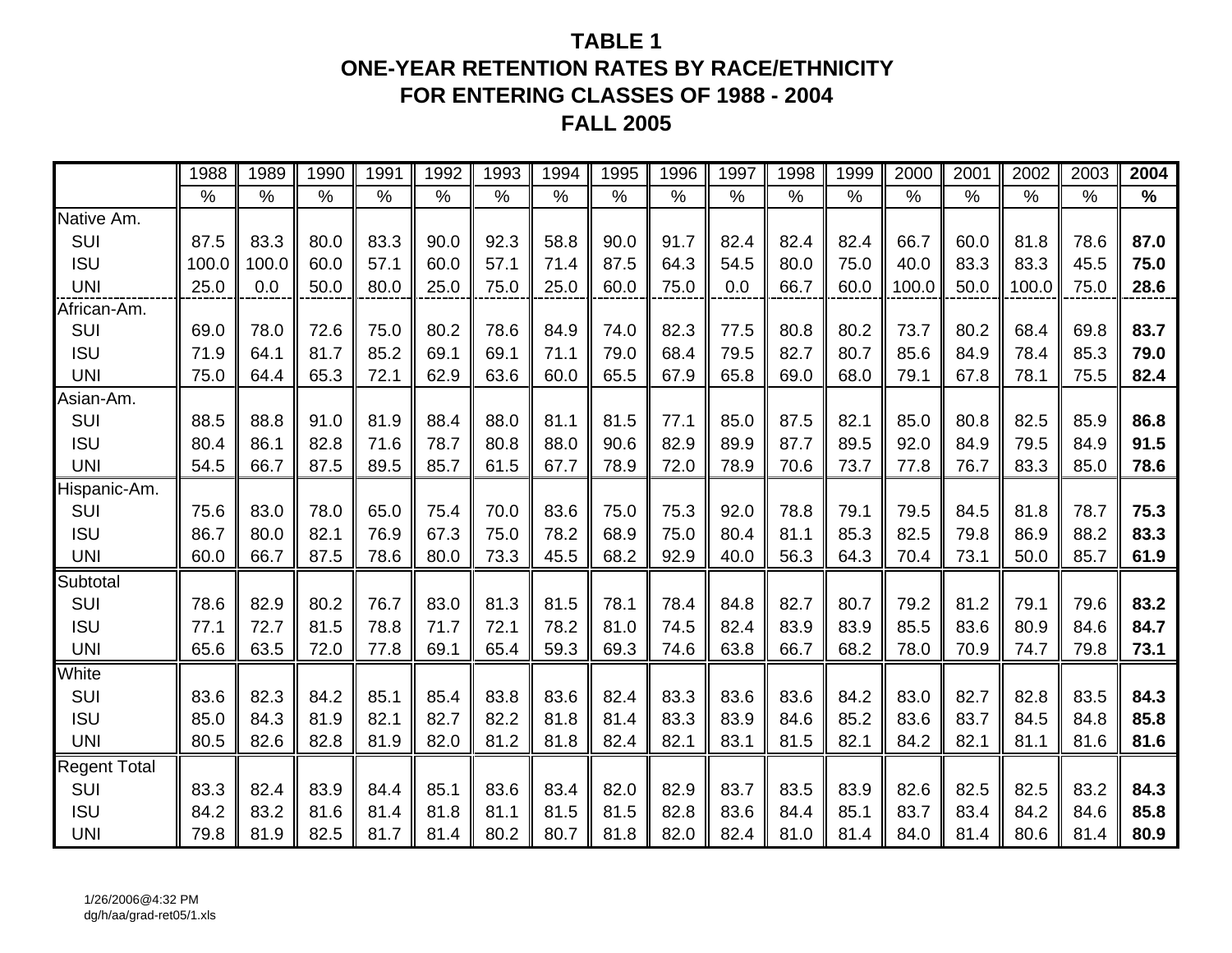# TABLE 1
## ONE-YEAR RETENTION RATES BY RACE/ETHNICITY FOR ENTERING CLASSES OF 1988 - 2004
## FALL 2005

| | 1988 | 1989 | 1990 | 1991 | 1992 | 1993 | 1994 | 1995 | 1996 | 1997 | 1998 | 1999 | 2000 | 2001 | 2002 | 2003 | **2004** |
|---|---|---|---|---|---|---|---|---|---|---|---|---|---|---|---|---|---|
| | % | % | % | % | % | % | % | % | % | % | % | % | % | % | % | % | **%** |
| Native Am. | | | | | | | | | | | | | | | | | |
| SUI | 87.5 | 83.3 | 80.0 | 83.3 | 90.0 | 92.3 | 58.8 | 90.0 | 91.7 | 82.4 | 82.4 | 82.4 | 66.7 | 60.0 | 81.8 | 78.6 | **87.0** |
| ISU | 100.0 | 100.0 | 60.0 | 57.1 | 60.0 | 57.1 | 71.4 | 87.5 | 64.3 | 54.5 | 80.0 | 75.0 | 40.0 | 83.3 | 83.3 | 45.5 | **75.0** |
| UNI | 25.0 | 0.0 | 50.0 | 80.0 | 25.0 | 75.0 | 25.0 | 60.0 | 75.0 | 0.0 | 66.7 | 60.0 | 100.0 | 50.0 | 100.0 | 75.0 | **28.6** |
| African-Am. | | | | | | | | | | | | | | | | | |
| SUI | 69.0 | 78.0 | 72.6 | 75.0 | 80.2 | 78.6 | 84.9 | 74.0 | 82.3 | 77.5 | 80.8 | 80.2 | 73.7 | 80.2 | 68.4 | 69.8 | **83.7** |
| ISU | 71.9 | 64.1 | 81.7 | 85.2 | 69.1 | 69.1 | 71.1 | 79.0 | 68.4 | 79.5 | 82.7 | 80.7 | 85.6 | 84.9 | 78.4 | 85.3 | **79.0** |
| UNI | 75.0 | 64.4 | 65.3 | 72.1 | 62.9 | 63.6 | 60.0 | 65.5 | 67.9 | 65.8 | 69.0 | 68.0 | 79.1 | 67.8 | 78.1 | 75.5 | **82.4** |
| Asian-Am. | | | | | | | | | | | | | | | | | |
| SUI | 88.5 | 88.8 | 91.0 | 81.9 | 88.4 | 88.0 | 81.1 | 81.5 | 77.1 | 85.0 | 87.5 | 82.1 | 85.0 | 80.8 | 82.5 | 85.9 | **86.8** |
| ISU | 80.4 | 86.1 | 82.8 | 71.6 | 78.7 | 80.8 | 88.0 | 90.6 | 82.9 | 89.9 | 87.7 | 89.5 | 92.0 | 84.9 | 79.5 | 84.9 | **91.5** |
| UNI | 54.5 | 66.7 | 87.5 | 89.5 | 85.7 | 61.5 | 67.7 | 78.9 | 72.0 | 78.9 | 70.6 | 73.7 | 77.8 | 76.7 | 83.3 | 85.0 | **78.6** |
| Hispanic-Am. | | | | | | | | | | | | | | | | | |
| SUI | 75.6 | 83.0 | 78.0 | 65.0 | 75.4 | 70.0 | 83.6 | 75.0 | 75.3 | 92.0 | 78.8 | 79.1 | 79.5 | 84.5 | 81.8 | 78.7 | **75.3** |
| ISU | 86.7 | 80.0 | 82.1 | 76.9 | 67.3 | 75.0 | 78.2 | 68.9 | 75.0 | 80.4 | 81.1 | 85.3 | 82.5 | 79.8 | 86.9 | 88.2 | **83.3** |
| UNI | 60.0 | 66.7 | 87.5 | 78.6 | 80.0 | 73.3 | 45.5 | 68.2 | 92.9 | 40.0 | 56.3 | 64.3 | 70.4 | 73.1 | 50.0 | 85.7 | **61.9** |
| Subtotal | | | | | | | | | | | | | | | | | |
| SUI | 78.6 | 82.9 | 80.2 | 76.7 | 83.0 | 81.3 | 81.5 | 78.1 | 78.4 | 84.8 | 82.7 | 80.7 | 79.2 | 81.2 | 79.1 | 79.6 | **83.2** |
| ISU | 77.1 | 72.7 | 81.5 | 78.8 | 71.7 | 72.1 | 78.2 | 81.0 | 74.5 | 82.4 | 83.9 | 83.9 | 85.5 | 83.6 | 80.9 | 84.6 | **84.7** |
| UNI | 65.6 | 63.5 | 72.0 | 77.8 | 69.1 | 65.4 | 59.3 | 69.3 | 74.6 | 63.8 | 66.7 | 68.2 | 78.0 | 70.9 | 74.7 | 79.8 | **73.1** |
| White | | | | | | | | | | | | | | | | | |
| SUI | 83.6 | 82.3 | 84.2 | 85.1 | 85.4 | 83.8 | 83.6 | 82.4 | 83.3 | 83.6 | 83.6 | 84.2 | 83.0 | 82.7 | 82.8 | 83.5 | **84.3** |
| ISU | 85.0 | 84.3 | 81.9 | 82.1 | 82.7 | 82.2 | 81.8 | 81.4 | 83.3 | 83.9 | 84.6 | 85.2 | 83.6 | 83.7 | 84.5 | 84.8 | **85.8** |
| UNI | 80.5 | 82.6 | 82.8 | 81.9 | 82.0 | 81.2 | 81.8 | 82.4 | 82.1 | 83.1 | 81.5 | 82.1 | 84.2 | 82.1 | 81.1 | 81.6 | **81.6** |
| Regent Total | | | | | | | | | | | | | | | | | |
| SUI | 83.3 | 82.4 | 83.9 | 84.4 | 85.1 | 83.6 | 83.4 | 82.0 | 82.9 | 83.7 | 83.5 | 83.9 | 82.6 | 82.5 | 82.5 | 83.2 | **84.3** |
| ISU | 84.2 | 83.2 | 81.6 | 81.4 | 81.8 | 81.1 | 81.5 | 81.5 | 82.8 | 83.6 | 84.4 | 85.1 | 83.7 | 83.4 | 84.2 | 84.6 | **85.8** |
| UNI | 79.8 | 81.9 | 82.5 | 81.7 | 81.4 | 80.2 | 80.7 | 81.8 | 82.0 | 82.4 | 81.0 | 81.4 | 84.0 | 81.4 | 80.6 | 81.4 | **80.9** |

1/26/2006@4:32 PM
dg/h/aa/grad-ret05/1.xls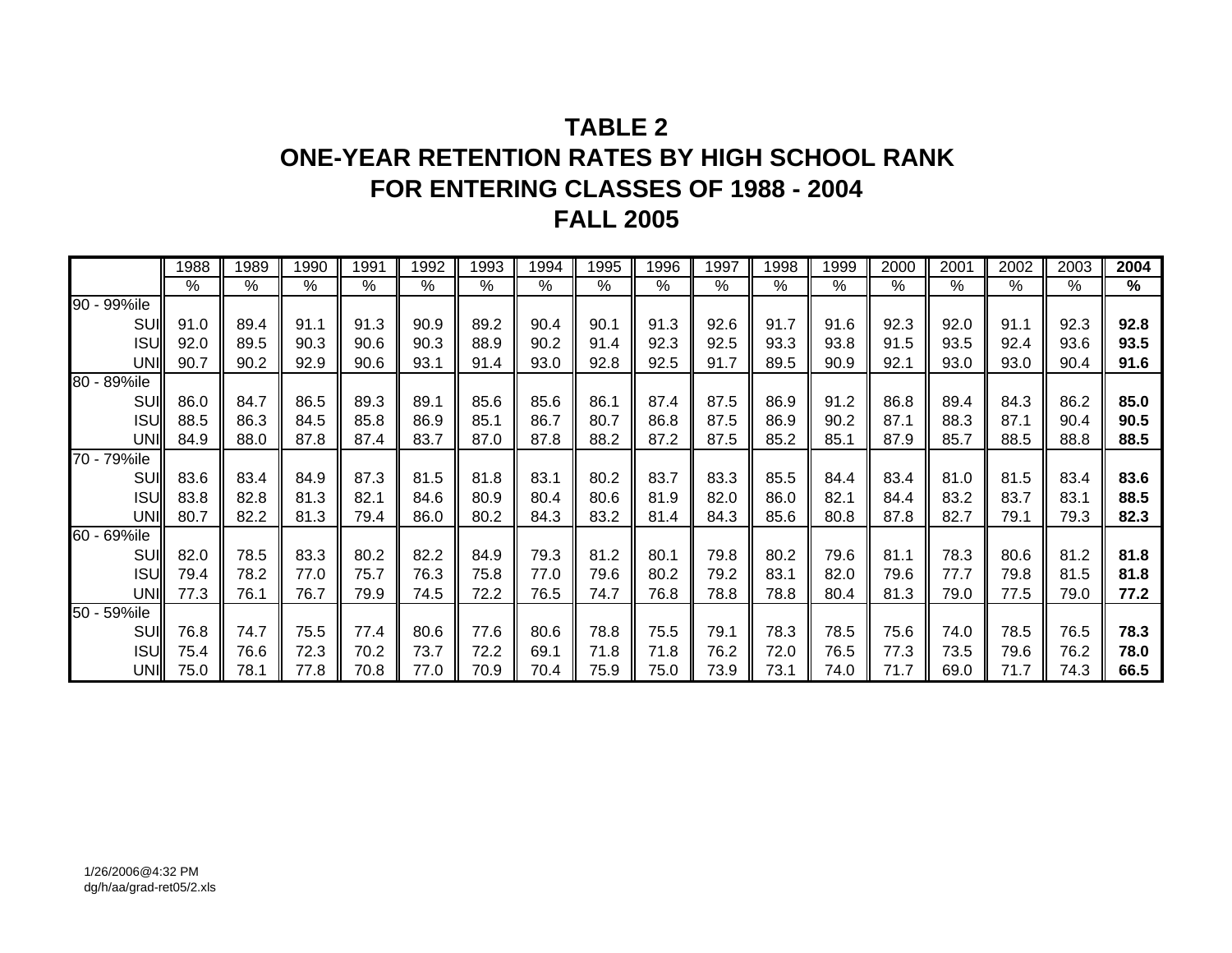# TABLE 2
# ONE-YEAR RETENTION RATES BY HIGH SCHOOL RANK
# FOR ENTERING CLASSES OF 1988 - 2004
# FALL 2005

| | 1988 | 1989 | 1990 | 1991 | 1992 | 1993 | 1994 | 1995 | 1996 | 1997 | 1998 | 1999 | 2000 | 2001 | 2002 | 2003 | **2004** |
|---|---|---|---|---|---|---|---|---|---|---|---|---|---|---|---|---|---|
| | % | % | % | % | % | % | % | % | % | % | % | % | % | % | % | % | **%** |
| 90 - 99%ile | | | | | | | | | | | | | | | | | |
| SUI | 91.0 | 89.4 | 91.1 | 91.3 | 90.9 | 89.2 | 90.4 | 90.1 | 91.3 | 92.6 | 91.7 | 91.6 | 92.3 | 92.0 | 91.1 | 92.3 | **92.8** |
| ISU | 92.0 | 89.5 | 90.3 | 90.6 | 90.3 | 88.9 | 90.2 | 91.4 | 92.3 | 92.5 | 93.3 | 93.8 | 91.5 | 93.5 | 92.4 | 93.6 | **93.5** |
| UNI | 90.7 | 90.2 | 92.9 | 90.6 | 93.1 | 91.4 | 93.0 | 92.8 | 92.5 | 91.7 | 89.5 | 90.9 | 92.1 | 93.0 | 93.0 | 90.4 | **91.6** |
| 80 - 89%ile | | | | | | | | | | | | | | | | | |
| SUI | 86.0 | 84.7 | 86.5 | 89.3 | 89.1 | 85.6 | 85.6 | 86.1 | 87.4 | 87.5 | 86.9 | 91.2 | 86.8 | 89.4 | 84.3 | 86.2 | **85.0** |
| ISU | 88.5 | 86.3 | 84.5 | 85.8 | 86.9 | 85.1 | 86.7 | 80.7 | 86.8 | 87.5 | 86.9 | 90.2 | 87.1 | 88.3 | 87.1 | 90.4 | **90.5** |
| UNI | 84.9 | 88.0 | 87.8 | 87.4 | 83.7 | 87.0 | 87.8 | 88.2 | 87.2 | 87.5 | 85.2 | 85.1 | 87.9 | 85.7 | 88.5 | 88.8 | **88.5** |
| 70 - 79%ile | | | | | | | | | | | | | | | | | |
| SUI | 83.6 | 83.4 | 84.9 | 87.3 | 81.5 | 81.8 | 83.1 | 80.2 | 83.7 | 83.3 | 85.5 | 84.4 | 83.4 | 81.0 | 81.5 | 83.4 | **83.6** |
| ISU | 83.8 | 82.8 | 81.3 | 82.1 | 84.6 | 80.9 | 80.4 | 80.6 | 81.9 | 82.0 | 86.0 | 82.1 | 84.4 | 83.2 | 83.7 | 83.1 | **88.5** |
| UNI | 80.7 | 82.2 | 81.3 | 79.4 | 86.0 | 80.2 | 84.3 | 83.2 | 81.4 | 84.3 | 85.6 | 80.8 | 87.8 | 82.7 | 79.1 | 79.3 | **82.3** |
| 60 - 69%ile | | | | | | | | | | | | | | | | | |
| SUI | 82.0 | 78.5 | 83.3 | 80.2 | 82.2 | 84.9 | 79.3 | 81.2 | 80.1 | 79.8 | 80.2 | 79.6 | 81.1 | 78.3 | 80.6 | 81.2 | **81.8** |
| ISU | 79.4 | 78.2 | 77.0 | 75.7 | 76.3 | 75.8 | 77.0 | 79.6 | 80.2 | 79.2 | 83.1 | 82.0 | 79.6 | 77.7 | 79.8 | 81.5 | **81.8** |
| UNI | 77.3 | 76.1 | 76.7 | 79.9 | 74.5 | 72.2 | 76.5 | 74.7 | 76.8 | 78.8 | 78.8 | 80.4 | 81.3 | 79.0 | 77.5 | 79.0 | **77.2** |
| 50 - 59%ile | | | | | | | | | | | | | | | | | |
| SUI | 76.8 | 74.7 | 75.5 | 77.4 | 80.6 | 77.6 | 80.6 | 78.8 | 75.5 | 79.1 | 78.3 | 78.5 | 75.6 | 74.0 | 78.5 | 76.5 | **78.3** |
| ISU | 75.4 | 76.6 | 72.3 | 70.2 | 73.7 | 72.2 | 69.1 | 71.8 | 71.8 | 76.2 | 72.0 | 76.5 | 77.3 | 73.5 | 79.6 | 76.2 | **78.0** |
| UNI | 75.0 | 78.1 | 77.8 | 70.8 | 77.0 | 70.9 | 70.4 | 75.9 | 75.0 | 73.9 | 73.1 | 74.0 | 71.7 | 69.0 | 71.7 | 74.3 | **66.5** |

1/26/2006@4:32 PM
dg/h/aa/grad-ret05/2.xls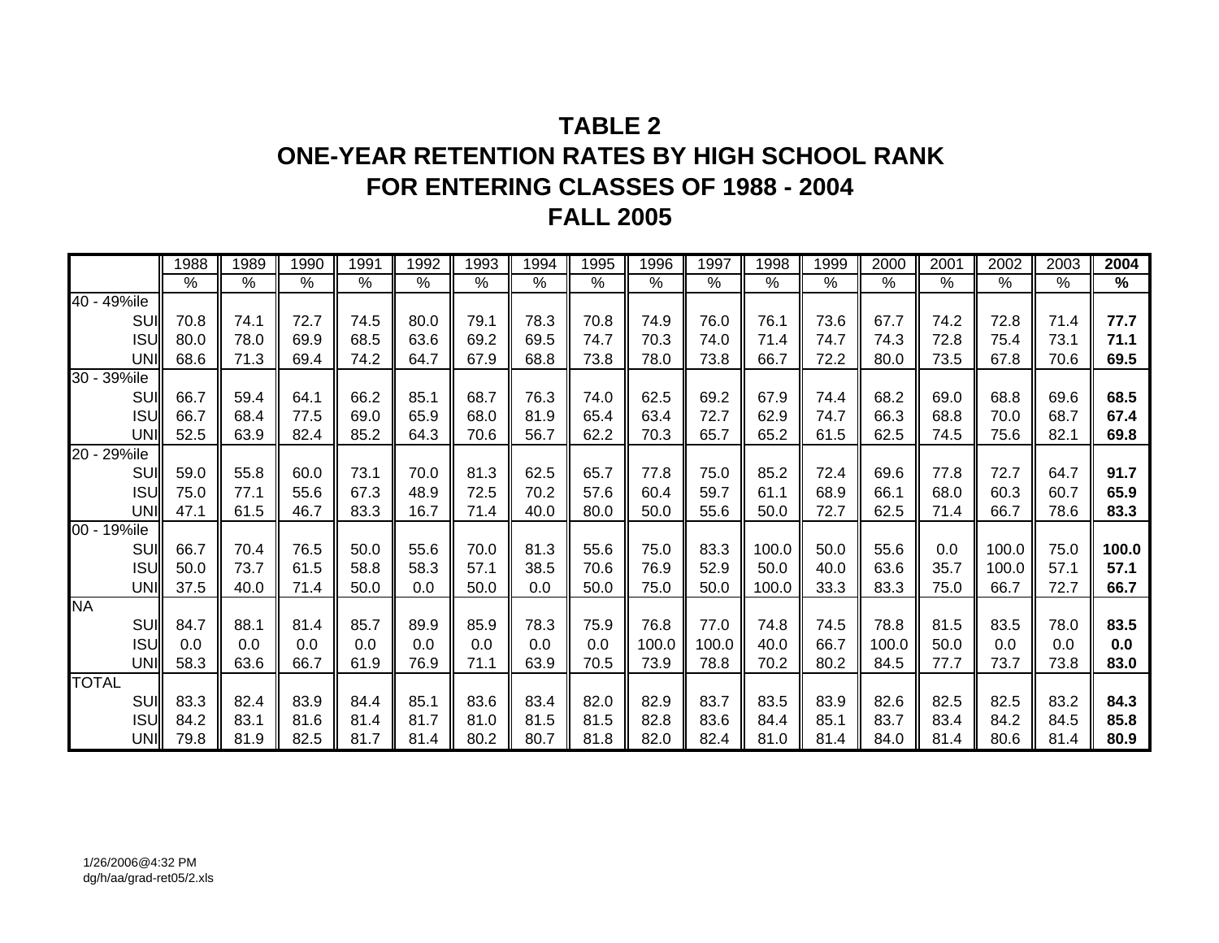# TABLE 2
# ONE-YEAR RETENTION RATES BY HIGH SCHOOL RANK
# FOR ENTERING CLASSES OF 1988 - 2004
# FALL 2005

| | 1988 | 1989 | 1990 | 1991 | 1992 | 1993 | 1994 | 1995 | 1996 | 1997 | 1998 | 1999 | 2000 | 2001 | 2002 | 2003 | **2004** |
|---|---|---|---|---|---|---|---|---|---|---|---|---|---|---|---|---|---|
| | % | % | % | % | % | % | % | % | % | % | % | % | % | % | % | % | **%** |
| 40 - 49%ile | | | | | | | | | | | | | | | | | |
| SUI | 70.8 | 74.1 | 72.7 | 74.5 | 80.0 | 79.1 | 78.3 | 70.8 | 74.9 | 76.0 | 76.1 | 73.6 | 67.7 | 74.2 | 72.8 | 71.4 | **77.7** |
| ISU | 80.0 | 78.0 | 69.9 | 68.5 | 63.6 | 69.2 | 69.5 | 74.7 | 70.3 | 74.0 | 71.4 | 74.7 | 74.3 | 72.8 | 75.4 | 73.1 | **71.1** |
| UNI | 68.6 | 71.3 | 69.4 | 74.2 | 64.7 | 67.9 | 68.8 | 73.8 | 78.0 | 73.8 | 66.7 | 72.2 | 80.0 | 73.5 | 67.8 | 70.6 | **69.5** |
| 30 - 39%ile | | | | | | | | | | | | | | | | | |
| SUI | 66.7 | 59.4 | 64.1 | 66.2 | 85.1 | 68.7 | 76.3 | 74.0 | 62.5 | 69.2 | 67.9 | 74.4 | 68.2 | 69.0 | 68.8 | 69.6 | **68.5** |
| ISU | 66.7 | 68.4 | 77.5 | 69.0 | 65.9 | 68.0 | 81.9 | 65.4 | 63.4 | 72.7 | 62.9 | 74.7 | 66.3 | 68.8 | 70.0 | 68.7 | **67.4** |
| UNI | 52.5 | 63.9 | 82.4 | 85.2 | 64.3 | 70.6 | 56.7 | 62.2 | 70.3 | 65.7 | 65.2 | 61.5 | 62.5 | 74.5 | 75.6 | 82.1 | **69.8** |
| 20 - 29%ile | | | | | | | | | | | | | | | | | |
| SUI | 59.0 | 55.8 | 60.0 | 73.1 | 70.0 | 81.3 | 62.5 | 65.7 | 77.8 | 75.0 | 85.2 | 72.4 | 69.6 | 77.8 | 72.7 | 64.7 | **91.7** |
| ISU | 75.0 | 77.1 | 55.6 | 67.3 | 48.9 | 72.5 | 70.2 | 57.6 | 60.4 | 59.7 | 61.1 | 68.9 | 66.1 | 68.0 | 60.3 | 60.7 | **65.9** |
| UNI | 47.1 | 61.5 | 46.7 | 83.3 | 16.7 | 71.4 | 40.0 | 80.0 | 50.0 | 55.6 | 50.0 | 72.7 | 62.5 | 71.4 | 66.7 | 78.6 | **83.3** |
| 00 - 19%ile | | | | | | | | | | | | | | | | | |
| SUI | 66.7 | 70.4 | 76.5 | 50.0 | 55.6 | 70.0 | 81.3 | 55.6 | 75.0 | 83.3 | 100.0 | 50.0 | 55.6 | 0.0 | 100.0 | 75.0 | **100.0** |
| ISU | 50.0 | 73.7 | 61.5 | 58.8 | 58.3 | 57.1 | 38.5 | 70.6 | 76.9 | 52.9 | 50.0 | 40.0 | 63.6 | 35.7 | 100.0 | 57.1 | **57.1** |
| UNI | 37.5 | 40.0 | 71.4 | 50.0 | 0.0 | 50.0 | 0.0 | 50.0 | 75.0 | 50.0 | 100.0 | 33.3 | 83.3 | 75.0 | 66.7 | 72.7 | **66.7** |
| NA | | | | | | | | | | | | | | | | | |
| SUI | 84.7 | 88.1 | 81.4 | 85.7 | 89.9 | 85.9 | 78.3 | 75.9 | 76.8 | 77.0 | 74.8 | 74.5 | 78.8 | 81.5 | 83.5 | 78.0 | **83.5** |
| ISU | 0.0 | 0.0 | 0.0 | 0.0 | 0.0 | 0.0 | 0.0 | 0.0 | 100.0 | 100.0 | 40.0 | 66.7 | 100.0 | 50.0 | 0.0 | 0.0 | **0.0** |
| UNI | 58.3 | 63.6 | 66.7 | 61.9 | 76.9 | 71.1 | 63.9 | 70.5 | 73.9 | 78.8 | 70.2 | 80.2 | 84.5 | 77.7 | 73.7 | 73.8 | **83.0** |
| TOTAL | | | | | | | | | | | | | | | | | |
| SUI | 83.3 | 82.4 | 83.9 | 84.4 | 85.1 | 83.6 | 83.4 | 82.0 | 82.9 | 83.7 | 83.5 | 83.9 | 82.6 | 82.5 | 82.5 | 83.2 | **84.3** |
| ISU | 84.2 | 83.1 | 81.6 | 81.4 | 81.7 | 81.0 | 81.5 | 81.5 | 82.8 | 83.6 | 84.4 | 85.1 | 83.7 | 83.4 | 84.2 | 84.5 | **85.8** |
| UNI | 79.8 | 81.9 | 82.5 | 81.7 | 81.4 | 80.2 | 80.7 | 81.8 | 82.0 | 82.4 | 81.0 | 81.4 | 84.0 | 81.4 | 80.6 | 81.4 | **80.9** |

1/26/2006@4:32 PM
dg/h/aa/grad-ret05/2.xls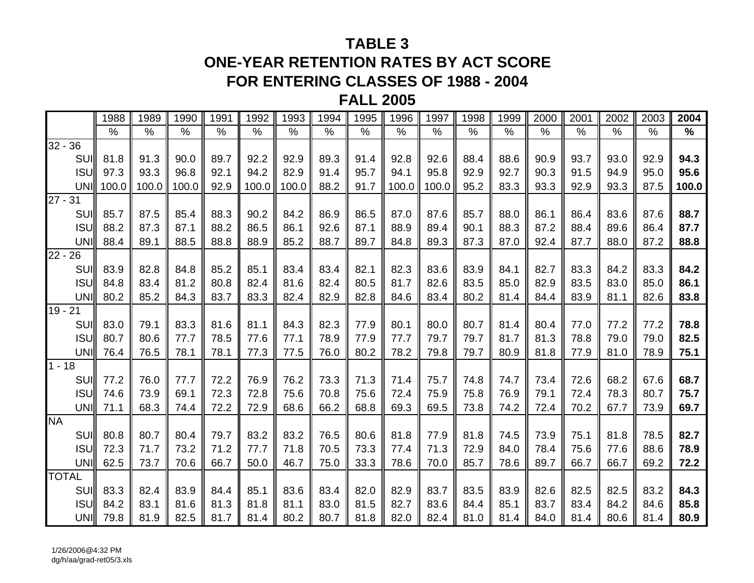# TABLE 3
# ONE-YEAR RETENTION RATES BY ACT SCORE
# FOR ENTERING CLASSES OF 1988 - 2004
# FALL 2005

| | 1988 | 1989 | 1990 | 1991 | 1992 | 1993 | 1994 | 1995 | 1996 | 1997 | 1998 | 1999 | 2000 | 2001 | 2002 | 2003 | **2004** |
|---|---|---|---|---|---|---|---|---|---|---|---|---|---|---|---|---|---|
| | % | % | % | % | % | % | % | % | % | % | % | % | % | % | % | % | **%** |
| 32 - 36 | | | | | | | | | | | | | | | | | |
| SUI | 81.8 | 91.3 | 90.0 | 89.7 | 92.2 | 92.9 | 89.3 | 91.4 | 92.8 | 92.6 | 88.4 | 88.6 | 90.9 | 93.7 | 93.0 | 92.9 | **94.3** |
| ISU | 97.3 | 93.3 | 96.8 | 92.1 | 94.2 | 82.9 | 91.4 | 95.7 | 94.1 | 95.8 | 92.9 | 92.7 | 90.3 | 91.5 | 94.9 | 95.0 | **95.6** |
| UNI | 100.0 | 100.0 | 100.0 | 92.9 | 100.0 | 100.0 | 88.2 | 91.7 | 100.0 | 100.0 | 95.2 | 83.3 | 93.3 | 92.9 | 93.3 | 87.5 | **100.0** |
| 27 - 31 | | | | | | | | | | | | | | | | | |
| SUI | 85.7 | 87.5 | 85.4 | 88.3 | 90.2 | 84.2 | 86.9 | 86.5 | 87.0 | 87.6 | 85.7 | 88.0 | 86.1 | 86.4 | 83.6 | 87.6 | **88.7** |
| ISU | 88.2 | 87.3 | 87.1 | 88.2 | 86.5 | 86.1 | 92.6 | 87.1 | 88.9 | 89.4 | 90.1 | 88.3 | 87.2 | 88.4 | 89.6 | 86.4 | **87.7** |
| UNI | 88.4 | 89.1 | 88.5 | 88.8 | 88.9 | 85.2 | 88.7 | 89.7 | 84.8 | 89.3 | 87.3 | 87.0 | 92.4 | 87.7 | 88.0 | 87.2 | **88.8** |
| 22 - 26 | | | | | | | | | | | | | | | | | |
| SUI | 83.9 | 82.8 | 84.8 | 85.2 | 85.1 | 83.4 | 83.4 | 82.1 | 82.3 | 83.6 | 83.9 | 84.1 | 82.7 | 83.3 | 84.2 | 83.3 | **84.2** |
| ISU | 84.8 | 83.4 | 81.2 | 80.8 | 82.4 | 81.6 | 82.4 | 80.5 | 81.7 | 82.6 | 83.5 | 85.0 | 82.9 | 83.5 | 83.0 | 85.0 | **86.1** |
| UNI | 80.2 | 85.2 | 84.3 | 83.7 | 83.3 | 82.4 | 82.9 | 82.8 | 84.6 | 83.4 | 80.2 | 81.4 | 84.4 | 83.9 | 81.1 | 82.6 | **83.8** |
| 19 - 21 | | | | | | | | | | | | | | | | | |
| SUI | 83.0 | 79.1 | 83.3 | 81.6 | 81.1 | 84.3 | 82.3 | 77.9 | 80.1 | 80.0 | 80.7 | 81.4 | 80.4 | 77.0 | 77.2 | 77.2 | **78.8** |
| ISU | 80.7 | 80.6 | 77.7 | 78.5 | 77.6 | 77.1 | 78.9 | 77.9 | 77.7 | 79.7 | 79.7 | 81.7 | 81.3 | 78.8 | 79.0 | 79.0 | **82.5** |
| UNI | 76.4 | 76.5 | 78.1 | 78.1 | 77.3 | 77.5 | 76.0 | 80.2 | 78.2 | 79.8 | 79.7 | 80.9 | 81.8 | 77.9 | 81.0 | 78.9 | **75.1** |
| 1 - 18 | | | | | | | | | | | | | | | | | |
| SUI | 77.2 | 76.0 | 77.7 | 72.2 | 76.9 | 76.2 | 73.3 | 71.3 | 71.4 | 75.7 | 74.8 | 74.7 | 73.4 | 72.6 | 68.2 | 67.6 | **68.7** |
| ISU | 74.6 | 73.9 | 69.1 | 72.3 | 72.8 | 75.6 | 70.8 | 75.6 | 72.4 | 75.9 | 75.8 | 76.9 | 79.1 | 72.4 | 78.3 | 80.7 | **75.7** |
| UNI | 71.1 | 68.3 | 74.4 | 72.2 | 72.9 | 68.6 | 66.2 | 68.8 | 69.3 | 69.5 | 73.8 | 74.2 | 72.4 | 70.2 | 67.7 | 73.9 | **69.7** |
| NA | | | | | | | | | | | | | | | | | |
| SUI | 80.8 | 80.7 | 80.4 | 79.7 | 83.2 | 83.2 | 76.5 | 80.6 | 81.8 | 77.9 | 81.8 | 74.5 | 73.9 | 75.1 | 81.8 | 78.5 | **82.7** |
| ISU | 72.3 | 71.7 | 73.2 | 71.2 | 77.7 | 71.8 | 70.5 | 73.3 | 77.4 | 71.3 | 72.9 | 84.0 | 78.4 | 75.6 | 77.6 | 88.6 | **78.9** |
| UNI | 62.5 | 73.7 | 70.6 | 66.7 | 50.0 | 46.7 | 75.0 | 33.3 | 78.6 | 70.0 | 85.7 | 78.6 | 89.7 | 66.7 | 66.7 | 69.2 | **72.2** |
| TOTAL | | | | | | | | | | | | | | | | | |
| SUI | 83.3 | 82.4 | 83.9 | 84.4 | 85.1 | 83.6 | 83.4 | 82.0 | 82.9 | 83.7 | 83.5 | 83.9 | 82.6 | 82.5 | 82.5 | 83.2 | **84.3** |
| ISU | 84.2 | 83.1 | 81.6 | 81.3 | 81.8 | 81.1 | 83.0 | 81.5 | 82.7 | 83.6 | 84.4 | 85.1 | 83.7 | 83.4 | 84.2 | 84.6 | **85.8** |
| UNI | 79.8 | 81.9 | 82.5 | 81.7 | 81.4 | 80.2 | 80.7 | 81.8 | 82.0 | 82.4 | 81.0 | 81.4 | 84.0 | 81.4 | 80.6 | 81.4 | **80.9** |

1/26/2006@4:32 PM
dg/h/aa/grad-ret05/3.xls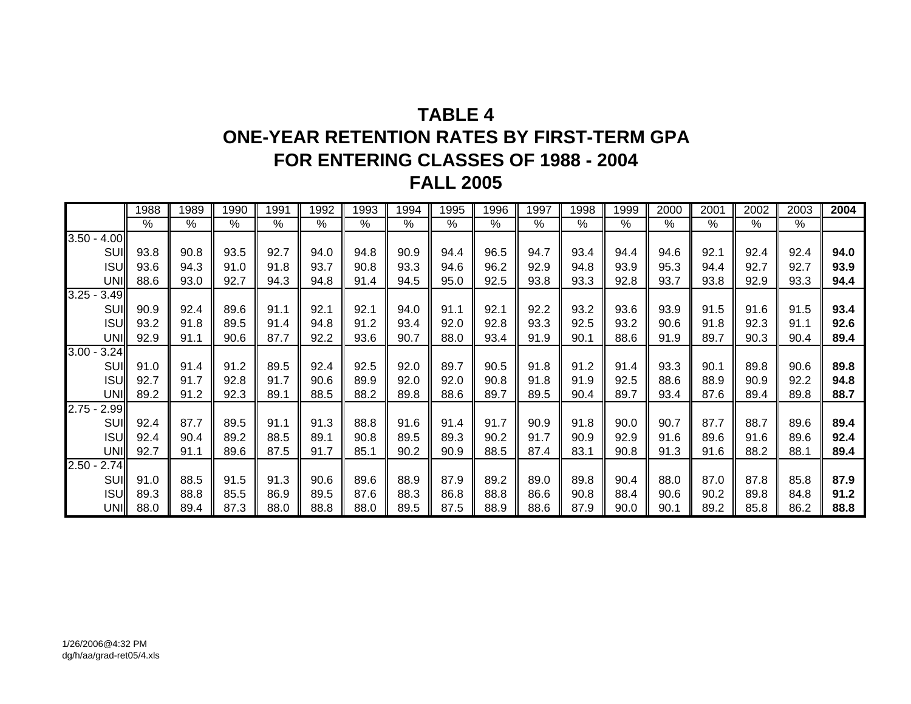# TABLE 4
## ONE-YEAR RETENTION RATES BY FIRST-TERM GPA
## FOR ENTERING CLASSES OF 1988 - 2004
## FALL 2005

| | 1988 | 1989 | 1990 | 1991 | 1992 | 1993 | 1994 | 1995 | 1996 | 1997 | 1998 | 1999 | 2000 | 2001 | 2002 | 2003 | **2004** |
|---|---|---|---|---|---|---|---|---|---|---|---|---|---|---|---|---|---|
| | % | % | % | % | % | % | % | % | % | % | % | % | % | % | % | % | |
| 3.50 - 4.00 | | | | | | | | | | | | | | | | | |
| SUI | 93.8 | 90.8 | 93.5 | 92.7 | 94.0 | 94.8 | 90.9 | 94.4 | 96.5 | 94.7 | 93.4 | 94.4 | 94.6 | 92.1 | 92.4 | 92.4 | **94.0** |
| ISU | 93.6 | 94.3 | 91.0 | 91.8 | 93.7 | 90.8 | 93.3 | 94.6 | 96.2 | 92.9 | 94.8 | 93.9 | 95.3 | 94.4 | 92.7 | 92.7 | **93.9** |
| UNI | 88.6 | 93.0 | 92.7 | 94.3 | 94.8 | 91.4 | 94.5 | 95.0 | 92.5 | 93.8 | 93.3 | 92.8 | 93.7 | 93.8 | 92.9 | 93.3 | **94.4** |
| 3.25 - 3.49 | | | | | | | | | | | | | | | | | |
| SUI | 90.9 | 92.4 | 89.6 | 91.1 | 92.1 | 92.1 | 94.0 | 91.1 | 92.1 | 92.2 | 93.2 | 93.6 | 93.9 | 91.5 | 91.6 | 91.5 | **93.4** |
| ISU | 93.2 | 91.8 | 89.5 | 91.4 | 94.8 | 91.2 | 93.4 | 92.0 | 92.8 | 93.3 | 92.5 | 93.2 | 90.6 | 91.8 | 92.3 | 91.1 | **92.6** |
| UNI | 92.9 | 91.1 | 90.6 | 87.7 | 92.2 | 93.6 | 90.7 | 88.0 | 93.4 | 91.9 | 90.1 | 88.6 | 91.9 | 89.7 | 90.3 | 90.4 | **89.4** |
| 3.00 - 3.24 | | | | | | | | | | | | | | | | | |
| SUI | 91.0 | 91.4 | 91.2 | 89.5 | 92.4 | 92.5 | 92.0 | 89.7 | 90.5 | 91.8 | 91.2 | 91.4 | 93.3 | 90.1 | 89.8 | 90.6 | **89.8** |
| ISU | 92.7 | 91.7 | 92.8 | 91.7 | 90.6 | 89.9 | 92.0 | 92.0 | 90.8 | 91.8 | 91.9 | 92.5 | 88.6 | 88.9 | 90.9 | 92.2 | **94.8** |
| UNI | 89.2 | 91.2 | 92.3 | 89.1 | 88.5 | 88.2 | 89.8 | 88.6 | 89.7 | 89.5 | 90.4 | 89.7 | 93.4 | 87.6 | 89.4 | 89.8 | **88.7** |
| 2.75 - 2.99 | | | | | | | | | | | | | | | | | |
| SUI | 92.4 | 87.7 | 89.5 | 91.1 | 91.3 | 88.8 | 91.6 | 91.4 | 91.7 | 90.9 | 91.8 | 90.0 | 90.7 | 87.7 | 88.7 | 89.6 | **89.4** |
| ISU | 92.4 | 90.4 | 89.2 | 88.5 | 89.1 | 90.8 | 89.5 | 89.3 | 90.2 | 91.7 | 90.9 | 92.9 | 91.6 | 89.6 | 91.6 | 89.6 | **92.4** |
| UNI | 92.7 | 91.1 | 89.6 | 87.5 | 91.7 | 85.1 | 90.2 | 90.9 | 88.5 | 87.4 | 83.1 | 90.8 | 91.3 | 91.6 | 88.2 | 88.1 | **89.4** |
| 2.50 - 2.74 | | | | | | | | | | | | | | | | | |
| SUI | 91.0 | 88.5 | 91.5 | 91.3 | 90.6 | 89.6 | 88.9 | 87.9 | 89.2 | 89.0 | 89.8 | 90.4 | 88.0 | 87.0 | 87.8 | 85.8 | **87.9** |
| ISU | 89.3 | 88.8 | 85.5 | 86.9 | 89.5 | 87.6 | 88.3 | 86.8 | 88.8 | 86.6 | 90.8 | 88.4 | 90.6 | 90.2 | 89.8 | 84.8 | **91.2** |
| UNI | 88.0 | 89.4 | 87.3 | 88.0 | 88.8 | 88.0 | 89.5 | 87.5 | 88.9 | 88.6 | 87.9 | 90.0 | 90.1 | 89.2 | 85.8 | 86.2 | **88.8** |

1/26/2006@4:32 PM
dg/h/aa/grad-ret05/4.xls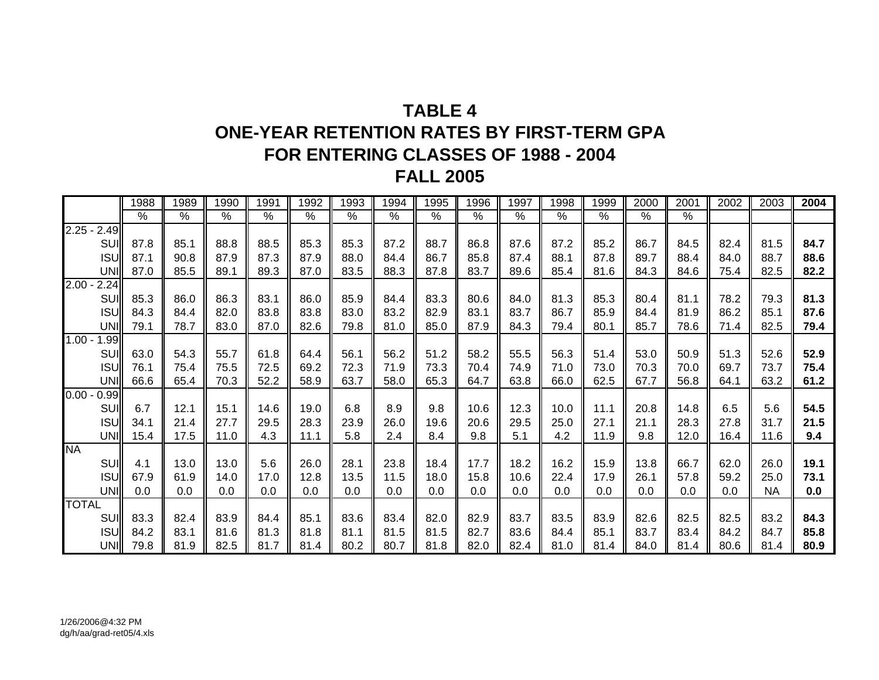# TABLE 4
# ONE-YEAR RETENTION RATES BY FIRST-TERM GPA
# FOR ENTERING CLASSES OF 1988 - 2004
# FALL 2005

| | 1988 | 1989 | 1990 | 1991 | 1992 | 1993 | 1994 | 1995 | 1996 | 1997 | 1998 | 1999 | 2000 | 2001 | 2002 | 2003 | **2004** |
|---|---|---|---|---|---|---|---|---|---|---|---|---|---|---|---|---|---|
| | % | % | % | % | % | % | % | % | % | % | % | % | % | % | | | |
| 2.25 - 2.49 | | | | | | | | | | | | | | | | | |
| SUI | 87.8 | 85.1 | 88.8 | 88.5 | 85.3 | 85.3 | 87.2 | 88.7 | 86.8 | 87.6 | 87.2 | 85.2 | 86.7 | 84.5 | 82.4 | 81.5 | **84.7** |
| ISU | 87.1 | 90.8 | 87.9 | 87.3 | 87.9 | 88.0 | 84.4 | 86.7 | 85.8 | 87.4 | 88.1 | 87.8 | 89.7 | 88.4 | 84.0 | 88.7 | **88.6** |
| UNI | 87.0 | 85.5 | 89.1 | 89.3 | 87.0 | 83.5 | 88.3 | 87.8 | 83.7 | 89.6 | 85.4 | 81.6 | 84.3 | 84.6 | 75.4 | 82.5 | **82.2** |
| 2.00 - 2.24 | | | | | | | | | | | | | | | | | |
| SUI | 85.3 | 86.0 | 86.3 | 83.1 | 86.0 | 85.9 | 84.4 | 83.3 | 80.6 | 84.0 | 81.3 | 85.3 | 80.4 | 81.1 | 78.2 | 79.3 | **81.3** |
| ISU | 84.3 | 84.4 | 82.0 | 83.8 | 83.8 | 83.0 | 83.2 | 82.9 | 83.1 | 83.7 | 86.7 | 85.9 | 84.4 | 81.9 | 86.2 | 85.1 | **87.6** |
| UNI | 79.1 | 78.7 | 83.0 | 87.0 | 82.6 | 79.8 | 81.0 | 85.0 | 87.9 | 84.3 | 79.4 | 80.1 | 85.7 | 78.6 | 71.4 | 82.5 | **79.4** |
| 1.00 - 1.99 | | | | | | | | | | | | | | | | | |
| SUI | 63.0 | 54.3 | 55.7 | 61.8 | 64.4 | 56.1 | 56.2 | 51.2 | 58.2 | 55.5 | 56.3 | 51.4 | 53.0 | 50.9 | 51.3 | 52.6 | **52.9** |
| ISU | 76.1 | 75.4 | 75.5 | 72.5 | 69.2 | 72.3 | 71.9 | 73.3 | 70.4 | 74.9 | 71.0 | 73.0 | 70.3 | 70.0 | 69.7 | 73.7 | **75.4** |
| UNI | 66.6 | 65.4 | 70.3 | 52.2 | 58.9 | 63.7 | 58.0 | 65.3 | 64.7 | 63.8 | 66.0 | 62.5 | 67.7 | 56.8 | 64.1 | 63.2 | **61.2** |
| 0.00 - 0.99 | | | | | | | | | | | | | | | | | |
| SUI | 6.7 | 12.1 | 15.1 | 14.6 | 19.0 | 6.8 | 8.9 | 9.8 | 10.6 | 12.3 | 10.0 | 11.1 | 20.8 | 14.8 | 6.5 | 5.6 | **54.5** |
| ISU | 34.1 | 21.4 | 27.7 | 29.5 | 28.3 | 23.9 | 26.0 | 19.6 | 20.6 | 29.5 | 25.0 | 27.1 | 21.1 | 28.3 | 27.8 | 31.7 | **21.5** |
| UNI | 15.4 | 17.5 | 11.0 | 4.3 | 11.1 | 5.8 | 2.4 | 8.4 | 9.8 | 5.1 | 4.2 | 11.9 | 9.8 | 12.0 | 16.4 | 11.6 | **9.4** |
| NA | | | | | | | | | | | | | | | | | |
| SUI | 4.1 | 13.0 | 13.0 | 5.6 | 26.0 | 28.1 | 23.8 | 18.4 | 17.7 | 18.2 | 16.2 | 15.9 | 13.8 | 66.7 | 62.0 | 26.0 | **19.1** |
| ISU | 67.9 | 61.9 | 14.0 | 17.0 | 12.8 | 13.5 | 11.5 | 18.0 | 15.8 | 10.6 | 22.4 | 17.9 | 26.1 | 57.8 | 59.2 | 25.0 | **73.1** |
| UNI | 0.0 | 0.0 | 0.0 | 0.0 | 0.0 | 0.0 | 0.0 | 0.0 | 0.0 | 0.0 | 0.0 | 0.0 | 0.0 | 0.0 | 0.0 | NA | **0.0** |
| TOTAL | | | | | | | | | | | | | | | | | |
| SUI | 83.3 | 82.4 | 83.9 | 84.4 | 85.1 | 83.6 | 83.4 | 82.0 | 82.9 | 83.7 | 83.5 | 83.9 | 82.6 | 82.5 | 82.5 | 83.2 | **84.3** |
| ISU | 84.2 | 83.1 | 81.6 | 81.3 | 81.8 | 81.1 | 81.5 | 81.5 | 82.7 | 83.6 | 84.4 | 85.1 | 83.7 | 83.4 | 84.2 | 84.7 | **85.8** |
| UNI | 79.8 | 81.9 | 82.5 | 81.7 | 81.4 | 80.2 | 80.7 | 81.8 | 82.0 | 82.4 | 81.0 | 81.4 | 84.0 | 81.4 | 80.6 | 81.4 | **80.9** |

1/26/2006@4:32 PM
dg/h/aa/grad-ret05/4.xls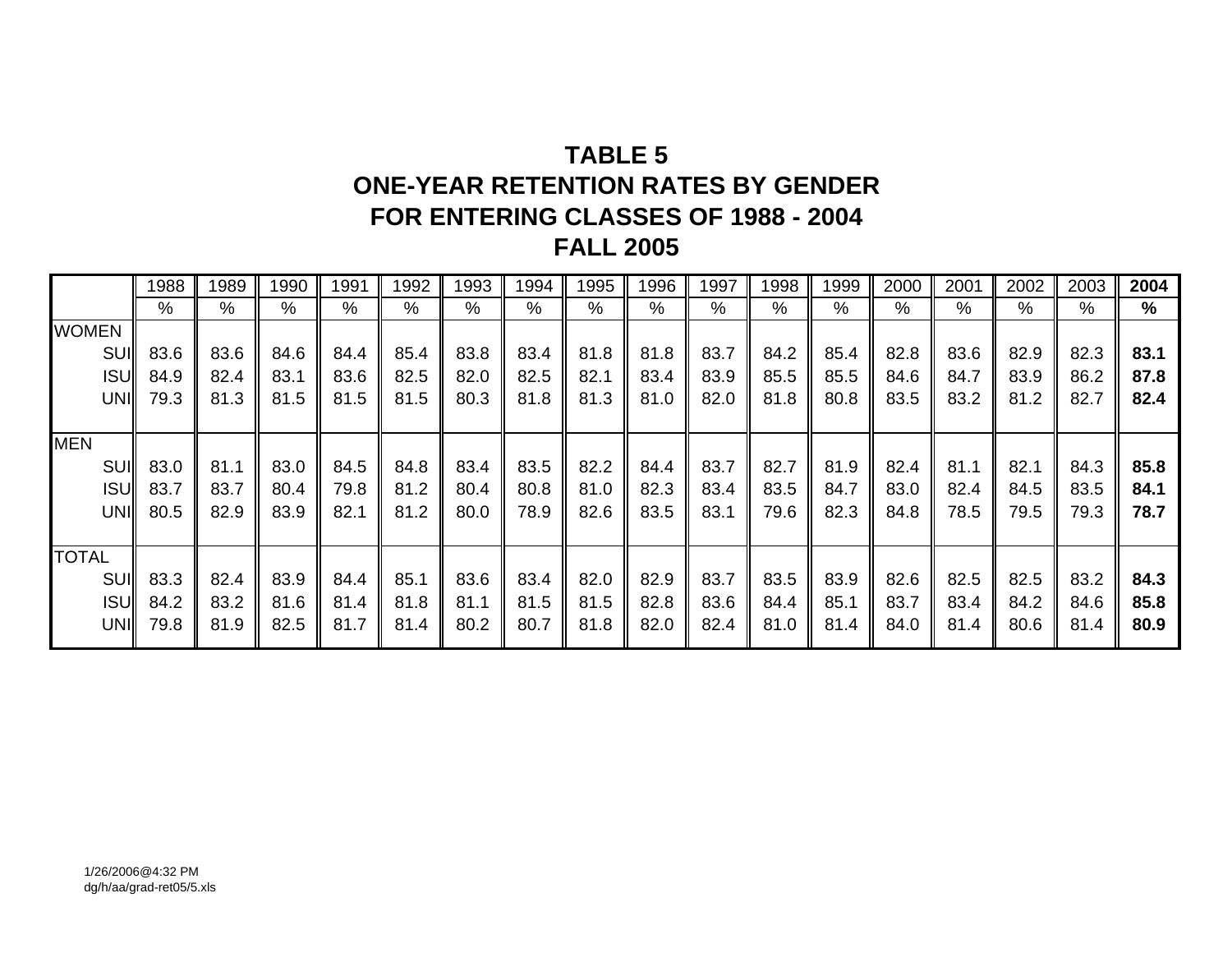# TABLE 5
# ONE-YEAR RETENTION RATES BY GENDER
# FOR ENTERING CLASSES OF 1988 - 2004
# FALL 2005

| | 1988 | 1989 | 1990 | 1991 | 1992 | 1993 | 1994 | 1995 | 1996 | 1997 | 1998 | 1999 | 2000 | 2001 | 2002 | 2003 | **2004** |
|---|---|---|---|---|---|---|---|---|---|---|---|---|---|---|---|---|---|
| | % | % | % | % | % | % | % | % | % | % | % | % | % | % | % | % | **%** |
| WOMEN | | | | | | | | | | | | | | | | | |
| SUI | 83.6 | 83.6 | 84.6 | 84.4 | 85.4 | 83.8 | 83.4 | 81.8 | 81.8 | 83.7 | 84.2 | 85.4 | 82.8 | 83.6 | 82.9 | 82.3 | **83.1** |
| ISU | 84.9 | 82.4 | 83.1 | 83.6 | 82.5 | 82.0 | 82.5 | 82.1 | 83.4 | 83.9 | 85.5 | 85.5 | 84.6 | 84.7 | 83.9 | 86.2 | **87.8** |
| UNI | 79.3 | 81.3 | 81.5 | 81.5 | 81.5 | 80.3 | 81.8 | 81.3 | 81.0 | 82.0 | 81.8 | 80.8 | 83.5 | 83.2 | 81.2 | 82.7 | **82.4** |
| MEN | | | | | | | | | | | | | | | | | |
| SUI | 83.0 | 81.1 | 83.0 | 84.5 | 84.8 | 83.4 | 83.5 | 82.2 | 84.4 | 83.7 | 82.7 | 81.9 | 82.4 | 81.1 | 82.1 | 84.3 | **85.8** |
| ISU | 83.7 | 83.7 | 80.4 | 79.8 | 81.2 | 80.4 | 80.8 | 81.0 | 82.3 | 83.4 | 83.5 | 84.7 | 83.0 | 82.4 | 84.5 | 83.5 | **84.1** |
| UNI | 80.5 | 82.9 | 83.9 | 82.1 | 81.2 | 80.0 | 78.9 | 82.6 | 83.5 | 83.1 | 79.6 | 82.3 | 84.8 | 78.5 | 79.5 | 79.3 | **78.7** |
| TOTAL | | | | | | | | | | | | | | | | | |
| SUI | 83.3 | 82.4 | 83.9 | 84.4 | 85.1 | 83.6 | 83.4 | 82.0 | 82.9 | 83.7 | 83.5 | 83.9 | 82.6 | 82.5 | 82.5 | 83.2 | **84.3** |
| ISU | 84.2 | 83.2 | 81.6 | 81.4 | 81.8 | 81.1 | 81.5 | 81.5 | 82.8 | 83.6 | 84.4 | 85.1 | 83.7 | 83.4 | 84.2 | 84.6 | **85.8** |
| UNI | 79.8 | 81.9 | 82.5 | 81.7 | 81.4 | 80.2 | 80.7 | 81.8 | 82.0 | 82.4 | 81.0 | 81.4 | 84.0 | 81.4 | 80.6 | 81.4 | **80.9** |

1/26/2006@4:32 PM
dg/h/aa/grad-ret05/5.xls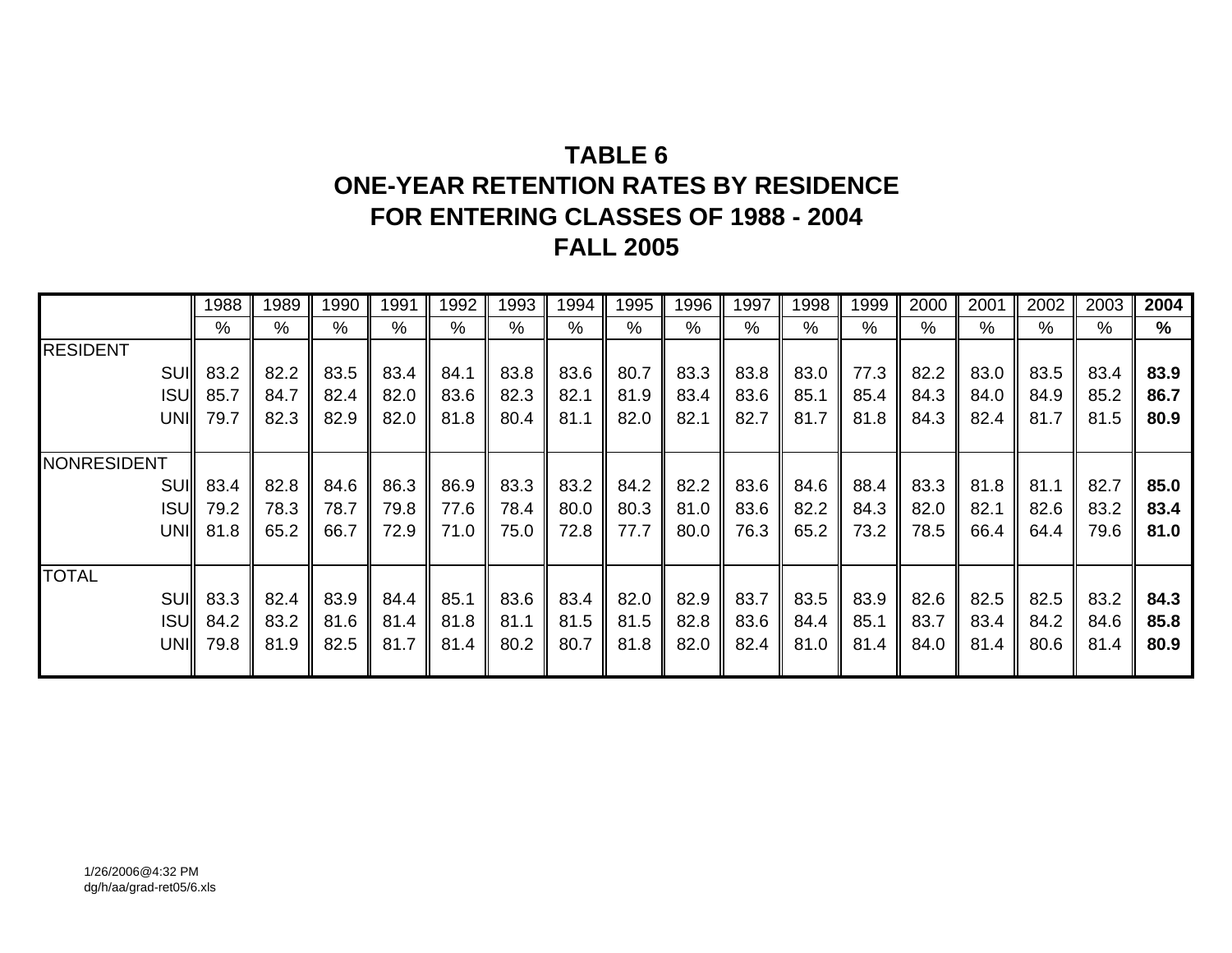# TABLE 6
# ONE-YEAR RETENTION RATES BY RESIDENCE
# FOR ENTERING CLASSES OF 1988 - 2004
# FALL 2005

| | 1988 | 1989 | 1990 | 1991 | 1992 | 1993 | 1994 | 1995 | 1996 | 1997 | 1998 | 1999 | 2000 | 2001 | 2002 | 2003 | **2004** |
|---|---|---|---|---|---|---|---|---|---|---|---|---|---|---|---|---|---|
| | % | % | % | % | % | % | % | % | % | % | % | % | % | % | % | % | **%** |
| RESIDENT | | | | | | | | | | | | | | | | | |
| SUI | 83.2 | 82.2 | 83.5 | 83.4 | 84.1 | 83.8 | 83.6 | 80.7 | 83.3 | 83.8 | 83.0 | 77.3 | 82.2 | 83.0 | 83.5 | 83.4 | **83.9** |
| ISU | 85.7 | 84.7 | 82.4 | 82.0 | 83.6 | 82.3 | 82.1 | 81.9 | 83.4 | 83.6 | 85.1 | 85.4 | 84.3 | 84.0 | 84.9 | 85.2 | **86.7** |
| UNI | 79.7 | 82.3 | 82.9 | 82.0 | 81.8 | 80.4 | 81.1 | 82.0 | 82.1 | 82.7 | 81.7 | 81.8 | 84.3 | 82.4 | 81.7 | 81.5 | **80.9** |
| NONRESIDENT | | | | | | | | | | | | | | | | | |
| SUI | 83.4 | 82.8 | 84.6 | 86.3 | 86.9 | 83.3 | 83.2 | 84.2 | 82.2 | 83.6 | 84.6 | 88.4 | 83.3 | 81.8 | 81.1 | 82.7 | **85.0** |
| ISU | 79.2 | 78.3 | 78.7 | 79.8 | 77.6 | 78.4 | 80.0 | 80.3 | 81.0 | 83.6 | 82.2 | 84.3 | 82.0 | 82.1 | 82.6 | 83.2 | **83.4** |
| UNI | 81.8 | 65.2 | 66.7 | 72.9 | 71.0 | 75.0 | 72.8 | 77.7 | 80.0 | 76.3 | 65.2 | 73.2 | 78.5 | 66.4 | 64.4 | 79.6 | **81.0** |
| TOTAL | | | | | | | | | | | | | | | | | |
| SUI | 83.3 | 82.4 | 83.9 | 84.4 | 85.1 | 83.6 | 83.4 | 82.0 | 82.9 | 83.7 | 83.5 | 83.9 | 82.6 | 82.5 | 82.5 | 83.2 | **84.3** |
| ISU | 84.2 | 83.2 | 81.6 | 81.4 | 81.8 | 81.1 | 81.5 | 81.5 | 82.8 | 83.6 | 84.4 | 85.1 | 83.7 | 83.4 | 84.2 | 84.6 | **85.8** |
| UNI | 79.8 | 81.9 | 82.5 | 81.7 | 81.4 | 80.2 | 80.7 | 81.8 | 82.0 | 82.4 | 81.0 | 81.4 | 84.0 | 81.4 | 80.6 | 81.4 | **80.9** |

1/26/2006@4:32 PM
dg/h/aa/grad-ret05/6.xls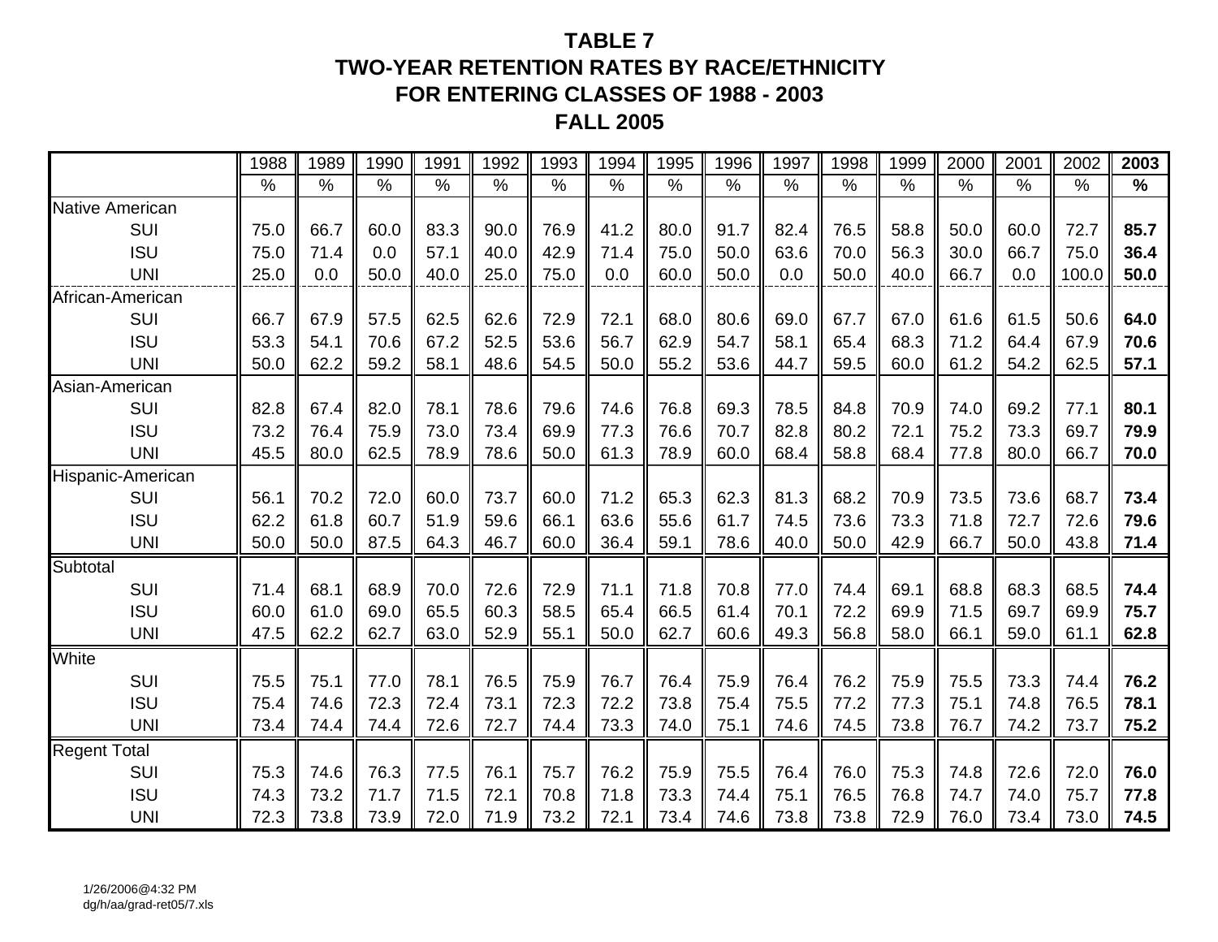# TABLE 7
## TWO-YEAR RETENTION RATES BY RACE/ETHNICITY FOR ENTERING CLASSES OF 1988 - 2003
## FALL 2005

| | 1988 | 1989 | 1990 | 1991 | 1992 | 1993 | 1994 | 1995 | 1996 | 1997 | 1998 | 1999 | 2000 | 2001 | 2002 | **2003** |
|---|---|---|---|---|---|---|---|---|---|---|---|---|---|---|---|---|
| | % | % | % | % | % | % | % | % | % | % | % | % | % | % | % | **%** |
| Native American | | | | | | | | | | | | | | | | |
| SUI | 75.0 | 66.7 | 60.0 | 83.3 | 90.0 | 76.9 | 41.2 | 80.0 | 91.7 | 82.4 | 76.5 | 58.8 | 50.0 | 60.0 | 72.7 | **85.7** |
| ISU | 75.0 | 71.4 | 0.0 | 57.1 | 40.0 | 42.9 | 71.4 | 75.0 | 50.0 | 63.6 | 70.0 | 56.3 | 30.0 | 66.7 | 75.0 | **36.4** |
| UNI | 25.0 | 0.0 | 50.0 | 40.0 | 25.0 | 75.0 | 0.0 | 60.0 | 50.0 | 0.0 | 50.0 | 40.0 | 66.7 | 0.0 | 100.0 | **50.0** |
| African-American | | | | | | | | | | | | | | | | |
| SUI | 66.7 | 67.9 | 57.5 | 62.5 | 62.6 | 72.9 | 72.1 | 68.0 | 80.6 | 69.0 | 67.7 | 67.0 | 61.6 | 61.5 | 50.6 | **64.0** |
| ISU | 53.3 | 54.1 | 70.6 | 67.2 | 52.5 | 53.6 | 56.7 | 62.9 | 54.7 | 58.1 | 65.4 | 68.3 | 71.2 | 64.4 | 67.9 | **70.6** |
| UNI | 50.0 | 62.2 | 59.2 | 58.1 | 48.6 | 54.5 | 50.0 | 55.2 | 53.6 | 44.7 | 59.5 | 60.0 | 61.2 | 54.2 | 62.5 | **57.1** |
| Asian-American | | | | | | | | | | | | | | | | |
| SUI | 82.8 | 67.4 | 82.0 | 78.1 | 78.6 | 79.6 | 74.6 | 76.8 | 69.3 | 78.5 | 84.8 | 70.9 | 74.0 | 69.2 | 77.1 | **80.1** |
| ISU | 73.2 | 76.4 | 75.9 | 73.0 | 73.4 | 69.9 | 77.3 | 76.6 | 70.7 | 82.8 | 80.2 | 72.1 | 75.2 | 73.3 | 69.7 | **79.9** |
| UNI | 45.5 | 80.0 | 62.5 | 78.9 | 78.6 | 50.0 | 61.3 | 78.9 | 60.0 | 68.4 | 58.8 | 68.4 | 77.8 | 80.0 | 66.7 | **70.0** |
| Hispanic-American | | | | | | | | | | | | | | | | |
| SUI | 56.1 | 70.2 | 72.0 | 60.0 | 73.7 | 60.0 | 71.2 | 65.3 | 62.3 | 81.3 | 68.2 | 70.9 | 73.5 | 73.6 | 68.7 | **73.4** |
| ISU | 62.2 | 61.8 | 60.7 | 51.9 | 59.6 | 66.1 | 63.6 | 55.6 | 61.7 | 74.5 | 73.6 | 73.3 | 71.8 | 72.7 | 72.6 | **79.6** |
| UNI | 50.0 | 50.0 | 87.5 | 64.3 | 46.7 | 60.0 | 36.4 | 59.1 | 78.6 | 40.0 | 50.0 | 42.9 | 66.7 | 50.0 | 43.8 | **71.4** |
| Subtotal | | | | | | | | | | | | | | | | |
| SUI | 71.4 | 68.1 | 68.9 | 70.0 | 72.6 | 72.9 | 71.1 | 71.8 | 70.8 | 77.0 | 74.4 | 69.1 | 68.8 | 68.3 | 68.5 | **74.4** |
| ISU | 60.0 | 61.0 | 69.0 | 65.5 | 60.3 | 58.5 | 65.4 | 66.5 | 61.4 | 70.1 | 72.2 | 69.9 | 71.5 | 69.7 | 69.9 | **75.7** |
| UNI | 47.5 | 62.2 | 62.7 | 63.0 | 52.9 | 55.1 | 50.0 | 62.7 | 60.6 | 49.3 | 56.8 | 58.0 | 66.1 | 59.0 | 61.1 | **62.8** |
| White | | | | | | | | | | | | | | | | |
| SUI | 75.5 | 75.1 | 77.0 | 78.1 | 76.5 | 75.9 | 76.7 | 76.4 | 75.9 | 76.4 | 76.2 | 75.9 | 75.5 | 73.3 | 74.4 | **76.2** |
| ISU | 75.4 | 74.6 | 72.3 | 72.4 | 73.1 | 72.3 | 72.2 | 73.8 | 75.4 | 75.5 | 77.2 | 77.3 | 75.1 | 74.8 | 76.5 | **78.1** |
| UNI | 73.4 | 74.4 | 74.4 | 72.6 | 72.7 | 74.4 | 73.3 | 74.0 | 75.1 | 74.6 | 74.5 | 73.8 | 76.7 | 74.2 | 73.7 | **75.2** |
| Regent Total | | | | | | | | | | | | | | | | |
| SUI | 75.3 | 74.6 | 76.3 | 77.5 | 76.1 | 75.7 | 76.2 | 75.9 | 75.5 | 76.4 | 76.0 | 75.3 | 74.8 | 72.6 | 72.0 | **76.0** |
| ISU | 74.3 | 73.2 | 71.7 | 71.5 | 72.1 | 70.8 | 71.8 | 73.3 | 74.4 | 75.1 | 76.5 | 76.8 | 74.7 | 74.0 | 75.7 | **77.8** |
| UNI | 72.3 | 73.8 | 73.9 | 72.0 | 71.9 | 73.2 | 72.1 | 73.4 | 74.6 | 73.8 | 73.8 | 72.9 | 76.0 | 73.4 | 73.0 | **74.5** |

1/26/2006@4:32 PM
dg/h/aa/grad-ret05/7.xls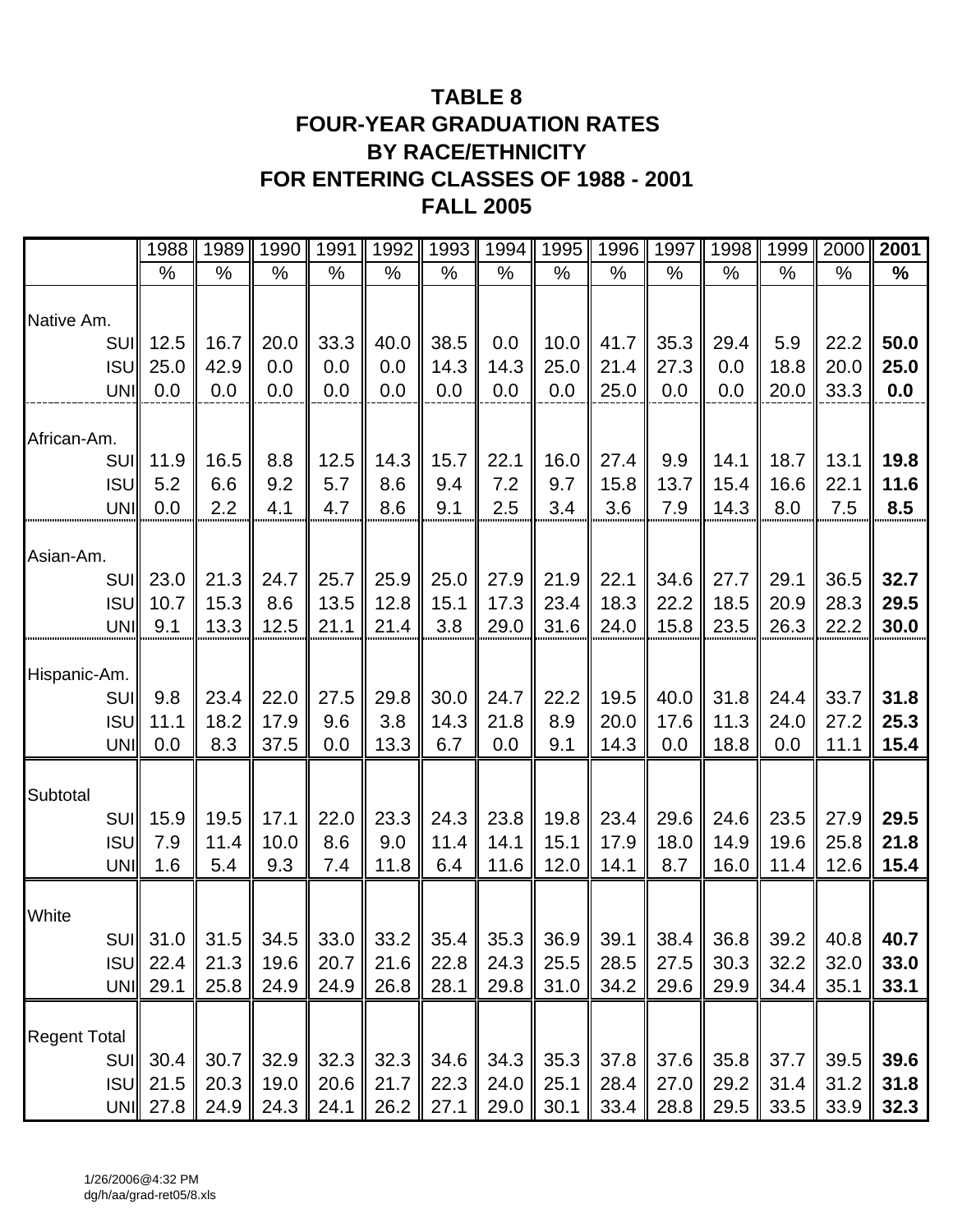# TABLE 8
# FOUR-YEAR GRADUATION RATES
# BY RACE/ETHNICITY
# FOR ENTERING CLASSES OF 1988 - 2001
# FALL 2005

| | 1988 | 1989 | 1990 | 1991 | 1992 | 1993 | 1994 | 1995 | 1996 | 1997 | 1998 | 1999 | 2000 | **2001** |
|---|---|---|---|---|---|---|---|---|---|---|---|---|---|---|
| | % | % | % | % | % | % | % | % | % | % | % | % | % | **%** |
| Native Am. | | | | | | | | | | | | | | |
| SUI | 12.5 | 16.7 | 20.0 | 33.3 | 40.0 | 38.5 | 0.0 | 10.0 | 41.7 | 35.3 | 29.4 | 5.9 | 22.2 | **50.0** |
| ISU | 25.0 | 42.9 | 0.0 | 0.0 | 0.0 | 14.3 | 14.3 | 25.0 | 21.4 | 27.3 | 0.0 | 18.8 | 20.0 | **25.0** |
| UNI | 0.0 | 0.0 | 0.0 | 0.0 | 0.0 | 0.0 | 0.0 | 0.0 | 25.0 | 0.0 | 0.0 | 20.0 | 33.3 | **0.0** |
| African-Am. | | | | | | | | | | | | | | |
| SUI | 11.9 | 16.5 | 8.8 | 12.5 | 14.3 | 15.7 | 22.1 | 16.0 | 27.4 | 9.9 | 14.1 | 18.7 | 13.1 | **19.8** |
| ISU | 5.2 | 6.6 | 9.2 | 5.7 | 8.6 | 9.4 | 7.2 | 9.7 | 15.8 | 13.7 | 15.4 | 16.6 | 22.1 | **11.6** |
| UNI | 0.0 | 2.2 | 4.1 | 4.7 | 8.6 | 9.1 | 2.5 | 3.4 | 3.6 | 7.9 | 14.3 | 8.0 | 7.5 | **8.5** |
| Asian-Am. | | | | | | | | | | | | | | |
| SUI | 23.0 | 21.3 | 24.7 | 25.7 | 25.9 | 25.0 | 27.9 | 21.9 | 22.1 | 34.6 | 27.7 | 29.1 | 36.5 | **32.7** |
| ISU | 10.7 | 15.3 | 8.6 | 13.5 | 12.8 | 15.1 | 17.3 | 23.4 | 18.3 | 22.2 | 18.5 | 20.9 | 28.3 | **29.5** |
| UNI | 9.1 | 13.3 | 12.5 | 21.1 | 21.4 | 3.8 | 29.0 | 31.6 | 24.0 | 15.8 | 23.5 | 26.3 | 22.2 | **30.0** |
| Hispanic-Am. | | | | | | | | | | | | | | |
| SUI | 9.8 | 23.4 | 22.0 | 27.5 | 29.8 | 30.0 | 24.7 | 22.2 | 19.5 | 40.0 | 31.8 | 24.4 | 33.7 | **31.8** |
| ISU | 11.1 | 18.2 | 17.9 | 9.6 | 3.8 | 14.3 | 21.8 | 8.9 | 20.0 | 17.6 | 11.3 | 24.0 | 27.2 | **25.3** |
| UNI | 0.0 | 8.3 | 37.5 | 0.0 | 13.3 | 6.7 | 0.0 | 9.1 | 14.3 | 0.0 | 18.8 | 0.0 | 11.1 | **15.4** |
| Subtotal | | | | | | | | | | | | | | |
| SUI | 15.9 | 19.5 | 17.1 | 22.0 | 23.3 | 24.3 | 23.8 | 19.8 | 23.4 | 29.6 | 24.6 | 23.5 | 27.9 | **29.5** |
| ISU | 7.9 | 11.4 | 10.0 | 8.6 | 9.0 | 11.4 | 14.1 | 15.1 | 17.9 | 18.0 | 14.9 | 19.6 | 25.8 | **21.8** |
| UNI | 1.6 | 5.4 | 9.3 | 7.4 | 11.8 | 6.4 | 11.6 | 12.0 | 14.1 | 8.7 | 16.0 | 11.4 | 12.6 | **15.4** |
| White | | | | | | | | | | | | | | |
| SUI | 31.0 | 31.5 | 34.5 | 33.0 | 33.2 | 35.4 | 35.3 | 36.9 | 39.1 | 38.4 | 36.8 | 39.2 | 40.8 | **40.7** |
| ISU | 22.4 | 21.3 | 19.6 | 20.7 | 21.6 | 22.8 | 24.3 | 25.5 | 28.5 | 27.5 | 30.3 | 32.2 | 32.0 | **33.0** |
| UNI | 29.1 | 25.8 | 24.9 | 24.9 | 26.8 | 28.1 | 29.8 | 31.0 | 34.2 | 29.6 | 29.9 | 34.4 | 35.1 | **33.1** |
| Regent Total | | | | | | | | | | | | | | |
| SUI | 30.4 | 30.7 | 32.9 | 32.3 | 32.3 | 34.6 | 34.3 | 35.3 | 37.8 | 37.6 | 35.8 | 37.7 | 39.5 | **39.6** |
| ISU | 21.5 | 20.3 | 19.0 | 20.6 | 21.7 | 22.3 | 24.0 | 25.1 | 28.4 | 27.0 | 29.2 | 31.4 | 31.2 | **31.8** |
| UNI | 27.8 | 24.9 | 24.3 | 24.1 | 26.2 | 27.1 | 29.0 | 30.1 | 33.4 | 28.8 | 29.5 | 33.5 | 33.9 | **32.3** |

1/26/2006@4:32 PM
dg/h/aa/grad-ret05/8.xls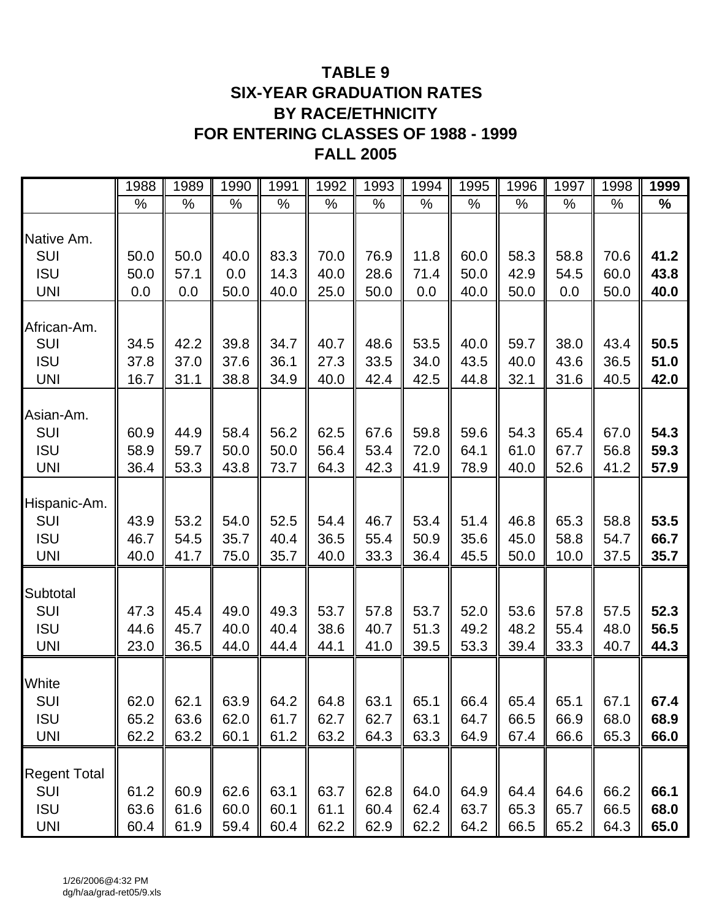# TABLE 9
# SIX-YEAR GRADUATION RATES
# BY RACE/ETHNICITY
# FOR ENTERING CLASSES OF 1988 - 1999
# FALL 2005

| | 1988 | 1989 | 1990 | 1991 | 1992 | 1993 | 1994 | 1995 | 1996 | 1997 | 1998 | **1999** |
|---|---|---|---|---|---|---|---|---|---|---|---|---|
| | % | % | % | % | % | % | % | % | % | % | % | **%** |
| Native Am. | | | | | | | | | | | | |
| SUI | 50.0 | 50.0 | 40.0 | 83.3 | 70.0 | 76.9 | 11.8 | 60.0 | 58.3 | 58.8 | 70.6 | **41.2** |
| ISU | 50.0 | 57.1 | 0.0 | 14.3 | 40.0 | 28.6 | 71.4 | 50.0 | 42.9 | 54.5 | 60.0 | **43.8** |
| UNI | 0.0 | 0.0 | 50.0 | 40.0 | 25.0 | 50.0 | 0.0 | 40.0 | 50.0 | 0.0 | 50.0 | **40.0** |
| African-Am. | | | | | | | | | | | | |
| SUI | 34.5 | 42.2 | 39.8 | 34.7 | 40.7 | 48.6 | 53.5 | 40.0 | 59.7 | 38.0 | 43.4 | **50.5** |
| ISU | 37.8 | 37.0 | 37.6 | 36.1 | 27.3 | 33.5 | 34.0 | 43.5 | 40.0 | 43.6 | 36.5 | **51.0** |
| UNI | 16.7 | 31.1 | 38.8 | 34.9 | 40.0 | 42.4 | 42.5 | 44.8 | 32.1 | 31.6 | 40.5 | **42.0** |
| Asian-Am. | | | | | | | | | | | | |
| SUI | 60.9 | 44.9 | 58.4 | 56.2 | 62.5 | 67.6 | 59.8 | 59.6 | 54.3 | 65.4 | 67.0 | **54.3** |
| ISU | 58.9 | 59.7 | 50.0 | 50.0 | 56.4 | 53.4 | 72.0 | 64.1 | 61.0 | 67.7 | 56.8 | **59.3** |
| UNI | 36.4 | 53.3 | 43.8 | 73.7 | 64.3 | 42.3 | 41.9 | 78.9 | 40.0 | 52.6 | 41.2 | **57.9** |
| Hispanic-Am. | | | | | | | | | | | | |
| SUI | 43.9 | 53.2 | 54.0 | 52.5 | 54.4 | 46.7 | 53.4 | 51.4 | 46.8 | 65.3 | 58.8 | **53.5** |
| ISU | 46.7 | 54.5 | 35.7 | 40.4 | 36.5 | 55.4 | 50.9 | 35.6 | 45.0 | 58.8 | 54.7 | **66.7** |
| UNI | 40.0 | 41.7 | 75.0 | 35.7 | 40.0 | 33.3 | 36.4 | 45.5 | 50.0 | 10.0 | 37.5 | **35.7** |
| Subtotal | | | | | | | | | | | | |
| SUI | 47.3 | 45.4 | 49.0 | 49.3 | 53.7 | 57.8 | 53.7 | 52.0 | 53.6 | 57.8 | 57.5 | **52.3** |
| ISU | 44.6 | 45.7 | 40.0 | 40.4 | 38.6 | 40.7 | 51.3 | 49.2 | 48.2 | 55.4 | 48.0 | **56.5** |
| UNI | 23.0 | 36.5 | 44.0 | 44.4 | 44.1 | 41.0 | 39.5 | 53.3 | 39.4 | 33.3 | 40.7 | **44.3** |
| White | | | | | | | | | | | | |
| SUI | 62.0 | 62.1 | 63.9 | 64.2 | 64.8 | 63.1 | 65.1 | 66.4 | 65.4 | 65.1 | 67.1 | **67.4** |
| ISU | 65.2 | 63.6 | 62.0 | 61.7 | 62.7 | 62.7 | 63.1 | 64.7 | 66.5 | 66.9 | 68.0 | **68.9** |
| UNI | 62.2 | 63.2 | 60.1 | 61.2 | 63.2 | 64.3 | 63.3 | 64.9 | 67.4 | 66.6 | 65.3 | **66.0** |
| Regent Total | | | | | | | | | | | | |
| SUI | 61.2 | 60.9 | 62.6 | 63.1 | 63.7 | 62.8 | 64.0 | 64.9 | 64.4 | 64.6 | 66.2 | **66.1** |
| ISU | 63.6 | 61.6 | 60.0 | 60.1 | 61.1 | 60.4 | 62.4 | 63.7 | 65.3 | 65.7 | 66.5 | **68.0** |
| UNI | 60.4 | 61.9 | 59.4 | 60.4 | 62.2 | 62.9 | 62.2 | 64.2 | 66.5 | 65.2 | 64.3 | **65.0** |

1/26/2006@4:32 PM
dg/h/aa/grad-ret05/9.xls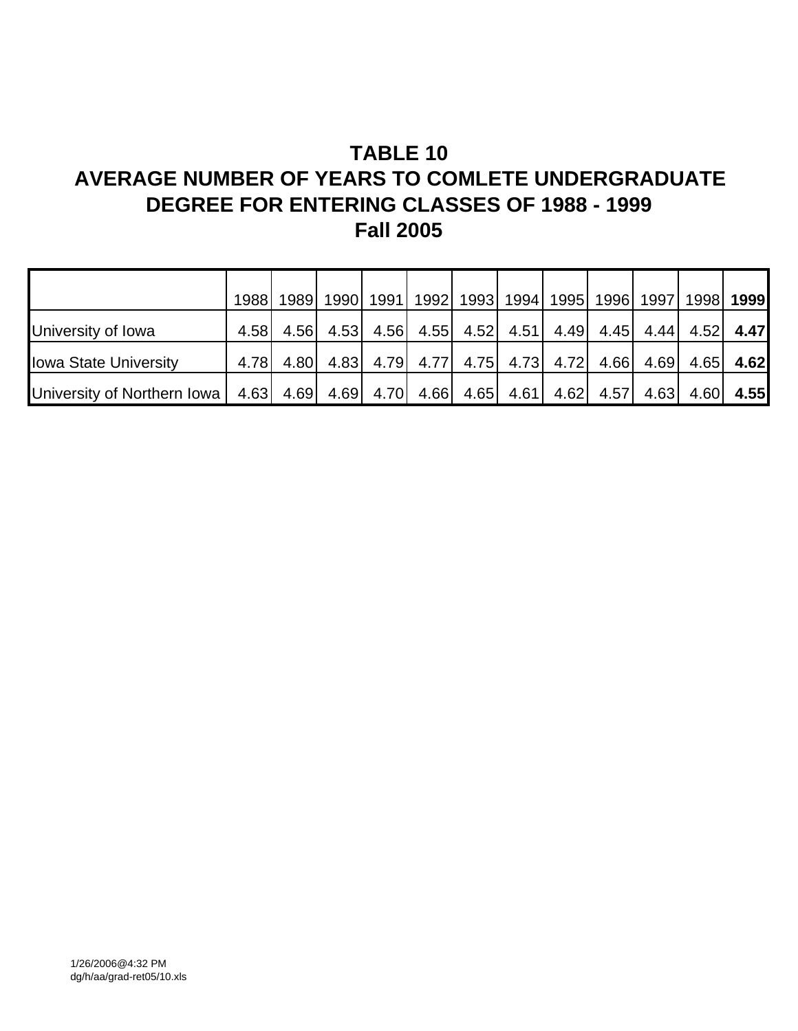# TABLE 10
# AVERAGE NUMBER OF YEARS TO COMLETE UNDERGRADUATE DEGREE FOR ENTERING CLASSES OF 1988 - 1999
# Fall 2005

| | 1988 | 1989 | 1990 | 1991 | 1992 | 1993 | 1994 | 1995 | 1996 | 1997 | 1998 | **1999** |
|---|---|---|---|---|---|---|---|---|---|---|---|---|
| University of Iowa | 4.58 | 4.56 | 4.53 | 4.56 | 4.55 | 4.52 | 4.51 | 4.49 | 4.45 | 4.44 | 4.52 | **4.47** |
| Iowa State University | 4.78 | 4.80 | 4.83 | 4.79 | 4.77 | 4.75 | 4.73 | 4.72 | 4.66 | 4.69 | 4.65 | **4.62** |
| University of Northern Iowa | 4.63 | 4.69 | 4.69 | 4.70 | 4.66 | 4.65 | 4.61 | 4.62 | 4.57 | 4.63 | 4.60 | **4.55** |

1/26/2006@4:32 PM
dg/h/aa/grad-ret05/10.xls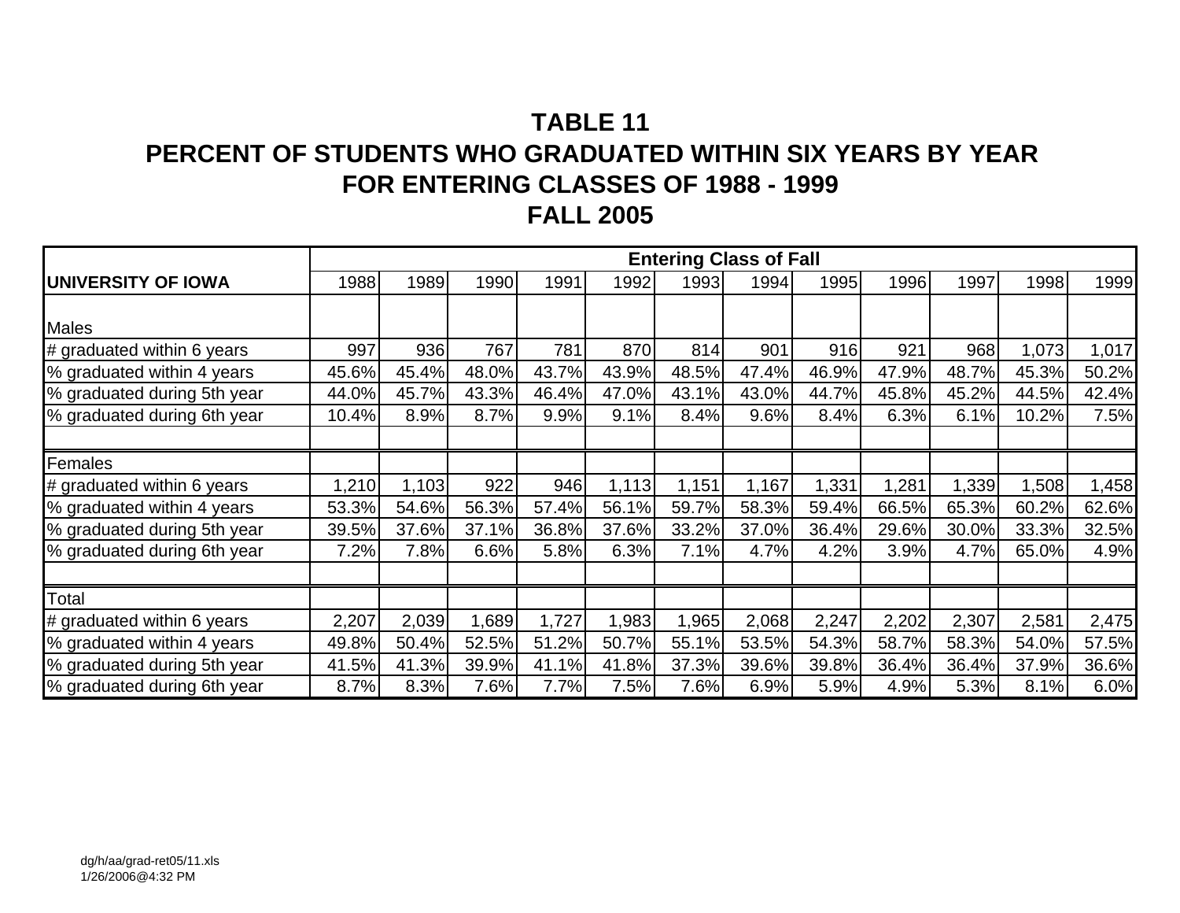# TABLE 11
## PERCENT OF STUDENTS WHO GRADUATED WITHIN SIX YEARS BY YEAR FOR ENTERING CLASSES OF 1988 - 1999
## FALL 2005

| | Entering Class of Fall | | | | | | | | | | | |
|---|---|---|---|---|---|---|---|---|---|---|---|---|
| **UNIVERSITY OF IOWA** | 1988 | 1989 | 1990 | 1991 | 1992 | 1993 | 1994 | 1995 | 1996 | 1997 | 1998 | 1999 |
| Males | | | | | | | | | | | | |
| # graduated within 6 years | 997 | 936 | 767 | 781 | 870 | 814 | 901 | 916 | 921 | 968 | 1,073 | 1,017 |
| % graduated within 4 years | 45.6% | 45.4% | 48.0% | 43.7% | 43.9% | 48.5% | 47.4% | 46.9% | 47.9% | 48.7% | 45.3% | 50.2% |
| % graduated during 5th year | 44.0% | 45.7% | 43.3% | 46.4% | 47.0% | 43.1% | 43.0% | 44.7% | 45.8% | 45.2% | 44.5% | 42.4% |
| % graduated during 6th year | 10.4% | 8.9% | 8.7% | 9.9% | 9.1% | 8.4% | 9.6% | 8.4% | 6.3% | 6.1% | 10.2% | 7.5% |
| | | | | | | | | | | | | |
| Females | | | | | | | | | | | | |
| # graduated within 6 years | 1,210 | 1,103 | 922 | 946 | 1,113 | 1,151 | 1,167 | 1,331 | 1,281 | 1,339 | 1,508 | 1,458 |
| % graduated within 4 years | 53.3% | 54.6% | 56.3% | 57.4% | 56.1% | 59.7% | 58.3% | 59.4% | 66.5% | 65.3% | 60.2% | 62.6% |
| % graduated during 5th year | 39.5% | 37.6% | 37.1% | 36.8% | 37.6% | 33.2% | 37.0% | 36.4% | 29.6% | 30.0% | 33.3% | 32.5% |
| % graduated during 6th year | 7.2% | 7.8% | 6.6% | 5.8% | 6.3% | 7.1% | 4.7% | 4.2% | 3.9% | 4.7% | 65.0% | 4.9% |
| | | | | | | | | | | | | |
| Total | | | | | | | | | | | | |
| # graduated within 6 years | 2,207 | 2,039 | 1,689 | 1,727 | 1,983 | 1,965 | 2,068 | 2,247 | 2,202 | 2,307 | 2,581 | 2,475 |
| % graduated within 4 years | 49.8% | 50.4% | 52.5% | 51.2% | 50.7% | 55.1% | 53.5% | 54.3% | 58.7% | 58.3% | 54.0% | 57.5% |
| % graduated during 5th year | 41.5% | 41.3% | 39.9% | 41.1% | 41.8% | 37.3% | 39.6% | 39.8% | 36.4% | 36.4% | 37.9% | 36.6% |
| % graduated during 6th year | 8.7% | 8.3% | 7.6% | 7.7% | 7.5% | 7.6% | 6.9% | 5.9% | 4.9% | 5.3% | 8.1% | 6.0% |

dg/h/aa/grad-ret05/11.xls
1/26/2006@4:32 PM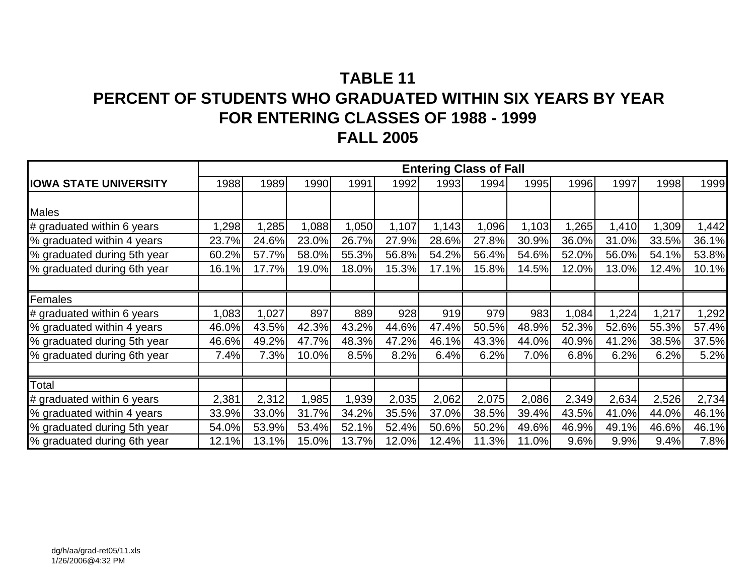# TABLE 11
## PERCENT OF STUDENTS WHO GRADUATED WITHIN SIX YEARS BY YEAR FOR ENTERING CLASSES OF 1988 - 1999
## FALL 2005

| | Entering Class of Fall | | | | | | | | | | | |
|---|---|---|---|---|---|---|---|---|---|---|---|---|
| **IOWA STATE UNIVERSITY** | 1988 | 1989 | 1990 | 1991 | 1992 | 1993 | 1994 | 1995 | 1996 | 1997 | 1998 | 1999 |
| Males | | | | | | | | | | | | |
| # graduated within 6 years | 1,298 | 1,285 | 1,088 | 1,050 | 1,107 | 1,143 | 1,096 | 1,103 | 1,265 | 1,410 | 1,309 | 1,442 |
| % graduated within 4 years | 23.7% | 24.6% | 23.0% | 26.7% | 27.9% | 28.6% | 27.8% | 30.9% | 36.0% | 31.0% | 33.5% | 36.1% |
| % graduated during 5th year | 60.2% | 57.7% | 58.0% | 55.3% | 56.8% | 54.2% | 56.4% | 54.6% | 52.0% | 56.0% | 54.1% | 53.8% |
| % graduated during 6th year | 16.1% | 17.7% | 19.0% | 18.0% | 15.3% | 17.1% | 15.8% | 14.5% | 12.0% | 13.0% | 12.4% | 10.1% |
| | | | | | | | | | | | | |
| Females | | | | | | | | | | | | |
| # graduated within 6 years | 1,083 | 1,027 | 897 | 889 | 928 | 919 | 979 | 983 | 1,084 | 1,224 | 1,217 | 1,292 |
| % graduated within 4 years | 46.0% | 43.5% | 42.3% | 43.2% | 44.6% | 47.4% | 50.5% | 48.9% | 52.3% | 52.6% | 55.3% | 57.4% |
| % graduated during 5th year | 46.6% | 49.2% | 47.7% | 48.3% | 47.2% | 46.1% | 43.3% | 44.0% | 40.9% | 41.2% | 38.5% | 37.5% |
| % graduated during 6th year | 7.4% | 7.3% | 10.0% | 8.5% | 8.2% | 6.4% | 6.2% | 7.0% | 6.8% | 6.2% | 6.2% | 5.2% |
| | | | | | | | | | | | | |
| Total | | | | | | | | | | | | |
| # graduated within 6 years | 2,381 | 2,312 | 1,985 | 1,939 | 2,035 | 2,062 | 2,075 | 2,086 | 2,349 | 2,634 | 2,526 | 2,734 |
| % graduated within 4 years | 33.9% | 33.0% | 31.7% | 34.2% | 35.5% | 37.0% | 38.5% | 39.4% | 43.5% | 41.0% | 44.0% | 46.1% |
| % graduated during 5th year | 54.0% | 53.9% | 53.4% | 52.1% | 52.4% | 50.6% | 50.2% | 49.6% | 46.9% | 49.1% | 46.6% | 46.1% |
| % graduated during 6th year | 12.1% | 13.1% | 15.0% | 13.7% | 12.0% | 12.4% | 11.3% | 11.0% | 9.6% | 9.9% | 9.4% | 7.8% |

dg/h/aa/grad-ret05/11.xls
1/26/2006@4:32 PM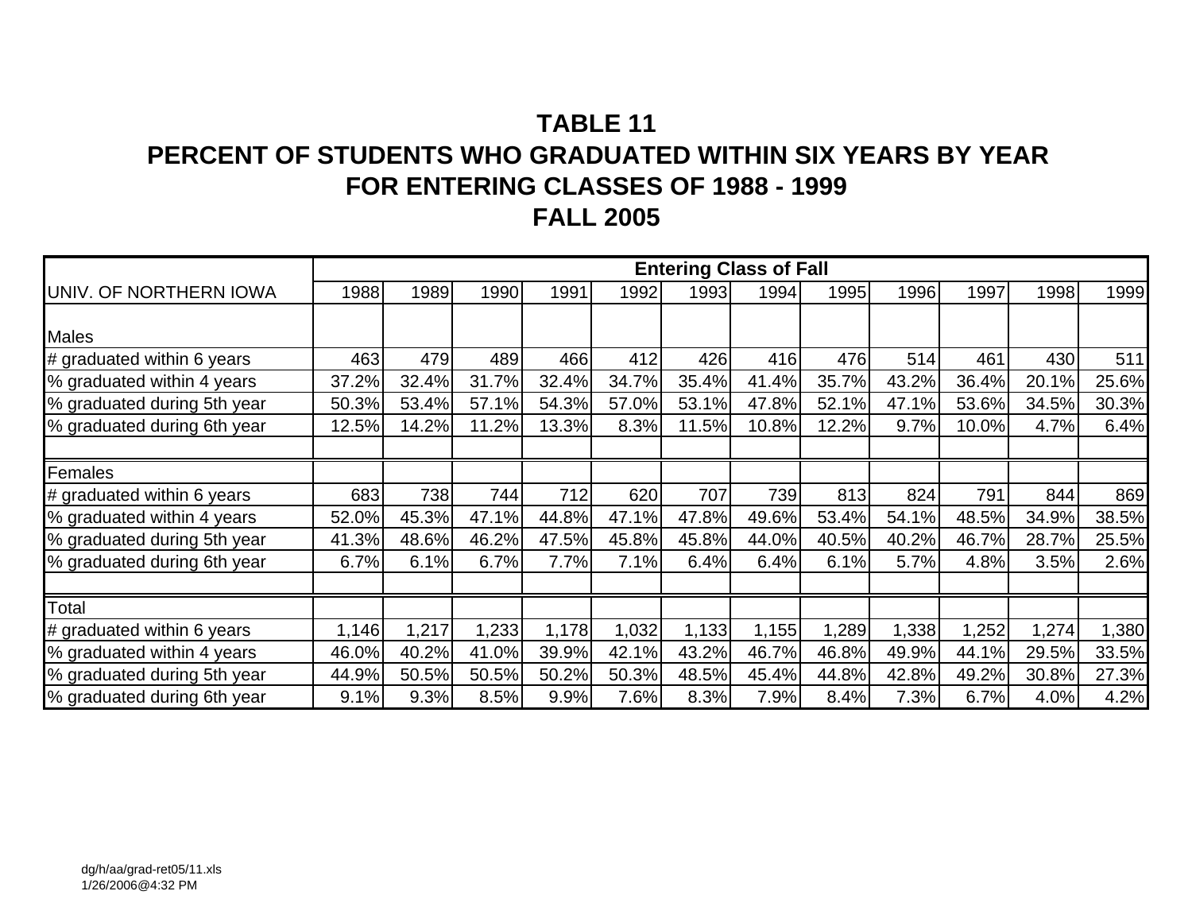# TABLE 11
# PERCENT OF STUDENTS WHO GRADUATED WITHIN SIX YEARS BY YEAR FOR ENTERING CLASSES OF 1988 - 1999
# FALL 2005

| | Entering Class of Fall | | | | | | | | | | | |
|---|---|---|---|---|---|---|---|---|---|---|---|---|
| UNIV. OF NORTHERN IOWA | 1988 | 1989 | 1990 | 1991 | 1992 | 1993 | 1994 | 1995 | 1996 | 1997 | 1998 | 1999 |
| Males | | | | | | | | | | | | |
| # graduated within 6 years | 463 | 479 | 489 | 466 | 412 | 426 | 416 | 476 | 514 | 461 | 430 | 511 |
| % graduated within 4 years | 37.2% | 32.4% | 31.7% | 32.4% | 34.7% | 35.4% | 41.4% | 35.7% | 43.2% | 36.4% | 20.1% | 25.6% |
| % graduated during 5th year | 50.3% | 53.4% | 57.1% | 54.3% | 57.0% | 53.1% | 47.8% | 52.1% | 47.1% | 53.6% | 34.5% | 30.3% |
| % graduated during 6th year | 12.5% | 14.2% | 11.2% | 13.3% | 8.3% | 11.5% | 10.8% | 12.2% | 9.7% | 10.0% | 4.7% | 6.4% |
| | | | | | | | | | | | | |
| Females | | | | | | | | | | | | |
| # graduated within 6 years | 683 | 738 | 744 | 712 | 620 | 707 | 739 | 813 | 824 | 791 | 844 | 869 |
| % graduated within 4 years | 52.0% | 45.3% | 47.1% | 44.8% | 47.1% | 47.8% | 49.6% | 53.4% | 54.1% | 48.5% | 34.9% | 38.5% |
| % graduated during 5th year | 41.3% | 48.6% | 46.2% | 47.5% | 45.8% | 45.8% | 44.0% | 40.5% | 40.2% | 46.7% | 28.7% | 25.5% |
| % graduated during 6th year | 6.7% | 6.1% | 6.7% | 7.7% | 7.1% | 6.4% | 6.4% | 6.1% | 5.7% | 4.8% | 3.5% | 2.6% |
| | | | | | | | | | | | | |
| Total | | | | | | | | | | | | |
| # graduated within 6 years | 1,146 | 1,217 | 1,233 | 1,178 | 1,032 | 1,133 | 1,155 | 1,289 | 1,338 | 1,252 | 1,274 | 1,380 |
| % graduated within 4 years | 46.0% | 40.2% | 41.0% | 39.9% | 42.1% | 43.2% | 46.7% | 46.8% | 49.9% | 44.1% | 29.5% | 33.5% |
| % graduated during 5th year | 44.9% | 50.5% | 50.5% | 50.2% | 50.3% | 48.5% | 45.4% | 44.8% | 42.8% | 49.2% | 30.8% | 27.3% |
| % graduated during 6th year | 9.1% | 9.3% | 8.5% | 9.9% | 7.6% | 8.3% | 7.9% | 8.4% | 7.3% | 6.7% | 4.0% | 4.2% |

dg/h/aa/grad-ret05/11.xls
1/26/2006@4:32 PM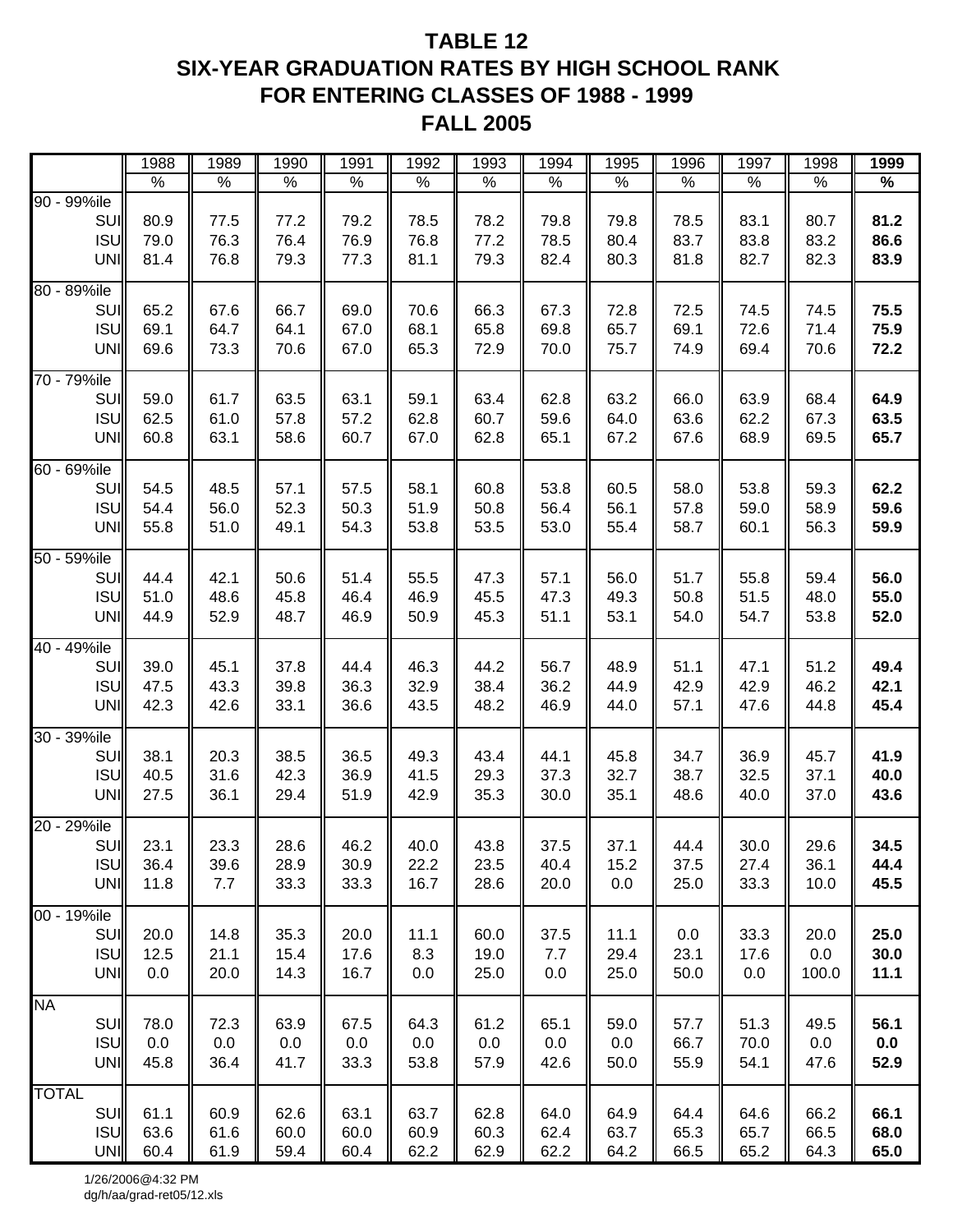# TABLE 12
# SIX-YEAR GRADUATION RATES BY HIGH SCHOOL RANK
# FOR ENTERING CLASSES OF 1988 - 1999
# FALL 2005

| | 1988 | 1989 | 1990 | 1991 | 1992 | 1993 | 1994 | 1995 | 1996 | 1997 | 1998 | **1999** |
|---|---|---|---|---|---|---|---|---|---|---|---|---|
| | % | % | % | % | % | % | % | % | % | % | % | **%** |
| **90 - 99%ile** | | | | | | | | | | | | |
| SUI | 80.9 | 77.5 | 77.2 | 79.2 | 78.5 | 78.2 | 79.8 | 79.8 | 78.5 | 83.1 | 80.7 | **81.2** |
| ISU | 79.0 | 76.3 | 76.4 | 76.9 | 76.8 | 77.2 | 78.5 | 80.4 | 83.7 | 83.8 | 83.2 | **86.6** |
| UNI | 81.4 | 76.8 | 79.3 | 77.3 | 81.1 | 79.3 | 82.4 | 80.3 | 81.8 | 82.7 | 82.3 | **83.9** |
| **80 - 89%ile** | | | | | | | | | | | | |
| SUI | 65.2 | 67.6 | 66.7 | 69.0 | 70.6 | 66.3 | 67.3 | 72.8 | 72.5 | 74.5 | 74.5 | **75.5** |
| ISU | 69.1 | 64.7 | 64.1 | 67.0 | 68.1 | 65.8 | 69.8 | 65.7 | 69.1 | 72.6 | 71.4 | **75.9** |
| UNI | 69.6 | 73.3 | 70.6 | 67.0 | 65.3 | 72.9 | 70.0 | 75.7 | 74.9 | 69.4 | 70.6 | **72.2** |
| **70 - 79%ile** | | | | | | | | | | | | |
| SUI | 59.0 | 61.7 | 63.5 | 63.1 | 59.1 | 63.4 | 62.8 | 63.2 | 66.0 | 63.9 | 68.4 | **64.9** |
| ISU | 62.5 | 61.0 | 57.8 | 57.2 | 62.8 | 60.7 | 59.6 | 64.0 | 63.6 | 62.2 | 67.3 | **63.5** |
| UNI | 60.8 | 63.1 | 58.6 | 60.7 | 67.0 | 62.8 | 65.1 | 67.2 | 67.6 | 68.9 | 69.5 | **65.7** |
| **60 - 69%ile** | | | | | | | | | | | | |
| SUI | 54.5 | 48.5 | 57.1 | 57.5 | 58.1 | 60.8 | 53.8 | 60.5 | 58.0 | 53.8 | 59.3 | **62.2** |
| ISU | 54.4 | 56.0 | 52.3 | 50.3 | 51.9 | 50.8 | 56.4 | 56.1 | 57.8 | 59.0 | 58.9 | **59.6** |
| UNI | 55.8 | 51.0 | 49.1 | 54.3 | 53.8 | 53.5 | 53.0 | 55.4 | 58.7 | 60.1 | 56.3 | **59.9** |
| **50 - 59%ile** | | | | | | | | | | | | |
| SUI | 44.4 | 42.1 | 50.6 | 51.4 | 55.5 | 47.3 | 57.1 | 56.0 | 51.7 | 55.8 | 59.4 | **56.0** |
| ISU | 51.0 | 48.6 | 45.8 | 46.4 | 46.9 | 45.5 | 47.3 | 49.3 | 50.8 | 51.5 | 48.0 | **55.0** |
| UNI | 44.9 | 52.9 | 48.7 | 46.9 | 50.9 | 45.3 | 51.1 | 53.1 | 54.0 | 54.7 | 53.8 | **52.0** |
| **40 - 49%ile** | | | | | | | | | | | | |
| SUI | 39.0 | 45.1 | 37.8 | 44.4 | 46.3 | 44.2 | 56.7 | 48.9 | 51.1 | 47.1 | 51.2 | **49.4** |
| ISU | 47.5 | 43.3 | 39.8 | 36.3 | 32.9 | 38.4 | 36.2 | 44.9 | 42.9 | 42.9 | 46.2 | **42.1** |
| UNI | 42.3 | 42.6 | 33.1 | 36.6 | 43.5 | 48.2 | 46.9 | 44.0 | 57.1 | 47.6 | 44.8 | **45.4** |
| **30 - 39%ile** | | | | | | | | | | | | |
| SUI | 38.1 | 20.3 | 38.5 | 36.5 | 49.3 | 43.4 | 44.1 | 45.8 | 34.7 | 36.9 | 45.7 | **41.9** |
| ISU | 40.5 | 31.6 | 42.3 | 36.9 | 41.5 | 29.3 | 37.3 | 32.7 | 38.7 | 32.5 | 37.1 | **40.0** |
| UNI | 27.5 | 36.1 | 29.4 | 51.9 | 42.9 | 35.3 | 30.0 | 35.1 | 48.6 | 40.0 | 37.0 | **43.6** |
| **20 - 29%ile** | | | | | | | | | | | | |
| SUI | 23.1 | 23.3 | 28.6 | 46.2 | 40.0 | 43.8 | 37.5 | 37.1 | 44.4 | 30.0 | 29.6 | **34.5** |
| ISU | 36.4 | 39.6 | 28.9 | 30.9 | 22.2 | 23.5 | 40.4 | 15.2 | 37.5 | 27.4 | 36.1 | **44.4** |
| UNI | 11.8 | 7.7 | 33.3 | 33.3 | 16.7 | 28.6 | 20.0 | 0.0 | 25.0 | 33.3 | 10.0 | **45.5** |
| **00 - 19%ile** | | | | | | | | | | | | |
| SUI | 20.0 | 14.8 | 35.3 | 20.0 | 11.1 | 60.0 | 37.5 | 11.1 | 0.0 | 33.3 | 20.0 | **25.0** |
| ISU | 12.5 | 21.1 | 15.4 | 17.6 | 8.3 | 19.0 | 7.7 | 29.4 | 23.1 | 17.6 | 0.0 | **30.0** |
| UNI | 0.0 | 20.0 | 14.3 | 16.7 | 0.0 | 25.0 | 0.0 | 25.0 | 50.0 | 0.0 | 100.0 | **11.1** |
| **NA** | | | | | | | | | | | | |
| SUI | 78.0 | 72.3 | 63.9 | 67.5 | 64.3 | 61.2 | 65.1 | 59.0 | 57.7 | 51.3 | 49.5 | **56.1** |
| ISU | 0.0 | 0.0 | 0.0 | 0.0 | 0.0 | 0.0 | 0.0 | 0.0 | 66.7 | 70.0 | 0.0 | **0.0** |
| UNI | 45.8 | 36.4 | 41.7 | 33.3 | 53.8 | 57.9 | 42.6 | 50.0 | 55.9 | 54.1 | 47.6 | **52.9** |
| **TOTAL** | | | | | | | | | | | | |
| SUI | 61.1 | 60.9 | 62.6 | 63.1 | 63.7 | 62.8 | 64.0 | 64.9 | 64.4 | 64.6 | 66.2 | **66.1** |
| ISU | 63.6 | 61.6 | 60.0 | 60.0 | 60.9 | 60.3 | 62.4 | 63.7 | 65.3 | 65.7 | 66.5 | **68.0** |
| UNI | 60.4 | 61.9 | 59.4 | 60.4 | 62.2 | 62.9 | 62.2 | 64.2 | 66.5 | 65.2 | 64.3 | **65.0** |

1/26/2006@4:32 PM
dg/h/aa/grad-ret05/12.xls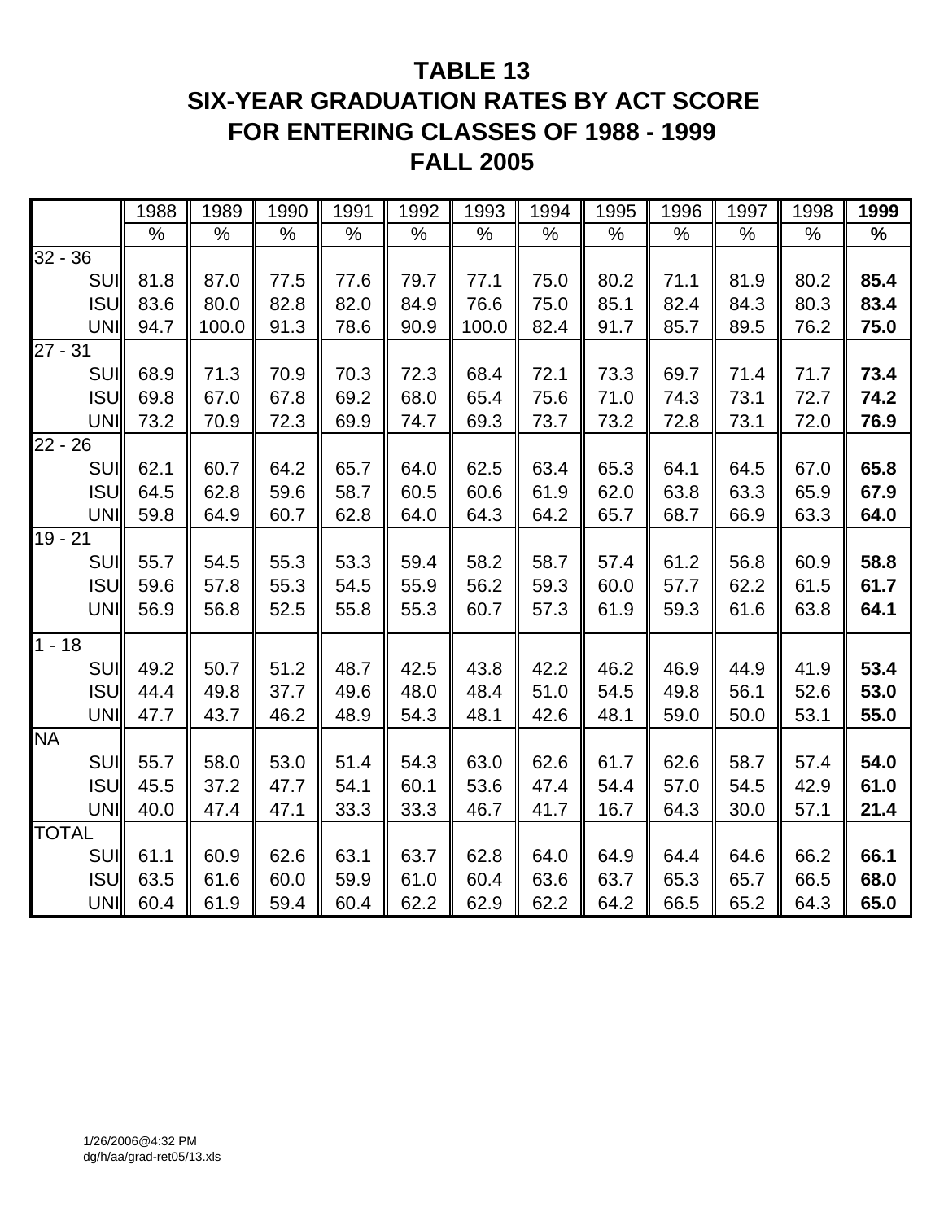# TABLE 13
# SIX-YEAR GRADUATION RATES BY ACT SCORE
# FOR ENTERING CLASSES OF 1988 - 1999
# FALL 2005

| | 1988 | 1989 | 1990 | 1991 | 1992 | 1993 | 1994 | 1995 | 1996 | 1997 | 1998 | **1999** |
|---|---|---|---|---|---|---|---|---|---|---|---|---|
| | % | % | % | % | % | % | % | % | % | % | % | **%** |
| 32 - 36 | | | | | | | | | | | | |
| SUI | 81.8 | 87.0 | 77.5 | 77.6 | 79.7 | 77.1 | 75.0 | 80.2 | 71.1 | 81.9 | 80.2 | **85.4** |
| ISU | 83.6 | 80.0 | 82.8 | 82.0 | 84.9 | 76.6 | 75.0 | 85.1 | 82.4 | 84.3 | 80.3 | **83.4** |
| UNI | 94.7 | 100.0 | 91.3 | 78.6 | 90.9 | 100.0 | 82.4 | 91.7 | 85.7 | 89.5 | 76.2 | **75.0** |
| 27 - 31 | | | | | | | | | | | | |
| SUI | 68.9 | 71.3 | 70.9 | 70.3 | 72.3 | 68.4 | 72.1 | 73.3 | 69.7 | 71.4 | 71.7 | **73.4** |
| ISU | 69.8 | 67.0 | 67.8 | 69.2 | 68.0 | 65.4 | 75.6 | 71.0 | 74.3 | 73.1 | 72.7 | **74.2** |
| UNI | 73.2 | 70.9 | 72.3 | 69.9 | 74.7 | 69.3 | 73.7 | 73.2 | 72.8 | 73.1 | 72.0 | **76.9** |
| 22 - 26 | | | | | | | | | | | | |
| SUI | 62.1 | 60.7 | 64.2 | 65.7 | 64.0 | 62.5 | 63.4 | 65.3 | 64.1 | 64.5 | 67.0 | **65.8** |
| ISU | 64.5 | 62.8 | 59.6 | 58.7 | 60.5 | 60.6 | 61.9 | 62.0 | 63.8 | 63.3 | 65.9 | **67.9** |
| UNI | 59.8 | 64.9 | 60.7 | 62.8 | 64.0 | 64.3 | 64.2 | 65.7 | 68.7 | 66.9 | 63.3 | **64.0** |
| 19 - 21 | | | | | | | | | | | | |
| SUI | 55.7 | 54.5 | 55.3 | 53.3 | 59.4 | 58.2 | 58.7 | 57.4 | 61.2 | 56.8 | 60.9 | **58.8** |
| ISU | 59.6 | 57.8 | 55.3 | 54.5 | 55.9 | 56.2 | 59.3 | 60.0 | 57.7 | 62.2 | 61.5 | **61.7** |
| UNI | 56.9 | 56.8 | 52.5 | 55.8 | 55.3 | 60.7 | 57.3 | 61.9 | 59.3 | 61.6 | 63.8 | **64.1** |
| 1 - 18 | | | | | | | | | | | | |
| SUI | 49.2 | 50.7 | 51.2 | 48.7 | 42.5 | 43.8 | 42.2 | 46.2 | 46.9 | 44.9 | 41.9 | **53.4** |
| ISU | 44.4 | 49.8 | 37.7 | 49.6 | 48.0 | 48.4 | 51.0 | 54.5 | 49.8 | 56.1 | 52.6 | **53.0** |
| UNI | 47.7 | 43.7 | 46.2 | 48.9 | 54.3 | 48.1 | 42.6 | 48.1 | 59.0 | 50.0 | 53.1 | **55.0** |
| NA | | | | | | | | | | | | |
| SUI | 55.7 | 58.0 | 53.0 | 51.4 | 54.3 | 63.0 | 62.6 | 61.7 | 62.6 | 58.7 | 57.4 | **54.0** |
| ISU | 45.5 | 37.2 | 47.7 | 54.1 | 60.1 | 53.6 | 47.4 | 54.4 | 57.0 | 54.5 | 42.9 | **61.0** |
| UNI | 40.0 | 47.4 | 47.1 | 33.3 | 33.3 | 46.7 | 41.7 | 16.7 | 64.3 | 30.0 | 57.1 | **21.4** |
| TOTAL | | | | | | | | | | | | |
| SUI | 61.1 | 60.9 | 62.6 | 63.1 | 63.7 | 62.8 | 64.0 | 64.9 | 64.4 | 64.6 | 66.2 | **66.1** |
| ISU | 63.5 | 61.6 | 60.0 | 59.9 | 61.0 | 60.4 | 63.6 | 63.7 | 65.3 | 65.7 | 66.5 | **68.0** |
| UNI | 60.4 | 61.9 | 59.4 | 60.4 | 62.2 | 62.9 | 62.2 | 64.2 | 66.5 | 65.2 | 64.3 | **65.0** |

1/26/2006@4:32 PM
dg/h/aa/grad-ret05/13.xls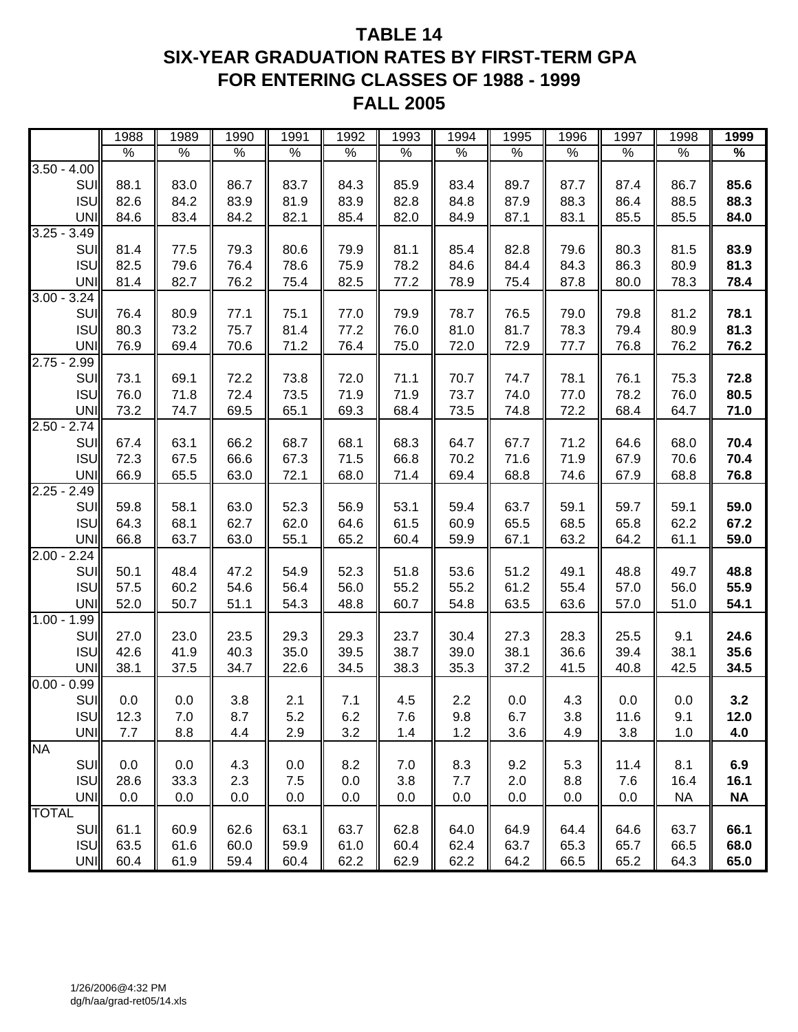# TABLE 14
# SIX-YEAR GRADUATION RATES BY FIRST-TERM GPA FOR ENTERING CLASSES OF 1988 - 1999
# FALL 2005

| | 1988 | 1989 | 1990 | 1991 | 1992 | 1993 | 1994 | 1995 | 1996 | 1997 | 1998 | **1999** |
|---|---|---|---|---|---|---|---|---|---|---|---|---|
| | % | % | % | % | % | % | % | % | % | % | % | **%** |
| 3.50 - 4.00 | | | | | | | | | | | | |
| SUI | 88.1 | 83.0 | 86.7 | 83.7 | 84.3 | 85.9 | 83.4 | 89.7 | 87.7 | 87.4 | 86.7 | **85.6** |
| ISU | 82.6 | 84.2 | 83.9 | 81.9 | 83.9 | 82.8 | 84.8 | 87.9 | 88.3 | 86.4 | 88.5 | **88.3** |
| UNI | 84.6 | 83.4 | 84.2 | 82.1 | 85.4 | 82.0 | 84.9 | 87.1 | 83.1 | 85.5 | 85.5 | **84.0** |
| 3.25 - 3.49 | | | | | | | | | | | | |
| SUI | 81.4 | 77.5 | 79.3 | 80.6 | 79.9 | 81.1 | 85.4 | 82.8 | 79.6 | 80.3 | 81.5 | **83.9** |
| ISU | 82.5 | 79.6 | 76.4 | 78.6 | 75.9 | 78.2 | 84.6 | 84.4 | 84.3 | 86.3 | 80.9 | **81.3** |
| UNI | 81.4 | 82.7 | 76.2 | 75.4 | 82.5 | 77.2 | 78.9 | 75.4 | 87.8 | 80.0 | 78.3 | **78.4** |
| 3.00 - 3.24 | | | | | | | | | | | | |
| SUI | 76.4 | 80.9 | 77.1 | 75.1 | 77.0 | 79.9 | 78.7 | 76.5 | 79.0 | 79.8 | 81.2 | **78.1** |
| ISU | 80.3 | 73.2 | 75.7 | 81.4 | 77.2 | 76.0 | 81.0 | 81.7 | 78.3 | 79.4 | 80.9 | **81.3** |
| UNI | 76.9 | 69.4 | 70.6 | 71.2 | 76.4 | 75.0 | 72.0 | 72.9 | 77.7 | 76.8 | 76.2 | **76.2** |
| 2.75 - 2.99 | | | | | | | | | | | | |
| SUI | 73.1 | 69.1 | 72.2 | 73.8 | 72.0 | 71.1 | 70.7 | 74.7 | 78.1 | 76.1 | 75.3 | **72.8** |
| ISU | 76.0 | 71.8 | 72.4 | 73.5 | 71.9 | 71.9 | 73.7 | 74.0 | 77.0 | 78.2 | 76.0 | **80.5** |
| UNI | 73.2 | 74.7 | 69.5 | 65.1 | 69.3 | 68.4 | 73.5 | 74.8 | 72.2 | 68.4 | 64.7 | **71.0** |
| 2.50 - 2.74 | | | | | | | | | | | | |
| SUI | 67.4 | 63.1 | 66.2 | 68.7 | 68.1 | 68.3 | 64.7 | 67.7 | 71.2 | 64.6 | 68.0 | **70.4** |
| ISU | 72.3 | 67.5 | 66.6 | 67.3 | 71.5 | 66.8 | 70.2 | 71.6 | 71.9 | 67.9 | 70.6 | **70.4** |
| UNI | 66.9 | 65.5 | 63.0 | 72.1 | 68.0 | 71.4 | 69.4 | 68.8 | 74.6 | 67.9 | 68.8 | **76.8** |
| 2.25 - 2.49 | | | | | | | | | | | | |
| SUI | 59.8 | 58.1 | 63.0 | 52.3 | 56.9 | 53.1 | 59.4 | 63.7 | 59.1 | 59.7 | 59.1 | **59.0** |
| ISU | 64.3 | 68.1 | 62.7 | 62.0 | 64.6 | 61.5 | 60.9 | 65.5 | 68.5 | 65.8 | 62.2 | **67.2** |
| UNI | 66.8 | 63.7 | 63.0 | 55.1 | 65.2 | 60.4 | 59.9 | 67.1 | 63.2 | 64.2 | 61.1 | **59.0** |
| 2.00 - 2.24 | | | | | | | | | | | | |
| SUI | 50.1 | 48.4 | 47.2 | 54.9 | 52.3 | 51.8 | 53.6 | 51.2 | 49.1 | 48.8 | 49.7 | **48.8** |
| ISU | 57.5 | 60.2 | 54.6 | 56.4 | 56.0 | 55.2 | 55.2 | 61.2 | 55.4 | 57.0 | 56.0 | **55.9** |
| UNI | 52.0 | 50.7 | 51.1 | 54.3 | 48.8 | 60.7 | 54.8 | 63.5 | 63.6 | 57.0 | 51.0 | **54.1** |
| 1.00 - 1.99 | | | | | | | | | | | | |
| SUI | 27.0 | 23.0 | 23.5 | 29.3 | 29.3 | 23.7 | 30.4 | 27.3 | 28.3 | 25.5 | 9.1 | **24.6** |
| ISU | 42.6 | 41.9 | 40.3 | 35.0 | 39.5 | 38.7 | 39.0 | 38.1 | 36.6 | 39.4 | 38.1 | **35.6** |
| UNI | 38.1 | 37.5 | 34.7 | 22.6 | 34.5 | 38.3 | 35.3 | 37.2 | 41.5 | 40.8 | 42.5 | **34.5** |
| 0.00 - 0.99 | | | | | | | | | | | | |
| SUI | 0.0 | 0.0 | 3.8 | 2.1 | 7.1 | 4.5 | 2.2 | 0.0 | 4.3 | 0.0 | 0.0 | **3.2** |
| ISU | 12.3 | 7.0 | 8.7 | 5.2 | 6.2 | 7.6 | 9.8 | 6.7 | 3.8 | 11.6 | 9.1 | **12.0** |
| UNI | 7.7 | 8.8 | 4.4 | 2.9 | 3.2 | 1.4 | 1.2 | 3.6 | 4.9 | 3.8 | 1.0 | **4.0** |
| NA | | | | | | | | | | | | |
| SUI | 0.0 | 0.0 | 4.3 | 0.0 | 8.2 | 7.0 | 8.3 | 9.2 | 5.3 | 11.4 | 8.1 | **6.9** |
| ISU | 28.6 | 33.3 | 2.3 | 7.5 | 0.0 | 3.8 | 7.7 | 2.0 | 8.8 | 7.6 | 16.4 | **16.1** |
| UNI | 0.0 | 0.0 | 0.0 | 0.0 | 0.0 | 0.0 | 0.0 | 0.0 | 0.0 | 0.0 | NA | **NA** |
| TOTAL | | | | | | | | | | | | |
| SUI | 61.1 | 60.9 | 62.6 | 63.1 | 63.7 | 62.8 | 64.0 | 64.9 | 64.4 | 64.6 | 63.7 | **66.1** |
| ISU | 63.5 | 61.6 | 60.0 | 59.9 | 61.0 | 60.4 | 62.4 | 63.7 | 65.3 | 65.7 | 66.5 | **68.0** |
| UNI | 60.4 | 61.9 | 59.4 | 60.4 | 62.2 | 62.9 | 62.2 | 64.2 | 66.5 | 65.2 | 64.3 | **65.0** |

1/26/2006@4:32 PM
dg/h/aa/grad-ret05/14.xls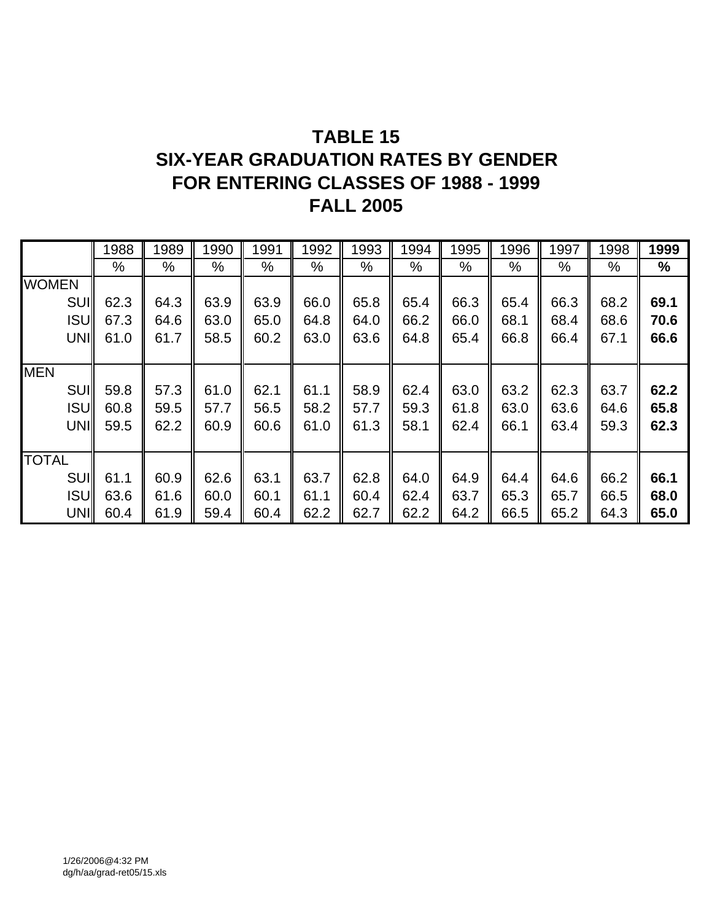# TABLE 15
# SIX-YEAR GRADUATION RATES BY GENDER
# FOR ENTERING CLASSES OF 1988 - 1999
# FALL 2005

| | 1988 | 1989 | 1990 | 1991 | 1992 | 1993 | 1994 | 1995 | 1996 | 1997 | 1998 | **1999** |
|---|---|---|---|---|---|---|---|---|---|---|---|---|
| | % | % | % | % | % | % | % | % | % | % | % | **%** |
| WOMEN | | | | | | | | | | | | |
| SUI | 62.3 | 64.3 | 63.9 | 63.9 | 66.0 | 65.8 | 65.4 | 66.3 | 65.4 | 66.3 | 68.2 | **69.1** |
| ISU | 67.3 | 64.6 | 63.0 | 65.0 | 64.8 | 64.0 | 66.2 | 66.0 | 68.1 | 68.4 | 68.6 | **70.6** |
| UNI | 61.0 | 61.7 | 58.5 | 60.2 | 63.0 | 63.6 | 64.8 | 65.4 | 66.8 | 66.4 | 67.1 | **66.6** |
| MEN | | | | | | | | | | | | |
| SUI | 59.8 | 57.3 | 61.0 | 62.1 | 61.1 | 58.9 | 62.4 | 63.0 | 63.2 | 62.3 | 63.7 | **62.2** |
| ISU | 60.8 | 59.5 | 57.7 | 56.5 | 58.2 | 57.7 | 59.3 | 61.8 | 63.0 | 63.6 | 64.6 | **65.8** |
| UNI | 59.5 | 62.2 | 60.9 | 60.6 | 61.0 | 61.3 | 58.1 | 62.4 | 66.1 | 63.4 | 59.3 | **62.3** |
| TOTAL | | | | | | | | | | | | |
| SUI | 61.1 | 60.9 | 62.6 | 63.1 | 63.7 | 62.8 | 64.0 | 64.9 | 64.4 | 64.6 | 66.2 | **66.1** |
| ISU | 63.6 | 61.6 | 60.0 | 60.1 | 61.1 | 60.4 | 62.4 | 63.7 | 65.3 | 65.7 | 66.5 | **68.0** |
| UNI | 60.4 | 61.9 | 59.4 | 60.4 | 62.2 | 62.7 | 62.2 | 64.2 | 66.5 | 65.2 | 64.3 | **65.0** |

1/26/2006@4:32 PM
dg/h/aa/grad-ret05/15.xls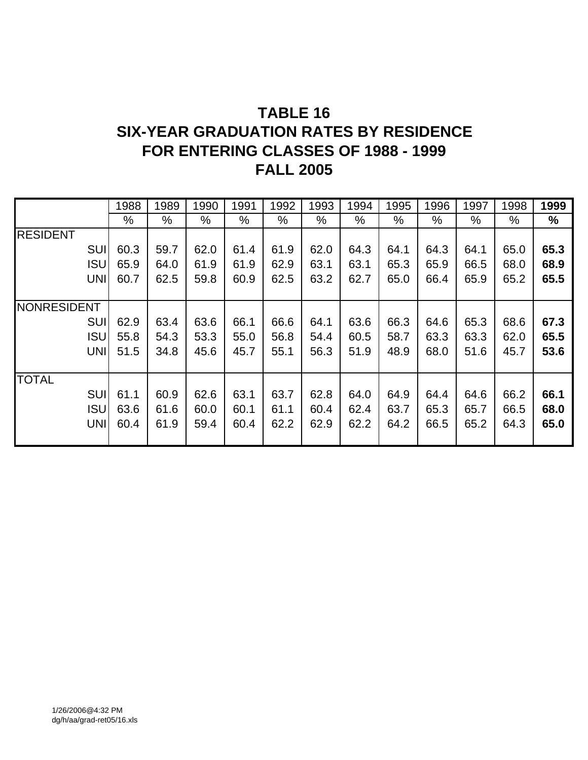# TABLE 16
# SIX-YEAR GRADUATION RATES BY RESIDENCE
# FOR ENTERING CLASSES OF 1988 - 1999
# FALL 2005

| | 1988 | 1989 | 1990 | 1991 | 1992 | 1993 | 1994 | 1995 | 1996 | 1997 | 1998 | **1999** |
|---|---|---|---|---|---|---|---|---|---|---|---|---|
| | % | % | % | % | % | % | % | % | % | % | % | **%** |
| RESIDENT | | | | | | | | | | | | |
| SUI | 60.3 | 59.7 | 62.0 | 61.4 | 61.9 | 62.0 | 64.3 | 64.1 | 64.3 | 64.1 | 65.0 | **65.3** |
| ISU | 65.9 | 64.0 | 61.9 | 61.9 | 62.9 | 63.1 | 63.1 | 65.3 | 65.9 | 66.5 | 68.0 | **68.9** |
| UNI | 60.7 | 62.5 | 59.8 | 60.9 | 62.5 | 63.2 | 62.7 | 65.0 | 66.4 | 65.9 | 65.2 | **65.5** |
| NONRESIDENT | | | | | | | | | | | | |
| SUI | 62.9 | 63.4 | 63.6 | 66.1 | 66.6 | 64.1 | 63.6 | 66.3 | 64.6 | 65.3 | 68.6 | **67.3** |
| ISU | 55.8 | 54.3 | 53.3 | 55.0 | 56.8 | 54.4 | 60.5 | 58.7 | 63.3 | 63.3 | 62.0 | **65.5** |
| UNI | 51.5 | 34.8 | 45.6 | 45.7 | 55.1 | 56.3 | 51.9 | 48.9 | 68.0 | 51.6 | 45.7 | **53.6** |
| TOTAL | | | | | | | | | | | | |
| SUI | 61.1 | 60.9 | 62.6 | 63.1 | 63.7 | 62.8 | 64.0 | 64.9 | 64.4 | 64.6 | 66.2 | **66.1** |
| ISU | 63.6 | 61.6 | 60.0 | 60.1 | 61.1 | 60.4 | 62.4 | 63.7 | 65.3 | 65.7 | 66.5 | **68.0** |
| UNI | 60.4 | 61.9 | 59.4 | 60.4 | 62.2 | 62.9 | 62.2 | 64.2 | 66.5 | 65.2 | 64.3 | **65.0** |

1/26/2006@4:32 PM
dg/h/aa/grad-ret05/16.xls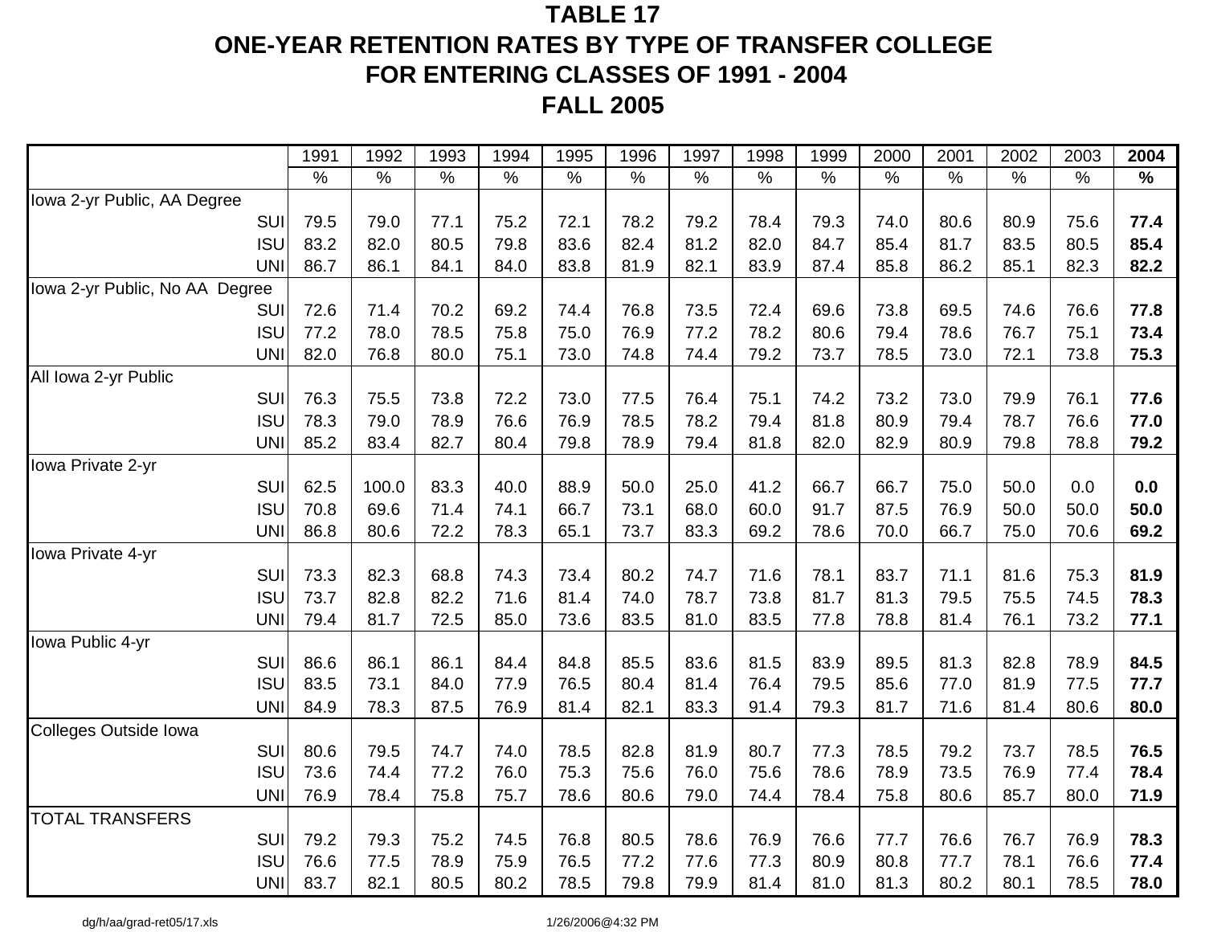# TABLE 17
# ONE-YEAR RETENTION RATES BY TYPE OF TRANSFER COLLEGE
# FOR ENTERING CLASSES OF 1991 - 2004
# FALL 2005

| | 1991 | 1992 | 1993 | 1994 | 1995 | 1996 | 1997 | 1998 | 1999 | 2000 | 2001 | 2002 | 2003 | **2004** |
|---|---|---|---|---|---|---|---|---|---|---|---|---|---|---|
| | % | % | % | % | % | % | % | % | % | % | % | % | % | **%** |
| Iowa 2-yr Public, AA Degree | | | | | | | | | | | | | | |
| SUI | 79.5 | 79.0 | 77.1 | 75.2 | 72.1 | 78.2 | 79.2 | 78.4 | 79.3 | 74.0 | 80.6 | 80.9 | 75.6 | **77.4** |
| ISU | 83.2 | 82.0 | 80.5 | 79.8 | 83.6 | 82.4 | 81.2 | 82.0 | 84.7 | 85.4 | 81.7 | 83.5 | 80.5 | **85.4** |
| UNI | 86.7 | 86.1 | 84.1 | 84.0 | 83.8 | 81.9 | 82.1 | 83.9 | 87.4 | 85.8 | 86.2 | 85.1 | 82.3 | **82.2** |
| Iowa 2-yr Public, No AA Degree | | | | | | | | | | | | | | |
| SUI | 72.6 | 71.4 | 70.2 | 69.2 | 74.4 | 76.8 | 73.5 | 72.4 | 69.6 | 73.8 | 69.5 | 74.6 | 76.6 | **77.8** |
| ISU | 77.2 | 78.0 | 78.5 | 75.8 | 75.0 | 76.9 | 77.2 | 78.2 | 80.6 | 79.4 | 78.6 | 76.7 | 75.1 | **73.4** |
| UNI | 82.0 | 76.8 | 80.0 | 75.1 | 73.0 | 74.8 | 74.4 | 79.2 | 73.7 | 78.5 | 73.0 | 72.1 | 73.8 | **75.3** |
| All Iowa 2-yr Public | | | | | | | | | | | | | | |
| SUI | 76.3 | 75.5 | 73.8 | 72.2 | 73.0 | 77.5 | 76.4 | 75.1 | 74.2 | 73.2 | 73.0 | 79.9 | 76.1 | **77.6** |
| ISU | 78.3 | 79.0 | 78.9 | 76.6 | 76.9 | 78.5 | 78.2 | 79.4 | 81.8 | 80.9 | 79.4 | 78.7 | 76.6 | **77.0** |
| UNI | 85.2 | 83.4 | 82.7 | 80.4 | 79.8 | 78.9 | 79.4 | 81.8 | 82.0 | 82.9 | 80.9 | 79.8 | 78.8 | **79.2** |
| Iowa Private 2-yr | | | | | | | | | | | | | | |
| SUI | 62.5 | 100.0 | 83.3 | 40.0 | 88.9 | 50.0 | 25.0 | 41.2 | 66.7 | 66.7 | 75.0 | 50.0 | 0.0 | **0.0** |
| ISU | 70.8 | 69.6 | 71.4 | 74.1 | 66.7 | 73.1 | 68.0 | 60.0 | 91.7 | 87.5 | 76.9 | 50.0 | 50.0 | **50.0** |
| UNI | 86.8 | 80.6 | 72.2 | 78.3 | 65.1 | 73.7 | 83.3 | 69.2 | 78.6 | 70.0 | 66.7 | 75.0 | 70.6 | **69.2** |
| Iowa Private 4-yr | | | | | | | | | | | | | | |
| SUI | 73.3 | 82.3 | 68.8 | 74.3 | 73.4 | 80.2 | 74.7 | 71.6 | 78.1 | 83.7 | 71.1 | 81.6 | 75.3 | **81.9** |
| ISU | 73.7 | 82.8 | 82.2 | 71.6 | 81.4 | 74.0 | 78.7 | 73.8 | 81.7 | 81.3 | 79.5 | 75.5 | 74.5 | **78.3** |
| UNI | 79.4 | 81.7 | 72.5 | 85.0 | 73.6 | 83.5 | 81.0 | 83.5 | 77.8 | 78.8 | 81.4 | 76.1 | 73.2 | **77.1** |
| Iowa Public 4-yr | | | | | | | | | | | | | | |
| SUI | 86.6 | 86.1 | 86.1 | 84.4 | 84.8 | 85.5 | 83.6 | 81.5 | 83.9 | 89.5 | 81.3 | 82.8 | 78.9 | **84.5** |
| ISU | 83.5 | 73.1 | 84.0 | 77.9 | 76.5 | 80.4 | 81.4 | 76.4 | 79.5 | 85.6 | 77.0 | 81.9 | 77.5 | **77.7** |
| UNI | 84.9 | 78.3 | 87.5 | 76.9 | 81.4 | 82.1 | 83.3 | 91.4 | 79.3 | 81.7 | 71.6 | 81.4 | 80.6 | **80.0** |
| Colleges Outside Iowa | | | | | | | | | | | | | | |
| SUI | 80.6 | 79.5 | 74.7 | 74.0 | 78.5 | 82.8 | 81.9 | 80.7 | 77.3 | 78.5 | 79.2 | 73.7 | 78.5 | **76.5** |
| ISU | 73.6 | 74.4 | 77.2 | 76.0 | 75.3 | 75.6 | 76.0 | 75.6 | 78.6 | 78.9 | 73.5 | 76.9 | 77.4 | **78.4** |
| UNI | 76.9 | 78.4 | 75.8 | 75.7 | 78.6 | 80.6 | 79.0 | 74.4 | 78.4 | 75.8 | 80.6 | 85.7 | 80.0 | **71.9** |
| TOTAL TRANSFERS | | | | | | | | | | | | | | |
| SUI | 79.2 | 79.3 | 75.2 | 74.5 | 76.8 | 80.5 | 78.6 | 76.9 | 76.6 | 77.7 | 76.6 | 76.7 | 76.9 | **78.3** |
| ISU | 76.6 | 77.5 | 78.9 | 75.9 | 76.5 | 77.2 | 77.6 | 77.3 | 80.9 | 80.8 | 77.7 | 78.1 | 76.6 | **77.4** |
| UNI | 83.7 | 82.1 | 80.5 | 80.2 | 78.5 | 79.8 | 79.9 | 81.4 | 81.0 | 81.3 | 80.2 | 80.1 | 78.5 | **78.0** |

dg/h/aa/grad-ret05/17.xls 1/26/2006@4:32 PM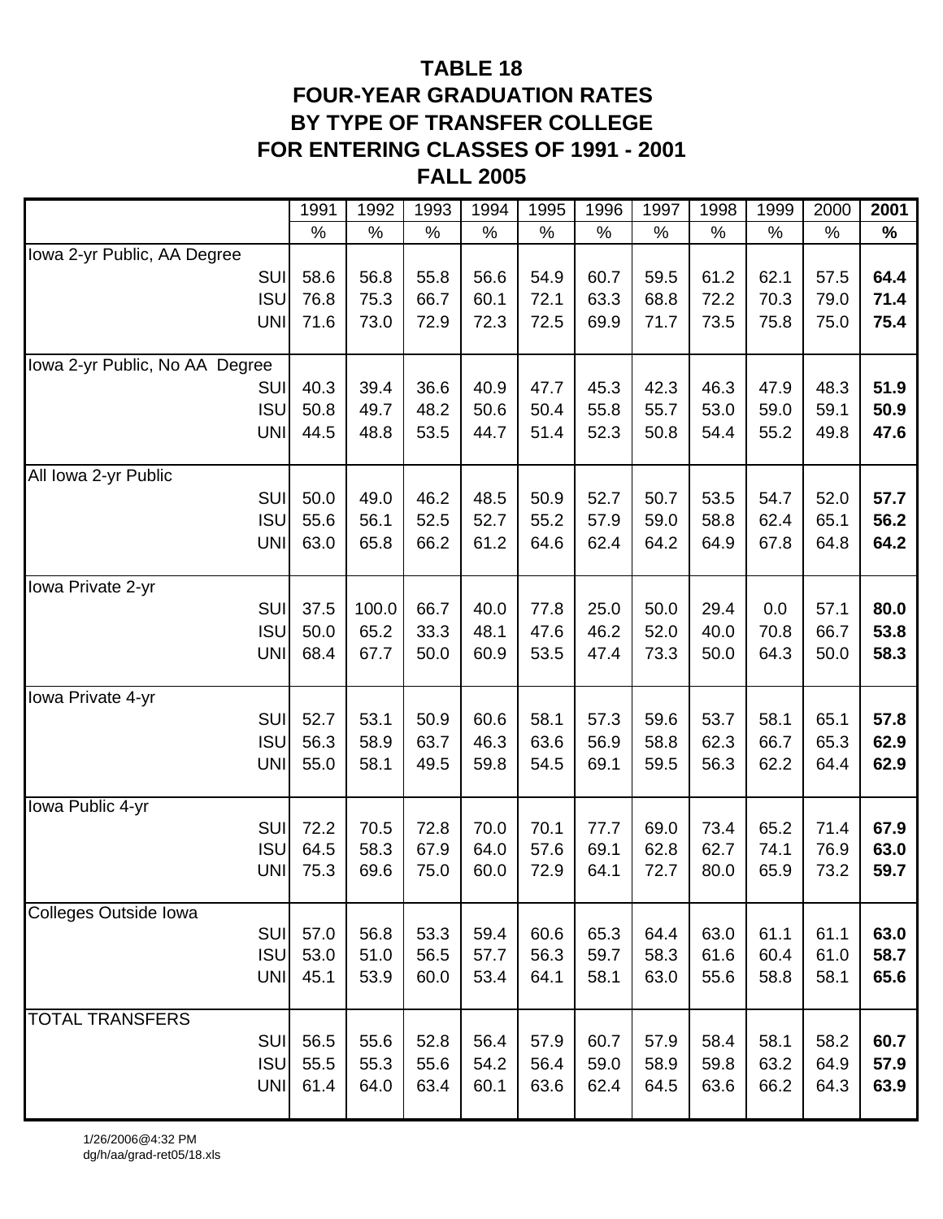# TABLE 18
# FOUR-YEAR GRADUATION RATES
# BY TYPE OF TRANSFER COLLEGE
# FOR ENTERING CLASSES OF 1991 - 2001
# FALL 2005

| | 1991 | 1992 | 1993 | 1994 | 1995 | 1996 | 1997 | 1998 | 1999 | 2000 | **2001** |
|---|---|---|---|---|---|---|---|---|---|---|---|
| | % | % | % | % | % | % | % | % | % | % | **%** |
| Iowa 2-yr Public, AA Degree | | | | | | | | | | | |
| SUI | 58.6 | 56.8 | 55.8 | 56.6 | 54.9 | 60.7 | 59.5 | 61.2 | 62.1 | 57.5 | **64.4** |
| ISU | 76.8 | 75.3 | 66.7 | 60.1 | 72.1 | 63.3 | 68.8 | 72.2 | 70.3 | 79.0 | **71.4** |
| UNI | 71.6 | 73.0 | 72.9 | 72.3 | 72.5 | 69.9 | 71.7 | 73.5 | 75.8 | 75.0 | **75.4** |
| Iowa 2-yr Public, No AA Degree | | | | | | | | | | | |
| SUI | 40.3 | 39.4 | 36.6 | 40.9 | 47.7 | 45.3 | 42.3 | 46.3 | 47.9 | 48.3 | **51.9** |
| ISU | 50.8 | 49.7 | 48.2 | 50.6 | 50.4 | 55.8 | 55.7 | 53.0 | 59.0 | 59.1 | **50.9** |
| UNI | 44.5 | 48.8 | 53.5 | 44.7 | 51.4 | 52.3 | 50.8 | 54.4 | 55.2 | 49.8 | **47.6** |
| All Iowa 2-yr Public | | | | | | | | | | | |
| SUI | 50.0 | 49.0 | 46.2 | 48.5 | 50.9 | 52.7 | 50.7 | 53.5 | 54.7 | 52.0 | **57.7** |
| ISU | 55.6 | 56.1 | 52.5 | 52.7 | 55.2 | 57.9 | 59.0 | 58.8 | 62.4 | 65.1 | **56.2** |
| UNI | 63.0 | 65.8 | 66.2 | 61.2 | 64.6 | 62.4 | 64.2 | 64.9 | 67.8 | 64.8 | **64.2** |
| Iowa Private 2-yr | | | | | | | | | | | |
| SUI | 37.5 | 100.0 | 66.7 | 40.0 | 77.8 | 25.0 | 50.0 | 29.4 | 0.0 | 57.1 | **80.0** |
| ISU | 50.0 | 65.2 | 33.3 | 48.1 | 47.6 | 46.2 | 52.0 | 40.0 | 70.8 | 66.7 | **53.8** |
| UNI | 68.4 | 67.7 | 50.0 | 60.9 | 53.5 | 47.4 | 73.3 | 50.0 | 64.3 | 50.0 | **58.3** |
| Iowa Private 4-yr | | | | | | | | | | | |
| SUI | 52.7 | 53.1 | 50.9 | 60.6 | 58.1 | 57.3 | 59.6 | 53.7 | 58.1 | 65.1 | **57.8** |
| ISU | 56.3 | 58.9 | 63.7 | 46.3 | 63.6 | 56.9 | 58.8 | 62.3 | 66.7 | 65.3 | **62.9** |
| UNI | 55.0 | 58.1 | 49.5 | 59.8 | 54.5 | 69.1 | 59.5 | 56.3 | 62.2 | 64.4 | **62.9** |
| Iowa Public 4-yr | | | | | | | | | | | |
| SUI | 72.2 | 70.5 | 72.8 | 70.0 | 70.1 | 77.7 | 69.0 | 73.4 | 65.2 | 71.4 | **67.9** |
| ISU | 64.5 | 58.3 | 67.9 | 64.0 | 57.6 | 69.1 | 62.8 | 62.7 | 74.1 | 76.9 | **63.0** |
| UNI | 75.3 | 69.6 | 75.0 | 60.0 | 72.9 | 64.1 | 72.7 | 80.0 | 65.9 | 73.2 | **59.7** |
| Colleges Outside Iowa | | | | | | | | | | | |
| SUI | 57.0 | 56.8 | 53.3 | 59.4 | 60.6 | 65.3 | 64.4 | 63.0 | 61.1 | 61.1 | **63.0** |
| ISU | 53.0 | 51.0 | 56.5 | 57.7 | 56.3 | 59.7 | 58.3 | 61.6 | 60.4 | 61.0 | **58.7** |
| UNI | 45.1 | 53.9 | 60.0 | 53.4 | 64.1 | 58.1 | 63.0 | 55.6 | 58.8 | 58.1 | **65.6** |
| TOTAL TRANSFERS | | | | | | | | | | | |
| SUI | 56.5 | 55.6 | 52.8 | 56.4 | 57.9 | 60.7 | 57.9 | 58.4 | 58.1 | 58.2 | **60.7** |
| ISU | 55.5 | 55.3 | 55.6 | 54.2 | 56.4 | 59.0 | 58.9 | 59.8 | 63.2 | 64.9 | **57.9** |
| UNI | 61.4 | 64.0 | 63.4 | 60.1 | 63.6 | 62.4 | 64.5 | 63.6 | 66.2 | 64.3 | **63.9** |

1/26/2006@4:32 PM
dg/h/aa/grad-ret05/18.xls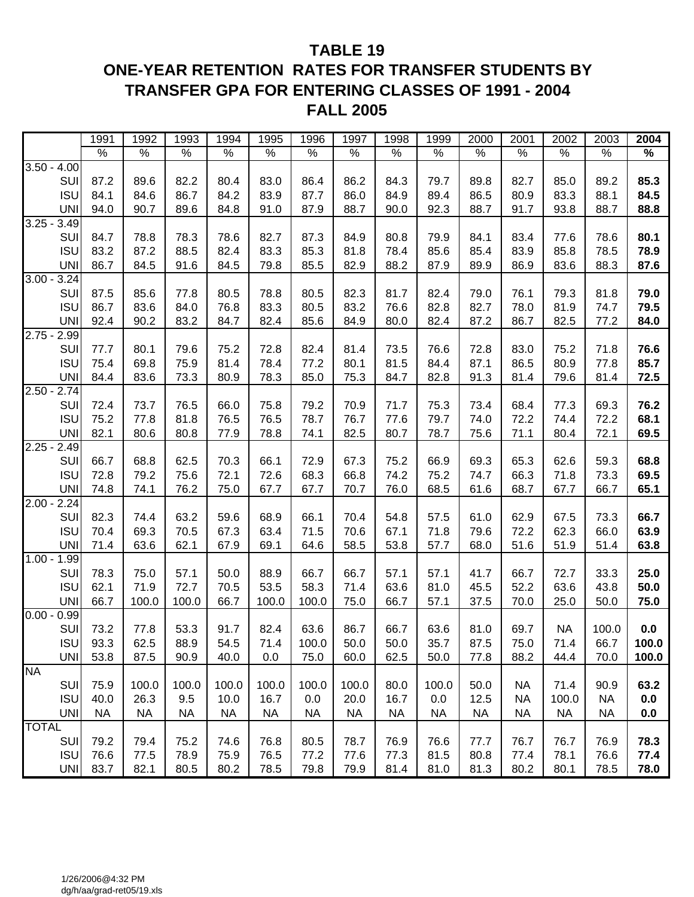# TABLE 19
## ONE-YEAR RETENTION RATES FOR TRANSFER STUDENTS BY TRANSFER GPA FOR ENTERING CLASSES OF 1991 - 2004
## FALL 2005

| | 1991 | 1992 | 1993 | 1994 | 1995 | 1996 | 1997 | 1998 | 1999 | 2000 | 2001 | 2002 | 2003 | **2004** |
|---|---|---|---|---|---|---|---|---|---|---|---|---|---|---|
| | % | % | % | % | % | % | % | % | % | % | % | % | % | **%** |
| 3.50 - 4.00 | | | | | | | | | | | | | | |
| SUI | 87.2 | 89.6 | 82.2 | 80.4 | 83.0 | 86.4 | 86.2 | 84.3 | 79.7 | 89.8 | 82.7 | 85.0 | 89.2 | **85.3** |
| ISU | 84.1 | 84.6 | 86.7 | 84.2 | 83.9 | 87.7 | 86.0 | 84.9 | 89.4 | 86.5 | 80.9 | 83.3 | 88.1 | **84.5** |
| UNI | 94.0 | 90.7 | 89.6 | 84.8 | 91.0 | 87.9 | 88.7 | 90.0 | 92.3 | 88.7 | 91.7 | 93.8 | 88.7 | **88.8** |
| 3.25 - 3.49 | | | | | | | | | | | | | | |
| SUI | 84.7 | 78.8 | 78.3 | 78.6 | 82.7 | 87.3 | 84.9 | 80.8 | 79.9 | 84.1 | 83.4 | 77.6 | 78.6 | **80.1** |
| ISU | 83.2 | 87.2 | 88.5 | 82.4 | 83.3 | 85.3 | 81.8 | 78.4 | 85.6 | 85.4 | 83.9 | 85.8 | 78.5 | **78.9** |
| UNI | 86.7 | 84.5 | 91.6 | 84.5 | 79.8 | 85.5 | 82.9 | 88.2 | 87.9 | 89.9 | 86.9 | 83.6 | 88.3 | **87.6** |
| 3.00 - 3.24 | | | | | | | | | | | | | | |
| SUI | 87.5 | 85.6 | 77.8 | 80.5 | 78.8 | 80.5 | 82.3 | 81.7 | 82.4 | 79.0 | 76.1 | 79.3 | 81.8 | **79.0** |
| ISU | 86.7 | 83.6 | 84.0 | 76.8 | 83.3 | 80.5 | 83.2 | 76.6 | 82.8 | 82.7 | 78.0 | 81.9 | 74.7 | **79.5** |
| UNI | 92.4 | 90.2 | 83.2 | 84.7 | 82.4 | 85.6 | 84.9 | 80.0 | 82.4 | 87.2 | 86.7 | 82.5 | 77.2 | **84.0** |
| 2.75 - 2.99 | | | | | | | | | | | | | | |
| SUI | 77.7 | 80.1 | 79.6 | 75.2 | 72.8 | 82.4 | 81.4 | 73.5 | 76.6 | 72.8 | 83.0 | 75.2 | 71.8 | **76.6** |
| ISU | 75.4 | 69.8 | 75.9 | 81.4 | 78.4 | 77.2 | 80.1 | 81.5 | 84.4 | 87.1 | 86.5 | 80.9 | 77.8 | **85.7** |
| UNI | 84.4 | 83.6 | 73.3 | 80.9 | 78.3 | 85.0 | 75.3 | 84.7 | 82.8 | 91.3 | 81.4 | 79.6 | 81.4 | **72.5** |
| 2.50 - 2.74 | | | | | | | | | | | | | | |
| SUI | 72.4 | 73.7 | 76.5 | 66.0 | 75.8 | 79.2 | 70.9 | 71.7 | 75.3 | 73.4 | 68.4 | 77.3 | 69.3 | **76.2** |
| ISU | 75.2 | 77.8 | 81.8 | 76.5 | 76.5 | 78.7 | 76.7 | 77.6 | 79.7 | 74.0 | 72.2 | 74.4 | 72.2 | **68.1** |
| UNI | 82.1 | 80.6 | 80.8 | 77.9 | 78.8 | 74.1 | 82.5 | 80.7 | 78.7 | 75.6 | 71.1 | 80.4 | 72.1 | **69.5** |
| 2.25 - 2.49 | | | | | | | | | | | | | | |
| SUI | 66.7 | 68.8 | 62.5 | 70.3 | 66.1 | 72.9 | 67.3 | 75.2 | 66.9 | 69.3 | 65.3 | 62.6 | 59.3 | **68.8** |
| ISU | 72.8 | 79.2 | 75.6 | 72.1 | 72.6 | 68.3 | 66.8 | 74.2 | 75.2 | 74.7 | 66.3 | 71.8 | 73.3 | **69.5** |
| UNI | 74.8 | 74.1 | 76.2 | 75.0 | 67.7 | 67.7 | 70.7 | 76.0 | 68.5 | 61.6 | 68.7 | 67.7 | 66.7 | **65.1** |
| 2.00 - 2.24 | | | | | | | | | | | | | | |
| SUI | 82.3 | 74.4 | 63.2 | 59.6 | 68.9 | 66.1 | 70.4 | 54.8 | 57.5 | 61.0 | 62.9 | 67.5 | 73.3 | **66.7** |
| ISU | 70.4 | 69.3 | 70.5 | 67.3 | 63.4 | 71.5 | 70.6 | 67.1 | 71.8 | 79.6 | 72.2 | 62.3 | 66.0 | **63.9** |
| UNI | 71.4 | 63.6 | 62.1 | 67.9 | 69.1 | 64.6 | 58.5 | 53.8 | 57.7 | 68.0 | 51.6 | 51.9 | 51.4 | **63.8** |
| 1.00 - 1.99 | | | | | | | | | | | | | | |
| SUI | 78.3 | 75.0 | 57.1 | 50.0 | 88.9 | 66.7 | 66.7 | 57.1 | 57.1 | 41.7 | 66.7 | 72.7 | 33.3 | **25.0** |
| ISU | 62.1 | 71.9 | 72.7 | 70.5 | 53.5 | 58.3 | 71.4 | 63.6 | 81.0 | 45.5 | 52.2 | 63.6 | 43.8 | **50.0** |
| UNI | 66.7 | 100.0 | 100.0 | 66.7 | 100.0 | 100.0 | 75.0 | 66.7 | 57.1 | 37.5 | 70.0 | 25.0 | 50.0 | **75.0** |
| 0.00 - 0.99 | | | | | | | | | | | | | | |
| SUI | 73.2 | 77.8 | 53.3 | 91.7 | 82.4 | 63.6 | 86.7 | 66.7 | 63.6 | 81.0 | 69.7 | NA | 100.0 | **0.0** |
| ISU | 93.3 | 62.5 | 88.9 | 54.5 | 71.4 | 100.0 | 50.0 | 50.0 | 35.7 | 87.5 | 75.0 | 71.4 | 66.7 | **100.0** |
| UNI | 53.8 | 87.5 | 90.9 | 40.0 | 0.0 | 75.0 | 60.0 | 62.5 | 50.0 | 77.8 | 88.2 | 44.4 | 70.0 | **100.0** |
| NA | | | | | | | | | | | | | | |
| SUI | 75.9 | 100.0 | 100.0 | 100.0 | 100.0 | 100.0 | 100.0 | 80.0 | 100.0 | 50.0 | NA | 71.4 | 90.9 | **63.2** |
| ISU | 40.0 | 26.3 | 9.5 | 10.0 | 16.7 | 0.0 | 20.0 | 16.7 | 0.0 | 12.5 | NA | 100.0 | NA | **0.0** |
| UNI | NA | NA | NA | NA | NA | NA | NA | NA | NA | NA | NA | NA | NA | **0.0** |
| TOTAL | | | | | | | | | | | | | | |
| SUI | 79.2 | 79.4 | 75.2 | 74.6 | 76.8 | 80.5 | 78.7 | 76.9 | 76.6 | 77.7 | 76.7 | 76.7 | 76.9 | **78.3** |
| ISU | 76.6 | 77.5 | 78.9 | 75.9 | 76.5 | 77.2 | 77.6 | 77.3 | 81.5 | 80.8 | 77.4 | 78.1 | 76.6 | **77.4** |
| UNI | 83.7 | 82.1 | 80.5 | 80.2 | 78.5 | 79.8 | 79.9 | 81.4 | 81.0 | 81.3 | 80.2 | 80.1 | 78.5 | **78.0** |

1/26/2006@4:32 PM
dg/h/aa/grad-ret05/19.xls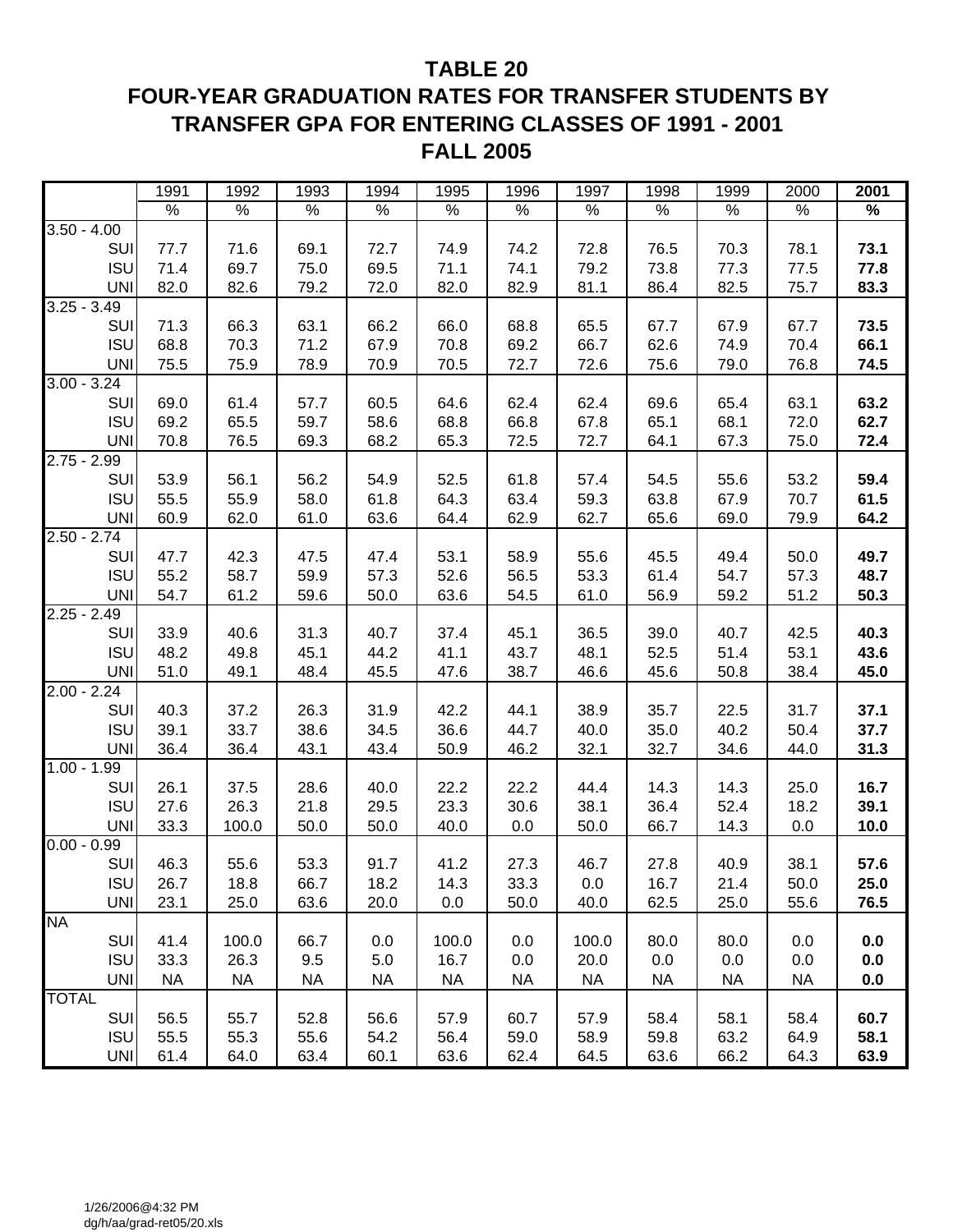# TABLE 20
## FOUR-YEAR GRADUATION RATES FOR TRANSFER STUDENTS BY TRANSFER GPA FOR ENTERING CLASSES OF 1991 - 2001
## FALL 2005

| | 1991 | 1992 | 1993 | 1994 | 1995 | 1996 | 1997 | 1998 | 1999 | 2000 | **2001** |
|---|---|---|---|---|---|---|---|---|---|---|---|
| | % | % | % | % | % | % | % | % | % | % | **%** |
| 3.50 - 4.00 | | | | | | | | | | | |
| SUI | 77.7 | 71.6 | 69.1 | 72.7 | 74.9 | 74.2 | 72.8 | 76.5 | 70.3 | 78.1 | **73.1** |
| ISU | 71.4 | 69.7 | 75.0 | 69.5 | 71.1 | 74.1 | 79.2 | 73.8 | 77.3 | 77.5 | **77.8** |
| UNI | 82.0 | 82.6 | 79.2 | 72.0 | 82.0 | 82.9 | 81.1 | 86.4 | 82.5 | 75.7 | **83.3** |
| 3.25 - 3.49 | | | | | | | | | | | |
| SUI | 71.3 | 66.3 | 63.1 | 66.2 | 66.0 | 68.8 | 65.5 | 67.7 | 67.9 | 67.7 | **73.5** |
| ISU | 68.8 | 70.3 | 71.2 | 67.9 | 70.8 | 69.2 | 66.7 | 62.6 | 74.9 | 70.4 | **66.1** |
| UNI | 75.5 | 75.9 | 78.9 | 70.9 | 70.5 | 72.7 | 72.6 | 75.6 | 79.0 | 76.8 | **74.5** |
| 3.00 - 3.24 | | | | | | | | | | | |
| SUI | 69.0 | 61.4 | 57.7 | 60.5 | 64.6 | 62.4 | 62.4 | 69.6 | 65.4 | 63.1 | **63.2** |
| ISU | 69.2 | 65.5 | 59.7 | 58.6 | 68.8 | 66.8 | 67.8 | 65.1 | 68.1 | 72.0 | **62.7** |
| UNI | 70.8 | 76.5 | 69.3 | 68.2 | 65.3 | 72.5 | 72.7 | 64.1 | 67.3 | 75.0 | **72.4** |
| 2.75 - 2.99 | | | | | | | | | | | |
| SUI | 53.9 | 56.1 | 56.2 | 54.9 | 52.5 | 61.8 | 57.4 | 54.5 | 55.6 | 53.2 | **59.4** |
| ISU | 55.5 | 55.9 | 58.0 | 61.8 | 64.3 | 63.4 | 59.3 | 63.8 | 67.9 | 70.7 | **61.5** |
| UNI | 60.9 | 62.0 | 61.0 | 63.6 | 64.4 | 62.9 | 62.7 | 65.6 | 69.0 | 79.9 | **64.2** |
| 2.50 - 2.74 | | | | | | | | | | | |
| SUI | 47.7 | 42.3 | 47.5 | 47.4 | 53.1 | 58.9 | 55.6 | 45.5 | 49.4 | 50.0 | **49.7** |
| ISU | 55.2 | 58.7 | 59.9 | 57.3 | 52.6 | 56.5 | 53.3 | 61.4 | 54.7 | 57.3 | **48.7** |
| UNI | 54.7 | 61.2 | 59.6 | 50.0 | 63.6 | 54.5 | 61.0 | 56.9 | 59.2 | 51.2 | **50.3** |
| 2.25 - 2.49 | | | | | | | | | | | |
| SUI | 33.9 | 40.6 | 31.3 | 40.7 | 37.4 | 45.1 | 36.5 | 39.0 | 40.7 | 42.5 | **40.3** |
| ISU | 48.2 | 49.8 | 45.1 | 44.2 | 41.1 | 43.7 | 48.1 | 52.5 | 51.4 | 53.1 | **43.6** |
| UNI | 51.0 | 49.1 | 48.4 | 45.5 | 47.6 | 38.7 | 46.6 | 45.6 | 50.8 | 38.4 | **45.0** |
| 2.00 - 2.24 | | | | | | | | | | | |
| SUI | 40.3 | 37.2 | 26.3 | 31.9 | 42.2 | 44.1 | 38.9 | 35.7 | 22.5 | 31.7 | **37.1** |
| ISU | 39.1 | 33.7 | 38.6 | 34.5 | 36.6 | 44.7 | 40.0 | 35.0 | 40.2 | 50.4 | **37.7** |
| UNI | 36.4 | 36.4 | 43.1 | 43.4 | 50.9 | 46.2 | 32.1 | 32.7 | 34.6 | 44.0 | **31.3** |
| 1.00 - 1.99 | | | | | | | | | | | |
| SUI | 26.1 | 37.5 | 28.6 | 40.0 | 22.2 | 22.2 | 44.4 | 14.3 | 14.3 | 25.0 | **16.7** |
| ISU | 27.6 | 26.3 | 21.8 | 29.5 | 23.3 | 30.6 | 38.1 | 36.4 | 52.4 | 18.2 | **39.1** |
| UNI | 33.3 | 100.0 | 50.0 | 50.0 | 40.0 | 0.0 | 50.0 | 66.7 | 14.3 | 0.0 | **10.0** |
| 0.00 - 0.99 | | | | | | | | | | | |
| SUI | 46.3 | 55.6 | 53.3 | 91.7 | 41.2 | 27.3 | 46.7 | 27.8 | 40.9 | 38.1 | **57.6** |
| ISU | 26.7 | 18.8 | 66.7 | 18.2 | 14.3 | 33.3 | 0.0 | 16.7 | 21.4 | 50.0 | **25.0** |
| UNI | 23.1 | 25.0 | 63.6 | 20.0 | 0.0 | 50.0 | 40.0 | 62.5 | 25.0 | 55.6 | **76.5** |
| NA | | | | | | | | | | | |
| SUI | 41.4 | 100.0 | 66.7 | 0.0 | 100.0 | 0.0 | 100.0 | 80.0 | 80.0 | 0.0 | **0.0** |
| ISU | 33.3 | 26.3 | 9.5 | 5.0 | 16.7 | 0.0 | 20.0 | 0.0 | 0.0 | 0.0 | **0.0** |
| UNI | NA | NA | NA | NA | NA | NA | NA | NA | NA | NA | **0.0** |
| TOTAL | | | | | | | | | | | |
| SUI | 56.5 | 55.7 | 52.8 | 56.6 | 57.9 | 60.7 | 57.9 | 58.4 | 58.1 | 58.4 | **60.7** |
| ISU | 55.5 | 55.3 | 55.6 | 54.2 | 56.4 | 59.0 | 58.9 | 59.8 | 63.2 | 64.9 | **58.1** |
| UNI | 61.4 | 64.0 | 63.4 | 60.1 | 63.6 | 62.4 | 64.5 | 63.6 | 66.2 | 64.3 | **63.9** |

1/26/2006@4:32 PM
dg/h/aa/grad-ret05/20.xls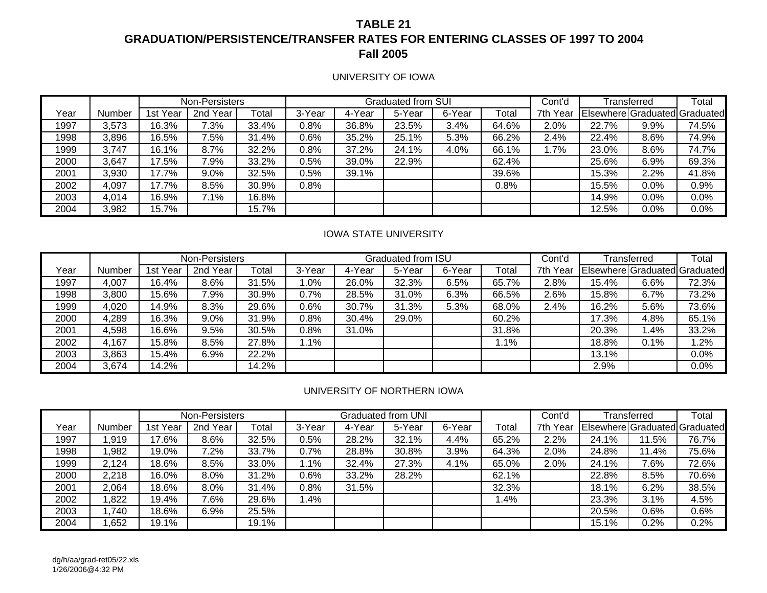# TABLE 21
## GRADUATION/PERSISTENCE/TRANSFER RATES FOR ENTERING CLASSES OF 1997 TO 2004
## Fall 2005

### UNIVERSITY OF IOWA

| | | Non-Persisters | | | Graduated from SUI | | | | | Cont'd | Transferred | | Total |
|---|---|---|---|---|---|---|---|---|---|---|---|---|---|
| Year | Number | 1st Year | 2nd Year | Total | 3-Year | 4-Year | 5-Year | 6-Year | Total | 7th Year | Elsewhere | Graduated | Graduated |
| 1997 | 3,573 | 16.3% | 7.3% | 33.4% | 0.8% | 36.8% | 23.5% | 3.4% | 64.6% | 2.0% | 22.7% | 9.9% | 74.5% |
| 1998 | 3,896 | 16.5% | 7.5% | 31.4% | 0.6% | 35.2% | 25.1% | 5.3% | 66.2% | 2.4% | 22.4% | 8.6% | 74.9% |
| 1999 | 3,747 | 16.1% | 8.7% | 32.2% | 0.8% | 37.2% | 24.1% | 4.0% | 66.1% | 1.7% | 23.0% | 8.6% | 74.7% |
| 2000 | 3,647 | 17.5% | 7.9% | 33.2% | 0.5% | 39.0% | 22.9% | | 62.4% | | 25.6% | 6.9% | 69.3% |
| 2001 | 3,930 | 17.7% | 9.0% | 32.5% | 0.5% | 39.1% | | | 39.6% | | 15.3% | 2.2% | 41.8% |
| 2002 | 4,097 | 17.7% | 8.5% | 30.9% | 0.8% | | | | 0.8% | | 15.5% | 0.0% | 0.9% |
| 2003 | 4,014 | 16.9% | 7.1% | 16.8% | | | | | | | 14.9% | 0.0% | 0.0% |
| 2004 | 3,982 | 15.7% | | 15.7% | | | | | | | 12.5% | 0.0% | 0.0% |

### IOWA STATE UNIVERSITY

| | | Non-Persisters | | | Graduated from ISU | | | | | Cont'd | Transferred | | Total |
|---|---|---|---|---|---|---|---|---|---|---|---|---|---|
| Year | Number | 1st Year | 2nd Year | Total | 3-Year | 4-Year | 5-Year | 6-Year | Total | 7th Year | Elsewhere | Graduated | Graduated |
| 1997 | 4,007 | 16.4% | 8.6% | 31.5% | 1.0% | 26.0% | 32.3% | 6.5% | 65.7% | 2.8% | 15.4% | 6.6% | 72.3% |
| 1998 | 3,800 | 15.6% | 7.9% | 30.9% | 0.7% | 28.5% | 31.0% | 6.3% | 66.5% | 2.6% | 15.8% | 6.7% | 73.2% |
| 1999 | 4,020 | 14.9% | 8.3% | 29.6% | 0.6% | 30.7% | 31.3% | 5.3% | 68.0% | 2.4% | 16.2% | 5.6% | 73.6% |
| 2000 | 4,289 | 16.3% | 9.0% | 31.9% | 0.8% | 30.4% | 29.0% | | 60.2% | | 17.3% | 4.8% | 65.1% |
| 2001 | 4,598 | 16.6% | 9.5% | 30.5% | 0.8% | 31.0% | | | 31.8% | | 20.3% | 1.4% | 33.2% |
| 2002 | 4,167 | 15.8% | 8.5% | 27.8% | 1.1% | | | | 1.1% | | 18.8% | 0.1% | 1.2% |
| 2003 | 3,863 | 15.4% | 6.9% | 22.2% | | | | | | | 13.1% | | 0.0% |
| 2004 | 3,674 | 14.2% | | 14.2% | | | | | | | 2.9% | | 0.0% |

### UNIVERSITY OF NORTHERN IOWA

| | | Non-Persisters | | | Graduated from UNI | | | | | Cont'd | Transferred | | Total |
|---|---|---|---|---|---|---|---|---|---|---|---|---|---|
| Year | Number | 1st Year | 2nd Year | Total | 3-Year | 4-Year | 5-Year | 6-Year | Total | 7th Year | Elsewhere | Graduated | Graduated |
| 1997 | 1,919 | 17.6% | 8.6% | 32.5% | 0.5% | 28.2% | 32.1% | 4.4% | 65.2% | 2.2% | 24.1% | 11.5% | 76.7% |
| 1998 | 1,982 | 19.0% | 7.2% | 33.7% | 0.7% | 28.8% | 30.8% | 3.9% | 64.3% | 2.0% | 24.8% | 11.4% | 75.6% |
| 1999 | 2,124 | 18.6% | 8.5% | 33.0% | 1.1% | 32.4% | 27.3% | 4.1% | 65.0% | 2.0% | 24.1% | 7.6% | 72.6% |
| 2000 | 2,218 | 16.0% | 8.0% | 31.2% | 0.6% | 33.2% | 28.2% | | 62.1% | | 22.8% | 8.5% | 70.6% |
| 2001 | 2,064 | 18.6% | 8.0% | 31.4% | 0.8% | 31.5% | | | 32.3% | | 18.1% | 6.2% | 38.5% |
| 2002 | 1,822 | 19.4% | 7.6% | 29.6% | 1.4% | | | | 1.4% | | 23.3% | 3.1% | 4.5% |
| 2003 | 1,740 | 18.6% | 6.9% | 25.5% | | | | | | | 20.5% | 0.6% | 0.6% |
| 2004 | 1,652 | 19.1% | | 19.1% | | | | | | | 15.1% | 0.2% | 0.2% |

dg/h/aa/grad-ret05/22.xls
1/26/2006@4:32 PM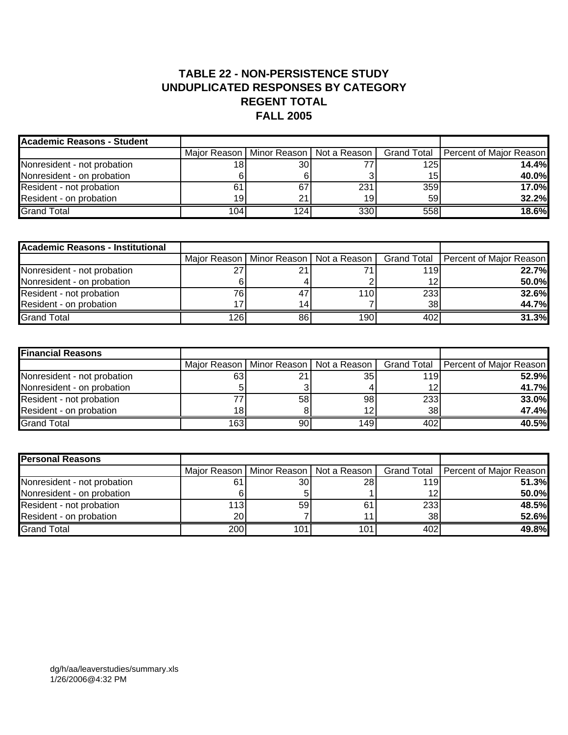# TABLE 22 - NON-PERSISTENCE STUDY
## UNDUPLICATED RESPONSES BY CATEGORY
## REGENT TOTAL
## FALL 2005

| **Academic Reasons - Student** | | | | | |
|---|---|---|---|---|---|
| | Major Reason | Minor Reason | Not a Reason | Grand Total | Percent of Major Reason |
| Nonresident - not probation | 18 | 30 | 77 | 125 | **14.4%** |
| Nonresident - on probation | 6 | 6 | 3 | 15 | **40.0%** |
| Resident - not probation | 61 | 67 | 231 | 359 | **17.0%** |
| Resident - on probation | 19 | 21 | 19 | 59 | **32.2%** |
| Grand Total | 104 | 124 | 330 | 558 | **18.6%** |

| **Academic Reasons - Institutional** | | | | | |
|---|---|---|---|---|---|
| | Major Reason | Minor Reason | Not a Reason | Grand Total | Percent of Major Reason |
| Nonresident - not probation | 27 | 21 | 71 | 119 | **22.7%** |
| Nonresident - on probation | 6 | 4 | 2 | 12 | **50.0%** |
| Resident - not probation | 76 | 47 | 110 | 233 | **32.6%** |
| Resident - on probation | 17 | 14 | 7 | 38 | **44.7%** |
| Grand Total | 126 | 86 | 190 | 402 | **31.3%** |

| **Financial Reasons** | | | | | |
|---|---|---|---|---|---|
| | Major Reason | Minor Reason | Not a Reason | Grand Total | Percent of Major Reason |
| Nonresident - not probation | 63 | 21 | 35 | 119 | **52.9%** |
| Nonresident - on probation | 5 | 3 | 4 | 12 | **41.7%** |
| Resident - not probation | 77 | 58 | 98 | 233 | **33.0%** |
| Resident - on probation | 18 | 8 | 12 | 38 | **47.4%** |
| Grand Total | 163 | 90 | 149 | 402 | **40.5%** |

| **Personal Reasons** | | | | | |
|---|---|---|---|---|---|
| | Major Reason | Minor Reason | Not a Reason | Grand Total | Percent of Major Reason |
| Nonresident - not probation | 61 | 30 | 28 | 119 | **51.3%** |
| Nonresident - on probation | 6 | 5 | 1 | 12 | **50.0%** |
| Resident - not probation | 113 | 59 | 61 | 233 | **48.5%** |
| Resident - on probation | 20 | 7 | 11 | 38 | **52.6%** |
| Grand Total | 200 | 101 | 101 | 402 | **49.8%** |

dg/h/aa/leaverstudies/summary.xls
1/26/2006@4:32 PM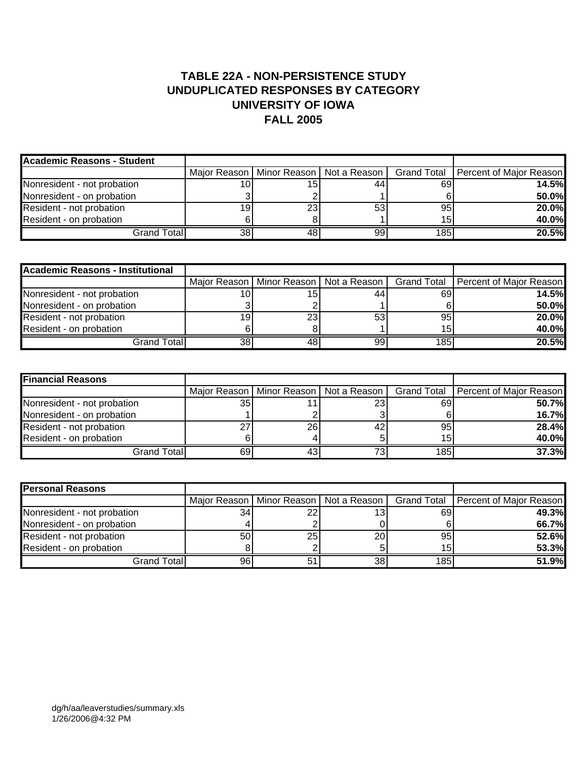# TABLE 22A - NON-PERSISTENCE STUDY
# UNDUPLICATED RESPONSES BY CATEGORY
# UNIVERSITY OF IOWA
# FALL 2005

| **Academic Reasons - Student** | | | | | |
|---|---|---|---|---|---|
| | Major Reason | Minor Reason | Not a Reason | Grand Total | Percent of Major Reason |
| Nonresident - not probation | 10 | 15 | 44 | 69 | **14.5%** |
| Nonresident - on probation | 3 | 2 | 1 | 6 | **50.0%** |
| Resident - not probation | 19 | 23 | 53 | 95 | **20.0%** |
| Resident - on probation | 6 | 8 | 1 | 15 | **40.0%** |
| Grand Total | 38 | 48 | 99 | 185 | **20.5%** |

| **Academic Reasons - Institutional** | | | | | |
|---|---|---|---|---|---|
| | Major Reason | Minor Reason | Not a Reason | Grand Total | Percent of Major Reason |
| Nonresident - not probation | 10 | 15 | 44 | 69 | **14.5%** |
| Nonresident - on probation | 3 | 2 | 1 | 6 | **50.0%** |
| Resident - not probation | 19 | 23 | 53 | 95 | **20.0%** |
| Resident - on probation | 6 | 8 | 1 | 15 | **40.0%** |
| Grand Total | 38 | 48 | 99 | 185 | **20.5%** |

| **Financial Reasons** | | | | | |
|---|---|---|---|---|---|
| | Major Reason | Minor Reason | Not a Reason | Grand Total | Percent of Major Reason |
| Nonresident - not probation | 35 | 11 | 23 | 69 | **50.7%** |
| Nonresident - on probation | 1 | 2 | 3 | 6 | **16.7%** |
| Resident - not probation | 27 | 26 | 42 | 95 | **28.4%** |
| Resident - on probation | 6 | 4 | 5 | 15 | **40.0%** |
| Grand Total | 69 | 43 | 73 | 185 | **37.3%** |

| **Personal Reasons** | | | | | |
|---|---|---|---|---|---|
| | Major Reason | Minor Reason | Not a Reason | Grand Total | Percent of Major Reason |
| Nonresident - not probation | 34 | 22 | 13 | 69 | **49.3%** |
| Nonresident - on probation | 4 | 2 | 0 | 6 | **66.7%** |
| Resident - not probation | 50 | 25 | 20 | 95 | **52.6%** |
| Resident - on probation | 8 | 2 | 5 | 15 | **53.3%** |
| Grand Total | 96 | 51 | 38 | 185 | **51.9%** |

dg/h/aa/leaverstudies/summary.xls
1/26/2006@4:32 PM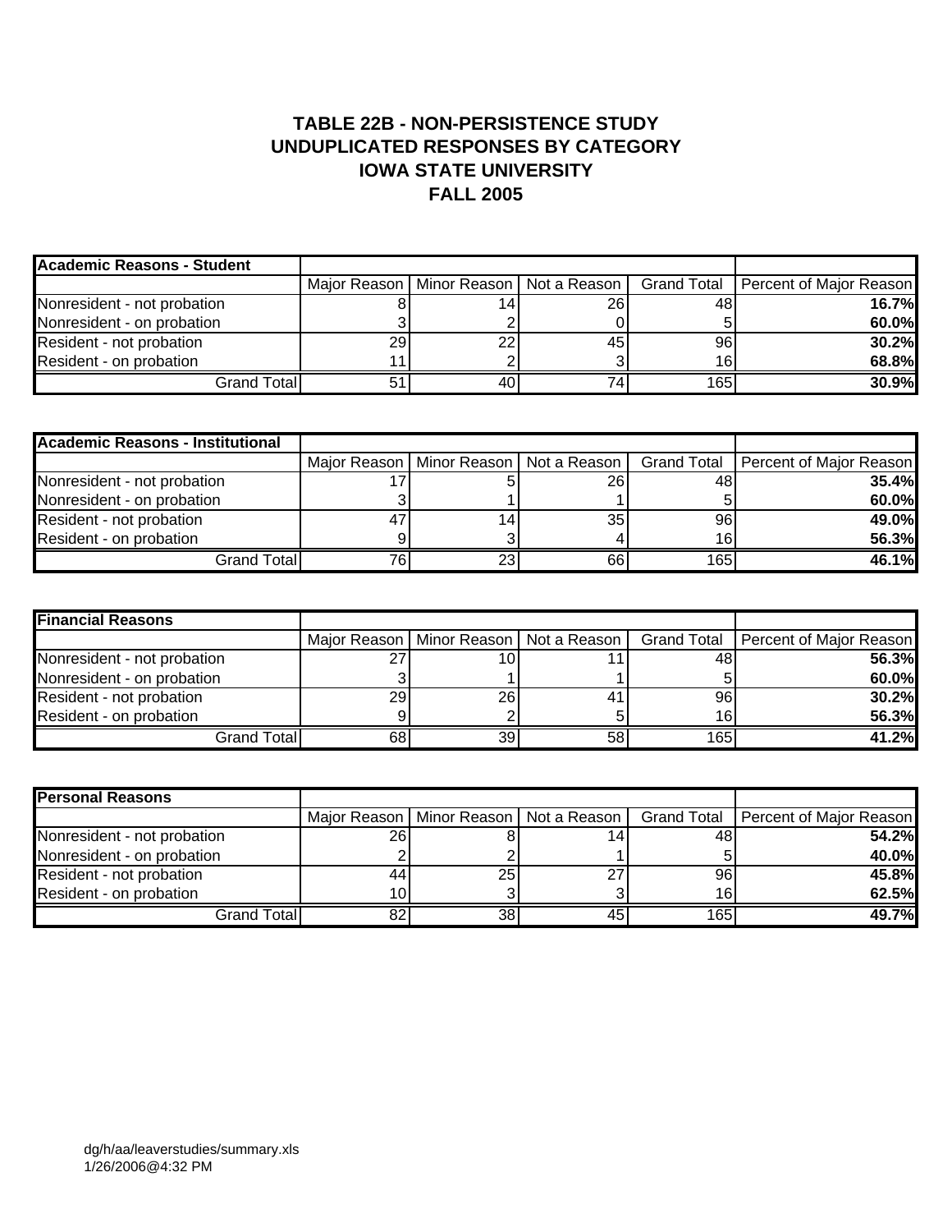# TABLE 22B - NON-PERSISTENCE STUDY
# UNDUPLICATED RESPONSES BY CATEGORY
# IOWA STATE UNIVERSITY
# FALL 2005

| **Academic Reasons - Student** | | | | | |
|---|---|---|---|---|---|
| | Major Reason | Minor Reason | Not a Reason | Grand Total | Percent of Major Reason |
| Nonresident - not probation | 8 | 14 | 26 | 48 | **16.7%** |
| Nonresident - on probation | 3 | 2 | 0 | 5 | **60.0%** |
| Resident - not probation | 29 | 22 | 45 | 96 | **30.2%** |
| Resident - on probation | 11 | 2 | 3 | 16 | **68.8%** |
| Grand Total | 51 | 40 | 74 | 165 | **30.9%** |

| **Academic Reasons - Institutional** | | | | | |
|---|---|---|---|---|---|
| | Major Reason | Minor Reason | Not a Reason | Grand Total | Percent of Major Reason |
| Nonresident - not probation | 17 | 5 | 26 | 48 | **35.4%** |
| Nonresident - on probation | 3 | 1 | 1 | 5 | **60.0%** |
| Resident - not probation | 47 | 14 | 35 | 96 | **49.0%** |
| Resident - on probation | 9 | 3 | 4 | 16 | **56.3%** |
| Grand Total | 76 | 23 | 66 | 165 | **46.1%** |

| **Financial Reasons** | | | | | |
|---|---|---|---|---|---|
| | Major Reason | Minor Reason | Not a Reason | Grand Total | Percent of Major Reason |
| Nonresident - not probation | 27 | 10 | 11 | 48 | **56.3%** |
| Nonresident - on probation | 3 | 1 | 1 | 5 | **60.0%** |
| Resident - not probation | 29 | 26 | 41 | 96 | **30.2%** |
| Resident - on probation | 9 | 2 | 5 | 16 | **56.3%** |
| Grand Total | 68 | 39 | 58 | 165 | **41.2%** |

| **Personal Reasons** | | | | | |
|---|---|---|---|---|---|
| | Major Reason | Minor Reason | Not a Reason | Grand Total | Percent of Major Reason |
| Nonresident - not probation | 26 | 8 | 14 | 48 | **54.2%** |
| Nonresident - on probation | 2 | 2 | 1 | 5 | **40.0%** |
| Resident - not probation | 44 | 25 | 27 | 96 | **45.8%** |
| Resident - on probation | 10 | 3 | 3 | 16 | **62.5%** |
| Grand Total | 82 | 38 | 45 | 165 | **49.7%** |

dg/h/aa/leaverstudies/summary.xls
1/26/2006@4:32 PM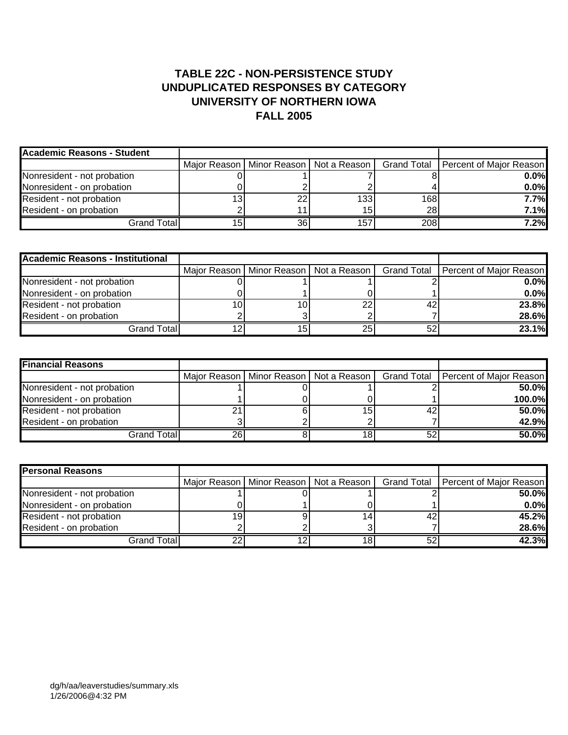# TABLE 22C - NON-PERSISTENCE STUDY
# UNDUPLICATED RESPONSES BY CATEGORY
# UNIVERSITY OF NORTHERN IOWA
# FALL 2005

| **Academic Reasons - Student** | | | | | |
|---|---|---|---|---|---|
| | Major Reason | Minor Reason | Not a Reason | Grand Total | Percent of Major Reason |
| Nonresident - not probation | 0 | 1 | 7 | 8 | **0.0%** |
| Nonresident - on probation | 0 | 2 | 2 | 4 | **0.0%** |
| Resident - not probation | 13 | 22 | 133 | 168 | **7.7%** |
| Resident - on probation | 2 | 11 | 15 | 28 | **7.1%** |
| Grand Total | 15 | 36 | 157 | 208 | **7.2%** |

| **Academic Reasons - Institutional** | | | | | |
|---|---|---|---|---|---|
| | Major Reason | Minor Reason | Not a Reason | Grand Total | Percent of Major Reason |
| Nonresident - not probation | 0 | 1 | 1 | 2 | **0.0%** |
| Nonresident - on probation | 0 | 1 | 0 | 1 | **0.0%** |
| Resident - not probation | 10 | 10 | 22 | 42 | **23.8%** |
| Resident - on probation | 2 | 3 | 2 | 7 | **28.6%** |
| Grand Total | 12 | 15 | 25 | 52 | **23.1%** |

| **Financial Reasons** | | | | | |
|---|---|---|---|---|---|
| | Major Reason | Minor Reason | Not a Reason | Grand Total | Percent of Major Reason |
| Nonresident - not probation | 1 | 0 | 1 | 2 | **50.0%** |
| Nonresident - on probation | 1 | 0 | 0 | 1 | **100.0%** |
| Resident - not probation | 21 | 6 | 15 | 42 | **50.0%** |
| Resident - on probation | 3 | 2 | 2 | 7 | **42.9%** |
| Grand Total | 26 | 8 | 18 | 52 | **50.0%** |

| **Personal Reasons** | | | | | |
|---|---|---|---|---|---|
| | Major Reason | Minor Reason | Not a Reason | Grand Total | Percent of Major Reason |
| Nonresident - not probation | 1 | 0 | 1 | 2 | **50.0%** |
| Nonresident - on probation | 0 | 1 | 0 | 1 | **0.0%** |
| Resident - not probation | 19 | 9 | 14 | 42 | **45.2%** |
| Resident - on probation | 2 | 2 | 3 | 7 | **28.6%** |
| Grand Total | 22 | 12 | 18 | 52 | **42.3%** |

dg/h/aa/leaverstudies/summary.xls
1/26/2006@4:32 PM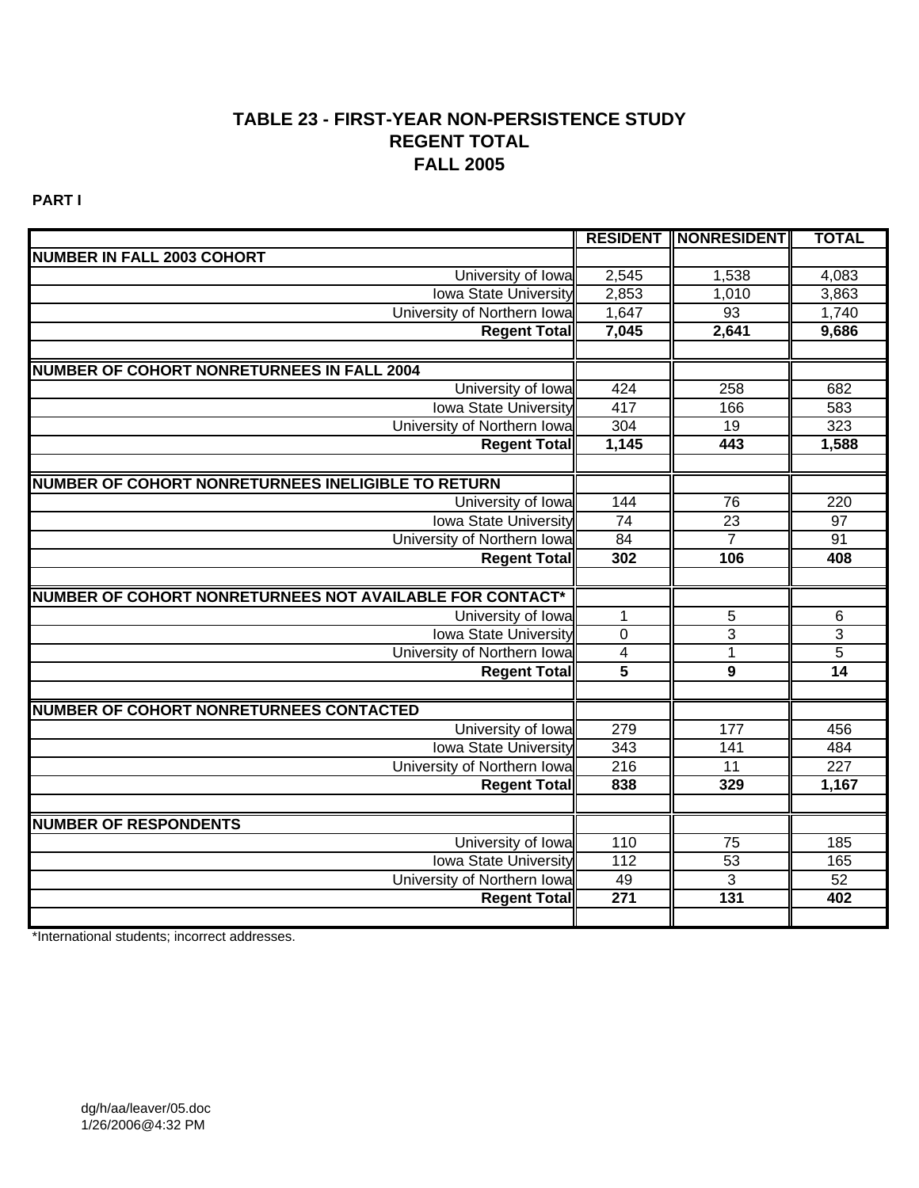# TABLE 23 - FIRST-YEAR NON-PERSISTENCE STUDY
# REGENT TOTAL
# FALL 2005

**PART I**

| | RESIDENT | NONRESIDENT | TOTAL |
|---|---|---|---|
| **NUMBER IN FALL 2003 COHORT** | | | |
| University of Iowa | 2,545 | 1,538 | 4,083 |
| Iowa State University | 2,853 | 1,010 | 3,863 |
| University of Northern Iowa | 1,647 | 93 | 1,740 |
| **Regent Total** | **7,045** | **2,641** | **9,686** |
| | | | |
| **NUMBER OF COHORT NONRETURNEES IN FALL 2004** | | | |
| University of Iowa | 424 | 258 | 682 |
| Iowa State University | 417 | 166 | 583 |
| University of Northern Iowa | 304 | 19 | 323 |
| **Regent Total** | **1,145** | **443** | **1,588** |
| | | | |
| **NUMBER OF COHORT NONRETURNEES INELIGIBLE TO RETURN** | | | |
| University of Iowa | 144 | 76 | 220 |
| Iowa State University | 74 | 23 | 97 |
| University of Northern Iowa | 84 | 7 | 91 |
| **Regent Total** | **302** | **106** | **408** |
| | | | |
| **NUMBER OF COHORT NONRETURNEES NOT AVAILABLE FOR CONTACT*** | | | |
| University of Iowa | 1 | 5 | 6 |
| Iowa State University | 0 | 3 | 3 |
| University of Northern Iowa | 4 | 1 | 5 |
| **Regent Total** | **5** | **9** | **14** |
| | | | |
| **NUMBER OF COHORT NONRETURNEES CONTACTED** | | | |
| University of Iowa | 279 | 177 | 456 |
| Iowa State University | 343 | 141 | 484 |
| University of Northern Iowa | 216 | 11 | 227 |
| **Regent Total** | **838** | **329** | **1,167** |
| | | | |
| **NUMBER OF RESPONDENTS** | | | |
| University of Iowa | 110 | 75 | 185 |
| Iowa State University | 112 | 53 | 165 |
| University of Northern Iowa | 49 | 3 | 52 |
| **Regent Total** | **271** | **131** | **402** |

*International students; incorrect addresses.

dg/h/aa/leaver/05.doc
1/26/2006@4:32 PM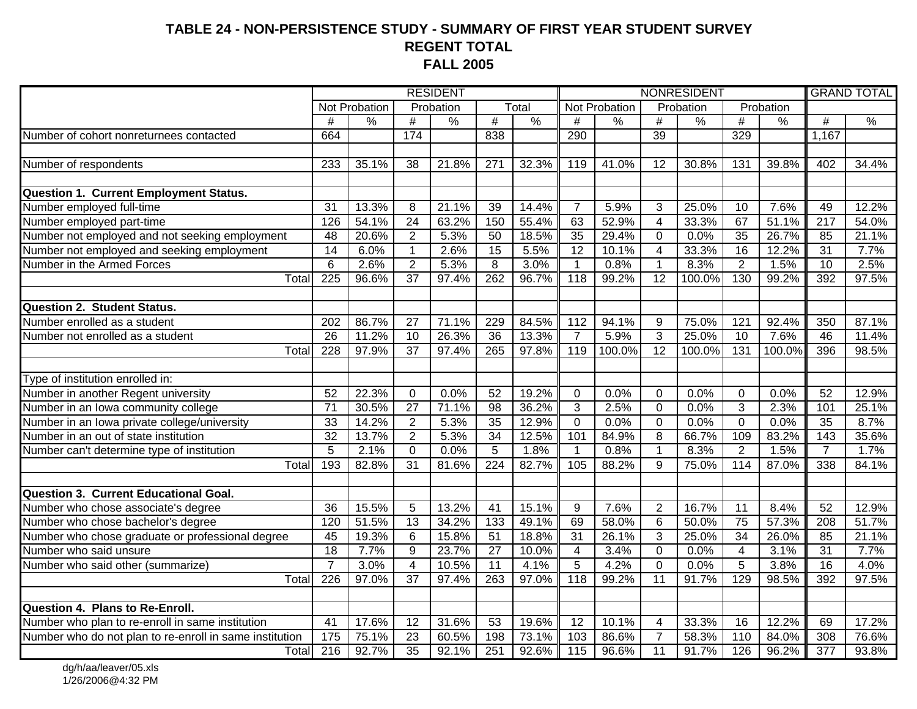# TABLE 24 - NON-PERSISTENCE STUDY - SUMMARY OF FIRST YEAR STUDENT SURVEY
## REGENT TOTAL
## FALL 2005

| | RESIDENT | | | | | | NONRESIDENT | | | | | | GRAND TOTAL | |
|---|---|---|---|---|---|---|---|---|---|---|---|---|---|---|
| | Not Probation | | Probation | | Total | | Not Probation | | Probation | | Probation | | | |
| | # | % | # | % | # | % | # | % | # | % | # | % | # | % |
| Number of cohort nonreturnees contacted | 664 | | 174 | | 838 | | 290 | | 39 | | 329 | | 1,167 | |
| | | | | | | | | | | | | | | |
| Number of respondents | 233 | 35.1% | 38 | 21.8% | 271 | 32.3% | 119 | 41.0% | 12 | 30.8% | 131 | 39.8% | 402 | 34.4% |
| | | | | | | | | | | | | | | |
| **Question 1. Current Employment Status.** | | | | | | | | | | | | | | |
| Number employed full-time | 31 | 13.3% | 8 | 21.1% | 39 | 14.4% | 7 | 5.9% | 3 | 25.0% | 10 | 7.6% | 49 | 12.2% |
| Number employed part-time | 126 | 54.1% | 24 | 63.2% | 150 | 55.4% | 63 | 52.9% | 4 | 33.3% | 67 | 51.1% | 217 | 54.0% |
| Number not employed and not seeking employment | 48 | 20.6% | 2 | 5.3% | 50 | 18.5% | 35 | 29.4% | 0 | 0.0% | 35 | 26.7% | 85 | 21.1% |
| Number not employed and seeking employment | 14 | 6.0% | 1 | 2.6% | 15 | 5.5% | 12 | 10.1% | 4 | 33.3% | 16 | 12.2% | 31 | 7.7% |
| Number in the Armed Forces | 6 | 2.6% | 2 | 5.3% | 8 | 3.0% | 1 | 0.8% | 1 | 8.3% | 2 | 1.5% | 10 | 2.5% |
| Total | 225 | 96.6% | 37 | 97.4% | 262 | 96.7% | 118 | 99.2% | 12 | 100.0% | 130 | 99.2% | 392 | 97.5% |
| | | | | | | | | | | | | | | |
| **Question 2. Student Status.** | | | | | | | | | | | | | | |
| Number enrolled as a student | 202 | 86.7% | 27 | 71.1% | 229 | 84.5% | 112 | 94.1% | 9 | 75.0% | 121 | 92.4% | 350 | 87.1% |
| Number not enrolled as a student | 26 | 11.2% | 10 | 26.3% | 36 | 13.3% | 7 | 5.9% | 3 | 25.0% | 10 | 7.6% | 46 | 11.4% |
| Total | 228 | 97.9% | 37 | 97.4% | 265 | 97.8% | 119 | 100.0% | 12 | 100.0% | 131 | 100.0% | 396 | 98.5% |
| | | | | | | | | | | | | | | |
| Type of institution enrolled in: | | | | | | | | | | | | | | |
| Number in another Regent university | 52 | 22.3% | 0 | 0.0% | 52 | 19.2% | 0 | 0.0% | 0 | 0.0% | 0 | 0.0% | 52 | 12.9% |
| Number in an Iowa community college | 71 | 30.5% | 27 | 71.1% | 98 | 36.2% | 3 | 2.5% | 0 | 0.0% | 3 | 2.3% | 101 | 25.1% |
| Number in an Iowa private college/university | 33 | 14.2% | 2 | 5.3% | 35 | 12.9% | 0 | 0.0% | 0 | 0.0% | 0 | 0.0% | 35 | 8.7% |
| Number in an out of state institution | 32 | 13.7% | 2 | 5.3% | 34 | 12.5% | 101 | 84.9% | 8 | 66.7% | 109 | 83.2% | 143 | 35.6% |
| Number can't determine type of institution | 5 | 2.1% | 0 | 0.0% | 5 | 1.8% | 1 | 0.8% | 1 | 8.3% | 2 | 1.5% | 7 | 1.7% |
| Total | 193 | 82.8% | 31 | 81.6% | 224 | 82.7% | 105 | 88.2% | 9 | 75.0% | 114 | 87.0% | 338 | 84.1% |
| | | | | | | | | | | | | | | |
| **Question 3. Current Educational Goal.** | | | | | | | | | | | | | | |
| Number who chose associate's degree | 36 | 15.5% | 5 | 13.2% | 41 | 15.1% | 9 | 7.6% | 2 | 16.7% | 11 | 8.4% | 52 | 12.9% |
| Number who chose bachelor's degree | 120 | 51.5% | 13 | 34.2% | 133 | 49.1% | 69 | 58.0% | 6 | 50.0% | 75 | 57.3% | 208 | 51.7% |
| Number who chose graduate or professional degree | 45 | 19.3% | 6 | 15.8% | 51 | 18.8% | 31 | 26.1% | 3 | 25.0% | 34 | 26.0% | 85 | 21.1% |
| Number who said unsure | 18 | 7.7% | 9 | 23.7% | 27 | 10.0% | 4 | 3.4% | 0 | 0.0% | 4 | 3.1% | 31 | 7.7% |
| Number who said other (summarize) | 7 | 3.0% | 4 | 10.5% | 11 | 4.1% | 5 | 4.2% | 0 | 0.0% | 5 | 3.8% | 16 | 4.0% |
| Total | 226 | 97.0% | 37 | 97.4% | 263 | 97.0% | 118 | 99.2% | 11 | 91.7% | 129 | 98.5% | 392 | 97.5% |
| | | | | | | | | | | | | | | |
| **Question 4. Plans to Re-Enroll.** | | | | | | | | | | | | | | |
| Number who plan to re-enroll in same institution | 41 | 17.6% | 12 | 31.6% | 53 | 19.6% | 12 | 10.1% | 4 | 33.3% | 16 | 12.2% | 69 | 17.2% |
| Number who do not plan to re-enroll in same institution | 175 | 75.1% | 23 | 60.5% | 198 | 73.1% | 103 | 86.6% | 7 | 58.3% | 110 | 84.0% | 308 | 76.6% |
| Total | 216 | 92.7% | 35 | 92.1% | 251 | 92.6% | 115 | 96.6% | 11 | 91.7% | 126 | 96.2% | 377 | 93.8% |

dg/h/aa/leaver/05.xls
1/26/2006@4:32 PM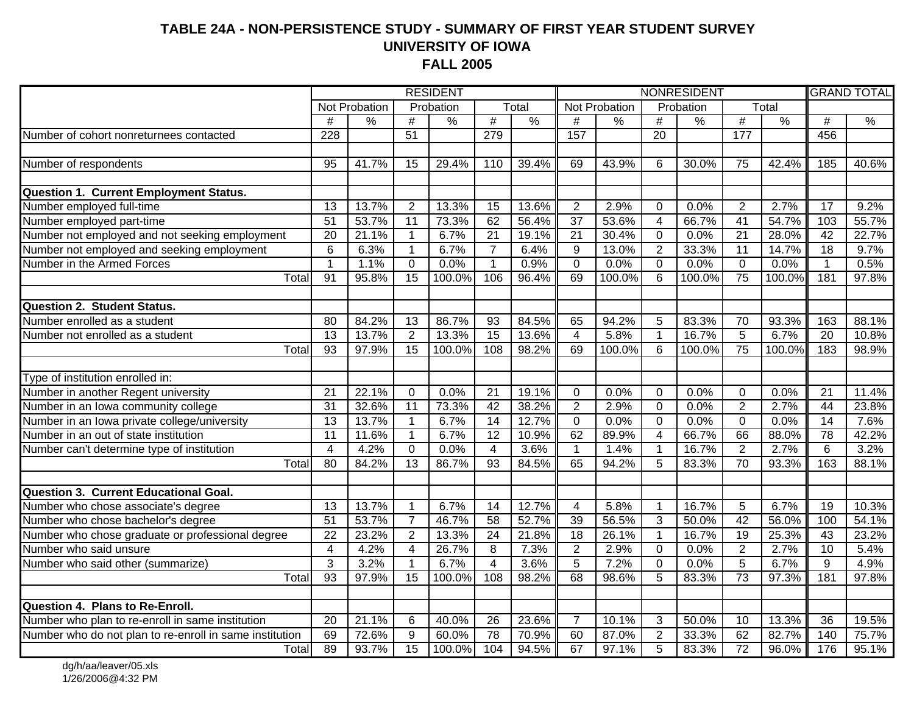# TABLE 24A - NON-PERSISTENCE STUDY - SUMMARY OF FIRST YEAR STUDENT SURVEY
## UNIVERSITY OF IOWA
## FALL 2005

| | RESIDENT | | | | | | NONRESIDENT | | | | | | GRAND TOTAL | |
|---|---|---|---|---|---|---|---|---|---|---|---|---|---|---|
| | Not Probation | | Probation | | Total | | Not Probation | | Probation | | Total | | | |
| | # | % | # | % | # | % | # | % | # | % | # | % | # | % |
| Number of cohort nonreturnees contacted | 228 | | 51 | | 279 | | 157 | | 20 | | 177 | | 456 | |
| | | | | | | | | | | | | | | |
| Number of respondents | 95 | 41.7% | 15 | 29.4% | 110 | 39.4% | 69 | 43.9% | 6 | 30.0% | 75 | 42.4% | 185 | 40.6% |
| | | | | | | | | | | | | | | |
| **Question 1. Current Employment Status.** | | | | | | | | | | | | | | |
| Number employed full-time | 13 | 13.7% | 2 | 13.3% | 15 | 13.6% | 2 | 2.9% | 0 | 0.0% | 2 | 2.7% | 17 | 9.2% |
| Number employed part-time | 51 | 53.7% | 11 | 73.3% | 62 | 56.4% | 37 | 53.6% | 4 | 66.7% | 41 | 54.7% | 103 | 55.7% |
| Number not employed and not seeking employment | 20 | 21.1% | 1 | 6.7% | 21 | 19.1% | 21 | 30.4% | 0 | 0.0% | 21 | 28.0% | 42 | 22.7% |
| Number not employed and seeking employment | 6 | 6.3% | 1 | 6.7% | 7 | 6.4% | 9 | 13.0% | 2 | 33.3% | 11 | 14.7% | 18 | 9.7% |
| Number in the Armed Forces | 1 | 1.1% | 0 | 0.0% | 1 | 0.9% | 0 | 0.0% | 0 | 0.0% | 0 | 0.0% | 1 | 0.5% |
| Total | 91 | 95.8% | 15 | 100.0% | 106 | 96.4% | 69 | 100.0% | 6 | 100.0% | 75 | 100.0% | 181 | 97.8% |
| | | | | | | | | | | | | | | |
| **Question 2. Student Status.** | | | | | | | | | | | | | | |
| Number enrolled as a student | 80 | 84.2% | 13 | 86.7% | 93 | 84.5% | 65 | 94.2% | 5 | 83.3% | 70 | 93.3% | 163 | 88.1% |
| Number not enrolled as a student | 13 | 13.7% | 2 | 13.3% | 15 | 13.6% | 4 | 5.8% | 1 | 16.7% | 5 | 6.7% | 20 | 10.8% |
| Total | 93 | 97.9% | 15 | 100.0% | 108 | 98.2% | 69 | 100.0% | 6 | 100.0% | 75 | 100.0% | 183 | 98.9% |
| | | | | | | | | | | | | | | |
| Type of institution enrolled in: | | | | | | | | | | | | | | |
| Number in another Regent university | 21 | 22.1% | 0 | 0.0% | 21 | 19.1% | 0 | 0.0% | 0 | 0.0% | 0 | 0.0% | 21 | 11.4% |
| Number in an Iowa community college | 31 | 32.6% | 11 | 73.3% | 42 | 38.2% | 2 | 2.9% | 0 | 0.0% | 2 | 2.7% | 44 | 23.8% |
| Number in an Iowa private college/university | 13 | 13.7% | 1 | 6.7% | 14 | 12.7% | 0 | 0.0% | 0 | 0.0% | 0 | 0.0% | 14 | 7.6% |
| Number in an out of state institution | 11 | 11.6% | 1 | 6.7% | 12 | 10.9% | 62 | 89.9% | 4 | 66.7% | 66 | 88.0% | 78 | 42.2% |
| Number can't determine type of institution | 4 | 4.2% | 0 | 0.0% | 4 | 3.6% | 1 | 1.4% | 1 | 16.7% | 2 | 2.7% | 6 | 3.2% |
| Total | 80 | 84.2% | 13 | 86.7% | 93 | 84.5% | 65 | 94.2% | 5 | 83.3% | 70 | 93.3% | 163 | 88.1% |
| | | | | | | | | | | | | | | |
| **Question 3. Current Educational Goal.** | | | | | | | | | | | | | | |
| Number who chose associate's degree | 13 | 13.7% | 1 | 6.7% | 14 | 12.7% | 4 | 5.8% | 1 | 16.7% | 5 | 6.7% | 19 | 10.3% |
| Number who chose bachelor's degree | 51 | 53.7% | 7 | 46.7% | 58 | 52.7% | 39 | 56.5% | 3 | 50.0% | 42 | 56.0% | 100 | 54.1% |
| Number who chose graduate or professional degree | 22 | 23.2% | 2 | 13.3% | 24 | 21.8% | 18 | 26.1% | 1 | 16.7% | 19 | 25.3% | 43 | 23.2% |
| Number who said unsure | 4 | 4.2% | 4 | 26.7% | 8 | 7.3% | 2 | 2.9% | 0 | 0.0% | 2 | 2.7% | 10 | 5.4% |
| Number who said other (summarize) | 3 | 3.2% | 1 | 6.7% | 4 | 3.6% | 5 | 7.2% | 0 | 0.0% | 5 | 6.7% | 9 | 4.9% |
| Total | 93 | 97.9% | 15 | 100.0% | 108 | 98.2% | 68 | 98.6% | 5 | 83.3% | 73 | 97.3% | 181 | 97.8% |
| | | | | | | | | | | | | | | |
| **Question 4. Plans to Re-Enroll.** | | | | | | | | | | | | | | |
| Number who plan to re-enroll in same institution | 20 | 21.1% | 6 | 40.0% | 26 | 23.6% | 7 | 10.1% | 3 | 50.0% | 10 | 13.3% | 36 | 19.5% |
| Number who do not plan to re-enroll in same institution | 69 | 72.6% | 9 | 60.0% | 78 | 70.9% | 60 | 87.0% | 2 | 33.3% | 62 | 82.7% | 140 | 75.7% |
| Total | 89 | 93.7% | 15 | 100.0% | 104 | 94.5% | 67 | 97.1% | 5 | 83.3% | 72 | 96.0% | 176 | 95.1% |

dg/h/aa/leaver/05.xls
1/26/2006@4:32 PM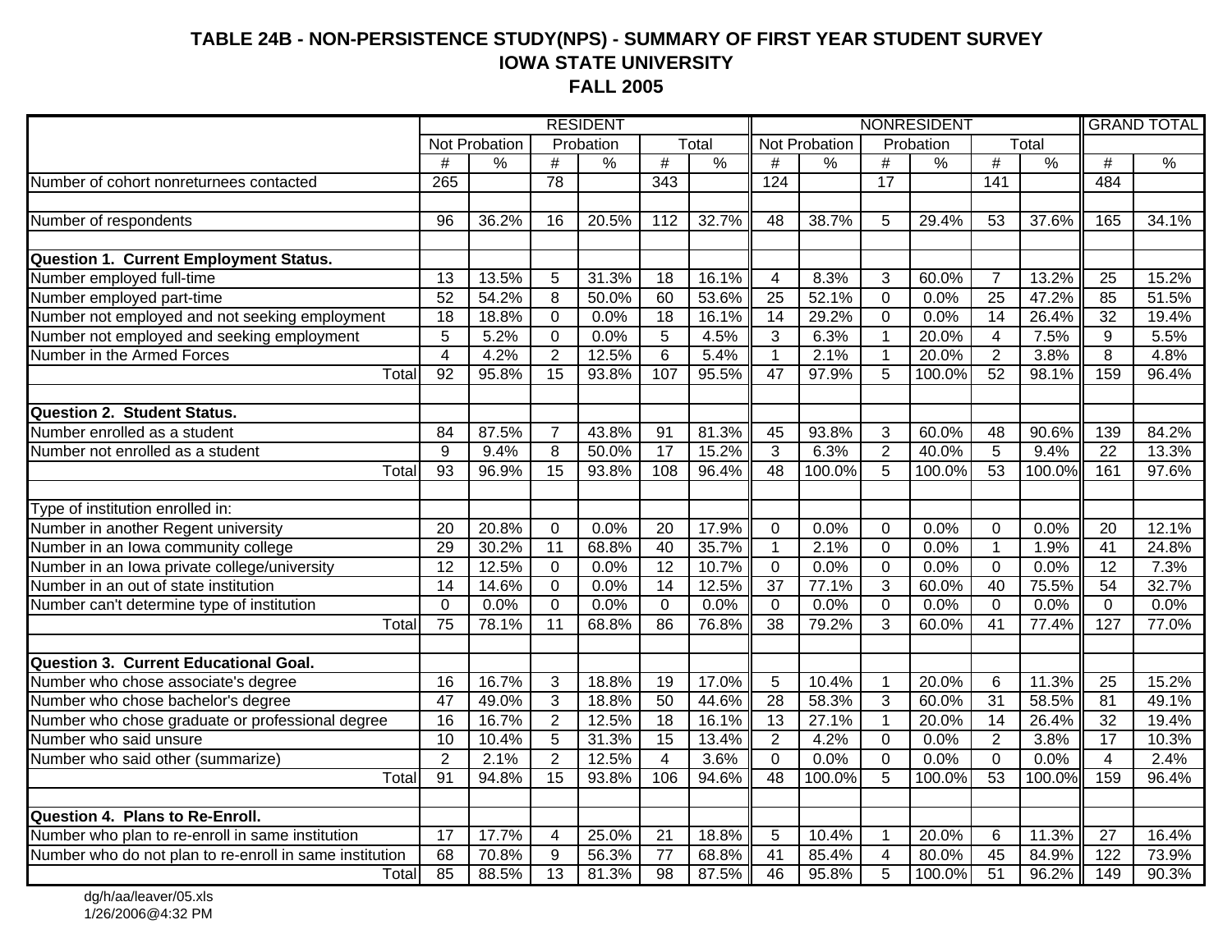# TABLE 24B - NON-PERSISTENCE STUDY(NPS) - SUMMARY OF FIRST YEAR STUDENT SURVEY
## IOWA STATE UNIVERSITY
## FALL 2005

| | RESIDENT | | | | | | NONRESIDENT | | | | | | GRAND TOTAL | |
|---|---|---|---|---|---|---|---|---|---|---|---|---|---|---|
| | Not Probation | | Probation | | Total | | Not Probation | | Probation | | Total | | | |
| | # | % | # | % | # | % | # | % | # | % | # | % | # | % |
| Number of cohort nonreturnees contacted | 265 | | 78 | | 343 | | 124 | | 17 | | 141 | | 484 | |
| | | | | | | | | | | | | | | |
| Number of respondents | 96 | 36.2% | 16 | 20.5% | 112 | 32.7% | 48 | 38.7% | 5 | 29.4% | 53 | 37.6% | 165 | 34.1% |
| | | | | | | | | | | | | | | |
| **Question 1. Current Employment Status.** | | | | | | | | | | | | | | |
| Number employed full-time | 13 | 13.5% | 5 | 31.3% | 18 | 16.1% | 4 | 8.3% | 3 | 60.0% | 7 | 13.2% | 25 | 15.2% |
| Number employed part-time | 52 | 54.2% | 8 | 50.0% | 60 | 53.6% | 25 | 52.1% | 0 | 0.0% | 25 | 47.2% | 85 | 51.5% |
| Number not employed and not seeking employment | 18 | 18.8% | 0 | 0.0% | 18 | 16.1% | 14 | 29.2% | 0 | 0.0% | 14 | 26.4% | 32 | 19.4% |
| Number not employed and seeking employment | 5 | 5.2% | 0 | 0.0% | 5 | 4.5% | 3 | 6.3% | 1 | 20.0% | 4 | 7.5% | 9 | 5.5% |
| Number in the Armed Forces | 4 | 4.2% | 2 | 12.5% | 6 | 5.4% | 1 | 2.1% | 1 | 20.0% | 2 | 3.8% | 8 | 4.8% |
| Total | 92 | 95.8% | 15 | 93.8% | 107 | 95.5% | 47 | 97.9% | 5 | 100.0% | 52 | 98.1% | 159 | 96.4% |
| | | | | | | | | | | | | | | |
| **Question 2. Student Status.** | | | | | | | | | | | | | | |
| Number enrolled as a student | 84 | 87.5% | 7 | 43.8% | 91 | 81.3% | 45 | 93.8% | 3 | 60.0% | 48 | 90.6% | 139 | 84.2% |
| Number not enrolled as a student | 9 | 9.4% | 8 | 50.0% | 17 | 15.2% | 3 | 6.3% | 2 | 40.0% | 5 | 9.4% | 22 | 13.3% |
| Total | 93 | 96.9% | 15 | 93.8% | 108 | 96.4% | 48 | 100.0% | 5 | 100.0% | 53 | 100.0% | 161 | 97.6% |
| | | | | | | | | | | | | | | |
| Type of institution enrolled in: | | | | | | | | | | | | | | |
| Number in another Regent university | 20 | 20.8% | 0 | 0.0% | 20 | 17.9% | 0 | 0.0% | 0 | 0.0% | 0 | 0.0% | 20 | 12.1% |
| Number in an Iowa community college | 29 | 30.2% | 11 | 68.8% | 40 | 35.7% | 1 | 2.1% | 0 | 0.0% | 1 | 1.9% | 41 | 24.8% |
| Number in an Iowa private college/university | 12 | 12.5% | 0 | 0.0% | 12 | 10.7% | 0 | 0.0% | 0 | 0.0% | 0 | 0.0% | 12 | 7.3% |
| Number in an out of state institution | 14 | 14.6% | 0 | 0.0% | 14 | 12.5% | 37 | 77.1% | 3 | 60.0% | 40 | 75.5% | 54 | 32.7% |
| Number can't determine type of institution | 0 | 0.0% | 0 | 0.0% | 0 | 0.0% | 0 | 0.0% | 0 | 0.0% | 0 | 0.0% | 0 | 0.0% |
| Total | 75 | 78.1% | 11 | 68.8% | 86 | 76.8% | 38 | 79.2% | 3 | 60.0% | 41 | 77.4% | 127 | 77.0% |
| | | | | | | | | | | | | | | |
| **Question 3. Current Educational Goal.** | | | | | | | | | | | | | | |
| Number who chose associate's degree | 16 | 16.7% | 3 | 18.8% | 19 | 17.0% | 5 | 10.4% | 1 | 20.0% | 6 | 11.3% | 25 | 15.2% |
| Number who chose bachelor's degree | 47 | 49.0% | 3 | 18.8% | 50 | 44.6% | 28 | 58.3% | 3 | 60.0% | 31 | 58.5% | 81 | 49.1% |
| Number who chose graduate or professional degree | 16 | 16.7% | 2 | 12.5% | 18 | 16.1% | 13 | 27.1% | 1 | 20.0% | 14 | 26.4% | 32 | 19.4% |
| Number who said unsure | 10 | 10.4% | 5 | 31.3% | 15 | 13.4% | 2 | 4.2% | 0 | 0.0% | 2 | 3.8% | 17 | 10.3% |
| Number who said other (summarize) | 2 | 2.1% | 2 | 12.5% | 4 | 3.6% | 0 | 0.0% | 0 | 0.0% | 0 | 0.0% | 4 | 2.4% |
| Total | 91 | 94.8% | 15 | 93.8% | 106 | 94.6% | 48 | 100.0% | 5 | 100.0% | 53 | 100.0% | 159 | 96.4% |
| | | | | | | | | | | | | | | |
| **Question 4. Plans to Re-Enroll.** | | | | | | | | | | | | | | |
| Number who plan to re-enroll in same institution | 17 | 17.7% | 4 | 25.0% | 21 | 18.8% | 5 | 10.4% | 1 | 20.0% | 6 | 11.3% | 27 | 16.4% |
| Number who do not plan to re-enroll in same institution | 68 | 70.8% | 9 | 56.3% | 77 | 68.8% | 41 | 85.4% | 4 | 80.0% | 45 | 84.9% | 122 | 73.9% |
| Total | 85 | 88.5% | 13 | 81.3% | 98 | 87.5% | 46 | 95.8% | 5 | 100.0% | 51 | 96.2% | 149 | 90.3% |

dg/h/aa/leaver/05.xls
1/26/2006@4:32 PM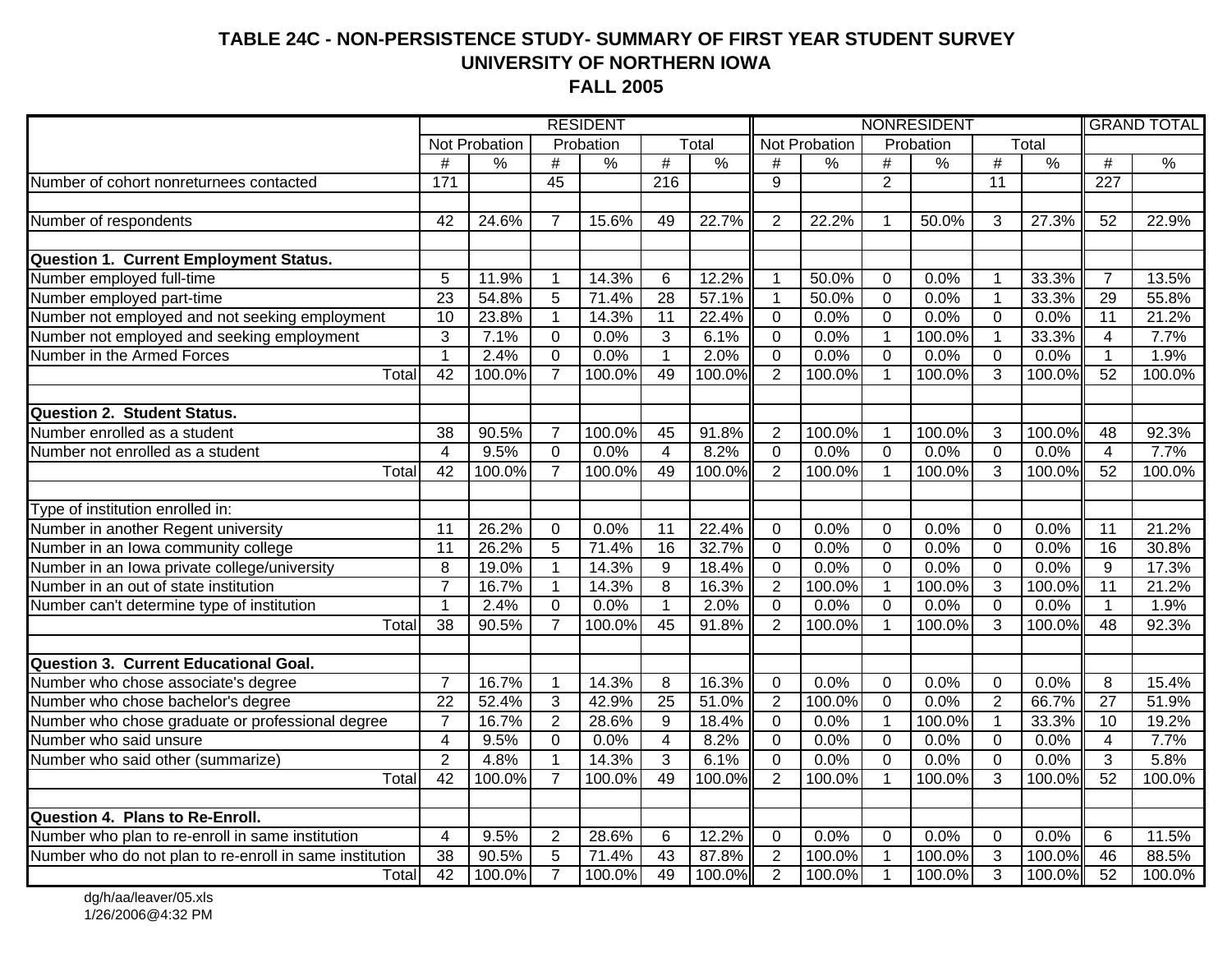# TABLE 24C - NON-PERSISTENCE STUDY- SUMMARY OF FIRST YEAR STUDENT SURVEY
## UNIVERSITY OF NORTHERN IOWA
## FALL 2005

| | RESIDENT | | | | | | NONRESIDENT | | | | | | GRAND TOTAL | |
|---|---|---|---|---|---|---|---|---|---|---|---|---|---|---|
| | Not Probation | | Probation | | Total | | Not Probation | | Probation | | Total | | | |
| | # | % | # | % | # | % | # | % | # | % | # | % | # | % |
| Number of cohort nonreturnees contacted | 171 | | 45 | | 216 | | 9 | | 2 | | 11 | | 227 | |
| | | | | | | | | | | | | | | |
| Number of respondents | 42 | 24.6% | 7 | 15.6% | 49 | 22.7% | 2 | 22.2% | 1 | 50.0% | 3 | 27.3% | 52 | 22.9% |
| | | | | | | | | | | | | | | |
| **Question 1. Current Employment Status.** | | | | | | | | | | | | | | |
| Number employed full-time | 5 | 11.9% | 1 | 14.3% | 6 | 12.2% | 1 | 50.0% | 0 | 0.0% | 1 | 33.3% | 7 | 13.5% |
| Number employed part-time | 23 | 54.8% | 5 | 71.4% | 28 | 57.1% | 1 | 50.0% | 0 | 0.0% | 1 | 33.3% | 29 | 55.8% |
| Number not employed and not seeking employment | 10 | 23.8% | 1 | 14.3% | 11 | 22.4% | 0 | 0.0% | 0 | 0.0% | 0 | 0.0% | 11 | 21.2% |
| Number not employed and seeking employment | 3 | 7.1% | 0 | 0.0% | 3 | 6.1% | 0 | 0.0% | 1 | 100.0% | 1 | 33.3% | 4 | 7.7% |
| Number in the Armed Forces | 1 | 2.4% | 0 | 0.0% | 1 | 2.0% | 0 | 0.0% | 0 | 0.0% | 0 | 0.0% | 1 | 1.9% |
| Total | 42 | 100.0% | 7 | 100.0% | 49 | 100.0% | 2 | 100.0% | 1 | 100.0% | 3 | 100.0% | 52 | 100.0% |
| | | | | | | | | | | | | | | |
| **Question 2. Student Status.** | | | | | | | | | | | | | | |
| Number enrolled as a student | 38 | 90.5% | 7 | 100.0% | 45 | 91.8% | 2 | 100.0% | 1 | 100.0% | 3 | 100.0% | 48 | 92.3% |
| Number not enrolled as a student | 4 | 9.5% | 0 | 0.0% | 4 | 8.2% | 0 | 0.0% | 0 | 0.0% | 0 | 0.0% | 4 | 7.7% |
| Total | 42 | 100.0% | 7 | 100.0% | 49 | 100.0% | 2 | 100.0% | 1 | 100.0% | 3 | 100.0% | 52 | 100.0% |
| | | | | | | | | | | | | | | |
| Type of institution enrolled in: | | | | | | | | | | | | | | |
| Number in another Regent university | 11 | 26.2% | 0 | 0.0% | 11 | 22.4% | 0 | 0.0% | 0 | 0.0% | 0 | 0.0% | 11 | 21.2% |
| Number in an Iowa community college | 11 | 26.2% | 5 | 71.4% | 16 | 32.7% | 0 | 0.0% | 0 | 0.0% | 0 | 0.0% | 16 | 30.8% |
| Number in an Iowa private college/university | 8 | 19.0% | 1 | 14.3% | 9 | 18.4% | 0 | 0.0% | 0 | 0.0% | 0 | 0.0% | 9 | 17.3% |
| Number in an out of state institution | 7 | 16.7% | 1 | 14.3% | 8 | 16.3% | 2 | 100.0% | 1 | 100.0% | 3 | 100.0% | 11 | 21.2% |
| Number can't determine type of institution | 1 | 2.4% | 0 | 0.0% | 1 | 2.0% | 0 | 0.0% | 0 | 0.0% | 0 | 0.0% | 1 | 1.9% |
| Total | 38 | 90.5% | 7 | 100.0% | 45 | 91.8% | 2 | 100.0% | 1 | 100.0% | 3 | 100.0% | 48 | 92.3% |
| | | | | | | | | | | | | | | |
| **Question 3. Current Educational Goal.** | | | | | | | | | | | | | | |
| Number who chose associate's degree | 7 | 16.7% | 1 | 14.3% | 8 | 16.3% | 0 | 0.0% | 0 | 0.0% | 0 | 0.0% | 8 | 15.4% |
| Number who chose bachelor's degree | 22 | 52.4% | 3 | 42.9% | 25 | 51.0% | 2 | 100.0% | 0 | 0.0% | 2 | 66.7% | 27 | 51.9% |
| Number who chose graduate or professional degree | 7 | 16.7% | 2 | 28.6% | 9 | 18.4% | 0 | 0.0% | 1 | 100.0% | 1 | 33.3% | 10 | 19.2% |
| Number who said unsure | 4 | 9.5% | 0 | 0.0% | 4 | 8.2% | 0 | 0.0% | 0 | 0.0% | 0 | 0.0% | 4 | 7.7% |
| Number who said other (summarize) | 2 | 4.8% | 1 | 14.3% | 3 | 6.1% | 0 | 0.0% | 0 | 0.0% | 0 | 0.0% | 3 | 5.8% |
| Total | 42 | 100.0% | 7 | 100.0% | 49 | 100.0% | 2 | 100.0% | 1 | 100.0% | 3 | 100.0% | 52 | 100.0% |
| | | | | | | | | | | | | | | |
| **Question 4. Plans to Re-Enroll.** | | | | | | | | | | | | | | |
| Number who plan to re-enroll in same institution | 4 | 9.5% | 2 | 28.6% | 6 | 12.2% | 0 | 0.0% | 0 | 0.0% | 0 | 0.0% | 6 | 11.5% |
| Number who do not plan to re-enroll in same institution | 38 | 90.5% | 5 | 71.4% | 43 | 87.8% | 2 | 100.0% | 1 | 100.0% | 3 | 100.0% | 46 | 88.5% |
| Total | 42 | 100.0% | 7 | 100.0% | 49 | 100.0% | 2 | 100.0% | 1 | 100.0% | 3 | 100.0% | 52 | 100.0% |

dg/h/aa/leaver/05.xls
1/26/2006@4:32 PM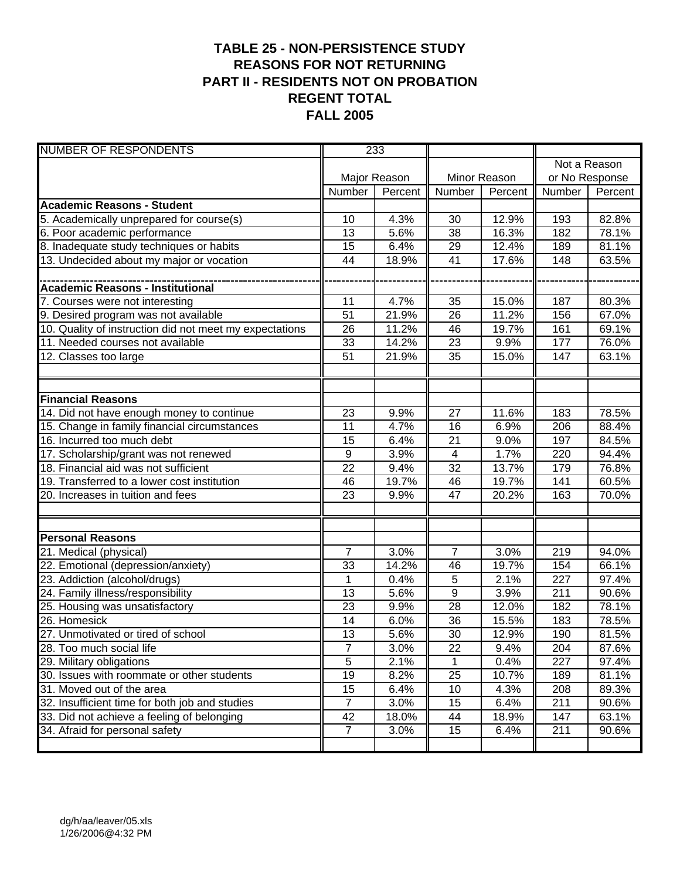# TABLE 25 - NON-PERSISTENCE STUDY
## REASONS FOR NOT RETURNING
## PART II - RESIDENTS NOT ON PROBATION
## REGENT TOTAL
## FALL 2005

| NUMBER OF RESPONDENTS | 233 | | | | | |
|---|---|---|---|---|---|---|
| | Major Reason | | Minor Reason | | Not a Reason or No Response | |
| | Number | Percent | Number | Percent | Number | Percent |
| **Academic Reasons - Student** | | | | | | |
| 5. Academically unprepared for course(s) | 10 | 4.3% | 30 | 12.9% | 193 | 82.8% |
| 6. Poor academic performance | 13 | 5.6% | 38 | 16.3% | 182 | 78.1% |
| 8. Inadequate study techniques or habits | 15 | 6.4% | 29 | 12.4% | 189 | 81.1% |
| 13. Undecided about my major or vocation | 44 | 18.9% | 41 | 17.6% | 148 | 63.5% |
| **Academic Reasons - Institutional** | | | | | | |
| 7. Courses were not interesting | 11 | 4.7% | 35 | 15.0% | 187 | 80.3% |
| 9. Desired program was not available | 51 | 21.9% | 26 | 11.2% | 156 | 67.0% |
| 10. Quality of instruction did not meet my expectations | 26 | 11.2% | 46 | 19.7% | 161 | 69.1% |
| 11. Needed courses not available | 33 | 14.2% | 23 | 9.9% | 177 | 76.0% |
| 12. Classes too large | 51 | 21.9% | 35 | 15.0% | 147 | 63.1% |
| **Financial Reasons** | | | | | | |
| 14. Did not have enough money to continue | 23 | 9.9% | 27 | 11.6% | 183 | 78.5% |
| 15. Change in family financial circumstances | 11 | 4.7% | 16 | 6.9% | 206 | 88.4% |
| 16. Incurred too much debt | 15 | 6.4% | 21 | 9.0% | 197 | 84.5% |
| 17. Scholarship/grant was not renewed | 9 | 3.9% | 4 | 1.7% | 220 | 94.4% |
| 18. Financial aid was not sufficient | 22 | 9.4% | 32 | 13.7% | 179 | 76.8% |
| 19. Transferred to a lower cost institution | 46 | 19.7% | 46 | 19.7% | 141 | 60.5% |
| 20. Increases in tuition and fees | 23 | 9.9% | 47 | 20.2% | 163 | 70.0% |
| **Personal Reasons** | | | | | | |
| 21. Medical (physical) | 7 | 3.0% | 7 | 3.0% | 219 | 94.0% |
| 22. Emotional (depression/anxiety) | 33 | 14.2% | 46 | 19.7% | 154 | 66.1% |
| 23. Addiction (alcohol/drugs) | 1 | 0.4% | 5 | 2.1% | 227 | 97.4% |
| 24. Family illness/responsibility | 13 | 5.6% | 9 | 3.9% | 211 | 90.6% |
| 25. Housing was unsatisfactory | 23 | 9.9% | 28 | 12.0% | 182 | 78.1% |
| 26. Homesick | 14 | 6.0% | 36 | 15.5% | 183 | 78.5% |
| 27. Unmotivated or tired of school | 13 | 5.6% | 30 | 12.9% | 190 | 81.5% |
| 28. Too much social life | 7 | 3.0% | 22 | 9.4% | 204 | 87.6% |
| 29. Military obligations | 5 | 2.1% | 1 | 0.4% | 227 | 97.4% |
| 30. Issues with roommate or other students | 19 | 8.2% | 25 | 10.7% | 189 | 81.1% |
| 31. Moved out of the area | 15 | 6.4% | 10 | 4.3% | 208 | 89.3% |
| 32. Insufficient time for both job and studies | 7 | 3.0% | 15 | 6.4% | 211 | 90.6% |
| 33. Did not achieve a feeling of belonging | 42 | 18.0% | 44 | 18.9% | 147 | 63.1% |
| 34. Afraid for personal safety | 7 | 3.0% | 15 | 6.4% | 211 | 90.6% |

dg/h/aa/leaver/05.xls
1/26/2006@4:32 PM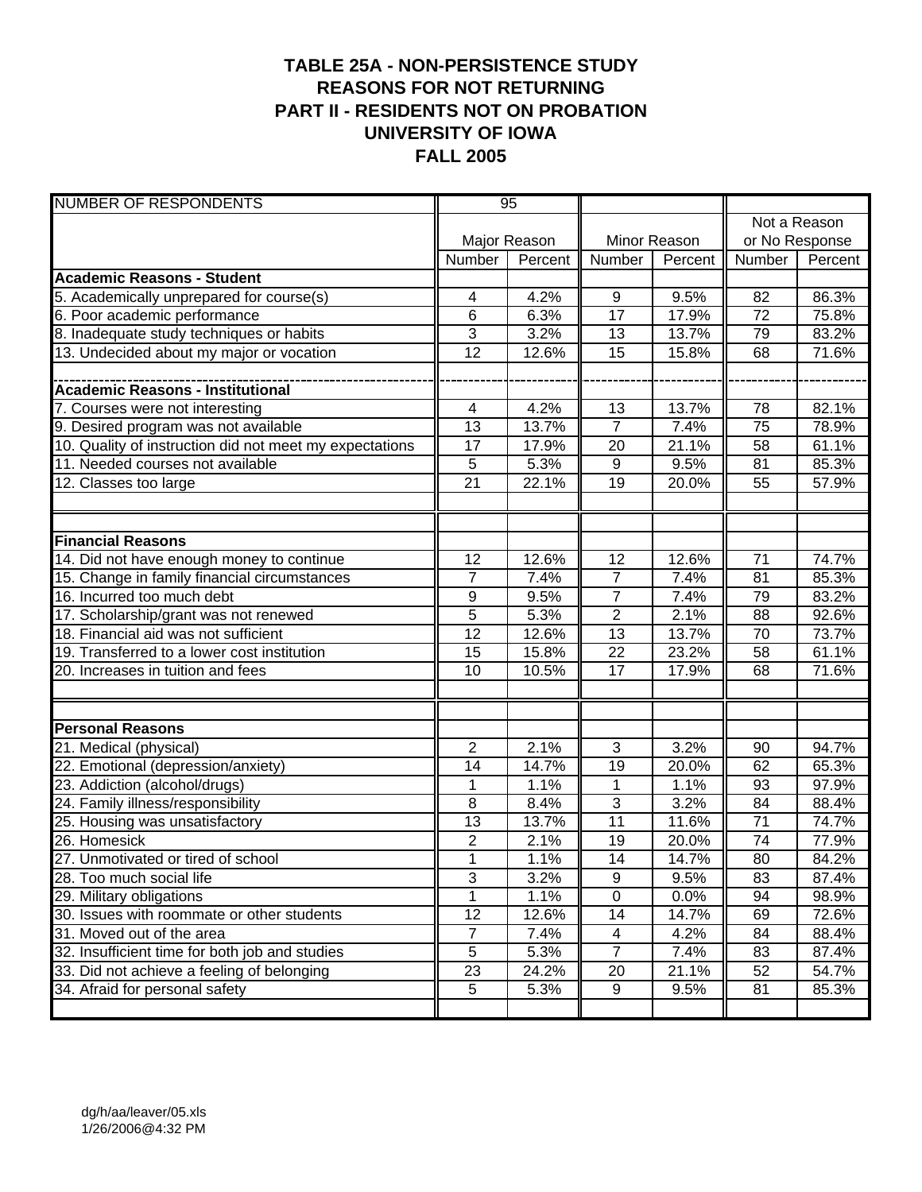# TABLE 25A - NON-PERSISTENCE STUDY
## REASONS FOR NOT RETURNING
## PART II - RESIDENTS NOT ON PROBATION
## UNIVERSITY OF IOWA
## FALL 2005

| NUMBER OF RESPONDENTS | 95 | | | | | |
|---|---|---|---|---|---|---|
| | Major Reason | | Minor Reason | | Not a Reason or No Response | |
| | Number | Percent | Number | Percent | Number | Percent |
| **Academic Reasons - Student** | | | | | | |
| 5. Academically unprepared for course(s) | 4 | 4.2% | 9 | 9.5% | 82 | 86.3% |
| 6. Poor academic performance | 6 | 6.3% | 17 | 17.9% | 72 | 75.8% |
| 8. Inadequate study techniques or habits | 3 | 3.2% | 13 | 13.7% | 79 | 83.2% |
| 13. Undecided about my major or vocation | 12 | 12.6% | 15 | 15.8% | 68 | 71.6% |
| **Academic Reasons - Institutional** | | | | | | |
| 7. Courses were not interesting | 4 | 4.2% | 13 | 13.7% | 78 | 82.1% |
| 9. Desired program was not available | 13 | 13.7% | 7 | 7.4% | 75 | 78.9% |
| 10. Quality of instruction did not meet my expectations | 17 | 17.9% | 20 | 21.1% | 58 | 61.1% |
| 11. Needed courses not available | 5 | 5.3% | 9 | 9.5% | 81 | 85.3% |
| 12. Classes too large | 21 | 22.1% | 19 | 20.0% | 55 | 57.9% |
| **Financial Reasons** | | | | | | |
| 14. Did not have enough money to continue | 12 | 12.6% | 12 | 12.6% | 71 | 74.7% |
| 15. Change in family financial circumstances | 7 | 7.4% | 7 | 7.4% | 81 | 85.3% |
| 16. Incurred too much debt | 9 | 9.5% | 7 | 7.4% | 79 | 83.2% |
| 17. Scholarship/grant was not renewed | 5 | 5.3% | 2 | 2.1% | 88 | 92.6% |
| 18. Financial aid was not sufficient | 12 | 12.6% | 13 | 13.7% | 70 | 73.7% |
| 19. Transferred to a lower cost institution | 15 | 15.8% | 22 | 23.2% | 58 | 61.1% |
| 20. Increases in tuition and fees | 10 | 10.5% | 17 | 17.9% | 68 | 71.6% |
| **Personal Reasons** | | | | | | |
| 21. Medical (physical) | 2 | 2.1% | 3 | 3.2% | 90 | 94.7% |
| 22. Emotional (depression/anxiety) | 14 | 14.7% | 19 | 20.0% | 62 | 65.3% |
| 23. Addiction (alcohol/drugs) | 1 | 1.1% | 1 | 1.1% | 93 | 97.9% |
| 24. Family illness/responsibility | 8 | 8.4% | 3 | 3.2% | 84 | 88.4% |
| 25. Housing was unsatisfactory | 13 | 13.7% | 11 | 11.6% | 71 | 74.7% |
| 26. Homesick | 2 | 2.1% | 19 | 20.0% | 74 | 77.9% |
| 27. Unmotivated or tired of school | 1 | 1.1% | 14 | 14.7% | 80 | 84.2% |
| 28. Too much social life | 3 | 3.2% | 9 | 9.5% | 83 | 87.4% |
| 29. Military obligations | 1 | 1.1% | 0 | 0.0% | 94 | 98.9% |
| 30. Issues with roommate or other students | 12 | 12.6% | 14 | 14.7% | 69 | 72.6% |
| 31. Moved out of the area | 7 | 7.4% | 4 | 4.2% | 84 | 88.4% |
| 32. Insufficient time for both job and studies | 5 | 5.3% | 7 | 7.4% | 83 | 87.4% |
| 33. Did not achieve a feeling of belonging | 23 | 24.2% | 20 | 21.1% | 52 | 54.7% |
| 34. Afraid for personal safety | 5 | 5.3% | 9 | 9.5% | 81 | 85.3% |

dg/h/aa/leaver/05.xls
1/26/2006@4:32 PM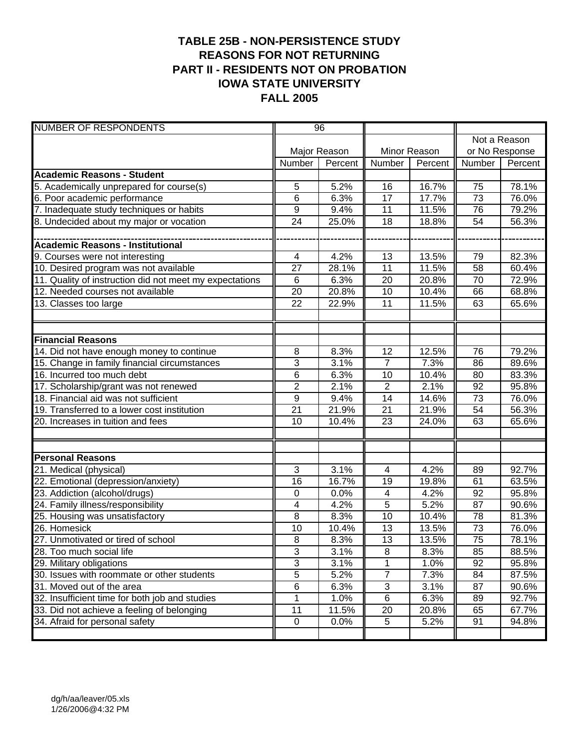# TABLE 25B - NON-PERSISTENCE STUDY
## REASONS FOR NOT RETURNING
## PART II - RESIDENTS NOT ON PROBATION
## IOWA STATE UNIVERSITY
## FALL 2005

| NUMBER OF RESPONDENTS | 96 | | | | | |
|---|---|---|---|---|---|---|
| | Major Reason | | Minor Reason | | Not a Reason or No Response | |
| | Number | Percent | Number | Percent | Number | Percent |
| **Academic Reasons - Student** | | | | | | |
| 5. Academically unprepared for course(s) | 5 | 5.2% | 16 | 16.7% | 75 | 78.1% |
| 6. Poor academic performance | 6 | 6.3% | 17 | 17.7% | 73 | 76.0% |
| 7. Inadequate study techniques or habits | 9 | 9.4% | 11 | 11.5% | 76 | 79.2% |
| 8. Undecided about my major or vocation | 24 | 25.0% | 18 | 18.8% | 54 | 56.3% |
| **Academic Reasons - Institutional** | | | | | | |
| 9. Courses were not interesting | 4 | 4.2% | 13 | 13.5% | 79 | 82.3% |
| 10. Desired program was not available | 27 | 28.1% | 11 | 11.5% | 58 | 60.4% |
| 11. Quality of instruction did not meet my expectations | 6 | 6.3% | 20 | 20.8% | 70 | 72.9% |
| 12. Needed courses not available | 20 | 20.8% | 10 | 10.4% | 66 | 68.8% |
| 13. Classes too large | 22 | 22.9% | 11 | 11.5% | 63 | 65.6% |
| **Financial Reasons** | | | | | | |
| 14. Did not have enough money to continue | 8 | 8.3% | 12 | 12.5% | 76 | 79.2% |
| 15. Change in family financial circumstances | 3 | 3.1% | 7 | 7.3% | 86 | 89.6% |
| 16. Incurred too much debt | 6 | 6.3% | 10 | 10.4% | 80 | 83.3% |
| 17. Scholarship/grant was not renewed | 2 | 2.1% | 2 | 2.1% | 92 | 95.8% |
| 18. Financial aid was not sufficient | 9 | 9.4% | 14 | 14.6% | 73 | 76.0% |
| 19. Transferred to a lower cost institution | 21 | 21.9% | 21 | 21.9% | 54 | 56.3% |
| 20. Increases in tuition and fees | 10 | 10.4% | 23 | 24.0% | 63 | 65.6% |
| **Personal Reasons** | | | | | | |
| 21. Medical (physical) | 3 | 3.1% | 4 | 4.2% | 89 | 92.7% |
| 22. Emotional (depression/anxiety) | 16 | 16.7% | 19 | 19.8% | 61 | 63.5% |
| 23. Addiction (alcohol/drugs) | 0 | 0.0% | 4 | 4.2% | 92 | 95.8% |
| 24. Family illness/responsibility | 4 | 4.2% | 5 | 5.2% | 87 | 90.6% |
| 25. Housing was unsatisfactory | 8 | 8.3% | 10 | 10.4% | 78 | 81.3% |
| 26. Homesick | 10 | 10.4% | 13 | 13.5% | 73 | 76.0% |
| 27. Unmotivated or tired of school | 8 | 8.3% | 13 | 13.5% | 75 | 78.1% |
| 28. Too much social life | 3 | 3.1% | 8 | 8.3% | 85 | 88.5% |
| 29. Military obligations | 3 | 3.1% | 1 | 1.0% | 92 | 95.8% |
| 30. Issues with roommate or other students | 5 | 5.2% | 7 | 7.3% | 84 | 87.5% |
| 31. Moved out of the area | 6 | 6.3% | 3 | 3.1% | 87 | 90.6% |
| 32. Insufficient time for both job and studies | 1 | 1.0% | 6 | 6.3% | 89 | 92.7% |
| 33. Did not achieve a feeling of belonging | 11 | 11.5% | 20 | 20.8% | 65 | 67.7% |
| 34. Afraid for personal safety | 0 | 0.0% | 5 | 5.2% | 91 | 94.8% |

dg/h/aa/leaver/05.xls
1/26/2006@4:32 PM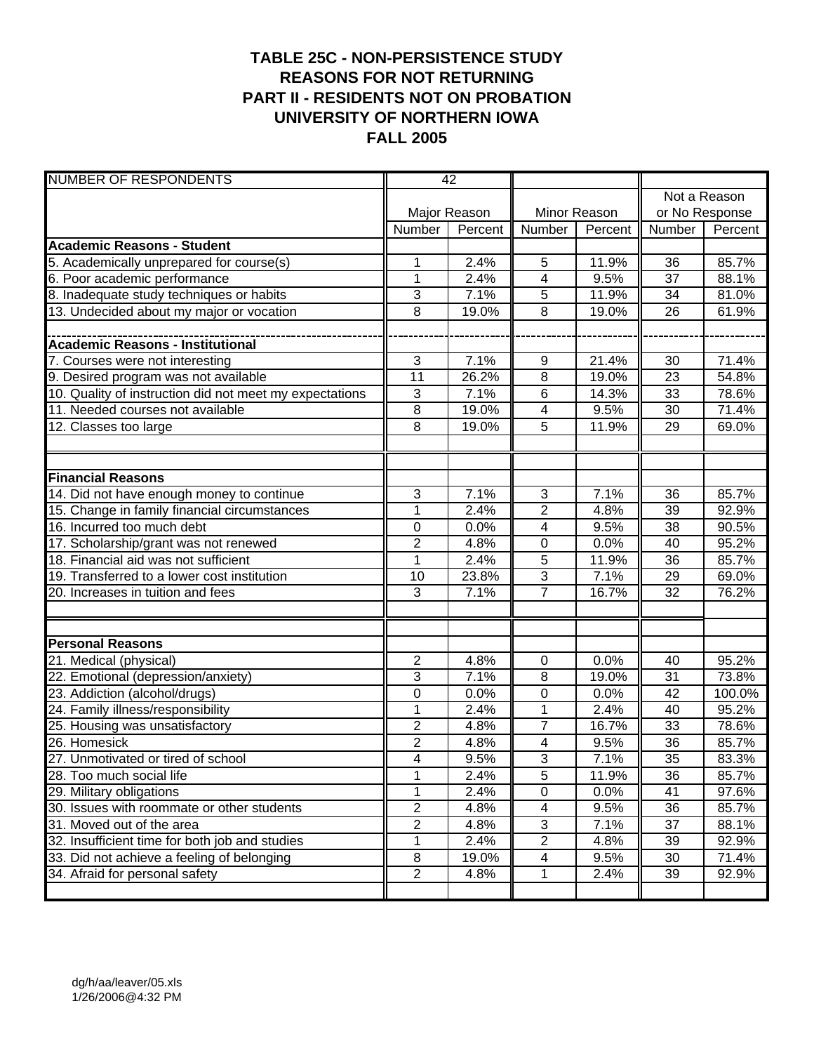# TABLE 25C - NON-PERSISTENCE STUDY
# REASONS FOR NOT RETURNING
# PART II - RESIDENTS NOT ON PROBATION
# UNIVERSITY OF NORTHERN IOWA
# FALL 2005

| NUMBER OF RESPONDENTS | 42 | | | | | |
|---|---|---|---|---|---|---|
| | Major Reason | | Minor Reason | | Not a Reason or No Response | |
| | Number | Percent | Number | Percent | Number | Percent |
| **Academic Reasons - Student** | | | | | | |
| 5. Academically unprepared for course(s) | 1 | 2.4% | 5 | 11.9% | 36 | 85.7% |
| 6. Poor academic performance | 1 | 2.4% | 4 | 9.5% | 37 | 88.1% |
| 8. Inadequate study techniques or habits | 3 | 7.1% | 5 | 11.9% | 34 | 81.0% |
| 13. Undecided about my major or vocation | 8 | 19.0% | 8 | 19.0% | 26 | 61.9% |
| **Academic Reasons - Institutional** | | | | | | |
| 7. Courses were not interesting | 3 | 7.1% | 9 | 21.4% | 30 | 71.4% |
| 9. Desired program was not available | 11 | 26.2% | 8 | 19.0% | 23 | 54.8% |
| 10. Quality of instruction did not meet my expectations | 3 | 7.1% | 6 | 14.3% | 33 | 78.6% |
| 11. Needed courses not available | 8 | 19.0% | 4 | 9.5% | 30 | 71.4% |
| 12. Classes too large | 8 | 19.0% | 5 | 11.9% | 29 | 69.0% |
| **Financial Reasons** | | | | | | |
| 14. Did not have enough money to continue | 3 | 7.1% | 3 | 7.1% | 36 | 85.7% |
| 15. Change in family financial circumstances | 1 | 2.4% | 2 | 4.8% | 39 | 92.9% |
| 16. Incurred too much debt | 0 | 0.0% | 4 | 9.5% | 38 | 90.5% |
| 17. Scholarship/grant was not renewed | 2 | 4.8% | 0 | 0.0% | 40 | 95.2% |
| 18. Financial aid was not sufficient | 1 | 2.4% | 5 | 11.9% | 36 | 85.7% |
| 19. Transferred to a lower cost institution | 10 | 23.8% | 3 | 7.1% | 29 | 69.0% |
| 20. Increases in tuition and fees | 3 | 7.1% | 7 | 16.7% | 32 | 76.2% |
| **Personal Reasons** | | | | | | |
| 21. Medical (physical) | 2 | 4.8% | 0 | 0.0% | 40 | 95.2% |
| 22. Emotional (depression/anxiety) | 3 | 7.1% | 8 | 19.0% | 31 | 73.8% |
| 23. Addiction (alcohol/drugs) | 0 | 0.0% | 0 | 0.0% | 42 | 100.0% |
| 24. Family illness/responsibility | 1 | 2.4% | 1 | 2.4% | 40 | 95.2% |
| 25. Housing was unsatisfactory | 2 | 4.8% | 7 | 16.7% | 33 | 78.6% |
| 26. Homesick | 2 | 4.8% | 4 | 9.5% | 36 | 85.7% |
| 27. Unmotivated or tired of school | 4 | 9.5% | 3 | 7.1% | 35 | 83.3% |
| 28. Too much social life | 1 | 2.4% | 5 | 11.9% | 36 | 85.7% |
| 29. Military obligations | 1 | 2.4% | 0 | 0.0% | 41 | 97.6% |
| 30. Issues with roommate or other students | 2 | 4.8% | 4 | 9.5% | 36 | 85.7% |
| 31. Moved out of the area | 2 | 4.8% | 3 | 7.1% | 37 | 88.1% |
| 32. Insufficient time for both job and studies | 1 | 2.4% | 2 | 4.8% | 39 | 92.9% |
| 33. Did not achieve a feeling of belonging | 8 | 19.0% | 4 | 9.5% | 30 | 71.4% |
| 34. Afraid for personal safety | 2 | 4.8% | 1 | 2.4% | 39 | 92.9% |

dg/h/aa/leaver/05.xls
1/26/2006@4:32 PM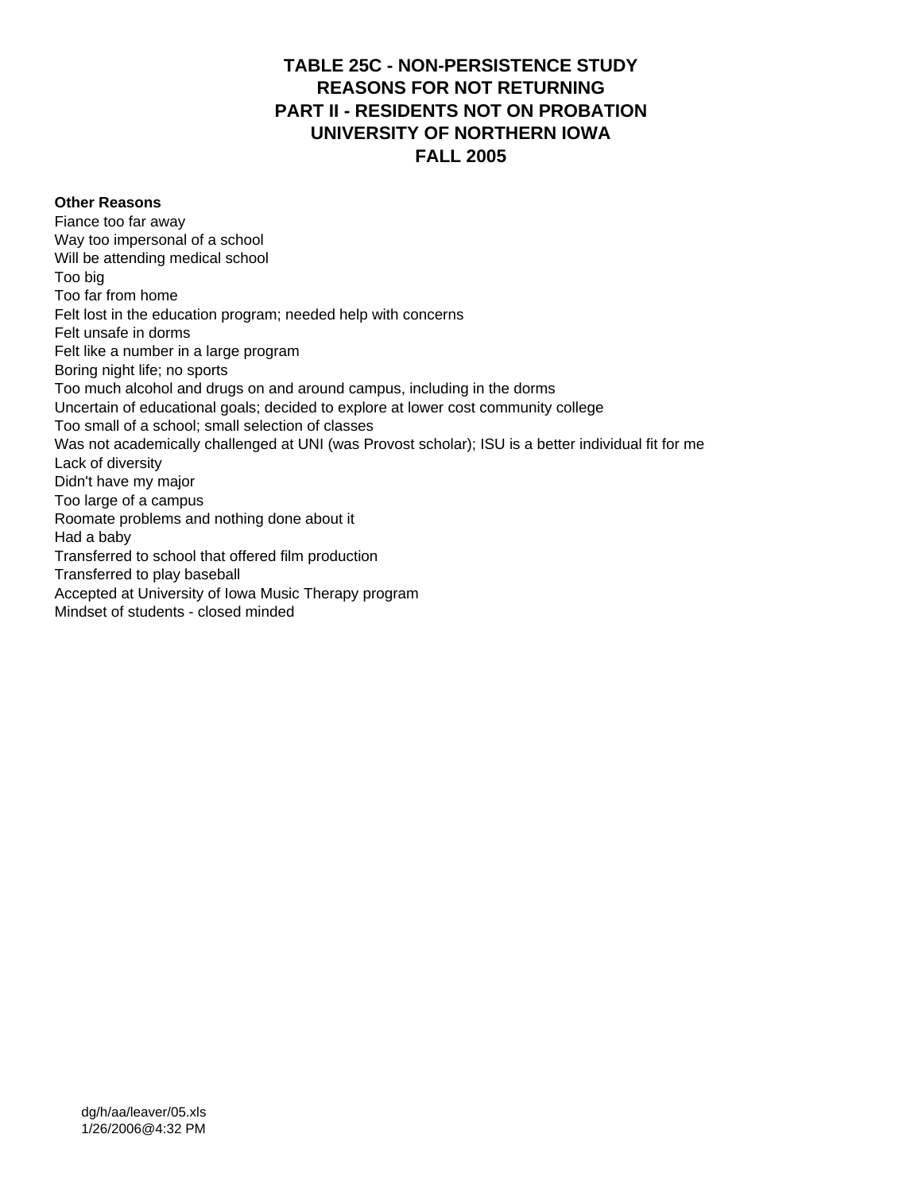# TABLE 25C - NON-PERSISTENCE STUDY
# REASONS FOR NOT RETURNING
# PART II - RESIDENTS NOT ON PROBATION
# UNIVERSITY OF NORTHERN IOWA
# FALL 2005

**Other Reasons**

Fiance too far away
Way too impersonal of a school
Will be attending medical school
Too big
Too far from home
Felt lost in the education program; needed help with concerns
Felt unsafe in dorms
Felt like a number in a large program
Boring night life; no sports
Too much alcohol and drugs on and around campus, including in the dorms
Uncertain of educational goals; decided to explore at lower cost community college
Too small of a school; small selection of classes
Was not academically challenged at UNI (was Provost scholar); ISU is a better individual fit for me
Lack of diversity
Didn't have my major
Too large of a campus
Roomate problems and nothing done about it
Had a baby
Transferred to school that offered film production
Transferred to play baseball
Accepted at University of Iowa Music Therapy program
Mindset of students - closed minded

dg/h/aa/leaver/05.xls
1/26/2006@4:32 PM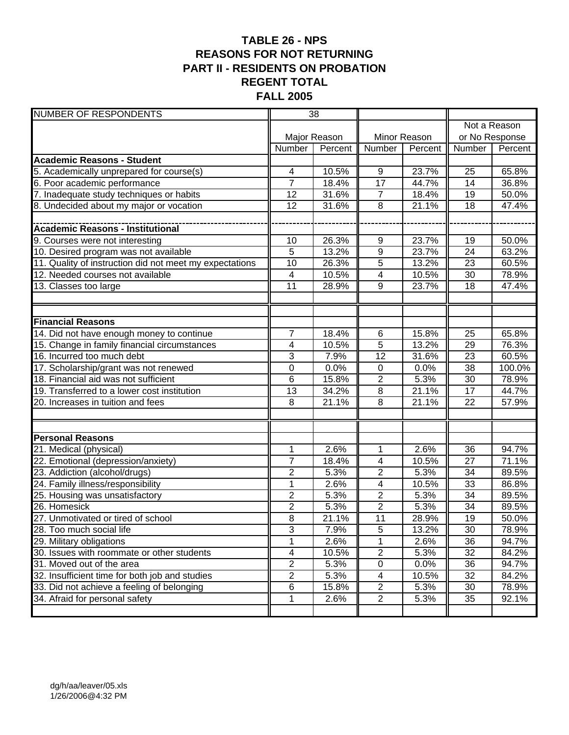# TABLE 26 - NPS
# REASONS FOR NOT RETURNING
# PART II - RESIDENTS ON PROBATION
# REGENT TOTAL
# FALL 2005

| NUMBER OF RESPONDENTS | 38 | | | | | |
|---|---|---|---|---|---|---|
| | Major Reason | | Minor Reason | | Not a Reason or No Response | |
| | Number | Percent | Number | Percent | Number | Percent |
| **Academic Reasons - Student** | | | | | | |
| 5. Academically unprepared for course(s) | 4 | 10.5% | 9 | 23.7% | 25 | 65.8% |
| 6. Poor academic performance | 7 | 18.4% | 17 | 44.7% | 14 | 36.8% |
| 7. Inadequate study techniques or habits | 12 | 31.6% | 7 | 18.4% | 19 | 50.0% |
| 8. Undecided about my major or vocation | 12 | 31.6% | 8 | 21.1% | 18 | 47.4% |
| **Academic Reasons - Institutional** | | | | | | |
| 9. Courses were not interesting | 10 | 26.3% | 9 | 23.7% | 19 | 50.0% |
| 10. Desired program was not available | 5 | 13.2% | 9 | 23.7% | 24 | 63.2% |
| 11. Quality of instruction did not meet my expectations | 10 | 26.3% | 5 | 13.2% | 23 | 60.5% |
| 12. Needed courses not available | 4 | 10.5% | 4 | 10.5% | 30 | 78.9% |
| 13. Classes too large | 11 | 28.9% | 9 | 23.7% | 18 | 47.4% |
| **Financial Reasons** | | | | | | |
| 14. Did not have enough money to continue | 7 | 18.4% | 6 | 15.8% | 25 | 65.8% |
| 15. Change in family financial circumstances | 4 | 10.5% | 5 | 13.2% | 29 | 76.3% |
| 16. Incurred too much debt | 3 | 7.9% | 12 | 31.6% | 23 | 60.5% |
| 17. Scholarship/grant was not renewed | 0 | 0.0% | 0 | 0.0% | 38 | 100.0% |
| 18. Financial aid was not sufficient | 6 | 15.8% | 2 | 5.3% | 30 | 78.9% |
| 19. Transferred to a lower cost institution | 13 | 34.2% | 8 | 21.1% | 17 | 44.7% |
| 20. Increases in tuition and fees | 8 | 21.1% | 8 | 21.1% | 22 | 57.9% |
| **Personal Reasons** | | | | | | |
| 21. Medical (physical) | 1 | 2.6% | 1 | 2.6% | 36 | 94.7% |
| 22. Emotional (depression/anxiety) | 7 | 18.4% | 4 | 10.5% | 27 | 71.1% |
| 23. Addiction (alcohol/drugs) | 2 | 5.3% | 2 | 5.3% | 34 | 89.5% |
| 24. Family illness/responsibility | 1 | 2.6% | 4 | 10.5% | 33 | 86.8% |
| 25. Housing was unsatisfactory | 2 | 5.3% | 2 | 5.3% | 34 | 89.5% |
| 26. Homesick | 2 | 5.3% | 2 | 5.3% | 34 | 89.5% |
| 27. Unmotivated or tired of school | 8 | 21.1% | 11 | 28.9% | 19 | 50.0% |
| 28. Too much social life | 3 | 7.9% | 5 | 13.2% | 30 | 78.9% |
| 29. Military obligations | 1 | 2.6% | 1 | 2.6% | 36 | 94.7% |
| 30. Issues with roommate or other students | 4 | 10.5% | 2 | 5.3% | 32 | 84.2% |
| 31. Moved out of the area | 2 | 5.3% | 0 | 0.0% | 36 | 94.7% |
| 32. Insufficient time for both job and studies | 2 | 5.3% | 4 | 10.5% | 32 | 84.2% |
| 33. Did not achieve a feeling of belonging | 6 | 15.8% | 2 | 5.3% | 30 | 78.9% |
| 34. Afraid for personal safety | 1 | 2.6% | 2 | 5.3% | 35 | 92.1% |

dg/h/aa/leaver/05.xls
1/26/2006@4:32 PM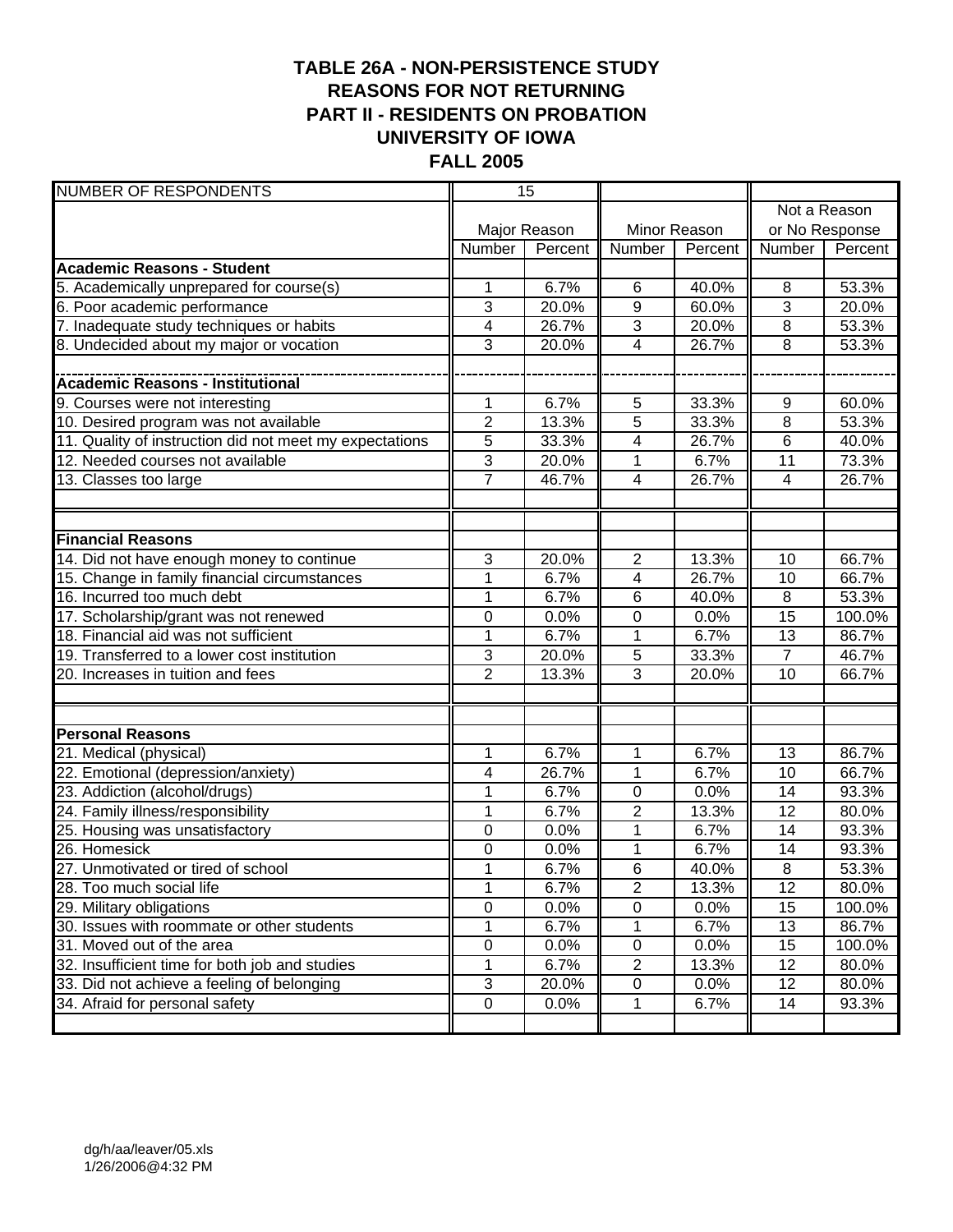# TABLE 26A - NON-PERSISTENCE STUDY
# REASONS FOR NOT RETURNING
# PART II - RESIDENTS ON PROBATION
# UNIVERSITY OF IOWA
# FALL 2005

| NUMBER OF RESPONDENTS | 15 | | | | | |
|---|---|---|---|---|---|---|
| | Major Reason | | Minor Reason | | Not a Reason or No Response | |
| | Number | Percent | Number | Percent | Number | Percent |
| **Academic Reasons - Student** | | | | | | |
| 5. Academically unprepared for course(s) | 1 | 6.7% | 6 | 40.0% | 8 | 53.3% |
| 6. Poor academic performance | 3 | 20.0% | 9 | 60.0% | 3 | 20.0% |
| 7. Inadequate study techniques or habits | 4 | 26.7% | 3 | 20.0% | 8 | 53.3% |
| 8. Undecided about my major or vocation | 3 | 20.0% | 4 | 26.7% | 8 | 53.3% |
| **Academic Reasons - Institutional** | | | | | | |
| 9. Courses were not interesting | 1 | 6.7% | 5 | 33.3% | 9 | 60.0% |
| 10. Desired program was not available | 2 | 13.3% | 5 | 33.3% | 8 | 53.3% |
| 11. Quality of instruction did not meet my expectations | 5 | 33.3% | 4 | 26.7% | 6 | 40.0% |
| 12. Needed courses not available | 3 | 20.0% | 1 | 6.7% | 11 | 73.3% |
| 13. Classes too large | 7 | 46.7% | 4 | 26.7% | 4 | 26.7% |
| **Financial Reasons** | | | | | | |
| 14. Did not have enough money to continue | 3 | 20.0% | 2 | 13.3% | 10 | 66.7% |
| 15. Change in family financial circumstances | 1 | 6.7% | 4 | 26.7% | 10 | 66.7% |
| 16. Incurred too much debt | 1 | 6.7% | 6 | 40.0% | 8 | 53.3% |
| 17. Scholarship/grant was not renewed | 0 | 0.0% | 0 | 0.0% | 15 | 100.0% |
| 18. Financial aid was not sufficient | 1 | 6.7% | 1 | 6.7% | 13 | 86.7% |
| 19. Transferred to a lower cost institution | 3 | 20.0% | 5 | 33.3% | 7 | 46.7% |
| 20. Increases in tuition and fees | 2 | 13.3% | 3 | 20.0% | 10 | 66.7% |
| **Personal Reasons** | | | | | | |
| 21. Medical (physical) | 1 | 6.7% | 1 | 6.7% | 13 | 86.7% |
| 22. Emotional (depression/anxiety) | 4 | 26.7% | 1 | 6.7% | 10 | 66.7% |
| 23. Addiction (alcohol/drugs) | 1 | 6.7% | 0 | 0.0% | 14 | 93.3% |
| 24. Family illness/responsibility | 1 | 6.7% | 2 | 13.3% | 12 | 80.0% |
| 25. Housing was unsatisfactory | 0 | 0.0% | 1 | 6.7% | 14 | 93.3% |
| 26. Homesick | 0 | 0.0% | 1 | 6.7% | 14 | 93.3% |
| 27. Unmotivated or tired of school | 1 | 6.7% | 6 | 40.0% | 8 | 53.3% |
| 28. Too much social life | 1 | 6.7% | 2 | 13.3% | 12 | 80.0% |
| 29. Military obligations | 0 | 0.0% | 0 | 0.0% | 15 | 100.0% |
| 30. Issues with roommate or other students | 1 | 6.7% | 1 | 6.7% | 13 | 86.7% |
| 31. Moved out of the area | 0 | 0.0% | 0 | 0.0% | 15 | 100.0% |
| 32. Insufficient time for both job and studies | 1 | 6.7% | 2 | 13.3% | 12 | 80.0% |
| 33. Did not achieve a feeling of belonging | 3 | 20.0% | 0 | 0.0% | 12 | 80.0% |
| 34. Afraid for personal safety | 0 | 0.0% | 1 | 6.7% | 14 | 93.3% |

dg/h/aa/leaver/05.xls
1/26/2006@4:32 PM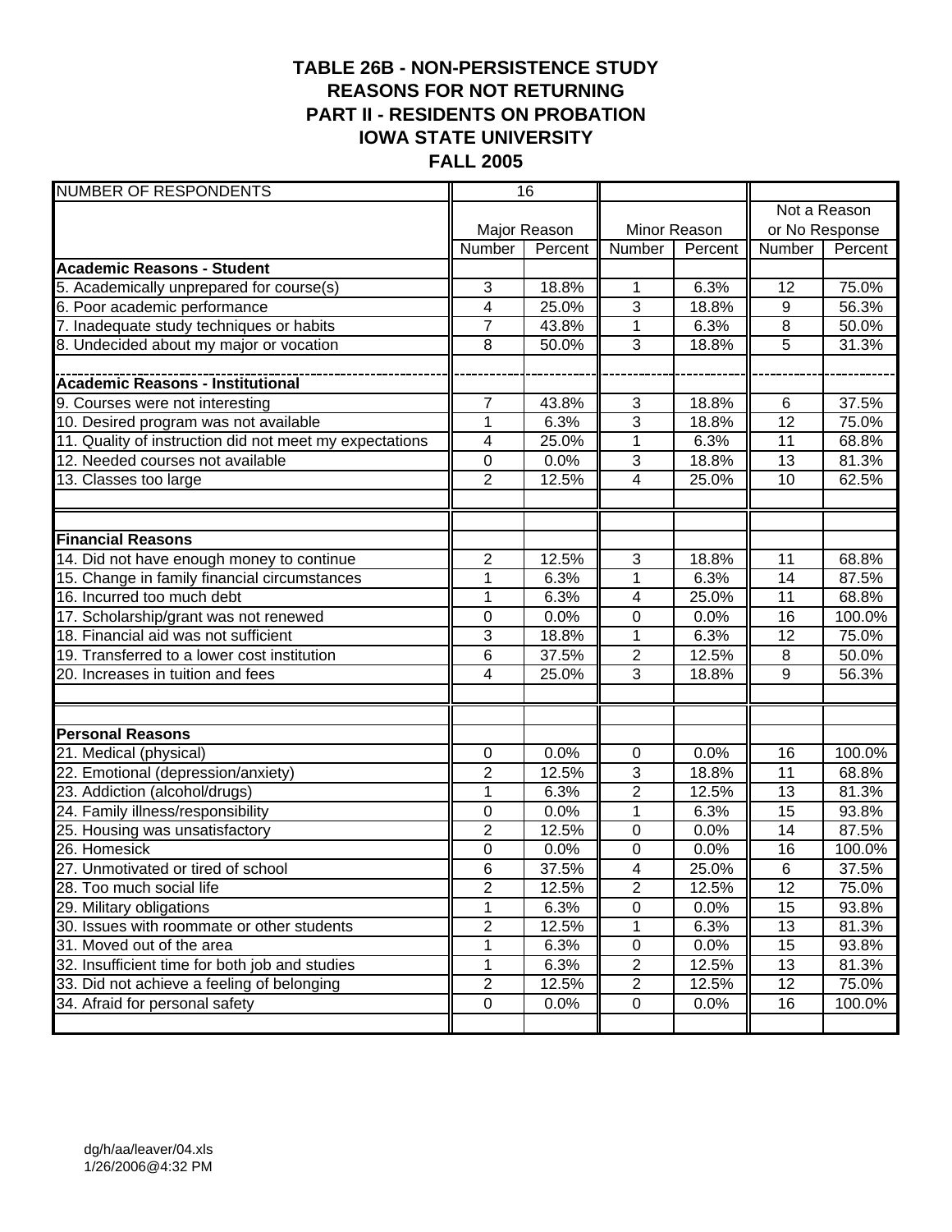# TABLE 26B - NON-PERSISTENCE STUDY
## REASONS FOR NOT RETURNING
## PART II - RESIDENTS ON PROBATION
## IOWA STATE UNIVERSITY
## FALL 2005

| NUMBER OF RESPONDENTS | 16 | | | | | |
|---|---|---|---|---|---|---|
| | Major Reason | | Minor Reason | | Not a Reason or No Response | |
| | Number | Percent | Number | Percent | Number | Percent |
| **Academic Reasons - Student** | | | | | | |
| 5. Academically unprepared for course(s) | 3 | 18.8% | 1 | 6.3% | 12 | 75.0% |
| 6. Poor academic performance | 4 | 25.0% | 3 | 18.8% | 9 | 56.3% |
| 7. Inadequate study techniques or habits | 7 | 43.8% | 1 | 6.3% | 8 | 50.0% |
| 8. Undecided about my major or vocation | 8 | 50.0% | 3 | 18.8% | 5 | 31.3% |
| **Academic Reasons - Institutional** | | | | | | |
| 9. Courses were not interesting | 7 | 43.8% | 3 | 18.8% | 6 | 37.5% |
| 10. Desired program was not available | 1 | 6.3% | 3 | 18.8% | 12 | 75.0% |
| 11. Quality of instruction did not meet my expectations | 4 | 25.0% | 1 | 6.3% | 11 | 68.8% |
| 12. Needed courses not available | 0 | 0.0% | 3 | 18.8% | 13 | 81.3% |
| 13. Classes too large | 2 | 12.5% | 4 | 25.0% | 10 | 62.5% |
| **Financial Reasons** | | | | | | |
| 14. Did not have enough money to continue | 2 | 12.5% | 3 | 18.8% | 11 | 68.8% |
| 15. Change in family financial circumstances | 1 | 6.3% | 1 | 6.3% | 14 | 87.5% |
| 16. Incurred too much debt | 1 | 6.3% | 4 | 25.0% | 11 | 68.8% |
| 17. Scholarship/grant was not renewed | 0 | 0.0% | 0 | 0.0% | 16 | 100.0% |
| 18. Financial aid was not sufficient | 3 | 18.8% | 1 | 6.3% | 12 | 75.0% |
| 19. Transferred to a lower cost institution | 6 | 37.5% | 2 | 12.5% | 8 | 50.0% |
| 20. Increases in tuition and fees | 4 | 25.0% | 3 | 18.8% | 9 | 56.3% |
| **Personal Reasons** | | | | | | |
| 21. Medical (physical) | 0 | 0.0% | 0 | 0.0% | 16 | 100.0% |
| 22. Emotional (depression/anxiety) | 2 | 12.5% | 3 | 18.8% | 11 | 68.8% |
| 23. Addiction (alcohol/drugs) | 1 | 6.3% | 2 | 12.5% | 13 | 81.3% |
| 24. Family illness/responsibility | 0 | 0.0% | 1 | 6.3% | 15 | 93.8% |
| 25. Housing was unsatisfactory | 2 | 12.5% | 0 | 0.0% | 14 | 87.5% |
| 26. Homesick | 0 | 0.0% | 0 | 0.0% | 16 | 100.0% |
| 27. Unmotivated or tired of school | 6 | 37.5% | 4 | 25.0% | 6 | 37.5% |
| 28. Too much social life | 2 | 12.5% | 2 | 12.5% | 12 | 75.0% |
| 29. Military obligations | 1 | 6.3% | 0 | 0.0% | 15 | 93.8% |
| 30. Issues with roommate or other students | 2 | 12.5% | 1 | 6.3% | 13 | 81.3% |
| 31. Moved out of the area | 1 | 6.3% | 0 | 0.0% | 15 | 93.8% |
| 32. Insufficient time for both job and studies | 1 | 6.3% | 2 | 12.5% | 13 | 81.3% |
| 33. Did not achieve a feeling of belonging | 2 | 12.5% | 2 | 12.5% | 12 | 75.0% |
| 34. Afraid for personal safety | 0 | 0.0% | 0 | 0.0% | 16 | 100.0% |

dg/h/aa/leaver/04.xls
1/26/2006@4:32 PM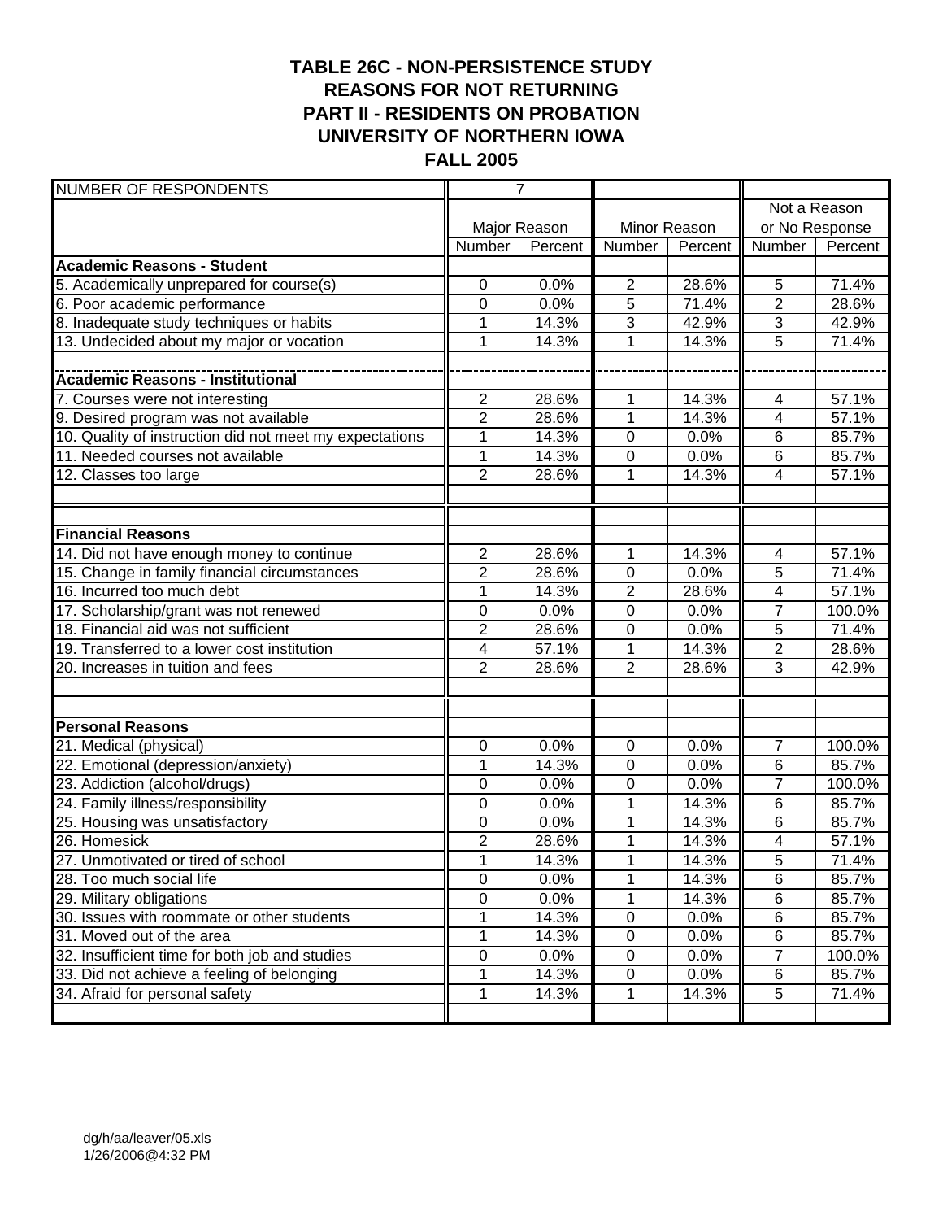# TABLE 26C - NON-PERSISTENCE STUDY
## REASONS FOR NOT RETURNING
## PART II - RESIDENTS ON PROBATION
## UNIVERSITY OF NORTHERN IOWA
## FALL 2005

| NUMBER OF RESPONDENTS | 7 | | | | | |
|---|---|---|---|---|---|---|
| | Major Reason | | Minor Reason | | Not a Reason or No Response | |
| | Number | Percent | Number | Percent | Number | Percent |
| **Academic Reasons - Student** | | | | | | |
| 5. Academically unprepared for course(s) | 0 | 0.0% | 2 | 28.6% | 5 | 71.4% |
| 6. Poor academic performance | 0 | 0.0% | 5 | 71.4% | 2 | 28.6% |
| 8. Inadequate study techniques or habits | 1 | 14.3% | 3 | 42.9% | 3 | 42.9% |
| 13. Undecided about my major or vocation | 1 | 14.3% | 1 | 14.3% | 5 | 71.4% |
| **Academic Reasons - Institutional** | | | | | | |
| 7. Courses were not interesting | 2 | 28.6% | 1 | 14.3% | 4 | 57.1% |
| 9. Desired program was not available | 2 | 28.6% | 1 | 14.3% | 4 | 57.1% |
| 10. Quality of instruction did not meet my expectations | 1 | 14.3% | 0 | 0.0% | 6 | 85.7% |
| 11. Needed courses not available | 1 | 14.3% | 0 | 0.0% | 6 | 85.7% |
| 12. Classes too large | 2 | 28.6% | 1 | 14.3% | 4 | 57.1% |
| **Financial Reasons** | | | | | | |
| 14. Did not have enough money to continue | 2 | 28.6% | 1 | 14.3% | 4 | 57.1% |
| 15. Change in family financial circumstances | 2 | 28.6% | 0 | 0.0% | 5 | 71.4% |
| 16. Incurred too much debt | 1 | 14.3% | 2 | 28.6% | 4 | 57.1% |
| 17. Scholarship/grant was not renewed | 0 | 0.0% | 0 | 0.0% | 7 | 100.0% |
| 18. Financial aid was not sufficient | 2 | 28.6% | 0 | 0.0% | 5 | 71.4% |
| 19. Transferred to a lower cost institution | 4 | 57.1% | 1 | 14.3% | 2 | 28.6% |
| 20. Increases in tuition and fees | 2 | 28.6% | 2 | 28.6% | 3 | 42.9% |
| **Personal Reasons** | | | | | | |
| 21. Medical (physical) | 0 | 0.0% | 0 | 0.0% | 7 | 100.0% |
| 22. Emotional (depression/anxiety) | 1 | 14.3% | 0 | 0.0% | 6 | 85.7% |
| 23. Addiction (alcohol/drugs) | 0 | 0.0% | 0 | 0.0% | 7 | 100.0% |
| 24. Family illness/responsibility | 0 | 0.0% | 1 | 14.3% | 6 | 85.7% |
| 25. Housing was unsatisfactory | 0 | 0.0% | 1 | 14.3% | 6 | 85.7% |
| 26. Homesick | 2 | 28.6% | 1 | 14.3% | 4 | 57.1% |
| 27. Unmotivated or tired of school | 1 | 14.3% | 1 | 14.3% | 5 | 71.4% |
| 28. Too much social life | 0 | 0.0% | 1 | 14.3% | 6 | 85.7% |
| 29. Military obligations | 0 | 0.0% | 1 | 14.3% | 6 | 85.7% |
| 30. Issues with roommate or other students | 1 | 14.3% | 0 | 0.0% | 6 | 85.7% |
| 31. Moved out of the area | 1 | 14.3% | 0 | 0.0% | 6 | 85.7% |
| 32. Insufficient time for both job and studies | 0 | 0.0% | 0 | 0.0% | 7 | 100.0% |
| 33. Did not achieve a feeling of belonging | 1 | 14.3% | 0 | 0.0% | 6 | 85.7% |
| 34. Afraid for personal safety | 1 | 14.3% | 1 | 14.3% | 5 | 71.4% |

dg/h/aa/leaver/05.xls
1/26/2006@4:32 PM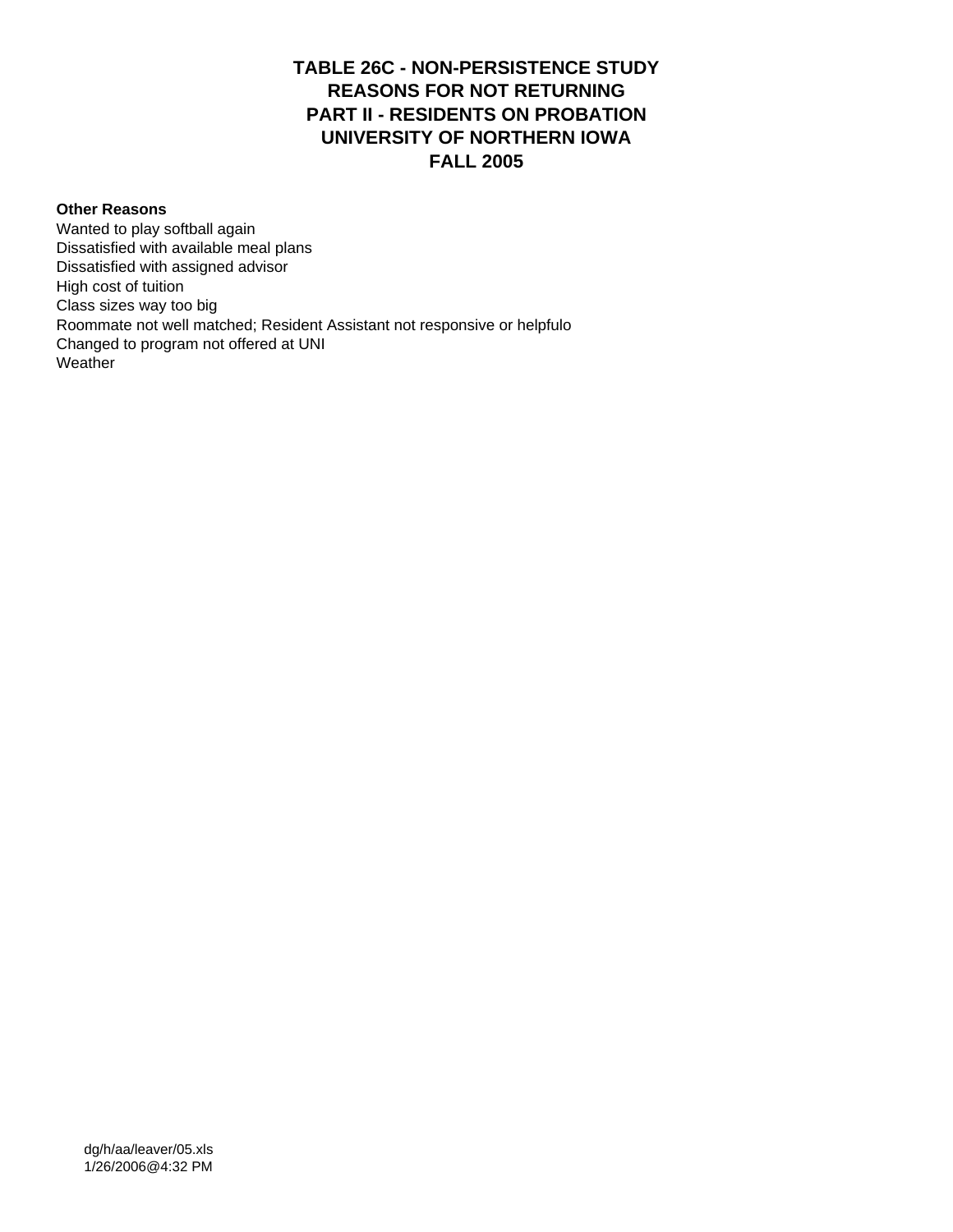# TABLE 26C - NON-PERSISTENCE STUDY
# REASONS FOR NOT RETURNING
# PART II - RESIDENTS ON PROBATION
# UNIVERSITY OF NORTHERN IOWA
# FALL 2005

**Other Reasons**

Wanted to play softball again
Dissatisfied with available meal plans
Dissatisfied with assigned advisor
High cost of tuition
Class sizes way too big
Roommate not well matched; Resident Assistant not responsive or helpfulo
Changed to program not offered at UNI
Weather

dg/h/aa/leaver/05.xls
1/26/2006@4:32 PM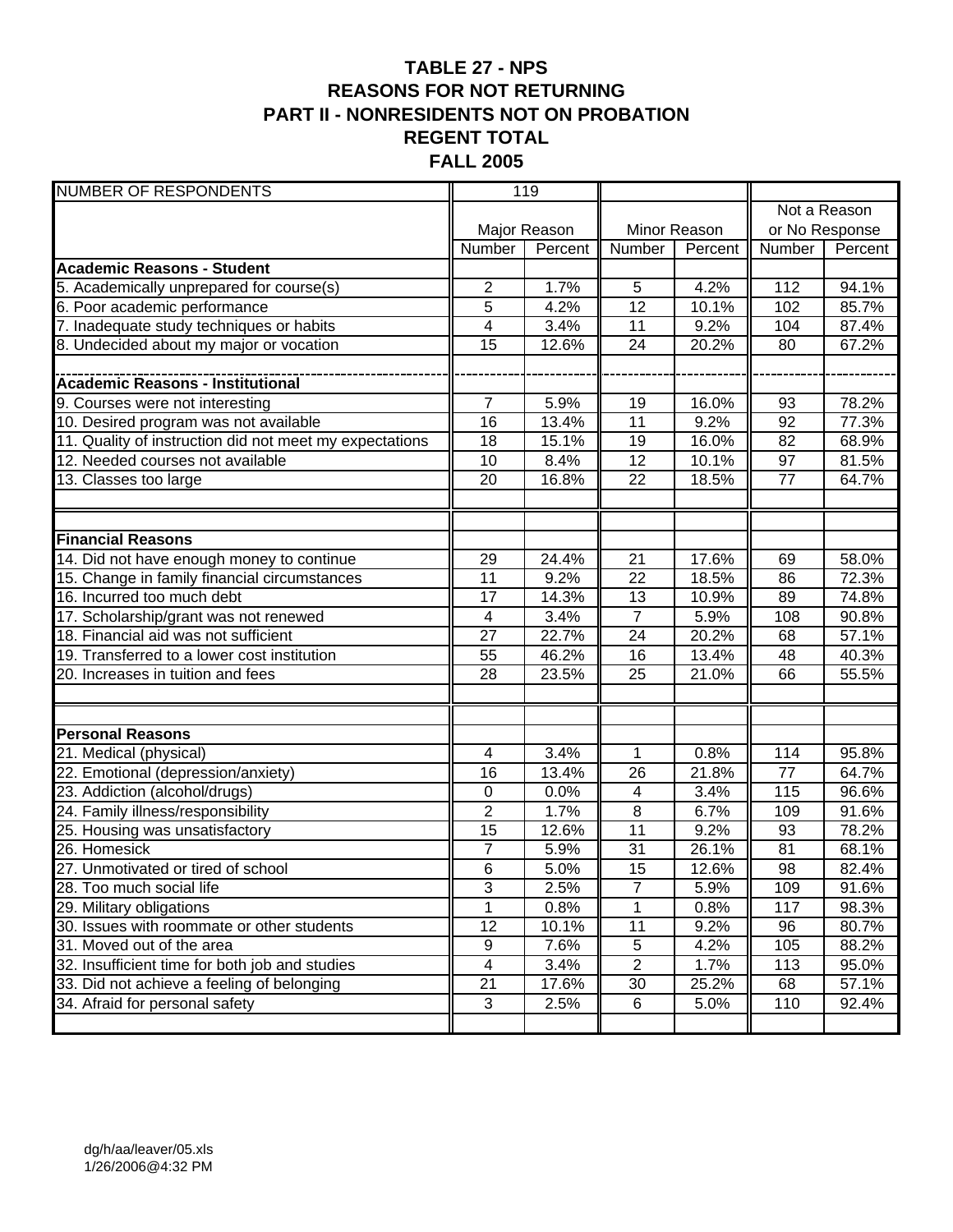# TABLE 27 - NPS
## REASONS FOR NOT RETURNING
## PART II - NONRESIDENTS NOT ON PROBATION
## REGENT TOTAL
## FALL 2005

| NUMBER OF RESPONDENTS | 119 | | | | | |
|---|---|---|---|---|---|---|
| | Major Reason | | Minor Reason | | Not a Reason or No Response | |
| | Number | Percent | Number | Percent | Number | Percent |
| **Academic Reasons - Student** | | | | | | |
| 5. Academically unprepared for course(s) | 2 | 1.7% | 5 | 4.2% | 112 | 94.1% |
| 6. Poor academic performance | 5 | 4.2% | 12 | 10.1% | 102 | 85.7% |
| 7. Inadequate study techniques or habits | 4 | 3.4% | 11 | 9.2% | 104 | 87.4% |
| 8. Undecided about my major or vocation | 15 | 12.6% | 24 | 20.2% | 80 | 67.2% |
| **Academic Reasons - Institutional** | | | | | | |
| 9. Courses were not interesting | 7 | 5.9% | 19 | 16.0% | 93 | 78.2% |
| 10. Desired program was not available | 16 | 13.4% | 11 | 9.2% | 92 | 77.3% |
| 11. Quality of instruction did not meet my expectations | 18 | 15.1% | 19 | 16.0% | 82 | 68.9% |
| 12. Needed courses not available | 10 | 8.4% | 12 | 10.1% | 97 | 81.5% |
| 13. Classes too large | 20 | 16.8% | 22 | 18.5% | 77 | 64.7% |
| **Financial Reasons** | | | | | | |
| 14. Did not have enough money to continue | 29 | 24.4% | 21 | 17.6% | 69 | 58.0% |
| 15. Change in family financial circumstances | 11 | 9.2% | 22 | 18.5% | 86 | 72.3% |
| 16. Incurred too much debt | 17 | 14.3% | 13 | 10.9% | 89 | 74.8% |
| 17. Scholarship/grant was not renewed | 4 | 3.4% | 7 | 5.9% | 108 | 90.8% |
| 18. Financial aid was not sufficient | 27 | 22.7% | 24 | 20.2% | 68 | 57.1% |
| 19. Transferred to a lower cost institution | 55 | 46.2% | 16 | 13.4% | 48 | 40.3% |
| 20. Increases in tuition and fees | 28 | 23.5% | 25 | 21.0% | 66 | 55.5% |
| **Personal Reasons** | | | | | | |
| 21. Medical (physical) | 4 | 3.4% | 1 | 0.8% | 114 | 95.8% |
| 22. Emotional (depression/anxiety) | 16 | 13.4% | 26 | 21.8% | 77 | 64.7% |
| 23. Addiction (alcohol/drugs) | 0 | 0.0% | 4 | 3.4% | 115 | 96.6% |
| 24. Family illness/responsibility | 2 | 1.7% | 8 | 6.7% | 109 | 91.6% |
| 25. Housing was unsatisfactory | 15 | 12.6% | 11 | 9.2% | 93 | 78.2% |
| 26. Homesick | 7 | 5.9% | 31 | 26.1% | 81 | 68.1% |
| 27. Unmotivated or tired of school | 6 | 5.0% | 15 | 12.6% | 98 | 82.4% |
| 28. Too much social life | 3 | 2.5% | 7 | 5.9% | 109 | 91.6% |
| 29. Military obligations | 1 | 0.8% | 1 | 0.8% | 117 | 98.3% |
| 30. Issues with roommate or other students | 12 | 10.1% | 11 | 9.2% | 96 | 80.7% |
| 31. Moved out of the area | 9 | 7.6% | 5 | 4.2% | 105 | 88.2% |
| 32. Insufficient time for both job and studies | 4 | 3.4% | 2 | 1.7% | 113 | 95.0% |
| 33. Did not achieve a feeling of belonging | 21 | 17.6% | 30 | 25.2% | 68 | 57.1% |
| 34. Afraid for personal safety | 3 | 2.5% | 6 | 5.0% | 110 | 92.4% |

dg/h/aa/leaver/05.xls
1/26/2006@4:32 PM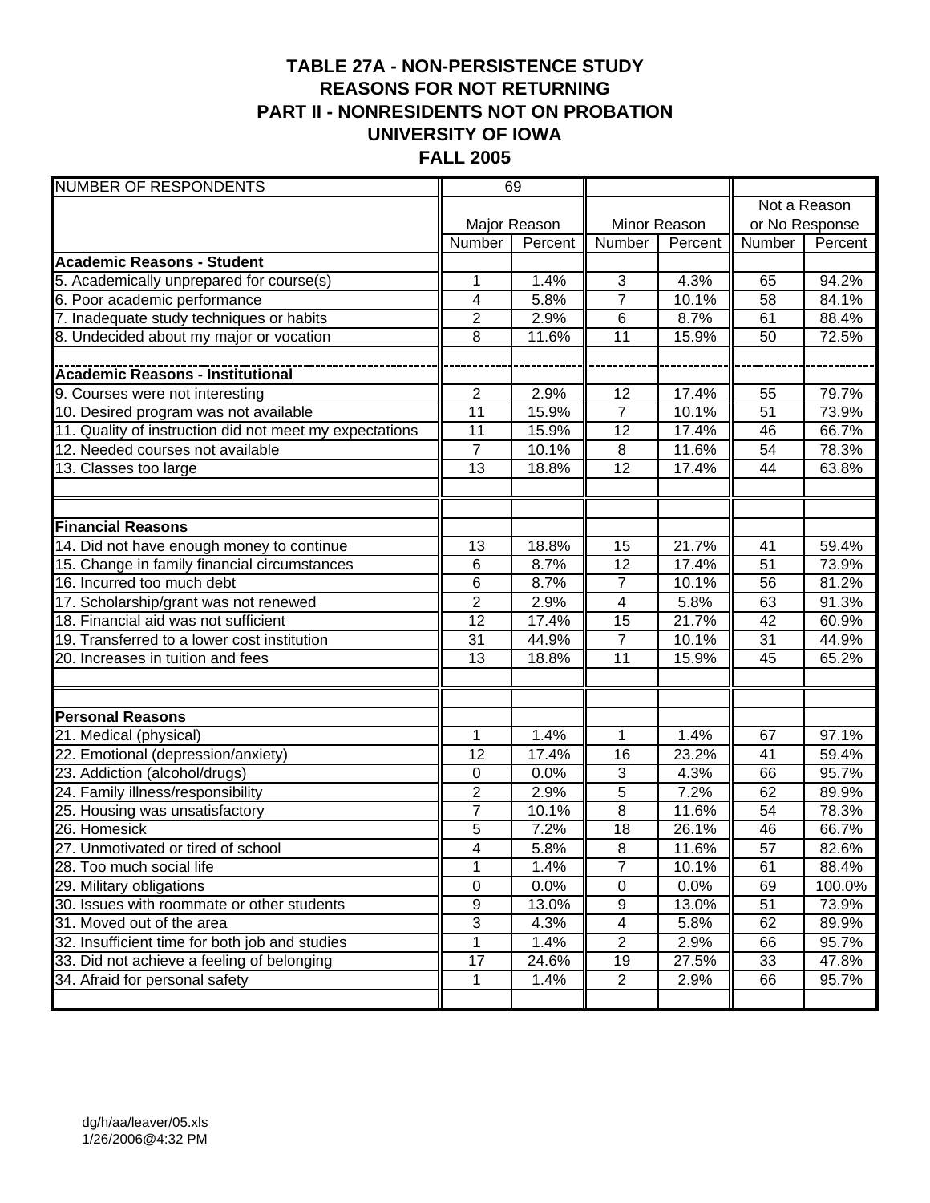# TABLE 27A - NON-PERSISTENCE STUDY
## REASONS FOR NOT RETURNING
## PART II - NONRESIDENTS NOT ON PROBATION
## UNIVERSITY OF IOWA
## FALL 2005

| NUMBER OF RESPONDENTS | 69 | | | | | |
|---|---|---|---|---|---|---|
| | Major Reason | | Minor Reason | | Not a Reason or No Response | |
| | Number | Percent | Number | Percent | Number | Percent |
| **Academic Reasons - Student** | | | | | | |
| 5. Academically unprepared for course(s) | 1 | 1.4% | 3 | 4.3% | 65 | 94.2% |
| 6. Poor academic performance | 4 | 5.8% | 7 | 10.1% | 58 | 84.1% |
| 7. Inadequate study techniques or habits | 2 | 2.9% | 6 | 8.7% | 61 | 88.4% |
| 8. Undecided about my major or vocation | 8 | 11.6% | 11 | 15.9% | 50 | 72.5% |
| **Academic Reasons - Institutional** | | | | | | |
| 9. Courses were not interesting | 2 | 2.9% | 12 | 17.4% | 55 | 79.7% |
| 10. Desired program was not available | 11 | 15.9% | 7 | 10.1% | 51 | 73.9% |
| 11. Quality of instruction did not meet my expectations | 11 | 15.9% | 12 | 17.4% | 46 | 66.7% |
| 12. Needed courses not available | 7 | 10.1% | 8 | 11.6% | 54 | 78.3% |
| 13. Classes too large | 13 | 18.8% | 12 | 17.4% | 44 | 63.8% |
| **Financial Reasons** | | | | | | |
| 14. Did not have enough money to continue | 13 | 18.8% | 15 | 21.7% | 41 | 59.4% |
| 15. Change in family financial circumstances | 6 | 8.7% | 12 | 17.4% | 51 | 73.9% |
| 16. Incurred too much debt | 6 | 8.7% | 7 | 10.1% | 56 | 81.2% |
| 17. Scholarship/grant was not renewed | 2 | 2.9% | 4 | 5.8% | 63 | 91.3% |
| 18. Financial aid was not sufficient | 12 | 17.4% | 15 | 21.7% | 42 | 60.9% |
| 19. Transferred to a lower cost institution | 31 | 44.9% | 7 | 10.1% | 31 | 44.9% |
| 20. Increases in tuition and fees | 13 | 18.8% | 11 | 15.9% | 45 | 65.2% |
| **Personal Reasons** | | | | | | |
| 21. Medical (physical) | 1 | 1.4% | 1 | 1.4% | 67 | 97.1% |
| 22. Emotional (depression/anxiety) | 12 | 17.4% | 16 | 23.2% | 41 | 59.4% |
| 23. Addiction (alcohol/drugs) | 0 | 0.0% | 3 | 4.3% | 66 | 95.7% |
| 24. Family illness/responsibility | 2 | 2.9% | 5 | 7.2% | 62 | 89.9% |
| 25. Housing was unsatisfactory | 7 | 10.1% | 8 | 11.6% | 54 | 78.3% |
| 26. Homesick | 5 | 7.2% | 18 | 26.1% | 46 | 66.7% |
| 27. Unmotivated or tired of school | 4 | 5.8% | 8 | 11.6% | 57 | 82.6% |
| 28. Too much social life | 1 | 1.4% | 7 | 10.1% | 61 | 88.4% |
| 29. Military obligations | 0 | 0.0% | 0 | 0.0% | 69 | 100.0% |
| 30. Issues with roommate or other students | 9 | 13.0% | 9 | 13.0% | 51 | 73.9% |
| 31. Moved out of the area | 3 | 4.3% | 4 | 5.8% | 62 | 89.9% |
| 32. Insufficient time for both job and studies | 1 | 1.4% | 2 | 2.9% | 66 | 95.7% |
| 33. Did not achieve a feeling of belonging | 17 | 24.6% | 19 | 27.5% | 33 | 47.8% |
| 34. Afraid for personal safety | 1 | 1.4% | 2 | 2.9% | 66 | 95.7% |

dg/h/aa/leaver/05.xls
1/26/2006@4:32 PM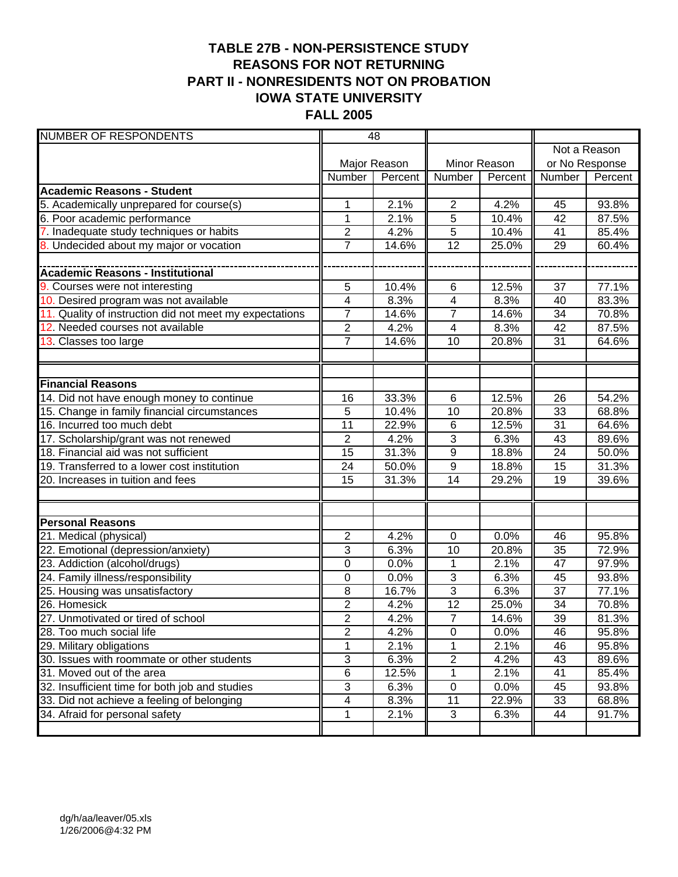# TABLE 27B - NON-PERSISTENCE STUDY
## REASONS FOR NOT RETURNING
## PART II - NONRESIDENTS NOT ON PROBATION
## IOWA STATE UNIVERSITY
## FALL 2005

| NUMBER OF RESPONDENTS | 48 | | | | | |
|---|---|---|---|---|---|---|
| | Major Reason | | Minor Reason | | Not a Reason or No Response | |
| | Number | Percent | Number | Percent | Number | Percent |
| **Academic Reasons - Student** | | | | | | |
| 5. Academically unprepared for course(s) | 1 | 2.1% | 2 | 4.2% | 45 | 93.8% |
| 6. Poor academic performance | 1 | 2.1% | 5 | 10.4% | 42 | 87.5% |
| 7. Inadequate study techniques or habits | 2 | 4.2% | 5 | 10.4% | 41 | 85.4% |
| 8. Undecided about my major or vocation | 7 | 14.6% | 12 | 25.0% | 29 | 60.4% |
| **Academic Reasons - Institutional** | | | | | | |
| 9. Courses were not interesting | 5 | 10.4% | 6 | 12.5% | 37 | 77.1% |
| 10. Desired program was not available | 4 | 8.3% | 4 | 8.3% | 40 | 83.3% |
| 11. Quality of instruction did not meet my expectations | 7 | 14.6% | 7 | 14.6% | 34 | 70.8% |
| 12. Needed courses not available | 2 | 4.2% | 4 | 8.3% | 42 | 87.5% |
| 13. Classes too large | 7 | 14.6% | 10 | 20.8% | 31 | 64.6% |
| **Financial Reasons** | | | | | | |
| 14. Did not have enough money to continue | 16 | 33.3% | 6 | 12.5% | 26 | 54.2% |
| 15. Change in family financial circumstances | 5 | 10.4% | 10 | 20.8% | 33 | 68.8% |
| 16. Incurred too much debt | 11 | 22.9% | 6 | 12.5% | 31 | 64.6% |
| 17. Scholarship/grant was not renewed | 2 | 4.2% | 3 | 6.3% | 43 | 89.6% |
| 18. Financial aid was not sufficient | 15 | 31.3% | 9 | 18.8% | 24 | 50.0% |
| 19. Transferred to a lower cost institution | 24 | 50.0% | 9 | 18.8% | 15 | 31.3% |
| 20. Increases in tuition and fees | 15 | 31.3% | 14 | 29.2% | 19 | 39.6% |
| **Personal Reasons** | | | | | | |
| 21. Medical (physical) | 2 | 4.2% | 0 | 0.0% | 46 | 95.8% |
| 22. Emotional (depression/anxiety) | 3 | 6.3% | 10 | 20.8% | 35 | 72.9% |
| 23. Addiction (alcohol/drugs) | 0 | 0.0% | 1 | 2.1% | 47 | 97.9% |
| 24. Family illness/responsibility | 0 | 0.0% | 3 | 6.3% | 45 | 93.8% |
| 25. Housing was unsatisfactory | 8 | 16.7% | 3 | 6.3% | 37 | 77.1% |
| 26. Homesick | 2 | 4.2% | 12 | 25.0% | 34 | 70.8% |
| 27. Unmotivated or tired of school | 2 | 4.2% | 7 | 14.6% | 39 | 81.3% |
| 28. Too much social life | 2 | 4.2% | 0 | 0.0% | 46 | 95.8% |
| 29. Military obligations | 1 | 2.1% | 1 | 2.1% | 46 | 95.8% |
| 30. Issues with roommate or other students | 3 | 6.3% | 2 | 4.2% | 43 | 89.6% |
| 31. Moved out of the area | 6 | 12.5% | 1 | 2.1% | 41 | 85.4% |
| 32. Insufficient time for both job and studies | 3 | 6.3% | 0 | 0.0% | 45 | 93.8% |
| 33. Did not achieve a feeling of belonging | 4 | 8.3% | 11 | 22.9% | 33 | 68.8% |
| 34. Afraid for personal safety | 1 | 2.1% | 3 | 6.3% | 44 | 91.7% |

dg/h/aa/leaver/05.xls
1/26/2006@4:32 PM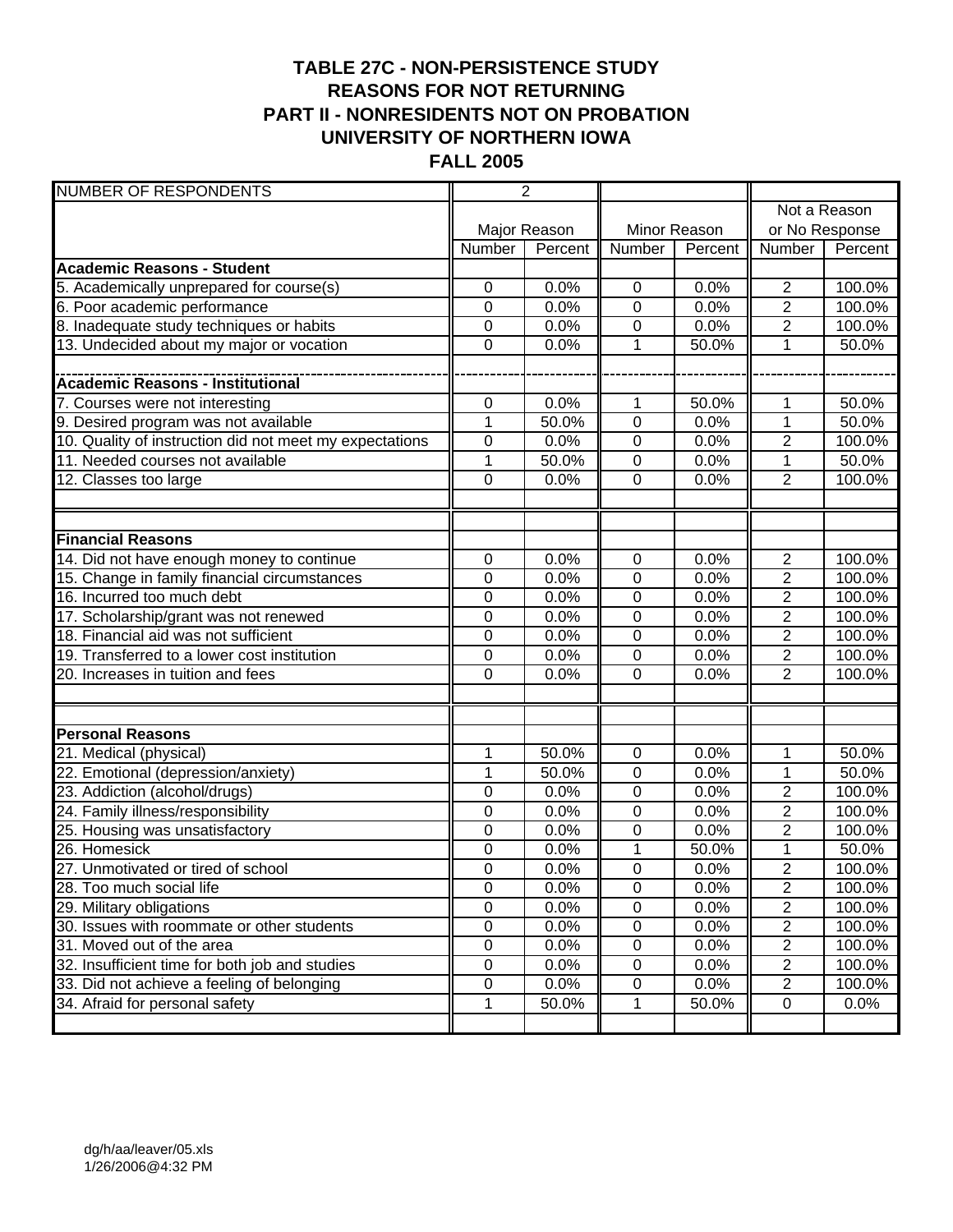# TABLE 27C - NON-PERSISTENCE STUDY
## REASONS FOR NOT RETURNING
## PART II - NONRESIDENTS NOT ON PROBATION
## UNIVERSITY OF NORTHERN IOWA
## FALL 2005

| NUMBER OF RESPONDENTS | 2 | | | | | |
|---|---|---|---|---|---|---|
| | Major Reason | | Minor Reason | | Not a Reason or No Response | |
| | Number | Percent | Number | Percent | Number | Percent |
| **Academic Reasons - Student** | | | | | | |
| 5. Academically unprepared for course(s) | 0 | 0.0% | 0 | 0.0% | 2 | 100.0% |
| 6. Poor academic performance | 0 | 0.0% | 0 | 0.0% | 2 | 100.0% |
| 8. Inadequate study techniques or habits | 0 | 0.0% | 0 | 0.0% | 2 | 100.0% |
| 13. Undecided about my major or vocation | 0 | 0.0% | 1 | 50.0% | 1 | 50.0% |
| **Academic Reasons - Institutional** | | | | | | |
| 7. Courses were not interesting | 0 | 0.0% | 1 | 50.0% | 1 | 50.0% |
| 9. Desired program was not available | 1 | 50.0% | 0 | 0.0% | 1 | 50.0% |
| 10. Quality of instruction did not meet my expectations | 0 | 0.0% | 0 | 0.0% | 2 | 100.0% |
| 11. Needed courses not available | 1 | 50.0% | 0 | 0.0% | 1 | 50.0% |
| 12. Classes too large | 0 | 0.0% | 0 | 0.0% | 2 | 100.0% |
| **Financial Reasons** | | | | | | |
| 14. Did not have enough money to continue | 0 | 0.0% | 0 | 0.0% | 2 | 100.0% |
| 15. Change in family financial circumstances | 0 | 0.0% | 0 | 0.0% | 2 | 100.0% |
| 16. Incurred too much debt | 0 | 0.0% | 0 | 0.0% | 2 | 100.0% |
| 17. Scholarship/grant was not renewed | 0 | 0.0% | 0 | 0.0% | 2 | 100.0% |
| 18. Financial aid was not sufficient | 0 | 0.0% | 0 | 0.0% | 2 | 100.0% |
| 19. Transferred to a lower cost institution | 0 | 0.0% | 0 | 0.0% | 2 | 100.0% |
| 20. Increases in tuition and fees | 0 | 0.0% | 0 | 0.0% | 2 | 100.0% |
| **Personal Reasons** | | | | | | |
| 21. Medical (physical) | 1 | 50.0% | 0 | 0.0% | 1 | 50.0% |
| 22. Emotional (depression/anxiety) | 1 | 50.0% | 0 | 0.0% | 1 | 50.0% |
| 23. Addiction (alcohol/drugs) | 0 | 0.0% | 0 | 0.0% | 2 | 100.0% |
| 24. Family illness/responsibility | 0 | 0.0% | 0 | 0.0% | 2 | 100.0% |
| 25. Housing was unsatisfactory | 0 | 0.0% | 0 | 0.0% | 2 | 100.0% |
| 26. Homesick | 0 | 0.0% | 1 | 50.0% | 1 | 50.0% |
| 27. Unmotivated or tired of school | 0 | 0.0% | 0 | 0.0% | 2 | 100.0% |
| 28. Too much social life | 0 | 0.0% | 0 | 0.0% | 2 | 100.0% |
| 29. Military obligations | 0 | 0.0% | 0 | 0.0% | 2 | 100.0% |
| 30. Issues with roommate or other students | 0 | 0.0% | 0 | 0.0% | 2 | 100.0% |
| 31. Moved out of the area | 0 | 0.0% | 0 | 0.0% | 2 | 100.0% |
| 32. Insufficient time for both job and studies | 0 | 0.0% | 0 | 0.0% | 2 | 100.0% |
| 33. Did not achieve a feeling of belonging | 0 | 0.0% | 0 | 0.0% | 2 | 100.0% |
| 34. Afraid for personal safety | 1 | 50.0% | 1 | 50.0% | 0 | 0.0% |

dg/h/aa/leaver/05.xls
1/26/2006@4:32 PM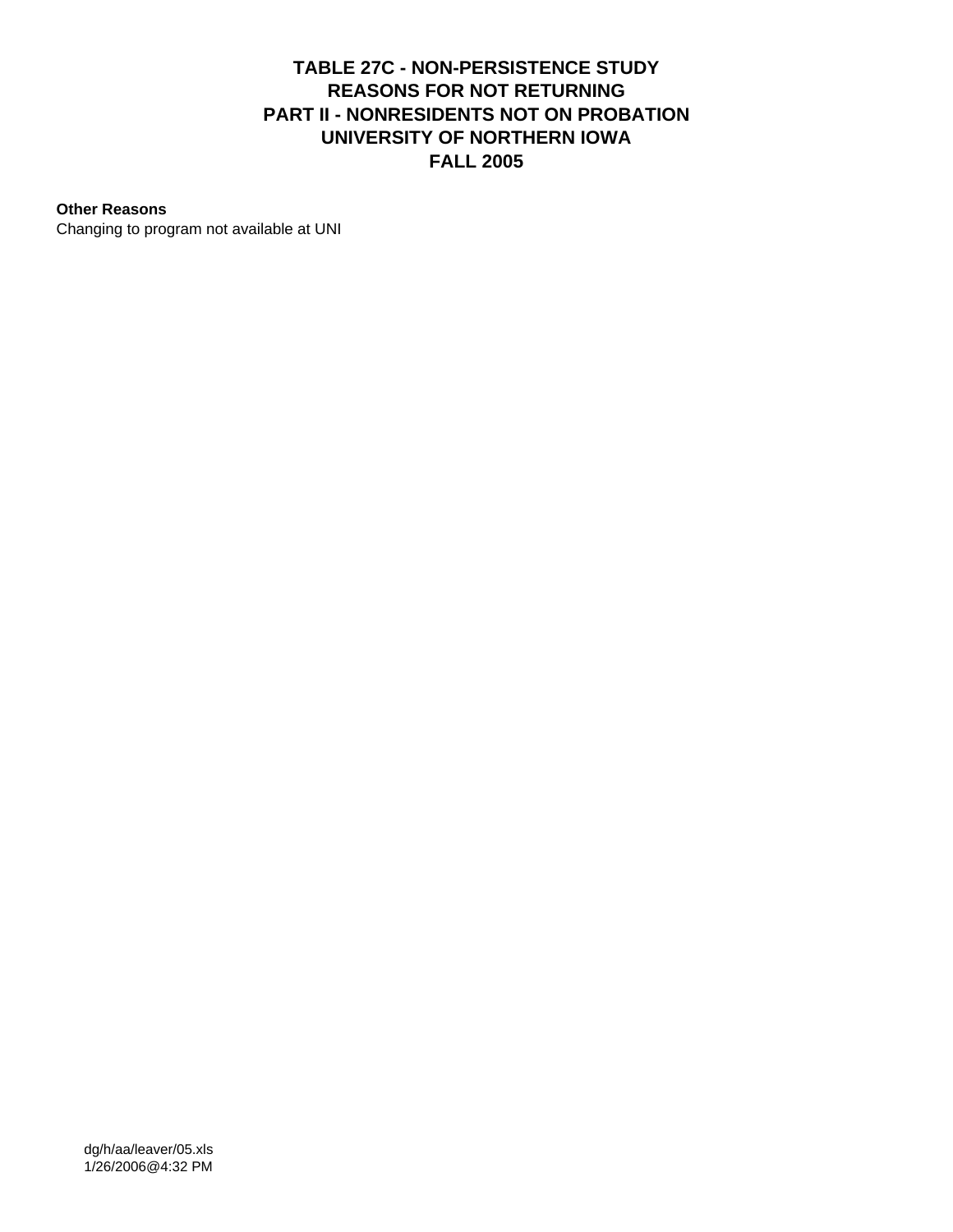# TABLE 27C - NON-PERSISTENCE STUDY
# REASONS FOR NOT RETURNING
# PART II - NONRESIDENTS NOT ON PROBATION
# UNIVERSITY OF NORTHERN IOWA
# FALL 2005

**Other Reasons**

Changing to program not available at UNI

dg/h/aa/leaver/05.xls
1/26/2006@4:32 PM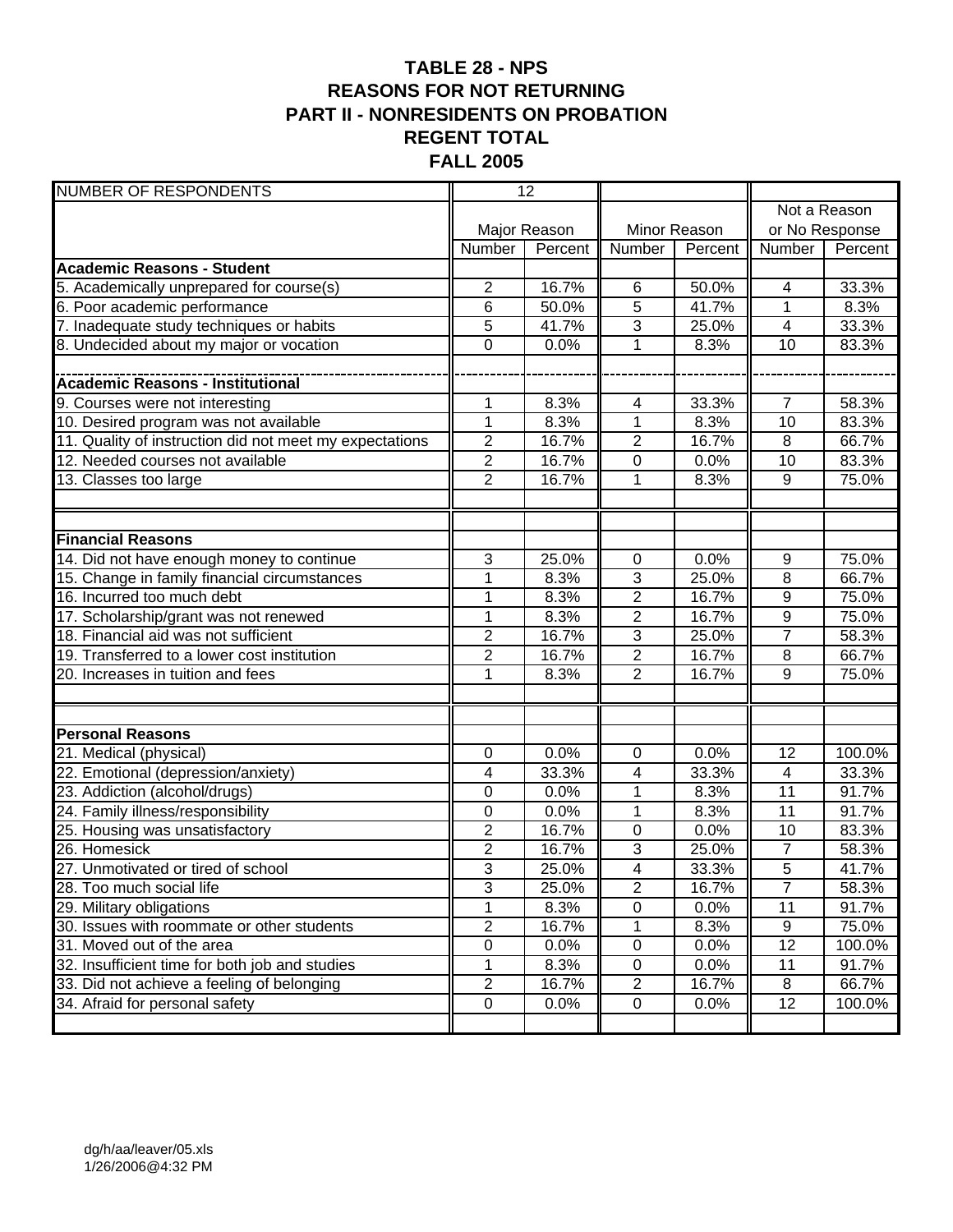# TABLE 28 - NPS
# REASONS FOR NOT RETURNING
# PART II - NONRESIDENTS ON PROBATION
# REGENT TOTAL
# FALL 2005

| NUMBER OF RESPONDENTS | 12 | | | | | |
|---|---|---|---|---|---|---|
| | Major Reason | | Minor Reason | | Not a Reason or No Response | |
| | Number | Percent | Number | Percent | Number | Percent |
| **Academic Reasons - Student** | | | | | | |
| 5. Academically unprepared for course(s) | 2 | 16.7% | 6 | 50.0% | 4 | 33.3% |
| 6. Poor academic performance | 6 | 50.0% | 5 | 41.7% | 1 | 8.3% |
| 7. Inadequate study techniques or habits | 5 | 41.7% | 3 | 25.0% | 4 | 33.3% |
| 8. Undecided about my major or vocation | 0 | 0.0% | 1 | 8.3% | 10 | 83.3% |
| **Academic Reasons - Institutional** | | | | | | |
| 9. Courses were not interesting | 1 | 8.3% | 4 | 33.3% | 7 | 58.3% |
| 10. Desired program was not available | 1 | 8.3% | 1 | 8.3% | 10 | 83.3% |
| 11. Quality of instruction did not meet my expectations | 2 | 16.7% | 2 | 16.7% | 8 | 66.7% |
| 12. Needed courses not available | 2 | 16.7% | 0 | 0.0% | 10 | 83.3% |
| 13. Classes too large | 2 | 16.7% | 1 | 8.3% | 9 | 75.0% |
| **Financial Reasons** | | | | | | |
| 14. Did not have enough money to continue | 3 | 25.0% | 0 | 0.0% | 9 | 75.0% |
| 15. Change in family financial circumstances | 1 | 8.3% | 3 | 25.0% | 8 | 66.7% |
| 16. Incurred too much debt | 1 | 8.3% | 2 | 16.7% | 9 | 75.0% |
| 17. Scholarship/grant was not renewed | 1 | 8.3% | 2 | 16.7% | 9 | 75.0% |
| 18. Financial aid was not sufficient | 2 | 16.7% | 3 | 25.0% | 7 | 58.3% |
| 19. Transferred to a lower cost institution | 2 | 16.7% | 2 | 16.7% | 8 | 66.7% |
| 20. Increases in tuition and fees | 1 | 8.3% | 2 | 16.7% | 9 | 75.0% |
| **Personal Reasons** | | | | | | |
| 21. Medical (physical) | 0 | 0.0% | 0 | 0.0% | 12 | 100.0% |
| 22. Emotional (depression/anxiety) | 4 | 33.3% | 4 | 33.3% | 4 | 33.3% |
| 23. Addiction (alcohol/drugs) | 0 | 0.0% | 1 | 8.3% | 11 | 91.7% |
| 24. Family illness/responsibility | 0 | 0.0% | 1 | 8.3% | 11 | 91.7% |
| 25. Housing was unsatisfactory | 2 | 16.7% | 0 | 0.0% | 10 | 83.3% |
| 26. Homesick | 2 | 16.7% | 3 | 25.0% | 7 | 58.3% |
| 27. Unmotivated or tired of school | 3 | 25.0% | 4 | 33.3% | 5 | 41.7% |
| 28. Too much social life | 3 | 25.0% | 2 | 16.7% | 7 | 58.3% |
| 29. Military obligations | 1 | 8.3% | 0 | 0.0% | 11 | 91.7% |
| 30. Issues with roommate or other students | 2 | 16.7% | 1 | 8.3% | 9 | 75.0% |
| 31. Moved out of the area | 0 | 0.0% | 0 | 0.0% | 12 | 100.0% |
| 32. Insufficient time for both job and studies | 1 | 8.3% | 0 | 0.0% | 11 | 91.7% |
| 33. Did not achieve a feeling of belonging | 2 | 16.7% | 2 | 16.7% | 8 | 66.7% |
| 34. Afraid for personal safety | 0 | 0.0% | 0 | 0.0% | 12 | 100.0% |

dg/h/aa/leaver/05.xls
1/26/2006@4:32 PM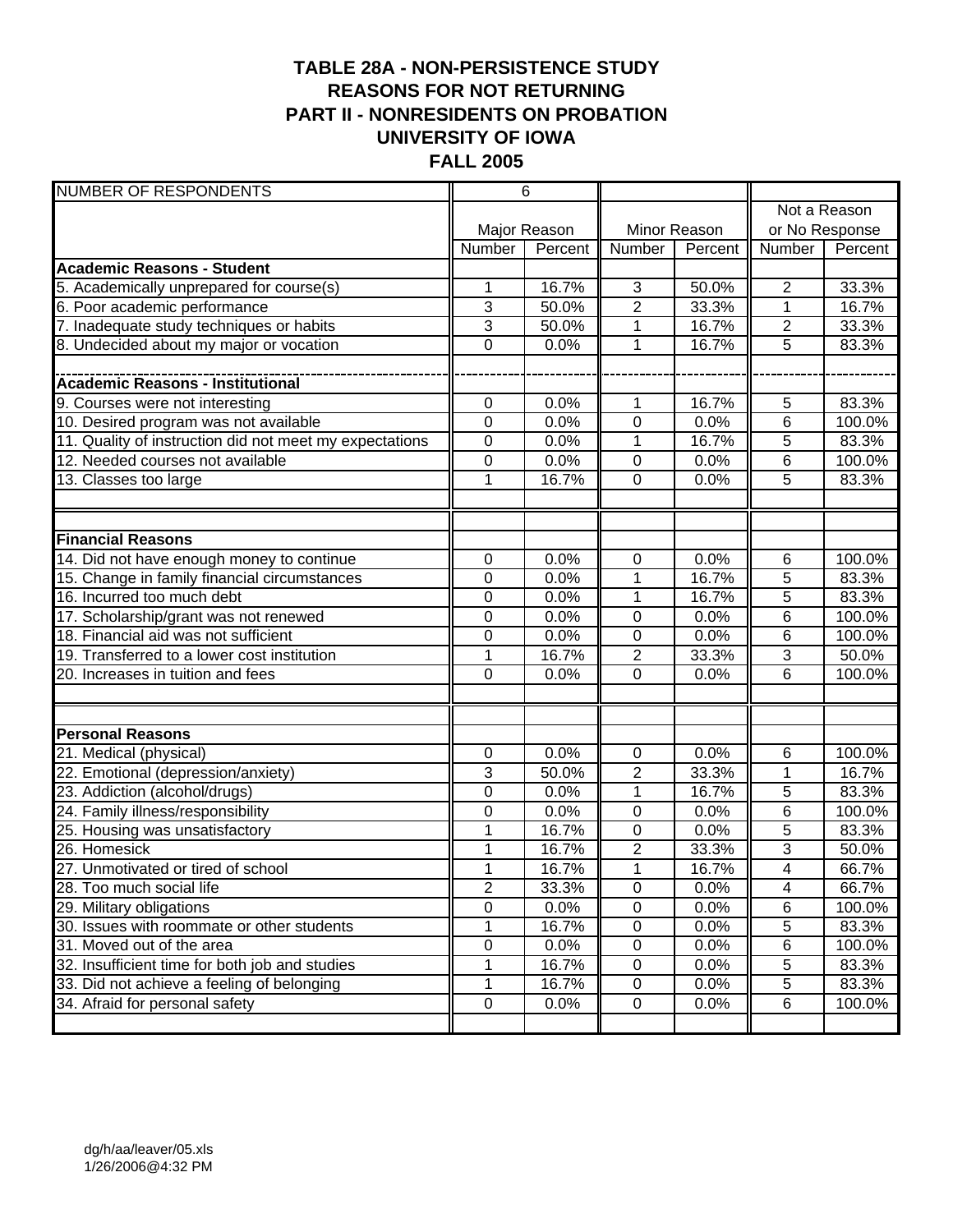# TABLE 28A - NON-PERSISTENCE STUDY
## REASONS FOR NOT RETURNING
## PART II - NONRESIDENTS ON PROBATION
## UNIVERSITY OF IOWA
## FALL 2005

| NUMBER OF RESPONDENTS | 6 | | | | | |
|---|---|---|---|---|---|---|
| | Major Reason | | Minor Reason | | Not a Reason or No Response | |
| | Number | Percent | Number | Percent | Number | Percent |
| **Academic Reasons - Student** | | | | | | |
| 5. Academically unprepared for course(s) | 1 | 16.7% | 3 | 50.0% | 2 | 33.3% |
| 6. Poor academic performance | 3 | 50.0% | 2 | 33.3% | 1 | 16.7% |
| 7. Inadequate study techniques or habits | 3 | 50.0% | 1 | 16.7% | 2 | 33.3% |
| 8. Undecided about my major or vocation | 0 | 0.0% | 1 | 16.7% | 5 | 83.3% |
| **Academic Reasons - Institutional** | | | | | | |
| 9. Courses were not interesting | 0 | 0.0% | 1 | 16.7% | 5 | 83.3% |
| 10. Desired program was not available | 0 | 0.0% | 0 | 0.0% | 6 | 100.0% |
| 11. Quality of instruction did not meet my expectations | 0 | 0.0% | 1 | 16.7% | 5 | 83.3% |
| 12. Needed courses not available | 0 | 0.0% | 0 | 0.0% | 6 | 100.0% |
| 13. Classes too large | 1 | 16.7% | 0 | 0.0% | 5 | 83.3% |
| **Financial Reasons** | | | | | | |
| 14. Did not have enough money to continue | 0 | 0.0% | 0 | 0.0% | 6 | 100.0% |
| 15. Change in family financial circumstances | 0 | 0.0% | 1 | 16.7% | 5 | 83.3% |
| 16. Incurred too much debt | 0 | 0.0% | 1 | 16.7% | 5 | 83.3% |
| 17. Scholarship/grant was not renewed | 0 | 0.0% | 0 | 0.0% | 6 | 100.0% |
| 18. Financial aid was not sufficient | 0 | 0.0% | 0 | 0.0% | 6 | 100.0% |
| 19. Transferred to a lower cost institution | 1 | 16.7% | 2 | 33.3% | 3 | 50.0% |
| 20. Increases in tuition and fees | 0 | 0.0% | 0 | 0.0% | 6 | 100.0% |
| **Personal Reasons** | | | | | | |
| 21. Medical (physical) | 0 | 0.0% | 0 | 0.0% | 6 | 100.0% |
| 22. Emotional (depression/anxiety) | 3 | 50.0% | 2 | 33.3% | 1 | 16.7% |
| 23. Addiction (alcohol/drugs) | 0 | 0.0% | 1 | 16.7% | 5 | 83.3% |
| 24. Family illness/responsibility | 0 | 0.0% | 0 | 0.0% | 6 | 100.0% |
| 25. Housing was unsatisfactory | 1 | 16.7% | 0 | 0.0% | 5 | 83.3% |
| 26. Homesick | 1 | 16.7% | 2 | 33.3% | 3 | 50.0% |
| 27. Unmotivated or tired of school | 1 | 16.7% | 1 | 16.7% | 4 | 66.7% |
| 28. Too much social life | 2 | 33.3% | 0 | 0.0% | 4 | 66.7% |
| 29. Military obligations | 0 | 0.0% | 0 | 0.0% | 6 | 100.0% |
| 30. Issues with roommate or other students | 1 | 16.7% | 0 | 0.0% | 5 | 83.3% |
| 31. Moved out of the area | 0 | 0.0% | 0 | 0.0% | 6 | 100.0% |
| 32. Insufficient time for both job and studies | 1 | 16.7% | 0 | 0.0% | 5 | 83.3% |
| 33. Did not achieve a feeling of belonging | 1 | 16.7% | 0 | 0.0% | 5 | 83.3% |
| 34. Afraid for personal safety | 0 | 0.0% | 0 | 0.0% | 6 | 100.0% |

dg/h/aa/leaver/05.xls
1/26/2006@4:32 PM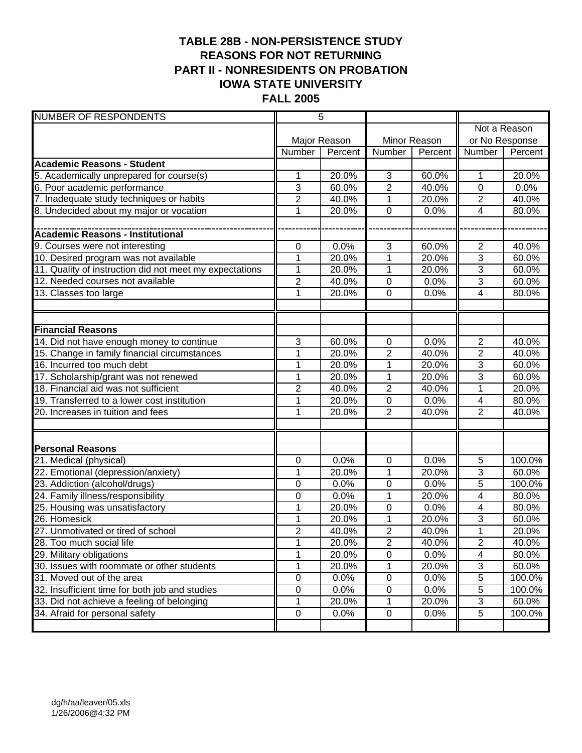# TABLE 28B - NON-PERSISTENCE STUDY
# REASONS FOR NOT RETURNING
# PART II - NONRESIDENTS ON PROBATION
# IOWA STATE UNIVERSITY
# FALL 2005

| NUMBER OF RESPONDENTS | 5 | | | | | |
|---|---|---|---|---|---|---|
| | Major Reason | | Minor Reason | | Not a Reason or No Response | |
| | Number | Percent | Number | Percent | Number | Percent |
| **Academic Reasons - Student** | | | | | | |
| 5. Academically unprepared for course(s) | 1 | 20.0% | 3 | 60.0% | 1 | 20.0% |
| 6. Poor academic performance | 3 | 60.0% | 2 | 40.0% | 0 | 0.0% |
| 7. Inadequate study techniques or habits | 2 | 40.0% | 1 | 20.0% | 2 | 40.0% |
| 8. Undecided about my major or vocation | 1 | 20.0% | 0 | 0.0% | 4 | 80.0% |
| | | | | | | |
| **Academic Reasons - Institutional** | | | | | | |
| 9. Courses were not interesting | 0 | 0.0% | 3 | 60.0% | 2 | 40.0% |
| 10. Desired program was not available | 1 | 20.0% | 1 | 20.0% | 3 | 60.0% |
| 11. Quality of instruction did not meet my expectations | 1 | 20.0% | 1 | 20.0% | 3 | 60.0% |
| 12. Needed courses not available | 2 | 40.0% | 0 | 0.0% | 3 | 60.0% |
| 13. Classes too large | 1 | 20.0% | 0 | 0.0% | 4 | 80.0% |
| | | | | | | |
| **Financial Reasons** | | | | | | |
| 14. Did not have enough money to continue | 3 | 60.0% | 0 | 0.0% | 2 | 40.0% |
| 15. Change in family financial circumstances | 1 | 20.0% | 2 | 40.0% | 2 | 40.0% |
| 16. Incurred too much debt | 1 | 20.0% | 1 | 20.0% | 3 | 60.0% |
| 17. Scholarship/grant was not renewed | 1 | 20.0% | 1 | 20.0% | 3 | 60.0% |
| 18. Financial aid was not sufficient | 2 | 40.0% | 2 | 40.0% | 1 | 20.0% |
| 19. Transferred to a lower cost institution | 1 | 20.0% | 0 | 0.0% | 4 | 80.0% |
| 20. Increases in tuition and fees | 1 | 20.0% | 2 | 40.0% | 2 | 40.0% |
| | | | | | | |
| **Personal Reasons** | | | | | | |
| 21. Medical (physical) | 0 | 0.0% | 0 | 0.0% | 5 | 100.0% |
| 22. Emotional (depression/anxiety) | 1 | 20.0% | 1 | 20.0% | 3 | 60.0% |
| 23. Addiction (alcohol/drugs) | 0 | 0.0% | 0 | 0.0% | 5 | 100.0% |
| 24. Family illness/responsibility | 0 | 0.0% | 1 | 20.0% | 4 | 80.0% |
| 25. Housing was unsatisfactory | 1 | 20.0% | 0 | 0.0% | 4 | 80.0% |
| 26. Homesick | 1 | 20.0% | 1 | 20.0% | 3 | 60.0% |
| 27. Unmotivated or tired of school | 2 | 40.0% | 2 | 40.0% | 1 | 20.0% |
| 28. Too much social life | 1 | 20.0% | 2 | 40.0% | 2 | 40.0% |
| 29. Military obligations | 1 | 20.0% | 0 | 0.0% | 4 | 80.0% |
| 30. Issues with roommate or other students | 1 | 20.0% | 1 | 20.0% | 3 | 60.0% |
| 31. Moved out of the area | 0 | 0.0% | 0 | 0.0% | 5 | 100.0% |
| 32. Insufficient time for both job and studies | 0 | 0.0% | 0 | 0.0% | 5 | 100.0% |
| 33. Did not achieve a feeling of belonging | 1 | 20.0% | 1 | 20.0% | 3 | 60.0% |
| 34. Afraid for personal safety | 0 | 0.0% | 0 | 0.0% | 5 | 100.0% |

dg/h/aa/leaver/05.xls
1/26/2006@4:32 PM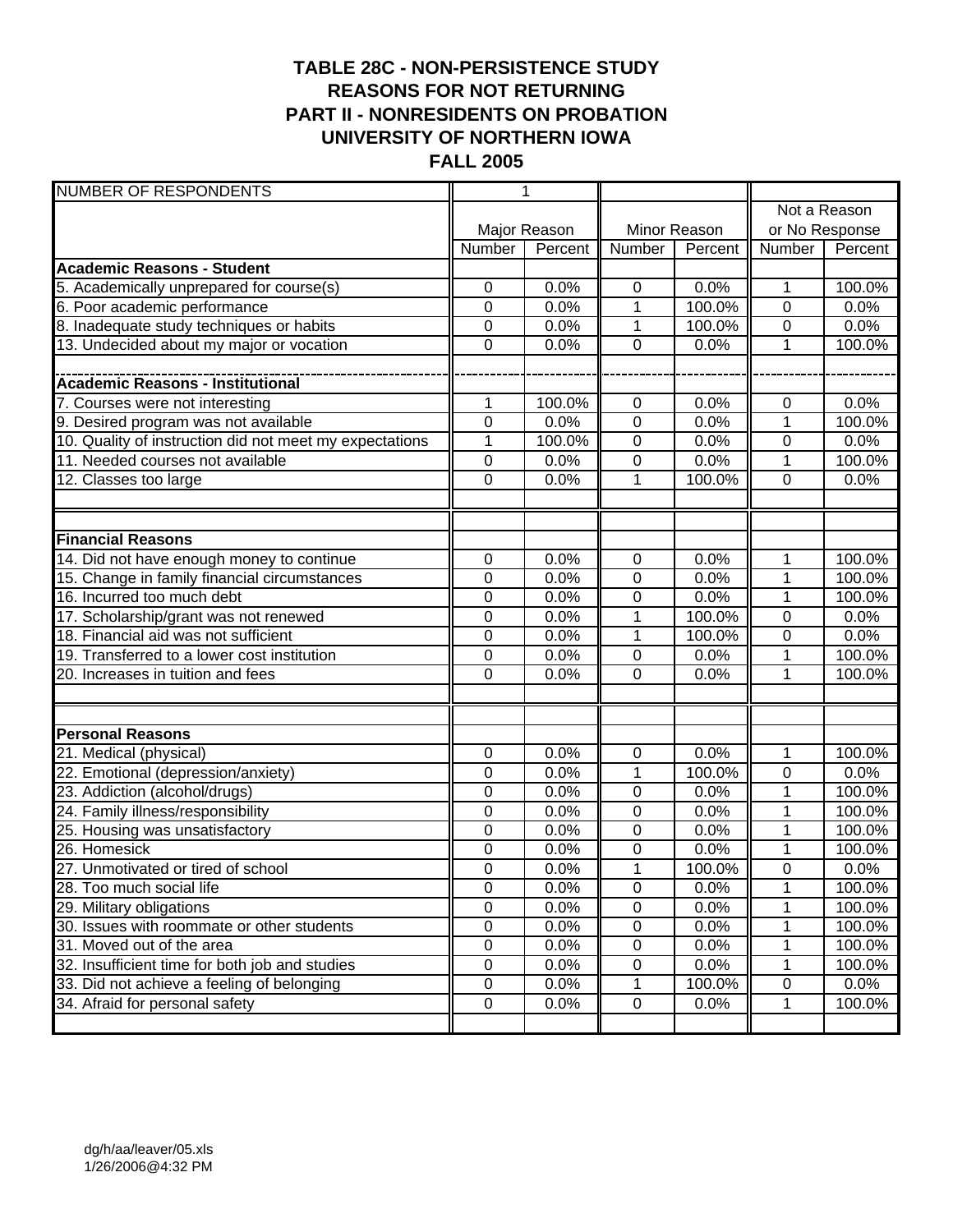# TABLE 28C - NON-PERSISTENCE STUDY
## REASONS FOR NOT RETURNING
## PART II - NONRESIDENTS ON PROBATION
## UNIVERSITY OF NORTHERN IOWA
## FALL 2005

| NUMBER OF RESPONDENTS | 1 | | | | | |
|---|---|---|---|---|---|---|
| | Major Reason | | Minor Reason | | Not a Reason or No Response | |
| | Number | Percent | Number | Percent | Number | Percent |
| **Academic Reasons - Student** | | | | | | |
| 5. Academically unprepared for course(s) | 0 | 0.0% | 0 | 0.0% | 1 | 100.0% |
| 6. Poor academic performance | 0 | 0.0% | 1 | 100.0% | 0 | 0.0% |
| 8. Inadequate study techniques or habits | 0 | 0.0% | 1 | 100.0% | 0 | 0.0% |
| 13. Undecided about my major or vocation | 0 | 0.0% | 0 | 0.0% | 1 | 100.0% |
| **Academic Reasons - Institutional** | | | | | | |
| 7. Courses were not interesting | 1 | 100.0% | 0 | 0.0% | 0 | 0.0% |
| 9. Desired program was not available | 0 | 0.0% | 0 | 0.0% | 1 | 100.0% |
| 10. Quality of instruction did not meet my expectations | 1 | 100.0% | 0 | 0.0% | 0 | 0.0% |
| 11. Needed courses not available | 0 | 0.0% | 0 | 0.0% | 1 | 100.0% |
| 12. Classes too large | 0 | 0.0% | 1 | 100.0% | 0 | 0.0% |
| **Financial Reasons** | | | | | | |
| 14. Did not have enough money to continue | 0 | 0.0% | 0 | 0.0% | 1 | 100.0% |
| 15. Change in family financial circumstances | 0 | 0.0% | 0 | 0.0% | 1 | 100.0% |
| 16. Incurred too much debt | 0 | 0.0% | 0 | 0.0% | 1 | 100.0% |
| 17. Scholarship/grant was not renewed | 0 | 0.0% | 1 | 100.0% | 0 | 0.0% |
| 18. Financial aid was not sufficient | 0 | 0.0% | 1 | 100.0% | 0 | 0.0% |
| 19. Transferred to a lower cost institution | 0 | 0.0% | 0 | 0.0% | 1 | 100.0% |
| 20. Increases in tuition and fees | 0 | 0.0% | 0 | 0.0% | 1 | 100.0% |
| **Personal Reasons** | | | | | | |
| 21. Medical (physical) | 0 | 0.0% | 0 | 0.0% | 1 | 100.0% |
| 22. Emotional (depression/anxiety) | 0 | 0.0% | 1 | 100.0% | 0 | 0.0% |
| 23. Addiction (alcohol/drugs) | 0 | 0.0% | 0 | 0.0% | 1 | 100.0% |
| 24. Family illness/responsibility | 0 | 0.0% | 0 | 0.0% | 1 | 100.0% |
| 25. Housing was unsatisfactory | 0 | 0.0% | 0 | 0.0% | 1 | 100.0% |
| 26. Homesick | 0 | 0.0% | 0 | 0.0% | 1 | 100.0% |
| 27. Unmotivated or tired of school | 0 | 0.0% | 1 | 100.0% | 0 | 0.0% |
| 28. Too much social life | 0 | 0.0% | 0 | 0.0% | 1 | 100.0% |
| 29. Military obligations | 0 | 0.0% | 0 | 0.0% | 1 | 100.0% |
| 30. Issues with roommate or other students | 0 | 0.0% | 0 | 0.0% | 1 | 100.0% |
| 31. Moved out of the area | 0 | 0.0% | 0 | 0.0% | 1 | 100.0% |
| 32. Insufficient time for both job and studies | 0 | 0.0% | 0 | 0.0% | 1 | 100.0% |
| 33. Did not achieve a feeling of belonging | 0 | 0.0% | 1 | 100.0% | 0 | 0.0% |
| 34. Afraid for personal safety | 0 | 0.0% | 0 | 0.0% | 1 | 100.0% |

dg/h/aa/leaver/05.xls
1/26/2006@4:32 PM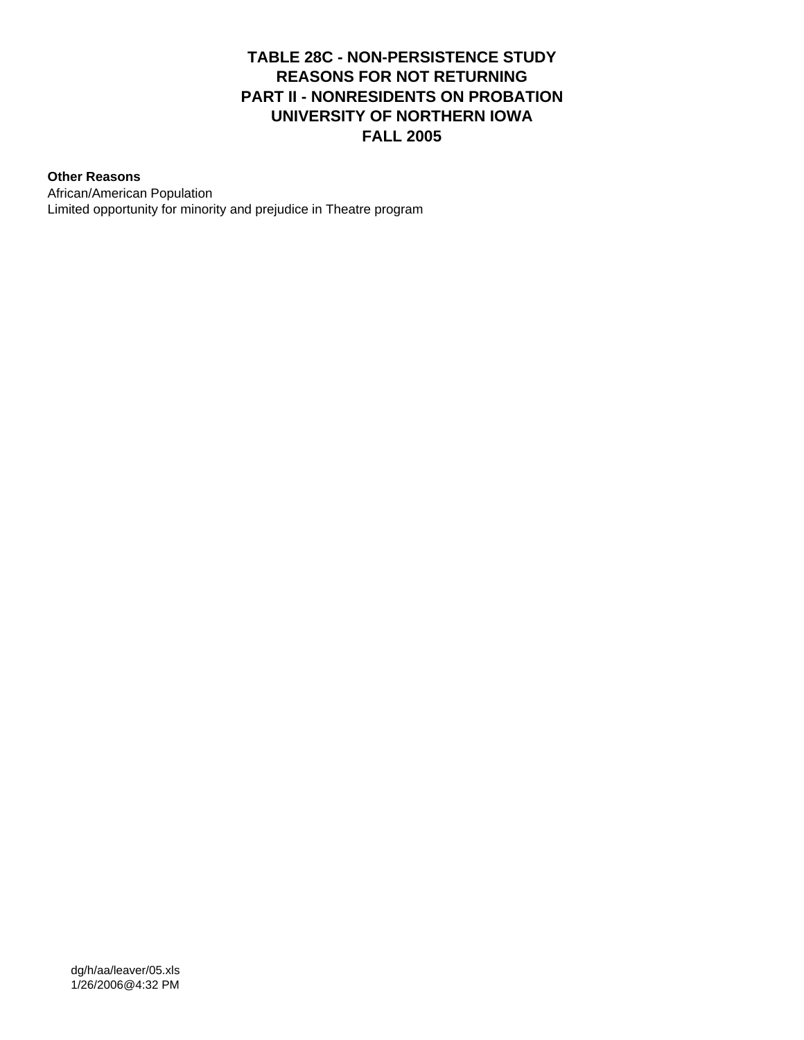# TABLE 28C - NON-PERSISTENCE STUDY
# REASONS FOR NOT RETURNING
# PART II - NONRESIDENTS ON PROBATION
# UNIVERSITY OF NORTHERN IOWA
# FALL 2005

**Other Reasons**

African/American Population

Limited opportunity for minority and prejudice in Theatre program

dg/h/aa/leaver/05.xls
1/26/2006@4:32 PM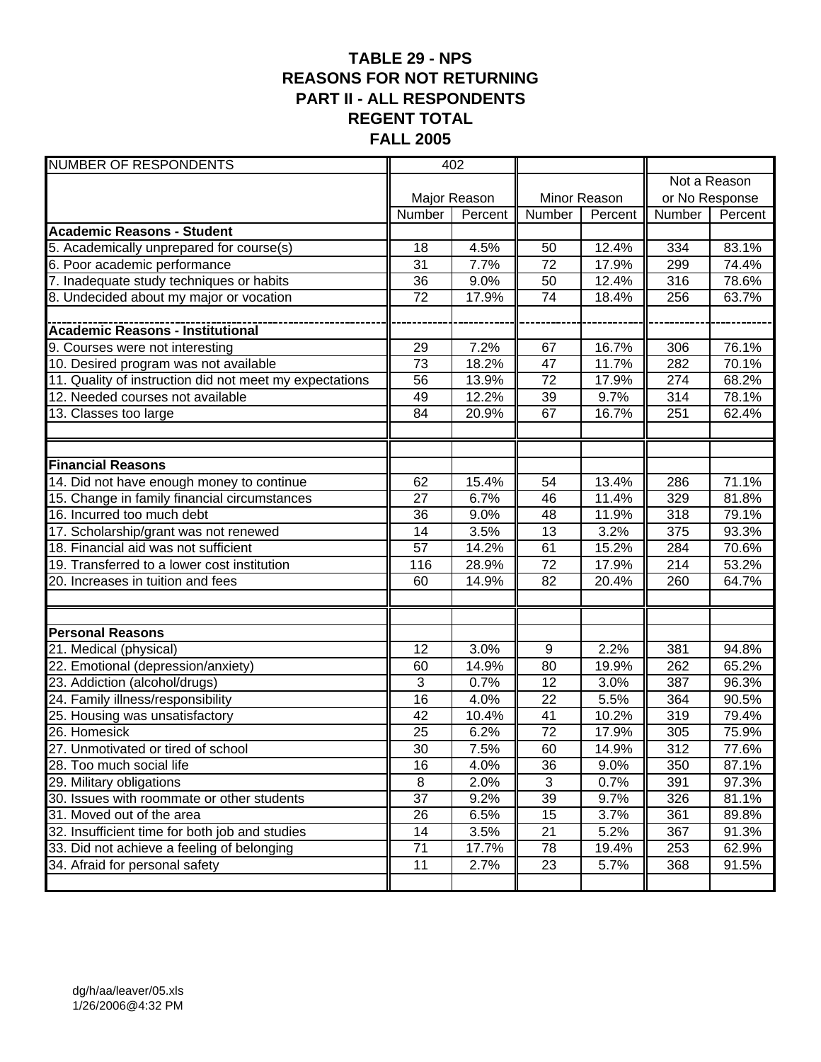# TABLE 29 - NPS
# REASONS FOR NOT RETURNING
# PART II - ALL RESPONDENTS
# REGENT TOTAL
# FALL 2005

| NUMBER OF RESPONDENTS | 402 | | | | | |
|---|---|---|---|---|---|---|
| | Major Reason | | Minor Reason | | Not a Reason or No Response | |
| | Number | Percent | Number | Percent | Number | Percent |
| **Academic Reasons - Student** | | | | | | |
| 5. Academically unprepared for course(s) | 18 | 4.5% | 50 | 12.4% | 334 | 83.1% |
| 6. Poor academic performance | 31 | 7.7% | 72 | 17.9% | 299 | 74.4% |
| 7. Inadequate study techniques or habits | 36 | 9.0% | 50 | 12.4% | 316 | 78.6% |
| 8. Undecided about my major or vocation | 72 | 17.9% | 74 | 18.4% | 256 | 63.7% |
| **Academic Reasons - Institutional** | | | | | | |
| 9. Courses were not interesting | 29 | 7.2% | 67 | 16.7% | 306 | 76.1% |
| 10. Desired program was not available | 73 | 18.2% | 47 | 11.7% | 282 | 70.1% |
| 11. Quality of instruction did not meet my expectations | 56 | 13.9% | 72 | 17.9% | 274 | 68.2% |
| 12. Needed courses not available | 49 | 12.2% | 39 | 9.7% | 314 | 78.1% |
| 13. Classes too large | 84 | 20.9% | 67 | 16.7% | 251 | 62.4% |
| **Financial Reasons** | | | | | | |
| 14. Did not have enough money to continue | 62 | 15.4% | 54 | 13.4% | 286 | 71.1% |
| 15. Change in family financial circumstances | 27 | 6.7% | 46 | 11.4% | 329 | 81.8% |
| 16. Incurred too much debt | 36 | 9.0% | 48 | 11.9% | 318 | 79.1% |
| 17. Scholarship/grant was not renewed | 14 | 3.5% | 13 | 3.2% | 375 | 93.3% |
| 18. Financial aid was not sufficient | 57 | 14.2% | 61 | 15.2% | 284 | 70.6% |
| 19. Transferred to a lower cost institution | 116 | 28.9% | 72 | 17.9% | 214 | 53.2% |
| 20. Increases in tuition and fees | 60 | 14.9% | 82 | 20.4% | 260 | 64.7% |
| **Personal Reasons** | | | | | | |
| 21. Medical (physical) | 12 | 3.0% | 9 | 2.2% | 381 | 94.8% |
| 22. Emotional (depression/anxiety) | 60 | 14.9% | 80 | 19.9% | 262 | 65.2% |
| 23. Addiction (alcohol/drugs) | 3 | 0.7% | 12 | 3.0% | 387 | 96.3% |
| 24. Family illness/responsibility | 16 | 4.0% | 22 | 5.5% | 364 | 90.5% |
| 25. Housing was unsatisfactory | 42 | 10.4% | 41 | 10.2% | 319 | 79.4% |
| 26. Homesick | 25 | 6.2% | 72 | 17.9% | 305 | 75.9% |
| 27. Unmotivated or tired of school | 30 | 7.5% | 60 | 14.9% | 312 | 77.6% |
| 28. Too much social life | 16 | 4.0% | 36 | 9.0% | 350 | 87.1% |
| 29. Military obligations | 8 | 2.0% | 3 | 0.7% | 391 | 97.3% |
| 30. Issues with roommate or other students | 37 | 9.2% | 39 | 9.7% | 326 | 81.1% |
| 31. Moved out of the area | 26 | 6.5% | 15 | 3.7% | 361 | 89.8% |
| 32. Insufficient time for both job and studies | 14 | 3.5% | 21 | 5.2% | 367 | 91.3% |
| 33. Did not achieve a feeling of belonging | 71 | 17.7% | 78 | 19.4% | 253 | 62.9% |
| 34. Afraid for personal safety | 11 | 2.7% | 23 | 5.7% | 368 | 91.5% |

dg/h/aa/leaver/05.xls
1/26/2006@4:32 PM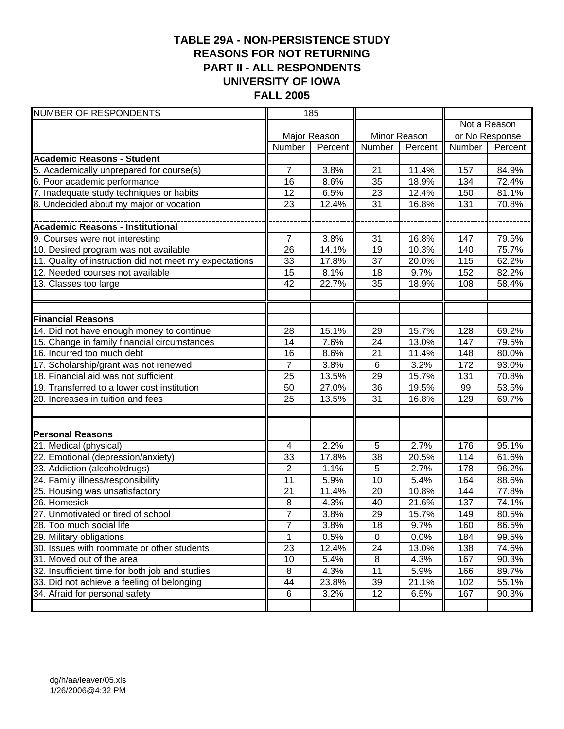# TABLE 29A - NON-PERSISTENCE STUDY
## REASONS FOR NOT RETURNING
## PART II - ALL RESPONDENTS
## UNIVERSITY OF IOWA
## FALL 2005

| NUMBER OF RESPONDENTS | 185 | | | | | |
|---|---|---|---|---|---|---|
| | Major Reason | | Minor Reason | | Not a Reason or No Response | |
| | Number | Percent | Number | Percent | Number | Percent |
| **Academic Reasons - Student** | | | | | | |
| 5. Academically unprepared for course(s) | 7 | 3.8% | 21 | 11.4% | 157 | 84.9% |
| 6. Poor academic performance | 16 | 8.6% | 35 | 18.9% | 134 | 72.4% |
| 7. Inadequate study techniques or habits | 12 | 6.5% | 23 | 12.4% | 150 | 81.1% |
| 8. Undecided about my major or vocation | 23 | 12.4% | 31 | 16.8% | 131 | 70.8% |
| **Academic Reasons - Institutional** | | | | | | |
| 9. Courses were not interesting | 7 | 3.8% | 31 | 16.8% | 147 | 79.5% |
| 10. Desired program was not available | 26 | 14.1% | 19 | 10.3% | 140 | 75.7% |
| 11. Quality of instruction did not meet my expectations | 33 | 17.8% | 37 | 20.0% | 115 | 62.2% |
| 12. Needed courses not available | 15 | 8.1% | 18 | 9.7% | 152 | 82.2% |
| 13. Classes too large | 42 | 22.7% | 35 | 18.9% | 108 | 58.4% |
| **Financial Reasons** | | | | | | |
| 14. Did not have enough money to continue | 28 | 15.1% | 29 | 15.7% | 128 | 69.2% |
| 15. Change in family financial circumstances | 14 | 7.6% | 24 | 13.0% | 147 | 79.5% |
| 16. Incurred too much debt | 16 | 8.6% | 21 | 11.4% | 148 | 80.0% |
| 17. Scholarship/grant was not renewed | 7 | 3.8% | 6 | 3.2% | 172 | 93.0% |
| 18. Financial aid was not sufficient | 25 | 13.5% | 29 | 15.7% | 131 | 70.8% |
| 19. Transferred to a lower cost institution | 50 | 27.0% | 36 | 19.5% | 99 | 53.5% |
| 20. Increases in tuition and fees | 25 | 13.5% | 31 | 16.8% | 129 | 69.7% |
| **Personal Reasons** | | | | | | |
| 21. Medical (physical) | 4 | 2.2% | 5 | 2.7% | 176 | 95.1% |
| 22. Emotional (depression/anxiety) | 33 | 17.8% | 38 | 20.5% | 114 | 61.6% |
| 23. Addiction (alcohol/drugs) | 2 | 1.1% | 5 | 2.7% | 178 | 96.2% |
| 24. Family illness/responsibility | 11 | 5.9% | 10 | 5.4% | 164 | 88.6% |
| 25. Housing was unsatisfactory | 21 | 11.4% | 20 | 10.8% | 144 | 77.8% |
| 26. Homesick | 8 | 4.3% | 40 | 21.6% | 137 | 74.1% |
| 27. Unmotivated or tired of school | 7 | 3.8% | 29 | 15.7% | 149 | 80.5% |
| 28. Too much social life | 7 | 3.8% | 18 | 9.7% | 160 | 86.5% |
| 29. Military obligations | 1 | 0.5% | 0 | 0.0% | 184 | 99.5% |
| 30. Issues with roommate or other students | 23 | 12.4% | 24 | 13.0% | 138 | 74.6% |
| 31. Moved out of the area | 10 | 5.4% | 8 | 4.3% | 167 | 90.3% |
| 32. Insufficient time for both job and studies | 8 | 4.3% | 11 | 5.9% | 166 | 89.7% |
| 33. Did not achieve a feeling of belonging | 44 | 23.8% | 39 | 21.1% | 102 | 55.1% |
| 34. Afraid for personal safety | 6 | 3.2% | 12 | 6.5% | 167 | 90.3% |

dg/h/aa/leaver/05.xls
1/26/2006@4:32 PM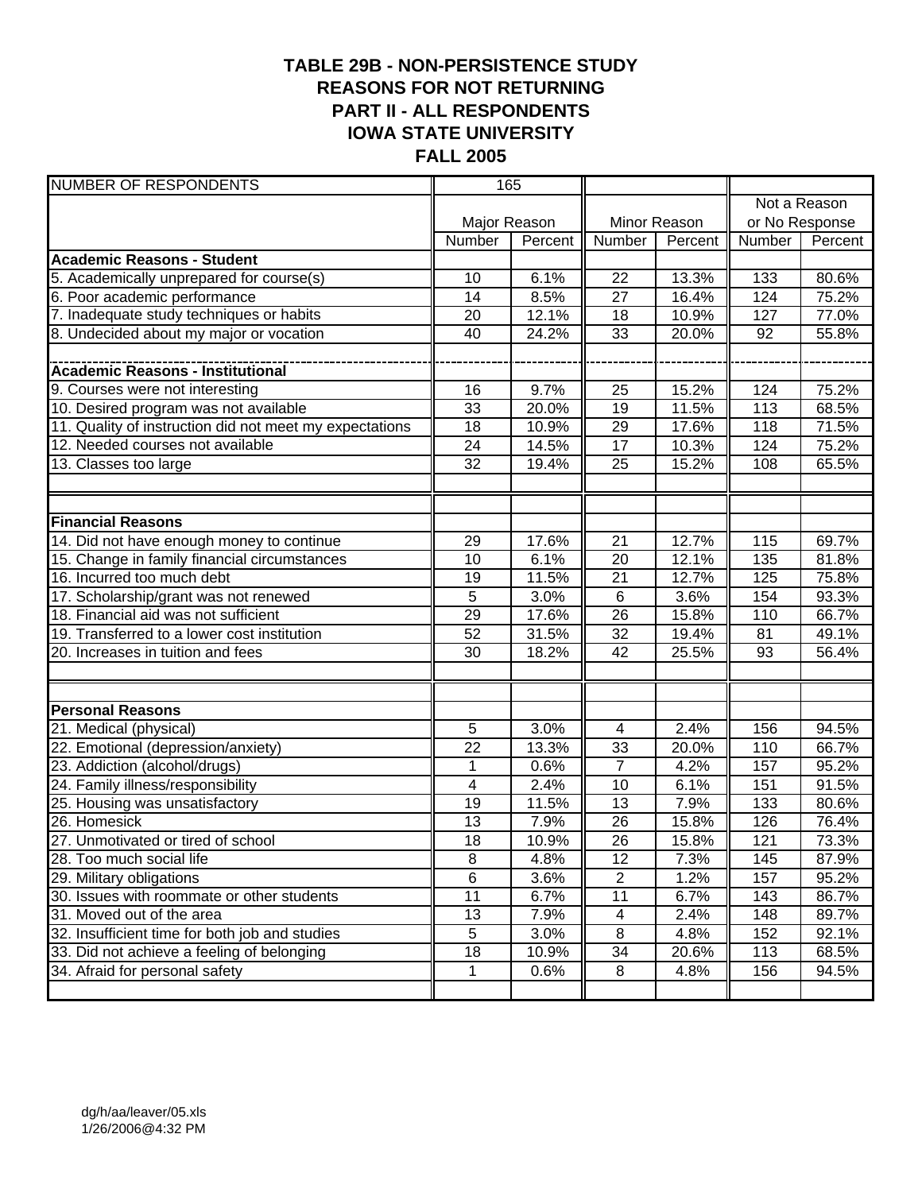# TABLE 29B - NON-PERSISTENCE STUDY
## REASONS FOR NOT RETURNING
## PART II - ALL RESPONDENTS
## IOWA STATE UNIVERSITY
## FALL 2005

| NUMBER OF RESPONDENTS | 165 | | | | | |
|---|---|---|---|---|---|---|
| | Major Reason | | Minor Reason | | Not a Reason or No Response | |
| | Number | Percent | Number | Percent | Number | Percent |
| **Academic Reasons - Student** | | | | | | |
| 5. Academically unprepared for course(s) | 10 | 6.1% | 22 | 13.3% | 133 | 80.6% |
| 6. Poor academic performance | 14 | 8.5% | 27 | 16.4% | 124 | 75.2% |
| 7. Inadequate study techniques or habits | 20 | 12.1% | 18 | 10.9% | 127 | 77.0% |
| 8. Undecided about my major or vocation | 40 | 24.2% | 33 | 20.0% | 92 | 55.8% |
| | | | | | | |
| **Academic Reasons - Institutional** | | | | | | |
| 9. Courses were not interesting | 16 | 9.7% | 25 | 15.2% | 124 | 75.2% |
| 10. Desired program was not available | 33 | 20.0% | 19 | 11.5% | 113 | 68.5% |
| 11. Quality of instruction did not meet my expectations | 18 | 10.9% | 29 | 17.6% | 118 | 71.5% |
| 12. Needed courses not available | 24 | 14.5% | 17 | 10.3% | 124 | 75.2% |
| 13. Classes too large | 32 | 19.4% | 25 | 15.2% | 108 | 65.5% |
| | | | | | | |
| **Financial Reasons** | | | | | | |
| 14. Did not have enough money to continue | 29 | 17.6% | 21 | 12.7% | 115 | 69.7% |
| 15. Change in family financial circumstances | 10 | 6.1% | 20 | 12.1% | 135 | 81.8% |
| 16. Incurred too much debt | 19 | 11.5% | 21 | 12.7% | 125 | 75.8% |
| 17. Scholarship/grant was not renewed | 5 | 3.0% | 6 | 3.6% | 154 | 93.3% |
| 18. Financial aid was not sufficient | 29 | 17.6% | 26 | 15.8% | 110 | 66.7% |
| 19. Transferred to a lower cost institution | 52 | 31.5% | 32 | 19.4% | 81 | 49.1% |
| 20. Increases in tuition and fees | 30 | 18.2% | 42 | 25.5% | 93 | 56.4% |
| | | | | | | |
| **Personal Reasons** | | | | | | |
| 21. Medical (physical) | 5 | 3.0% | 4 | 2.4% | 156 | 94.5% |
| 22. Emotional (depression/anxiety) | 22 | 13.3% | 33 | 20.0% | 110 | 66.7% |
| 23. Addiction (alcohol/drugs) | 1 | 0.6% | 7 | 4.2% | 157 | 95.2% |
| 24. Family illness/responsibility | 4 | 2.4% | 10 | 6.1% | 151 | 91.5% |
| 25. Housing was unsatisfactory | 19 | 11.5% | 13 | 7.9% | 133 | 80.6% |
| 26. Homesick | 13 | 7.9% | 26 | 15.8% | 126 | 76.4% |
| 27. Unmotivated or tired of school | 18 | 10.9% | 26 | 15.8% | 121 | 73.3% |
| 28. Too much social life | 8 | 4.8% | 12 | 7.3% | 145 | 87.9% |
| 29. Military obligations | 6 | 3.6% | 2 | 1.2% | 157 | 95.2% |
| 30. Issues with roommate or other students | 11 | 6.7% | 11 | 6.7% | 143 | 86.7% |
| 31. Moved out of the area | 13 | 7.9% | 4 | 2.4% | 148 | 89.7% |
| 32. Insufficient time for both job and studies | 5 | 3.0% | 8 | 4.8% | 152 | 92.1% |
| 33. Did not achieve a feeling of belonging | 18 | 10.9% | 34 | 20.6% | 113 | 68.5% |
| 34. Afraid for personal safety | 1 | 0.6% | 8 | 4.8% | 156 | 94.5% |

dg/h/aa/leaver/05.xls
1/26/2006@4:32 PM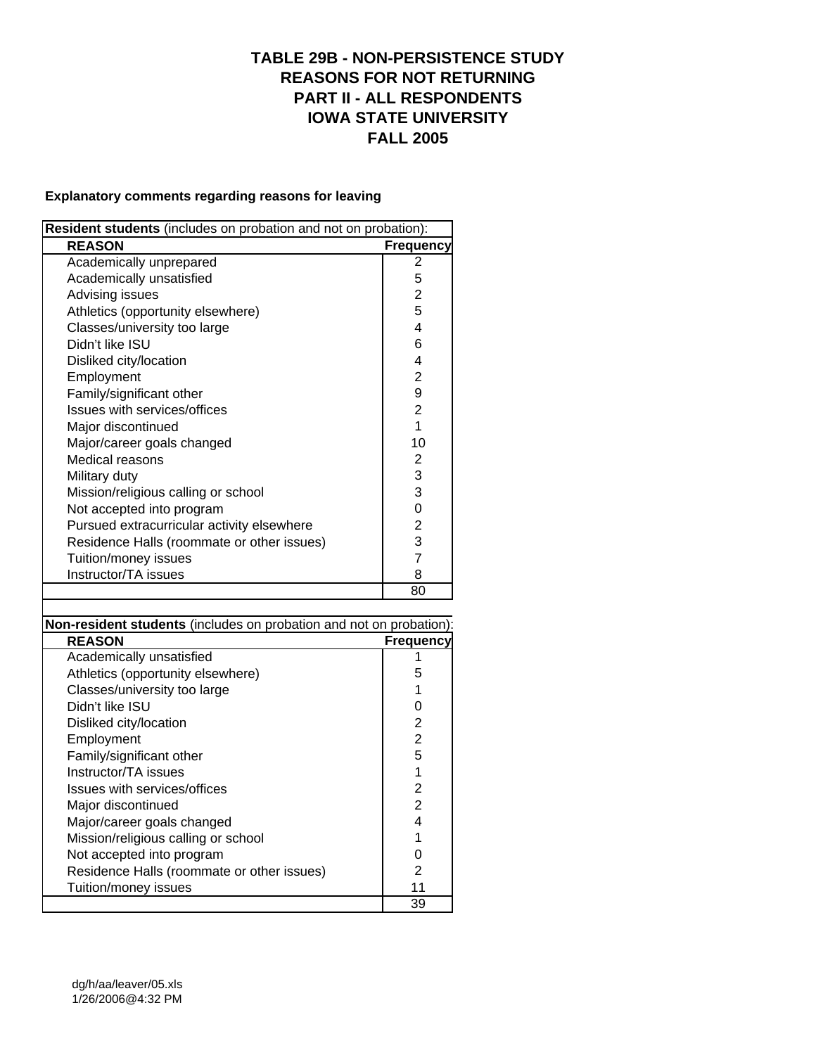# TABLE 29B - NON-PERSISTENCE STUDY
# REASONS FOR NOT RETURNING
# PART II - ALL RESPONDENTS
# IOWA STATE UNIVERSITY
# FALL 2005

**Explanatory comments regarding reasons for leaving**

**Resident students** (includes on probation and not on probation):

| REASON | Frequency |
|---|---|
| Academically unprepared | 2 |
| Academically unsatisfied | 5 |
| Advising issues | 2 |
| Athletics (opportunity elsewhere) | 5 |
| Classes/university too large | 4 |
| Didn't like ISU | 6 |
| Disliked city/location | 4 |
| Employment | 2 |
| Family/significant other | 9 |
| Issues with services/offices | 2 |
| Major discontinued | 1 |
| Major/career goals changed | 10 |
| Medical reasons | 2 |
| Military duty | 3 |
| Mission/religious calling or school | 3 |
| Not accepted into program | 0 |
| Pursued extracurricular activity elsewhere | 2 |
| Residence Halls (roommate or other issues) | 3 |
| Tuition/money issues | 7 |
| Instructor/TA issues | 8 |
| | 80 |

**Non-resident students** (includes on probation and not on probation):

| REASON | Frequency |
|---|---|
| Academically unsatisfied | 1 |
| Athletics (opportunity elsewhere) | 5 |
| Classes/university too large | 1 |
| Didn't like ISU | 0 |
| Disliked city/location | 2 |
| Employment | 2 |
| Family/significant other | 5 |
| Instructor/TA issues | 1 |
| Issues with services/offices | 2 |
| Major discontinued | 2 |
| Major/career goals changed | 4 |
| Mission/religious calling or school | 1 |
| Not accepted into program | 0 |
| Residence Halls (roommate or other issues) | 2 |
| Tuition/money issues | 11 |
| | 39 |

dg/h/aa/leaver/05.xls
1/26/2006@4:32 PM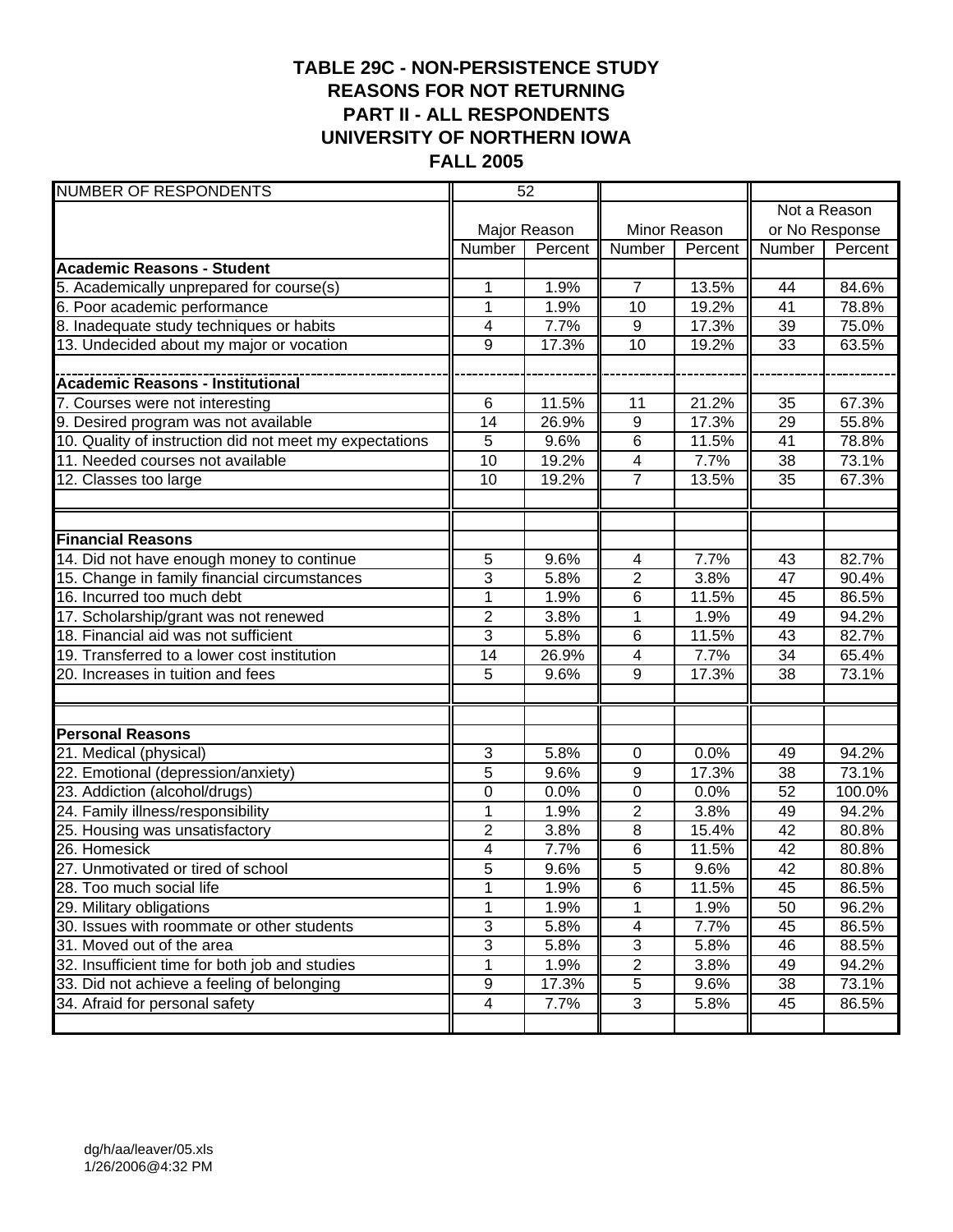# TABLE 29C - NON-PERSISTENCE STUDY
## REASONS FOR NOT RETURNING
## PART II - ALL RESPONDENTS
## UNIVERSITY OF NORTHERN IOWA
## FALL 2005

| NUMBER OF RESPONDENTS | 52 | | | | | |
|---|---|---|---|---|---|---|
| | Major Reason | | Minor Reason | | Not a Reason or No Response | |
| | Number | Percent | Number | Percent | Number | Percent |
| **Academic Reasons - Student** | | | | | | |
| 5. Academically unprepared for course(s) | 1 | 1.9% | 7 | 13.5% | 44 | 84.6% |
| 6. Poor academic performance | 1 | 1.9% | 10 | 19.2% | 41 | 78.8% |
| 8. Inadequate study techniques or habits | 4 | 7.7% | 9 | 17.3% | 39 | 75.0% |
| 13. Undecided about my major or vocation | 9 | 17.3% | 10 | 19.2% | 33 | 63.5% |
| **Academic Reasons - Institutional** | | | | | | |
| 7. Courses were not interesting | 6 | 11.5% | 11 | 21.2% | 35 | 67.3% |
| 9. Desired program was not available | 14 | 26.9% | 9 | 17.3% | 29 | 55.8% |
| 10. Quality of instruction did not meet my expectations | 5 | 9.6% | 6 | 11.5% | 41 | 78.8% |
| 11. Needed courses not available | 10 | 19.2% | 4 | 7.7% | 38 | 73.1% |
| 12. Classes too large | 10 | 19.2% | 7 | 13.5% | 35 | 67.3% |
| **Financial Reasons** | | | | | | |
| 14. Did not have enough money to continue | 5 | 9.6% | 4 | 7.7% | 43 | 82.7% |
| 15. Change in family financial circumstances | 3 | 5.8% | 2 | 3.8% | 47 | 90.4% |
| 16. Incurred too much debt | 1 | 1.9% | 6 | 11.5% | 45 | 86.5% |
| 17. Scholarship/grant was not renewed | 2 | 3.8% | 1 | 1.9% | 49 | 94.2% |
| 18. Financial aid was not sufficient | 3 | 5.8% | 6 | 11.5% | 43 | 82.7% |
| 19. Transferred to a lower cost institution | 14 | 26.9% | 4 | 7.7% | 34 | 65.4% |
| 20. Increases in tuition and fees | 5 | 9.6% | 9 | 17.3% | 38 | 73.1% |
| **Personal Reasons** | | | | | | |
| 21. Medical (physical) | 3 | 5.8% | 0 | 0.0% | 49 | 94.2% |
| 22. Emotional (depression/anxiety) | 5 | 9.6% | 9 | 17.3% | 38 | 73.1% |
| 23. Addiction (alcohol/drugs) | 0 | 0.0% | 0 | 0.0% | 52 | 100.0% |
| 24. Family illness/responsibility | 1 | 1.9% | 2 | 3.8% | 49 | 94.2% |
| 25. Housing was unsatisfactory | 2 | 3.8% | 8 | 15.4% | 42 | 80.8% |
| 26. Homesick | 4 | 7.7% | 6 | 11.5% | 42 | 80.8% |
| 27. Unmotivated or tired of school | 5 | 9.6% | 5 | 9.6% | 42 | 80.8% |
| 28. Too much social life | 1 | 1.9% | 6 | 11.5% | 45 | 86.5% |
| 29. Military obligations | 1 | 1.9% | 1 | 1.9% | 50 | 96.2% |
| 30. Issues with roommate or other students | 3 | 5.8% | 4 | 7.7% | 45 | 86.5% |
| 31. Moved out of the area | 3 | 5.8% | 3 | 5.8% | 46 | 88.5% |
| 32. Insufficient time for both job and studies | 1 | 1.9% | 2 | 3.8% | 49 | 94.2% |
| 33. Did not achieve a feeling of belonging | 9 | 17.3% | 5 | 9.6% | 38 | 73.1% |
| 34. Afraid for personal safety | 4 | 7.7% | 3 | 5.8% | 45 | 86.5% |

dg/h/aa/leaver/05.xls
1/26/2006@4:32 PM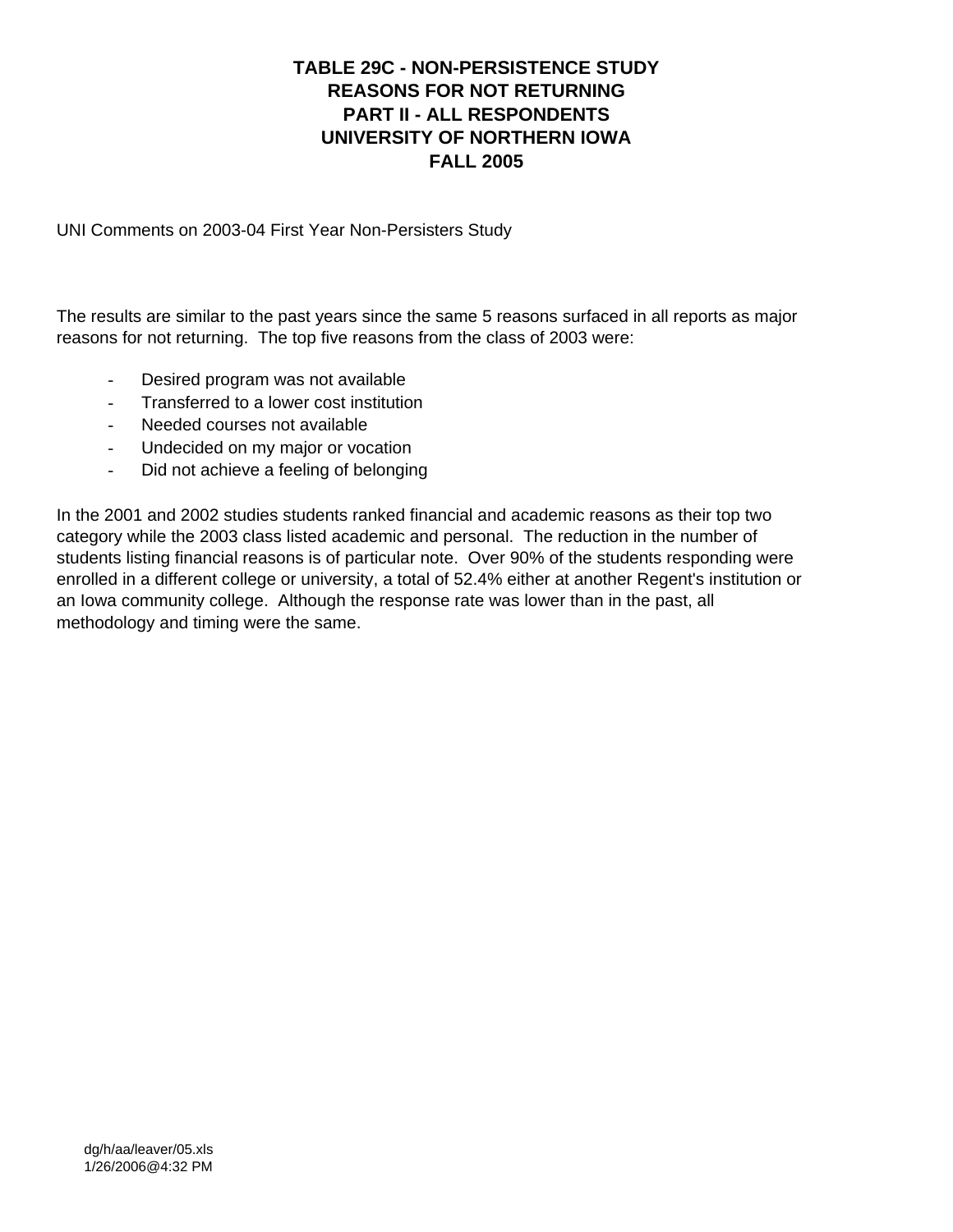# TABLE 29C - NON-PERSISTENCE STUDY
# REASONS FOR NOT RETURNING
# PART II - ALL RESPONDENTS
# UNIVERSITY OF NORTHERN IOWA
# FALL 2005

UNI Comments on 2003-04 First Year Non-Persisters Study

The results are similar to the past years since the same 5 reasons surfaced in all reports as major reasons for not returning. The top five reasons from the class of 2003 were:

- Desired program was not available
- Transferred to a lower cost institution
- Needed courses not available
- Undecided on my major or vocation
- Did not achieve a feeling of belonging

In the 2001 and 2002 studies students ranked financial and academic reasons as their top two category while the 2003 class listed academic and personal. The reduction in the number of students listing financial reasons is of particular note. Over 90% of the students responding were enrolled in a different college or university, a total of 52.4% either at another Regent's institution or an Iowa community college. Although the response rate was lower than in the past, all methodology and timing were the same.

dg/h/aa/leaver/05.xls
1/26/2006@4:32 PM